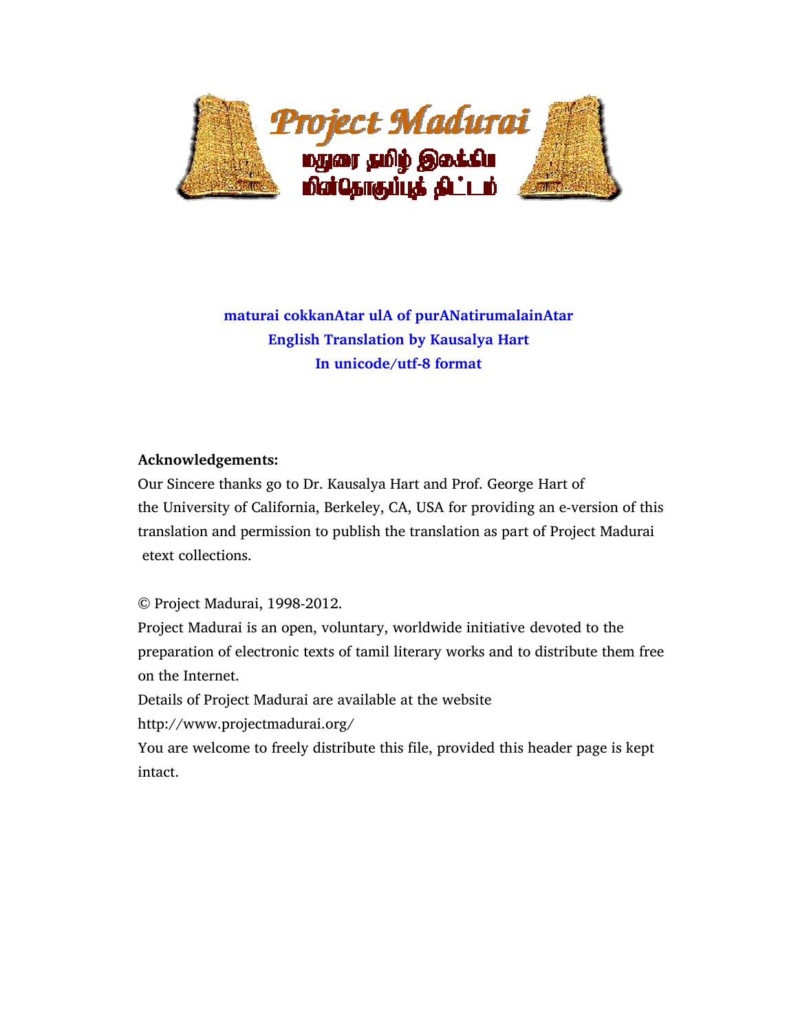**maturai cokkanAtar ulA of purANatirumalainAtar**
**English Translation by Kausalya Hart**
**In unicode/utf-8 format**

**Acknowledgements:**
Our Sincere thanks go to Dr. Kausalya Hart and Prof. George Hart of the University of California, Berkeley, CA, USA for providing an e-version of this translation and permission to publish the translation as part of Project Madurai etext collections.

© Project Madurai, 1998-2012.
Project Madurai is an open, voluntary, worldwide initiative devoted to the preparation of electronic texts of tamil literary works and to distribute them free on the Internet.
Details of Project Madurai are available at the website
http://www.projectmadurai.org/
You are welcome to freely distribute this file, provided this header page is kept intact.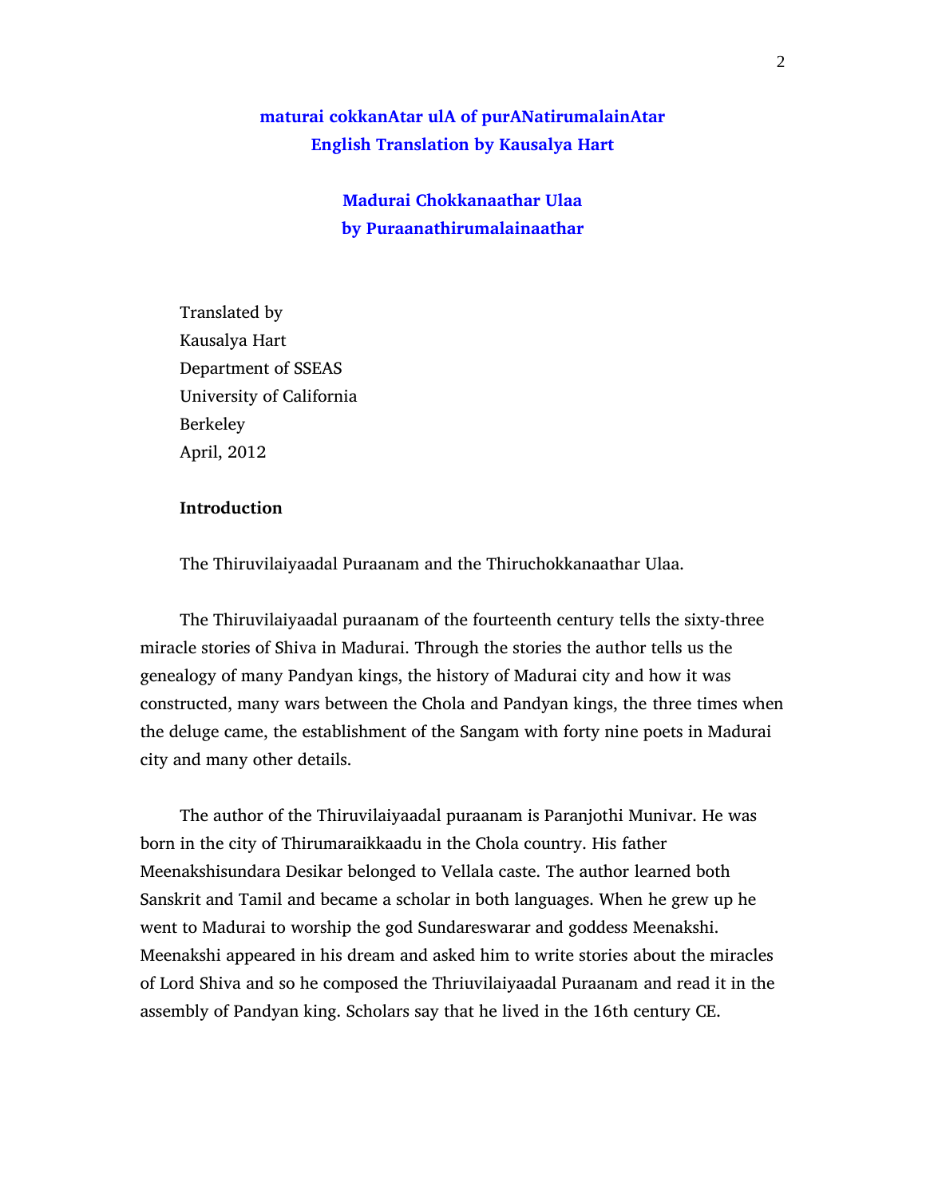**maturai cokkanAtar ulA of purANatirumalainAtar**
**English Translation by Kausalya Hart**

**Madurai Chokkanaathar Ulaa**
**by Puraanathirumalainaathar**

Translated by
Kausalya Hart
Department of SSEAS
University of California
Berkeley
April, 2012

## Introduction

The Thiruvilaiyaadal Puraanam and the Thiruchokkanaathar Ulaa.

The Thiruvilaiyaadal puraanam of the fourteenth century tells the sixty-three miracle stories of Shiva in Madurai. Through the stories the author tells us the genealogy of many Pandyan kings, the history of Madurai city and how it was constructed, many wars between the Chola and Pandyan kings, the three times when the deluge came, the establishment of the Sangam with forty nine poets in Madurai city and many other details.

The author of the Thiruvilaiyaadal puraanam is Paranjothi Munivar. He was born in the city of Thirumaraikkaadu in the Chola country. His father Meenakshisundara Desikar belonged to Vellala caste. The author learned both Sanskrit and Tamil and became a scholar in both languages. When he grew up he went to Madurai to worship the god Sundareswarar and goddess Meenakshi. Meenakshi appeared in his dream and asked him to write stories about the miracles of Lord Shiva and so he composed the Thriuvilaiyaadal Puraanam and read it in the assembly of Pandyan king. Scholars say that he lived in the 16th century CE.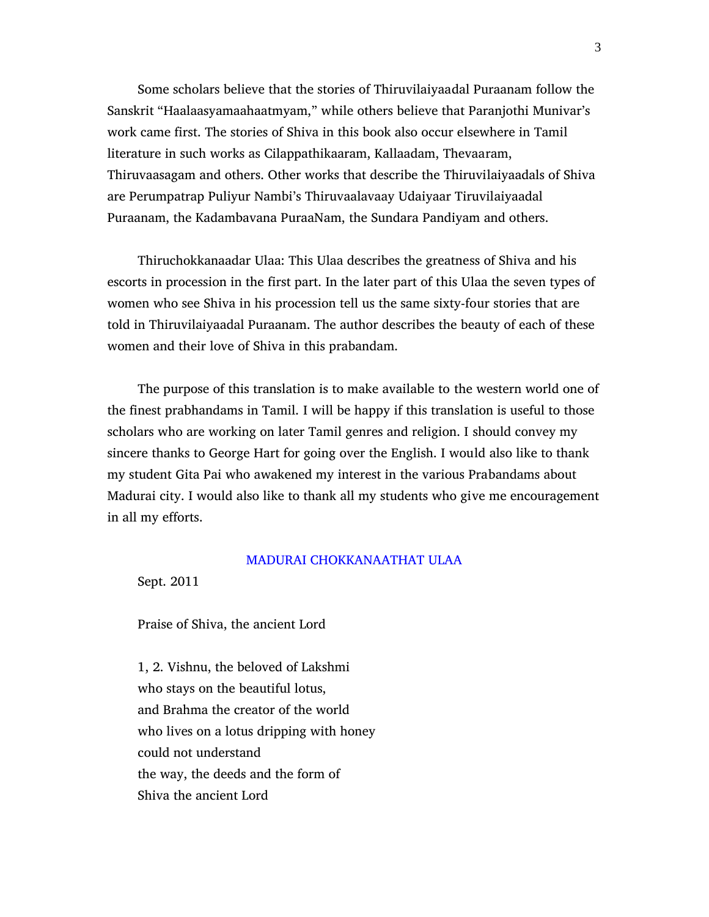Some scholars believe that the stories of Thiruvilaiyaadal Puraanam follow the Sanskrit "Haalaasyamaahaatmyam," while others believe that Paranjothi Munivar's work came first. The stories of Shiva in this book also occur elsewhere in Tamil literature in such works as Cilappathikaaram, Kallaadam, Thevaaram, Thiruvaasagam and others. Other works that describe the Thiruvilaiyaadals of Shiva are Perumpatrap Puliyur Nambi's Thiruvaalavaay Udaiyaar Tiruvilaiyaadal Puraanam, the Kadambavana PuraaNam, the Sundara Pandiyam and others.

Thiruchokkanaadar Ulaa: This Ulaa describes the greatness of Shiva and his escorts in procession in the first part. In the later part of this Ulaa the seven types of women who see Shiva in his procession tell us the same sixty-four stories that are told in Thiruvilaiyaadal Puraanam. The author describes the beauty of each of these women and their love of Shiva in this prabandam.

The purpose of this translation is to make available to the western world one of the finest prabhandams in Tamil. I will be happy if this translation is useful to those scholars who are working on later Tamil genres and religion. I should convey my sincere thanks to George Hart for going over the English. I would also like to thank my student Gita Pai who awakened my interest in the various Prabandams about Madurai city. I would also like to thank all my students who give me encouragement in all my efforts.

## MADURAI CHOKKANAATHAT ULAA

Sept. 2011

Praise of Shiva, the ancient Lord

1, 2. Vishnu, the beloved of Lakshmi
who stays on the beautiful lotus,
and Brahma the creator of the world
who lives on a lotus dripping with honey
could not understand
the way, the deeds and the form of
Shiva the ancient Lord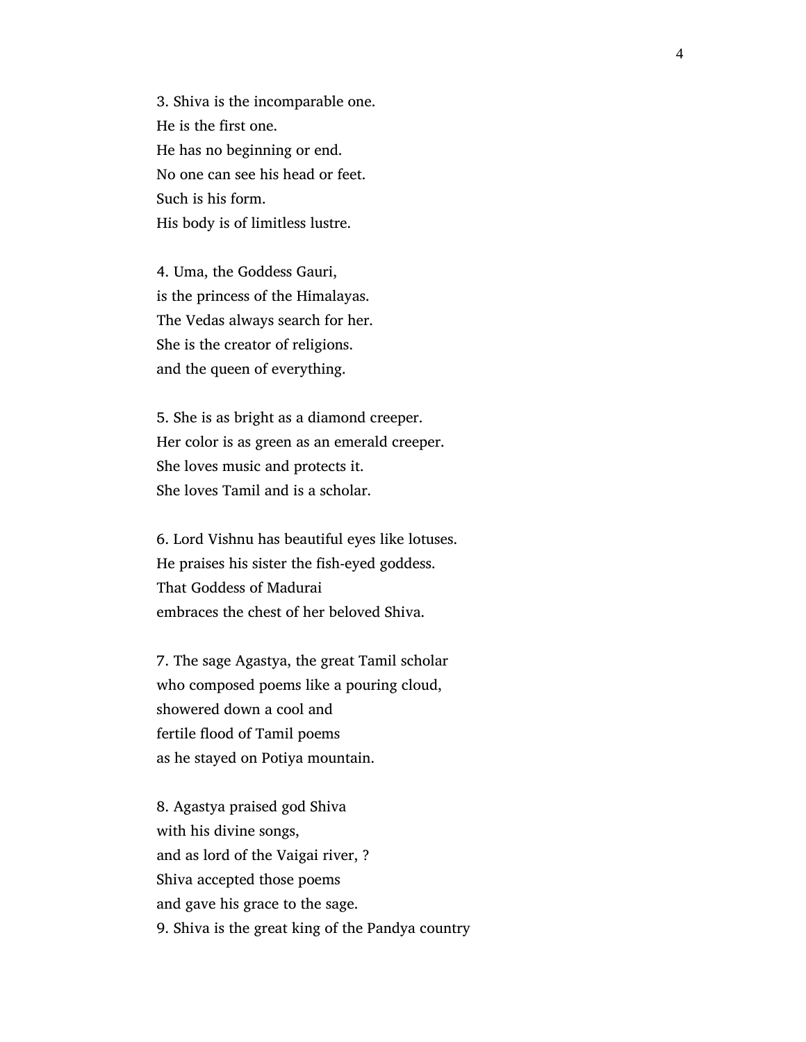3. Shiva is the incomparable one.  
He is the first one.  
He has no beginning or end.  
No one can see his head or feet.  
Such is his form.  
His body is of limitless lustre.

4. Uma, the Goddess Gauri,  
is the princess of the Himalayas.  
The Vedas always search for her.  
She is the creator of religions.  
and the queen of everything.

5. She is as bright as a diamond creeper.  
Her color is as green as an emerald creeper.  
She loves music and protects it.  
She loves Tamil and is a scholar.

6. Lord Vishnu has beautiful eyes like lotuses.  
He praises his sister the fish-eyed goddess.  
That Goddess of Madurai  
embraces the chest of her beloved Shiva.

7. The sage Agastya, the great Tamil scholar  
who composed poems like a pouring cloud,  
showered down a cool and  
fertile flood of Tamil poems  
as he stayed on Potiya mountain.

8. Agastya praised god Shiva  
with his divine songs,  
and as lord of the Vaigai river, ?  
Shiva accepted those poems  
and gave his grace to the sage.  
9. Shiva is the great king of the Pandya country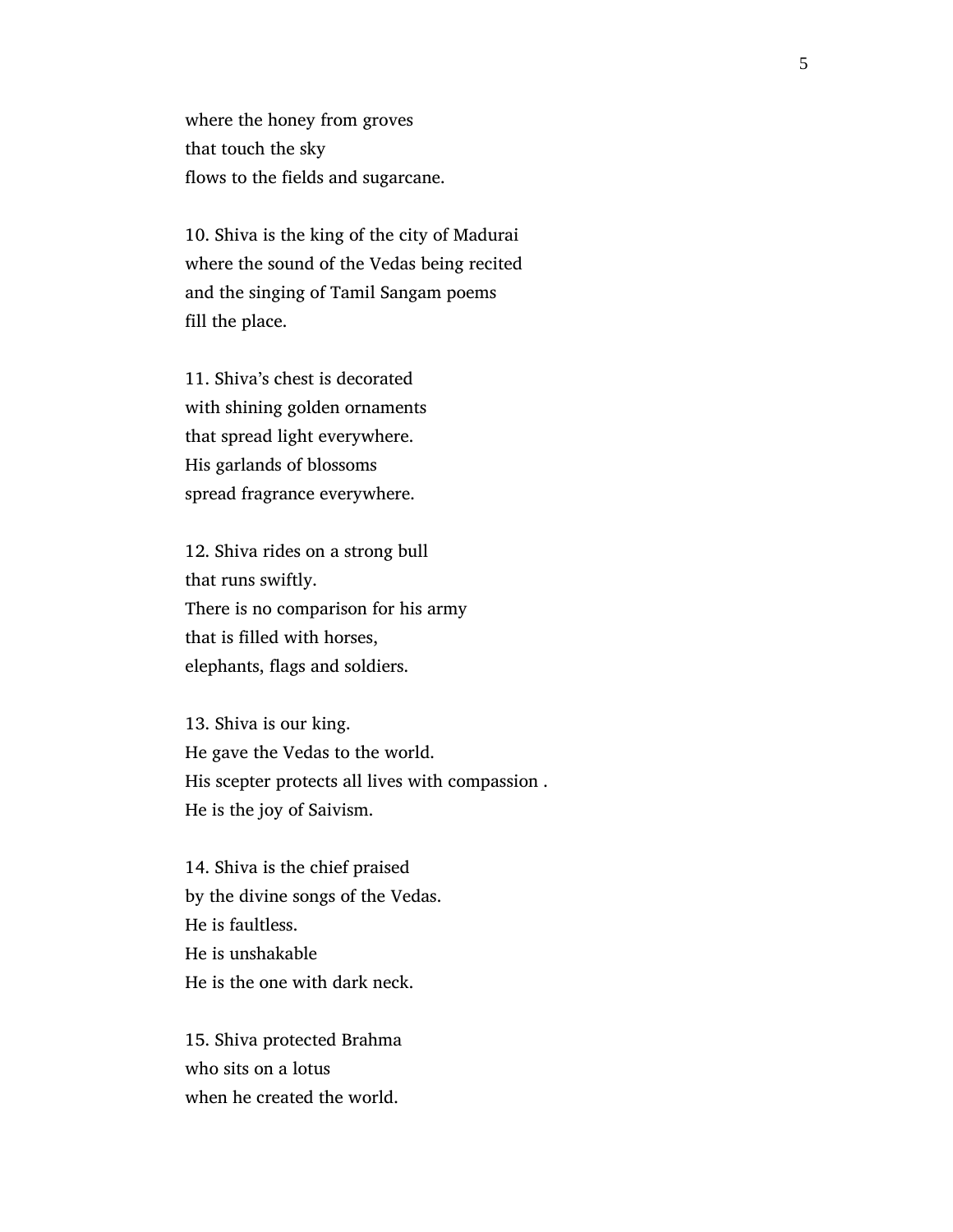where the honey from groves  
that touch the sky  
flows to the fields and sugarcane.

10. Shiva is the king of the city of Madurai  
where the sound of the Vedas being recited  
and the singing of Tamil Sangam poems  
fill the place.

11. Shiva's chest is decorated  
with shining golden ornaments  
that spread light everywhere.  
His garlands of blossoms  
spread fragrance everywhere.

12. Shiva rides on a strong bull  
that runs swiftly.  
There is no comparison for his army  
that is filled with horses,  
elephants, flags and soldiers.

13. Shiva is our king.  
He gave the Vedas to the world.  
His scepter protects all lives with compassion .  
He is the joy of Saivism.

14. Shiva is the chief praised  
by the divine songs of the Vedas.  
He is faultless.  
He is unshakable  
He is the one with dark neck.

15. Shiva protected Brahma  
who sits on a lotus  
when he created the world.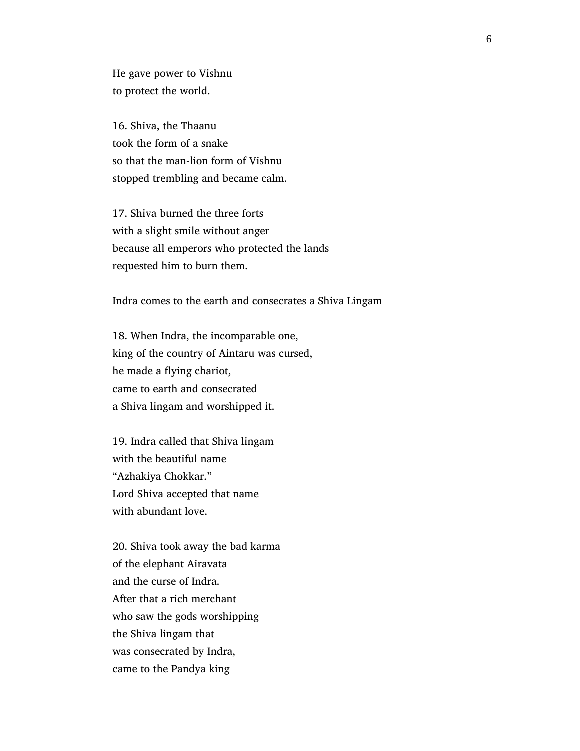He gave power to Vishnu  
to protect the world.

16. Shiva, the Thaanu  
took the form of a snake  
so that the man-lion form of Vishnu  
stopped trembling and became calm.

17. Shiva burned the three forts  
with a slight smile without anger  
because all emperors who protected the lands  
requested him to burn them.

Indra comes to the earth and consecrates a Shiva Lingam

18. When Indra, the incomparable one,  
king of the country of Aintaru was cursed,  
he made a flying chariot,  
came to earth and consecrated  
a Shiva lingam and worshipped it.

19. Indra called that Shiva lingam  
with the beautiful name  
“Azhakiya Chokkar.”  
Lord Shiva accepted that name  
with abundant love.

20. Shiva took away the bad karma  
of the elephant Airavata  
and the curse of Indra.  
After that a rich merchant  
who saw the gods worshipping  
the Shiva lingam that  
was consecrated by Indra,  
came to the Pandya king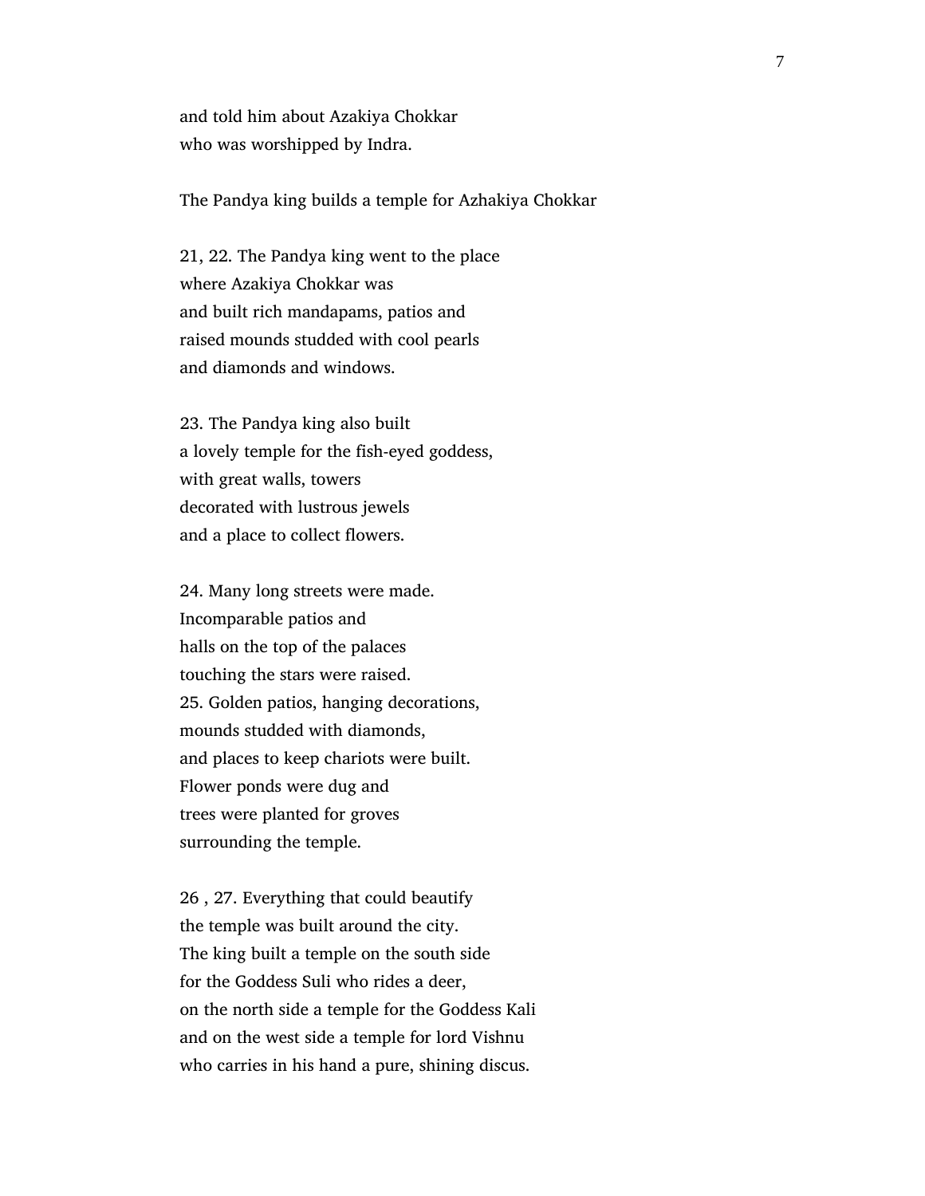and told him about Azakiya Chokkar
who was worshipped by Indra.

The Pandya king builds a temple for Azhakiya Chokkar

21, 22. The Pandya king went to the place
where Azakiya Chokkar was
and built rich mandapams, patios and
raised mounds studded with cool pearls
and diamonds and windows.

23. The Pandya king also built
a lovely temple for the fish-eyed goddess,
with great walls, towers
decorated with lustrous jewels
and a place to collect flowers.

24. Many long streets were made.
Incomparable patios and
halls on the top of the palaces
touching the stars were raised.
25. Golden patios, hanging decorations,
mounds studded with diamonds,
and places to keep chariots were built.
Flower ponds were dug and
trees were planted for groves
surrounding the temple.

26 , 27. Everything that could beautify
the temple was built around the city.
The king built a temple on the south side
for the Goddess Suli who rides a deer,
on the north side a temple for the Goddess Kali
and on the west side a temple for lord Vishnu
who carries in his hand a pure, shining discus.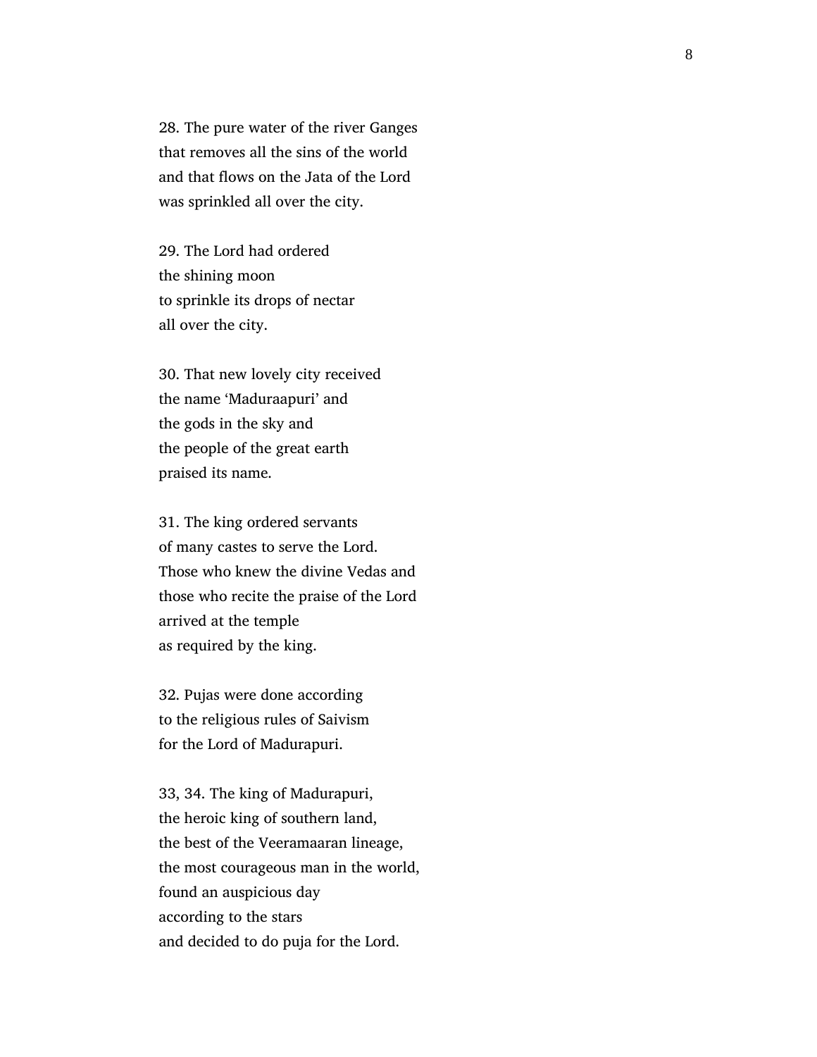28. The pure water of the river Ganges
that removes all the sins of the world
and that flows on the Jata of the Lord
was sprinkled all over the city.

29. The Lord had ordered
the shining moon
to sprinkle its drops of nectar
all over the city.

30. That new lovely city received
the name 'Maduraapuri' and
the gods in the sky and
the people of the great earth
praised its name.

31. The king ordered servants
of many castes to serve the Lord.
Those who knew the divine Vedas and
those who recite the praise of the Lord
arrived at the temple
as required by the king.

32. Pujas were done according
to the religious rules of Saivism
for the Lord of Madurapuri.

33, 34. The king of Madurapuri,
the heroic king of southern land,
the best of the Veeramaaran lineage,
the most courageous man in the world,
found an auspicious day
according to the stars
and decided to do puja for the Lord.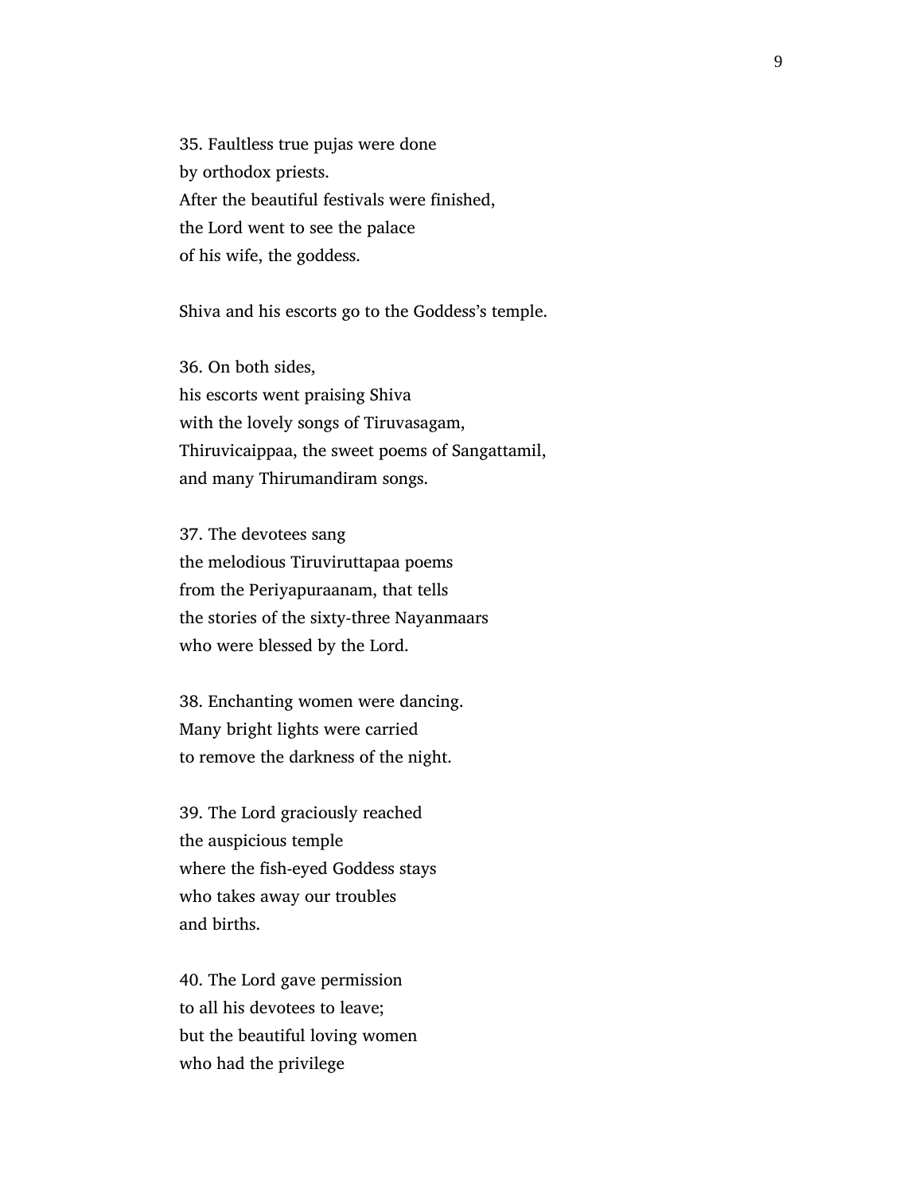35. Faultless true pujas were done
by orthodox priests.
After the beautiful festivals were finished,
the Lord went to see the palace
of his wife, the goddess.

Shiva and his escorts go to the Goddess's temple.

36. On both sides,
his escorts went praising Shiva
with the lovely songs of Tiruvasagam,
Thiruvicaippaa, the sweet poems of Sangattamil,
and many Thirumandiram songs.

37. The devotees sang
the melodious Tiruviruttapaa poems
from the Periyapuraanam, that tells
the stories of the sixty-three Nayanmaars
who were blessed by the Lord.

38. Enchanting women were dancing.
Many bright lights were carried
to remove the darkness of the night.

39. The Lord graciously reached
the auspicious temple
where the fish-eyed Goddess stays
who takes away our troubles
and births.

40. The Lord gave permission
to all his devotees to leave;
but the beautiful loving women
who had the privilege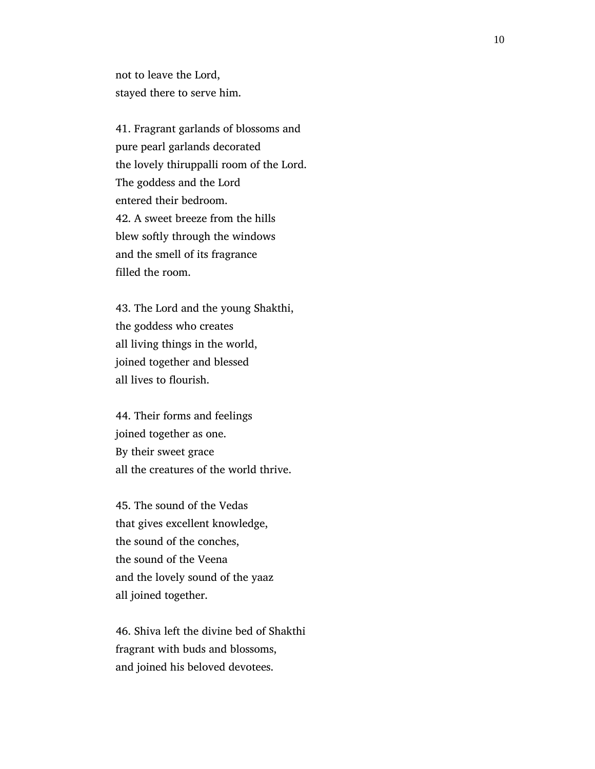not to leave the Lord,
stayed there to serve him.

41. Fragrant garlands of blossoms and
pure pearl garlands decorated
the lovely thiruppalli room of the Lord.
The goddess and the Lord
entered their bedroom.
42. A sweet breeze from the hills
blew softly through the windows
and the smell of its fragrance
filled the room.

43. The Lord and the young Shakthi,
the goddess who creates
all living things in the world,
joined together and blessed
all lives to flourish.

44. Their forms and feelings
joined together as one.
By their sweet grace
all the creatures of the world thrive.

45. The sound of the Vedas
that gives excellent knowledge,
the sound of the conches,
the sound of the Veena
and the lovely sound of the yaaz
all joined together.

46. Shiva left the divine bed of Shakthi
fragrant with buds and blossoms,
and joined his beloved devotees.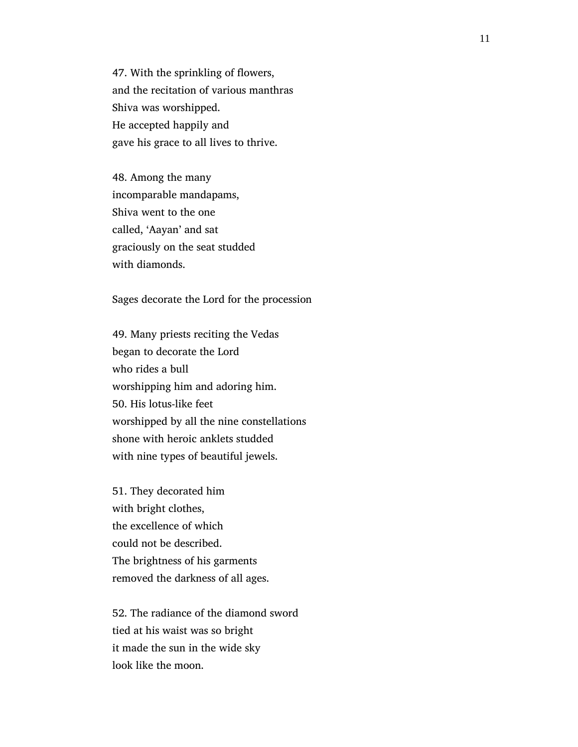47. With the sprinkling of flowers,  
and the recitation of various manthras  
Shiva was worshipped.  
He accepted happily and  
gave his grace to all lives to thrive.

48. Among the many  
incomparable mandapams,  
Shiva went to the one  
called, 'Aayan' and sat  
graciously on the seat studded  
with diamonds.

Sages decorate the Lord for the procession

49. Many priests reciting the Vedas  
began to decorate the Lord  
who rides a bull  
worshipping him and adoring him.  
50. His lotus-like feet  
worshipped by all the nine constellations  
shone with heroic anklets studded  
with nine types of beautiful jewels.

51. They decorated him  
with bright clothes,  
the excellence of which  
could not be described.  
The brightness of his garments  
removed the darkness of all ages.

52. The radiance of the diamond sword  
tied at his waist was so bright  
it made the sun in the wide sky  
look like the moon.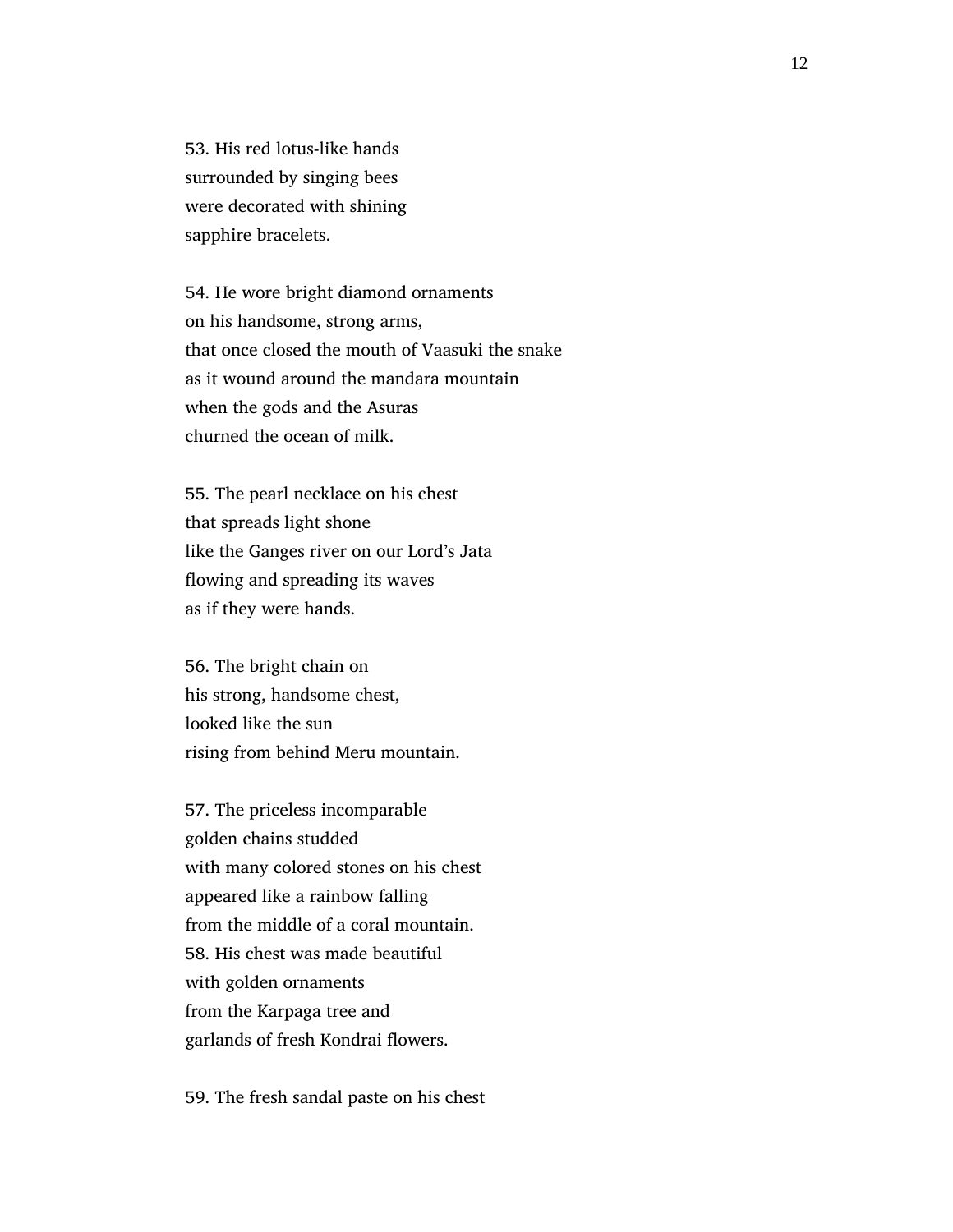53. His red lotus-like hands
surrounded by singing bees
were decorated with shining
sapphire bracelets.

54. He wore bright diamond ornaments
on his handsome, strong arms,
that once closed the mouth of Vaasuki the snake
as it wound around the mandara mountain
when the gods and the Asuras
churned the ocean of milk.

55. The pearl necklace on his chest
that spreads light shone
like the Ganges river on our Lord's Jata
flowing and spreading its waves
as if they were hands.

56. The bright chain on
his strong, handsome chest,
looked like the sun
rising from behind Meru mountain.

57. The priceless incomparable
golden chains studded
with many colored stones on his chest
appeared like a rainbow falling
from the middle of a coral mountain.

58. His chest was made beautiful
with golden ornaments
from the Karpaga tree and
garlands of fresh Kondrai flowers.

59. The fresh sandal paste on his chest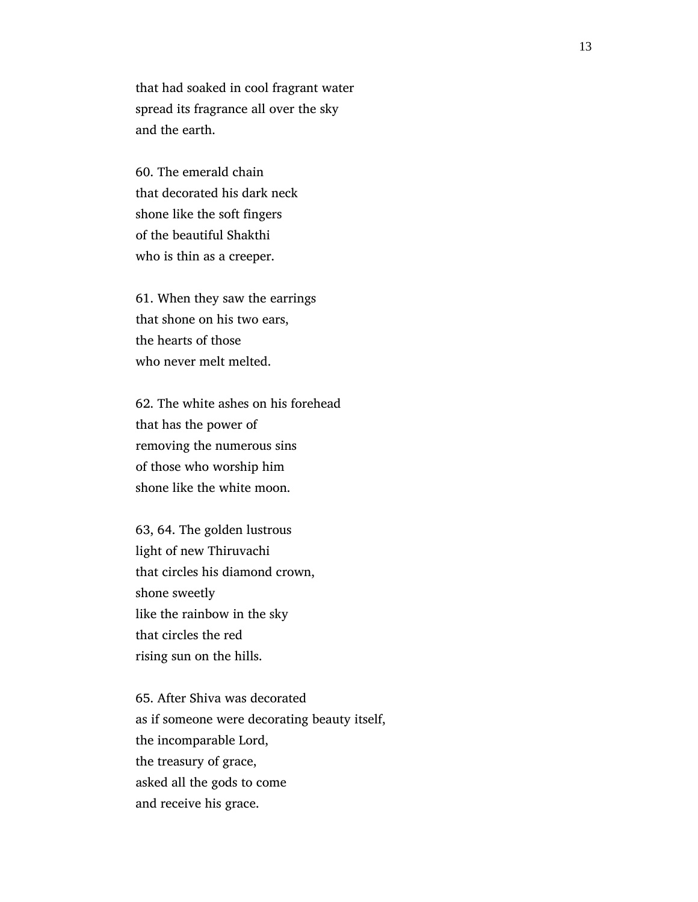that had soaked in cool fragrant water
spread its fragrance all over the sky
and the earth.

60. The emerald chain
that decorated his dark neck
shone like the soft fingers
of the beautiful Shakthi
who is thin as a creeper.

61. When they saw the earrings
that shone on his two ears,
the hearts of those
who never melt melted.

62. The white ashes on his forehead
that has the power of
removing the numerous sins
of those who worship him
shone like the white moon.

63, 64. The golden lustrous
light of new Thiruvachi
that circles his diamond crown,
shone sweetly
like the rainbow in the sky
that circles the red
rising sun on the hills.

65. After Shiva was decorated
as if someone were decorating beauty itself,
the incomparable Lord,
the treasury of grace,
asked all the gods to come
and receive his grace.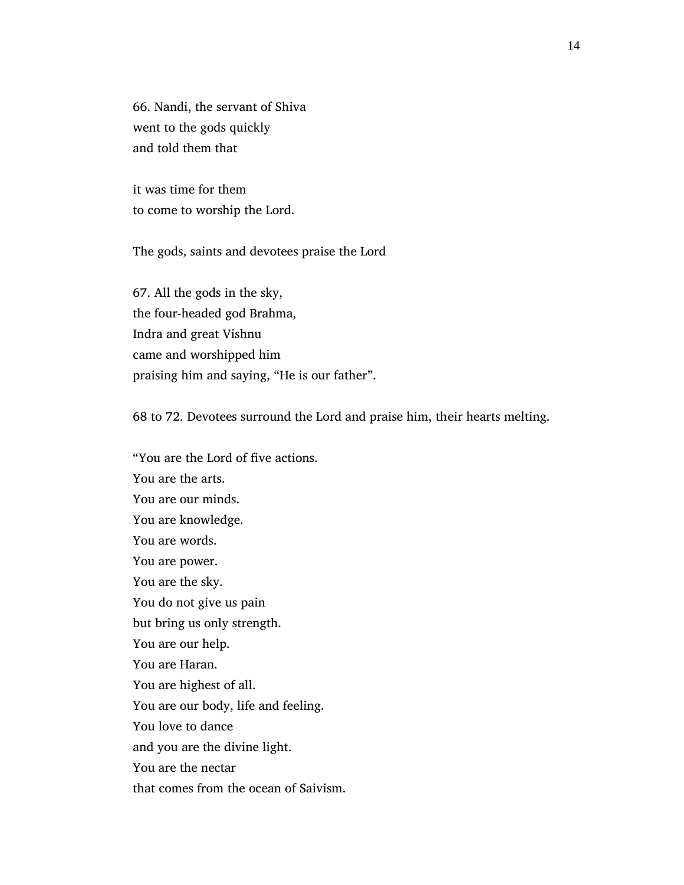66. Nandi, the servant of Shiva
went to the gods quickly
and told them that

it was time for them
to come to worship the Lord.

The gods, saints and devotees praise the Lord

67. All the gods in the sky,
the four-headed god Brahma,
Indra and great Vishnu
came and worshipped him
praising him and saying, “He is our father”.

68 to 72. Devotees surround the Lord and praise him, their hearts melting.

“You are the Lord of five actions.
You are the arts.
You are our minds.
You are knowledge.
You are words.
You are power.
You are the sky.
You do not give us pain
but bring us only strength.
You are our help.
You are Haran.
You are highest of all.
You are our body, life and feeling.
You love to dance
and you are the divine light.
You are the nectar
that comes from the ocean of Saivism.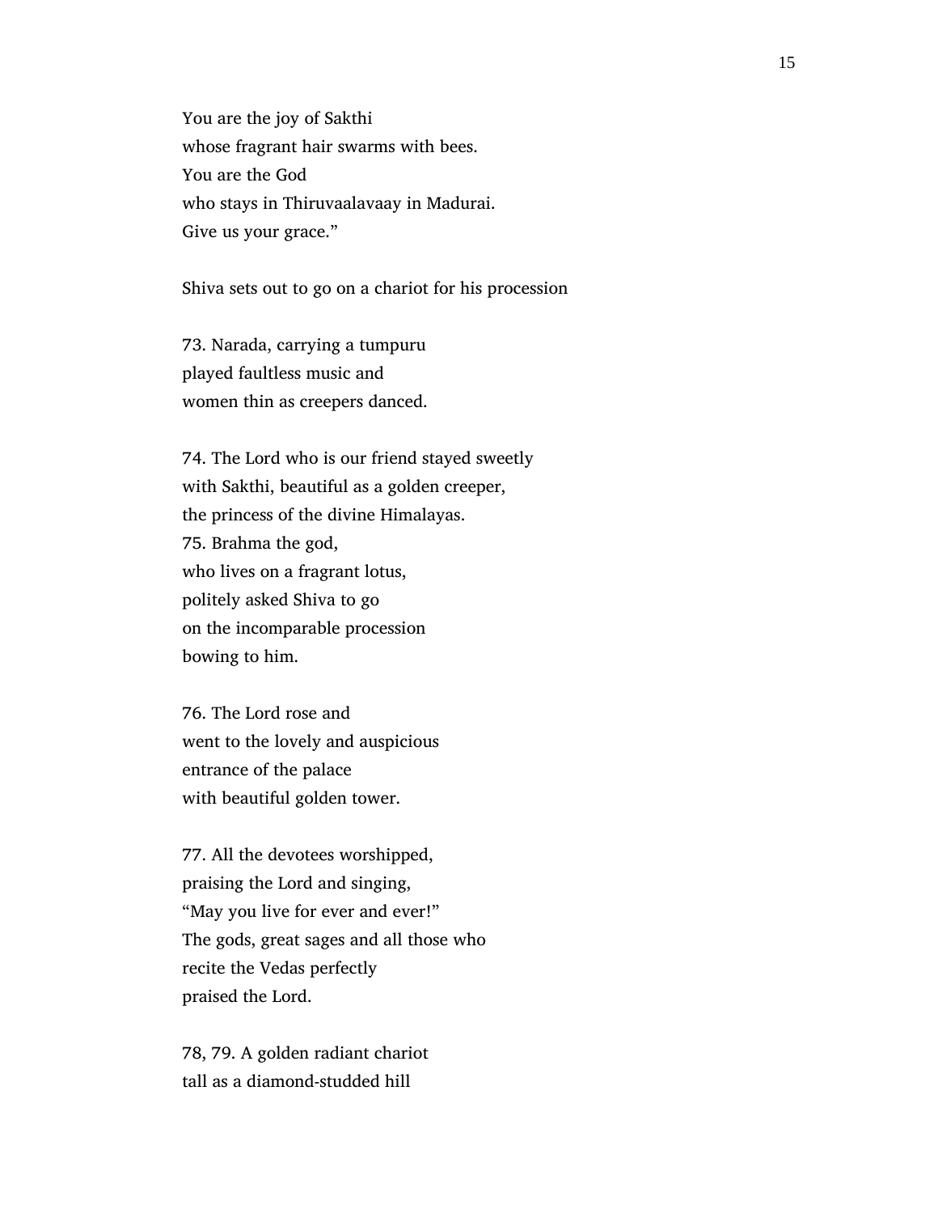You are the joy of Sakthi  
whose fragrant hair swarms with bees.  
You are the God  
who stays in Thiruvaalavaay in Madurai.  
Give us your grace."

Shiva sets out to go on a chariot for his procession

73. Narada, carrying a tumpuru  
played faultless music and  
women thin as creepers danced.

74. The Lord who is our friend stayed sweetly  
with Sakthi, beautiful as a golden creeper,  
the princess of the divine Himalayas.  
75. Brahma the god,  
who lives on a fragrant lotus,  
politely asked Shiva to go  
on the incomparable procession  
bowing to him.

76. The Lord rose and  
went to the lovely and auspicious  
entrance of the palace  
with beautiful golden tower.

77. All the devotees worshipped,  
praising the Lord and singing,  
"May you live for ever and ever!"  
The gods, great sages and all those who  
recite the Vedas perfectly  
praised the Lord.

78, 79. A golden radiant chariot  
tall as a diamond-studded hill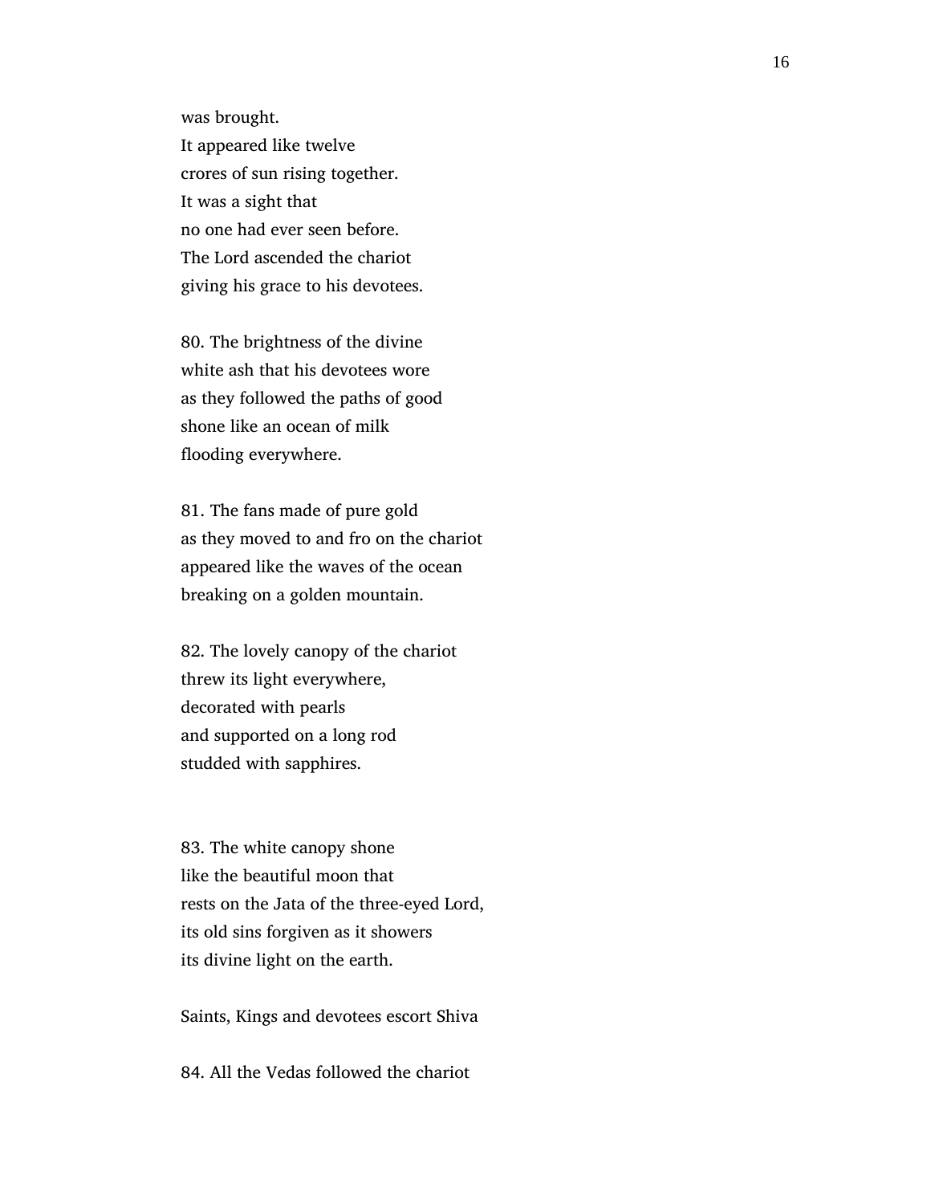was brought.
It appeared like twelve
crores of sun rising together.
It was a sight that
no one had ever seen before.
The Lord ascended the chariot
giving his grace to his devotees.

80. The brightness of the divine
white ash that his devotees wore
as they followed the paths of good
shone like an ocean of milk
flooding everywhere.

81. The fans made of pure gold
as they moved to and fro on the chariot
appeared like the waves of the ocean
breaking on a golden mountain.

82. The lovely canopy of the chariot
threw its light everywhere,
decorated with pearls
and supported on a long rod
studded with sapphires.

83. The white canopy shone
like the beautiful moon that
rests on the Jata of the three-eyed Lord,
its old sins forgiven as it showers
its divine light on the earth.

Saints, Kings and devotees escort Shiva

84. All the Vedas followed the chariot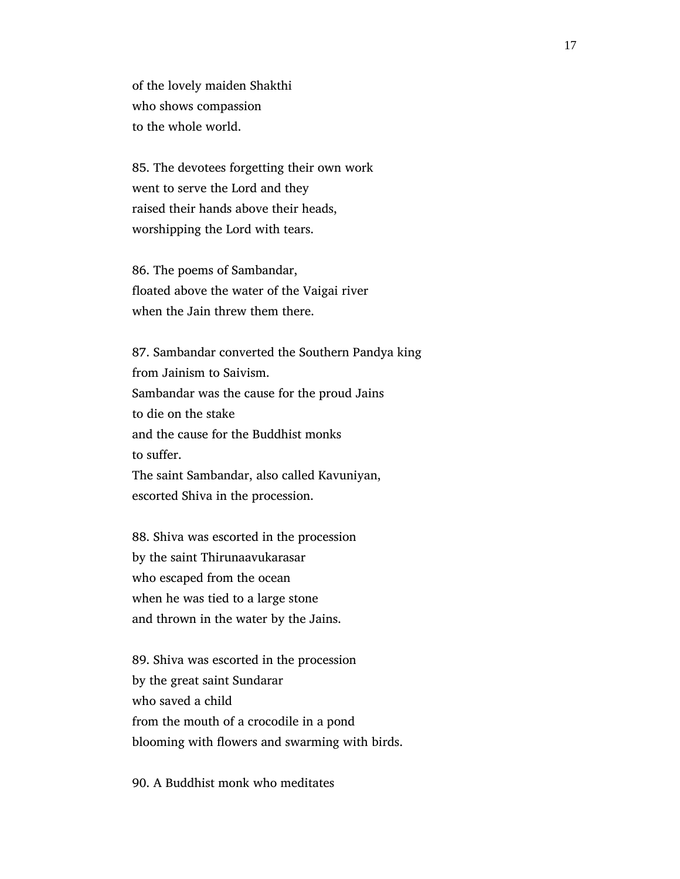of the lovely maiden Shakthi
who shows compassion
to the whole world.

85. The devotees forgetting their own work
went to serve the Lord and they
raised their hands above their heads,
worshipping the Lord with tears.

86. The poems of Sambandar,
floated above the water of the Vaigai river
when the Jain threw them there.

87. Sambandar converted the Southern Pandya king
from Jainism to Saivism.
Sambandar was the cause for the proud Jains
to die on the stake
and the cause for the Buddhist monks
to suffer.
The saint Sambandar, also called Kavuniyan,
escorted Shiva in the procession.

88. Shiva was escorted in the procession
by the saint Thirunaavukarasar
who escaped from the ocean
when he was tied to a large stone
and thrown in the water by the Jains.

89. Shiva was escorted in the procession
by the great saint Sundarar
who saved a child
from the mouth of a crocodile in a pond
blooming with flowers and swarming with birds.

90. A Buddhist monk who meditates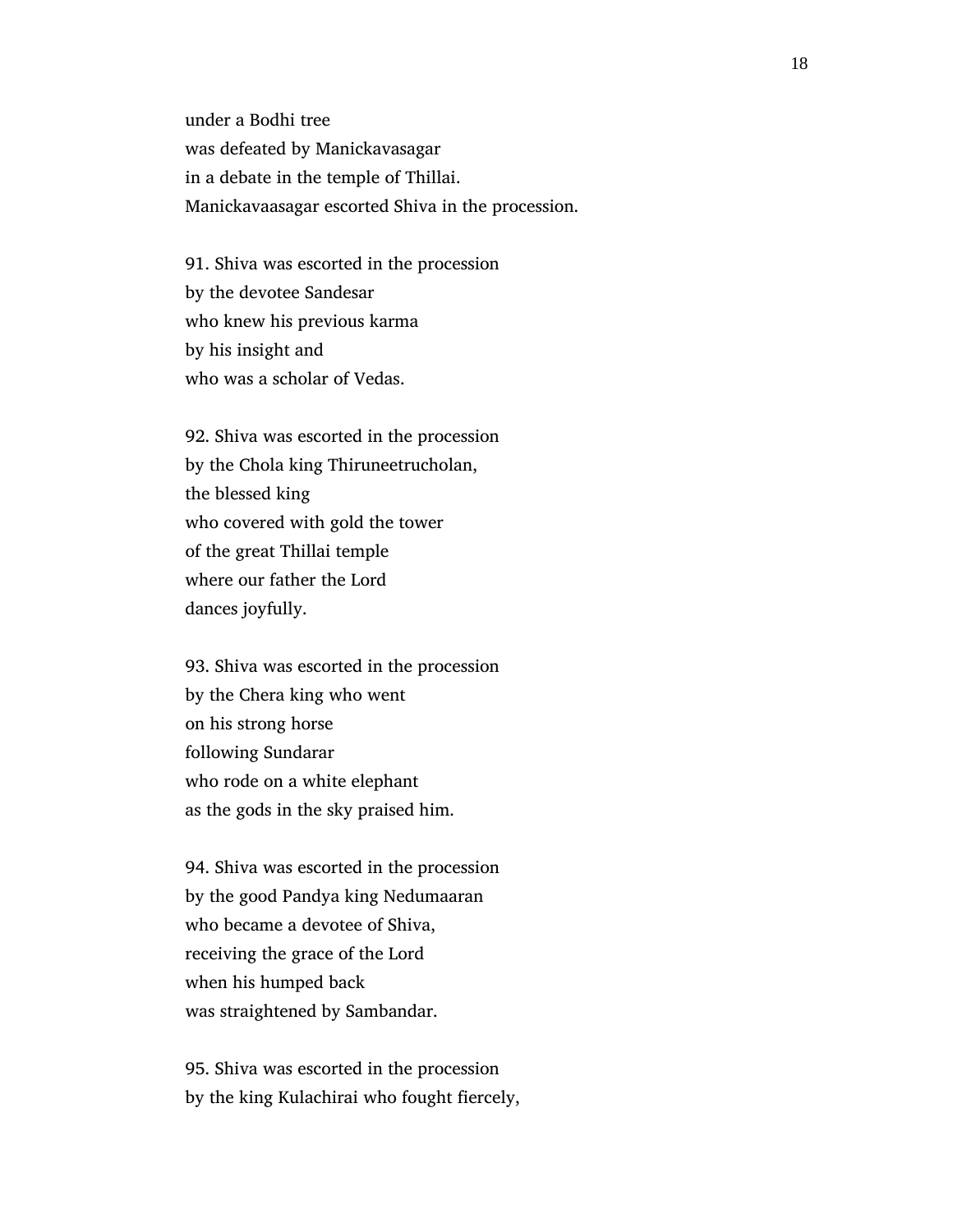under a Bodhi tree
was defeated by Manickavasagar
in a debate in the temple of Thillai.
Manickavaasagar escorted Shiva in the procession.

91. Shiva was escorted in the procession
by the devotee Sandesar
who knew his previous karma
by his insight and
who was a scholar of Vedas.

92. Shiva was escorted in the procession
by the Chola king Thiruneetrucholan,
the blessed king
who covered with gold the tower
of the great Thillai temple
where our father the Lord
dances joyfully.

93. Shiva was escorted in the procession
by the Chera king who went
on his strong horse
following Sundarar
who rode on a white elephant
as the gods in the sky praised him.

94. Shiva was escorted in the procession
by the good Pandya king Nedumaaran
who became a devotee of Shiva,
receiving the grace of the Lord
when his humped back
was straightened by Sambandar.

95. Shiva was escorted in the procession
by the king Kulachirai who fought fiercely,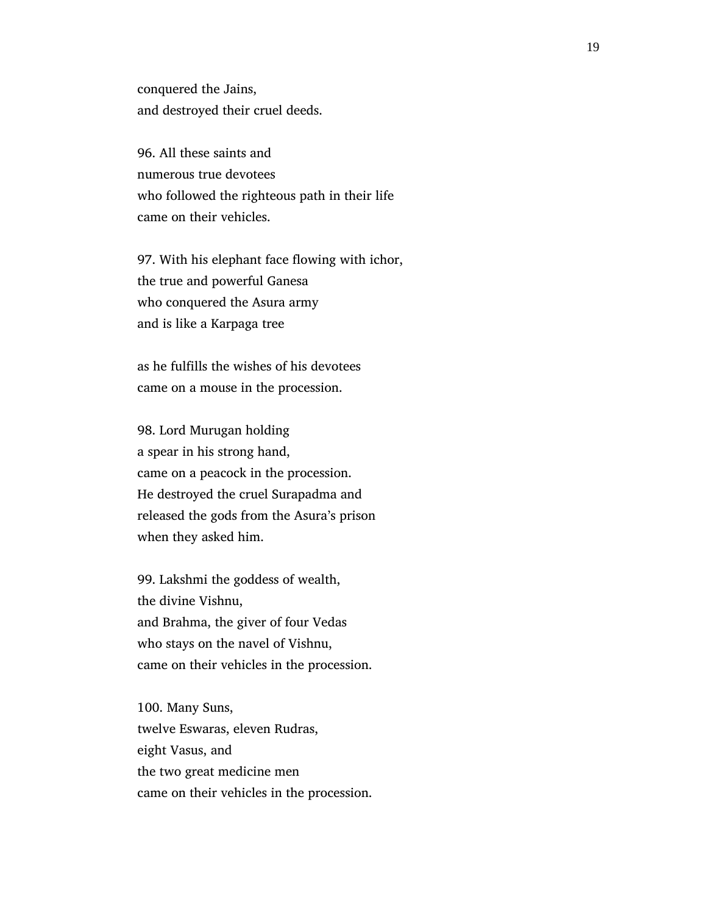conquered the Jains,
and destroyed their cruel deeds.

96. All these saints and
numerous true devotees
who followed the righteous path in their life
came on their vehicles.

97. With his elephant face flowing with ichor,
the true and powerful Ganesa
who conquered the Asura army
and is like a Karpaga tree

as he fulfills the wishes of his devotees
came on a mouse in the procession.

98. Lord Murugan holding
a spear in his strong hand,
came on a peacock in the procession.
He destroyed the cruel Surapadma and
released the gods from the Asura's prison
when they asked him.

99. Lakshmi the goddess of wealth,
the divine Vishnu,
and Brahma, the giver of four Vedas
who stays on the navel of Vishnu,
came on their vehicles in the procession.

100. Many Suns,
twelve Eswaras, eleven Rudras,
eight Vasus, and
the two great medicine men
came on their vehicles in the procession.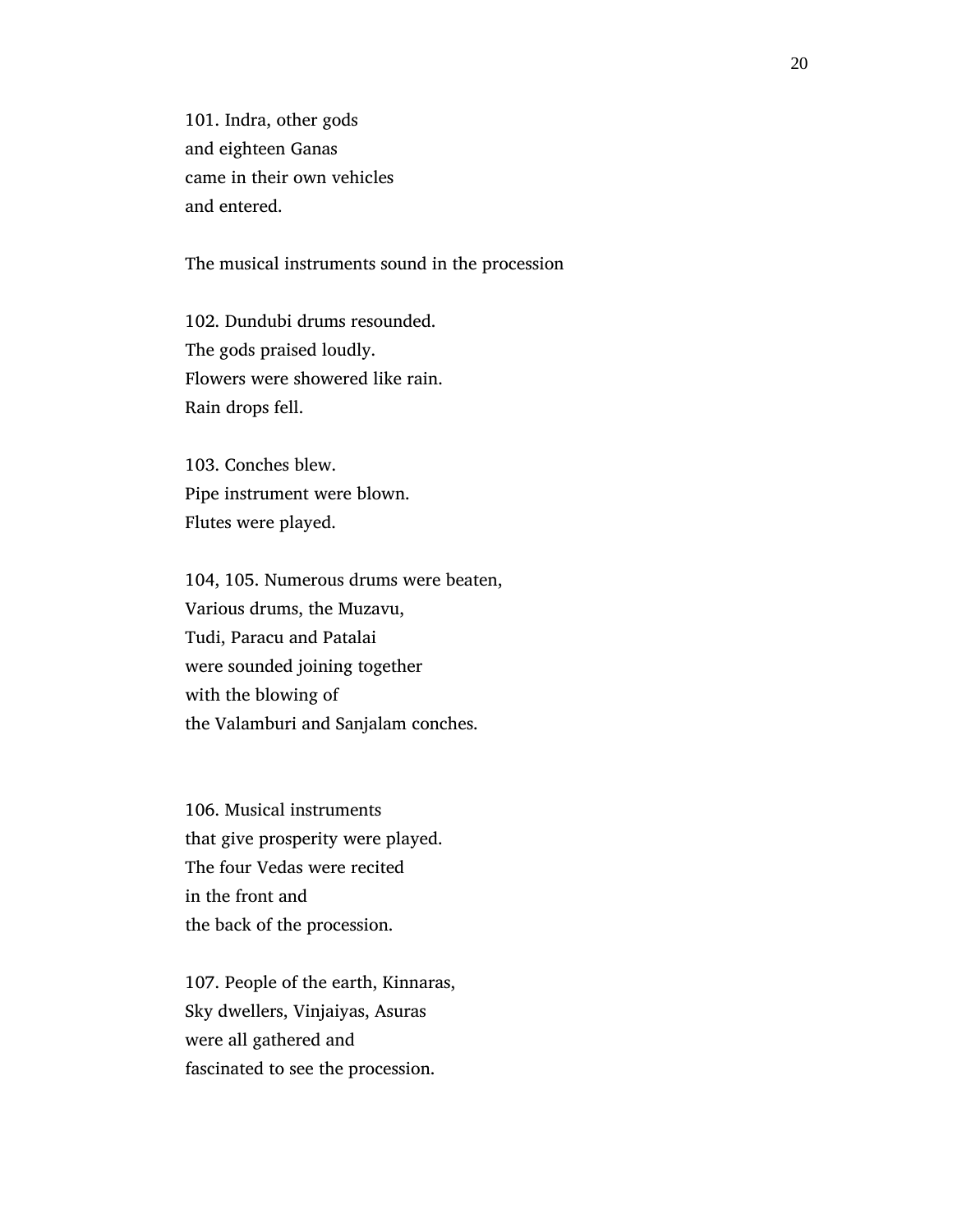101. Indra, other gods
and eighteen Ganas
came in their own vehicles
and entered.

The musical instruments sound in the procession

102. Dundubi drums resounded.
The gods praised loudly.
Flowers were showered like rain.
Rain drops fell.

103. Conches blew.
Pipe instrument were blown.
Flutes were played.

104, 105. Numerous drums were beaten,
Various drums, the Muzavu,
Tudi, Paracu and Patalai
were sounded joining together
with the blowing of
the Valamburi and Sanjalam conches.

106. Musical instruments
that give prosperity were played.
The four Vedas were recited
in the front and
the back of the procession.

107. People of the earth, Kinnaras,
Sky dwellers, Vinjaiyas, Asuras
were all gathered and
fascinated to see the procession.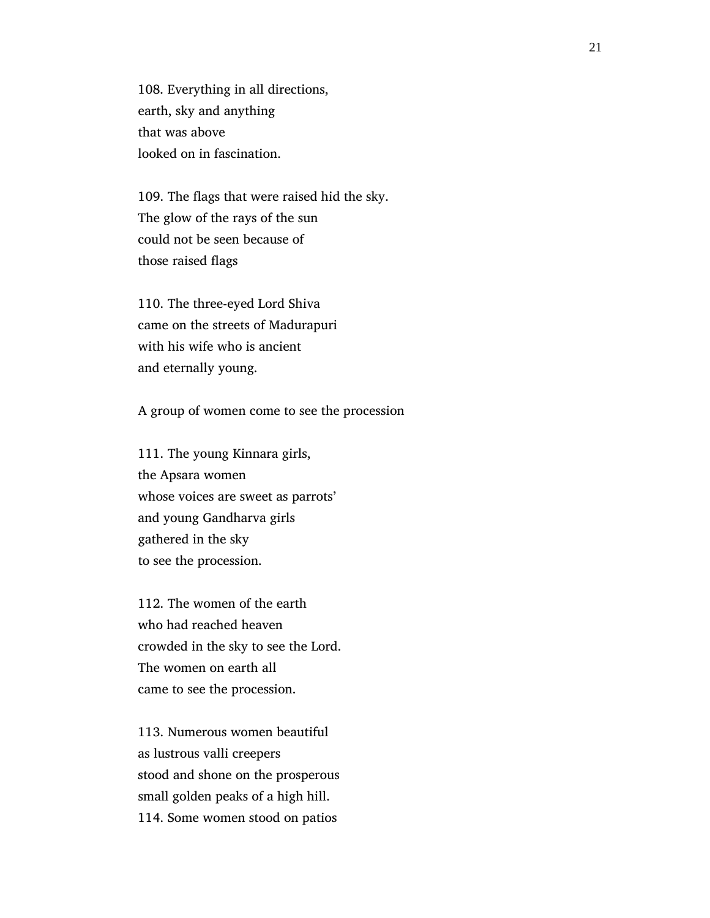108. Everything in all directions,
earth, sky and anything
that was above
looked on in fascination.

109. The flags that were raised hid the sky.
The glow of the rays of the sun
could not be seen because of
those raised flags

110. The three-eyed Lord Shiva
came on the streets of Madurapuri
with his wife who is ancient
and eternally young.

A group of women come to see the procession

111. The young Kinnara girls,
the Apsara women
whose voices are sweet as parrots'
and young Gandharva girls
gathered in the sky
to see the procession.

112. The women of the earth
who had reached heaven
crowded in the sky to see the Lord.
The women on earth all
came to see the procession.

113. Numerous women beautiful
as lustrous valli creepers
stood and shone on the prosperous
small golden peaks of a high hill.
114. Some women stood on patios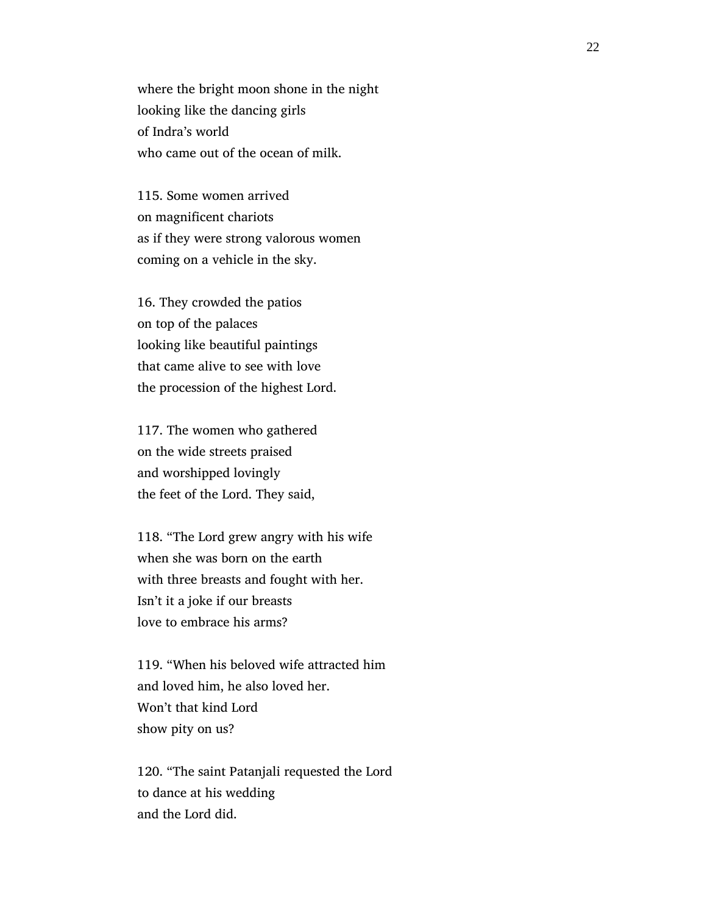where the bright moon shone in the night
looking like the dancing girls
of Indra's world
who came out of the ocean of milk.

115. Some women arrived
on magnificent chariots
as if they were strong valorous women
coming on a vehicle in the sky.

16. They crowded the patios
on top of the palaces
looking like beautiful paintings
that came alive to see with love
the procession of the highest Lord.

117. The women who gathered
on the wide streets praised
and worshipped lovingly
the feet of the Lord. They said,

118. "The Lord grew angry with his wife
when she was born on the earth
with three breasts and fought with her.
Isn't it a joke if our breasts
love to embrace his arms?

119. "When his beloved wife attracted him
and loved him, he also loved her.
Won't that kind Lord
show pity on us?

120. "The saint Patanjali requested the Lord
to dance at his wedding
and the Lord did.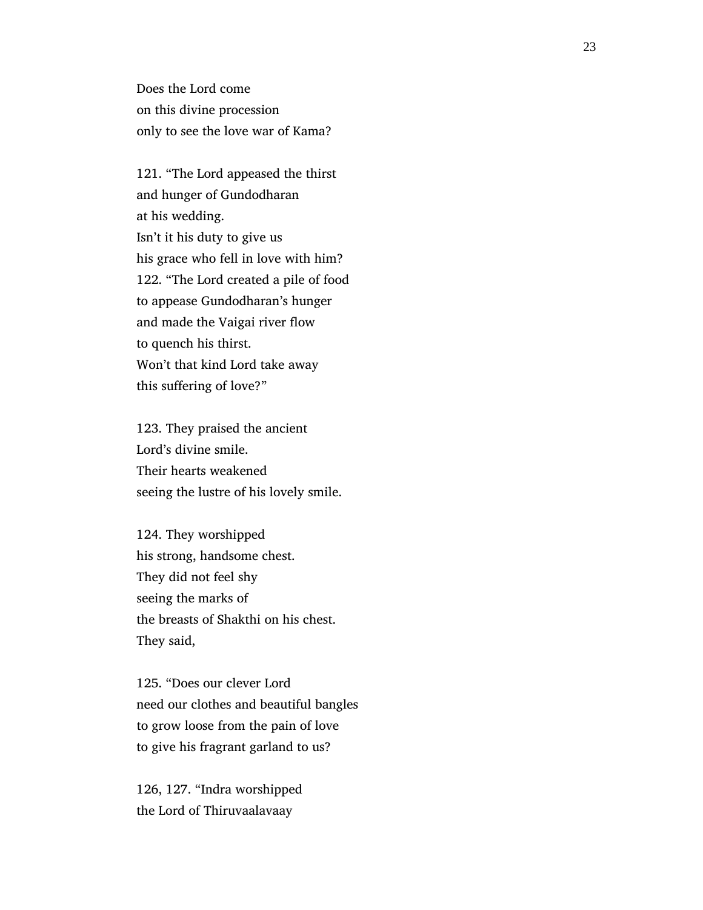Does the Lord come
on this divine procession
only to see the love war of Kama?

121. “The Lord appeased the thirst
and hunger of Gundodharan
at his wedding.
Isn’t it his duty to give us
his grace who fell in love with him?
122. “The Lord created a pile of food
to appease Gundodharan’s hunger
and made the Vaigai river flow
to quench his thirst.
Won’t that kind Lord take away
this suffering of love?”

123. They praised the ancient
Lord’s divine smile.
Their hearts weakened
seeing the lustre of his lovely smile.

124. They worshipped
his strong, handsome chest.
They did not feel shy
seeing the marks of
the breasts of Shakthi on his chest.
They said,

125. “Does our clever Lord
need our clothes and beautiful bangles
to grow loose from the pain of love
to give his fragrant garland to us?

126, 127. “Indra worshipped
the Lord of Thiruvaalavaay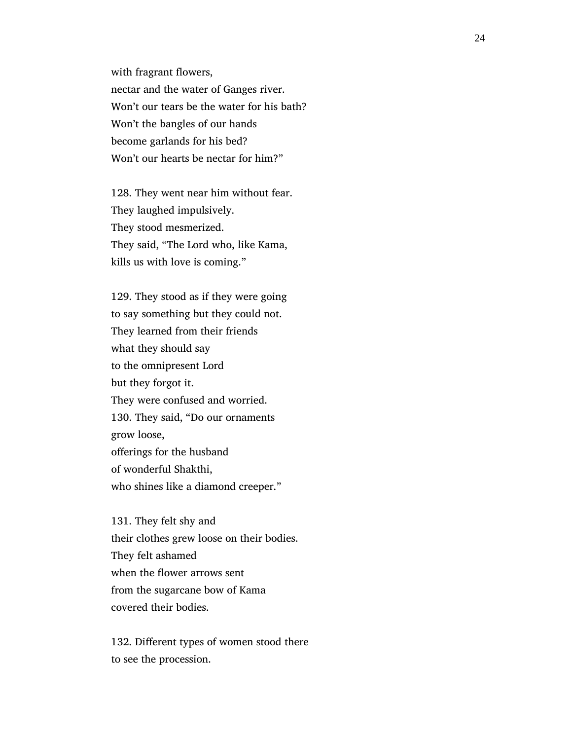with fragrant flowers,  
nectar and the water of Ganges river.  
Won't our tears be the water for his bath?  
Won't the bangles of our hands  
become garlands for his bed?  
Won't our hearts be nectar for him?"

128. They went near him without fear.  
They laughed impulsively.  
They stood mesmerized.  
They said, "The Lord who, like Kama,  
kills us with love is coming."

129. They stood as if they were going  
to say something but they could not.  
They learned from their friends  
what they should say  
to the omnipresent Lord  
but they forgot it.  
They were confused and worried.  
130. They said, "Do our ornaments  
grow loose,  
offerings for the husband  
of wonderful Shakthi,  
who shines like a diamond creeper."

131. They felt shy and  
their clothes grew loose on their bodies.  
They felt ashamed  
when the flower arrows sent  
from the sugarcane bow of Kama  
covered their bodies.

132. Different types of women stood there  
to see the procession.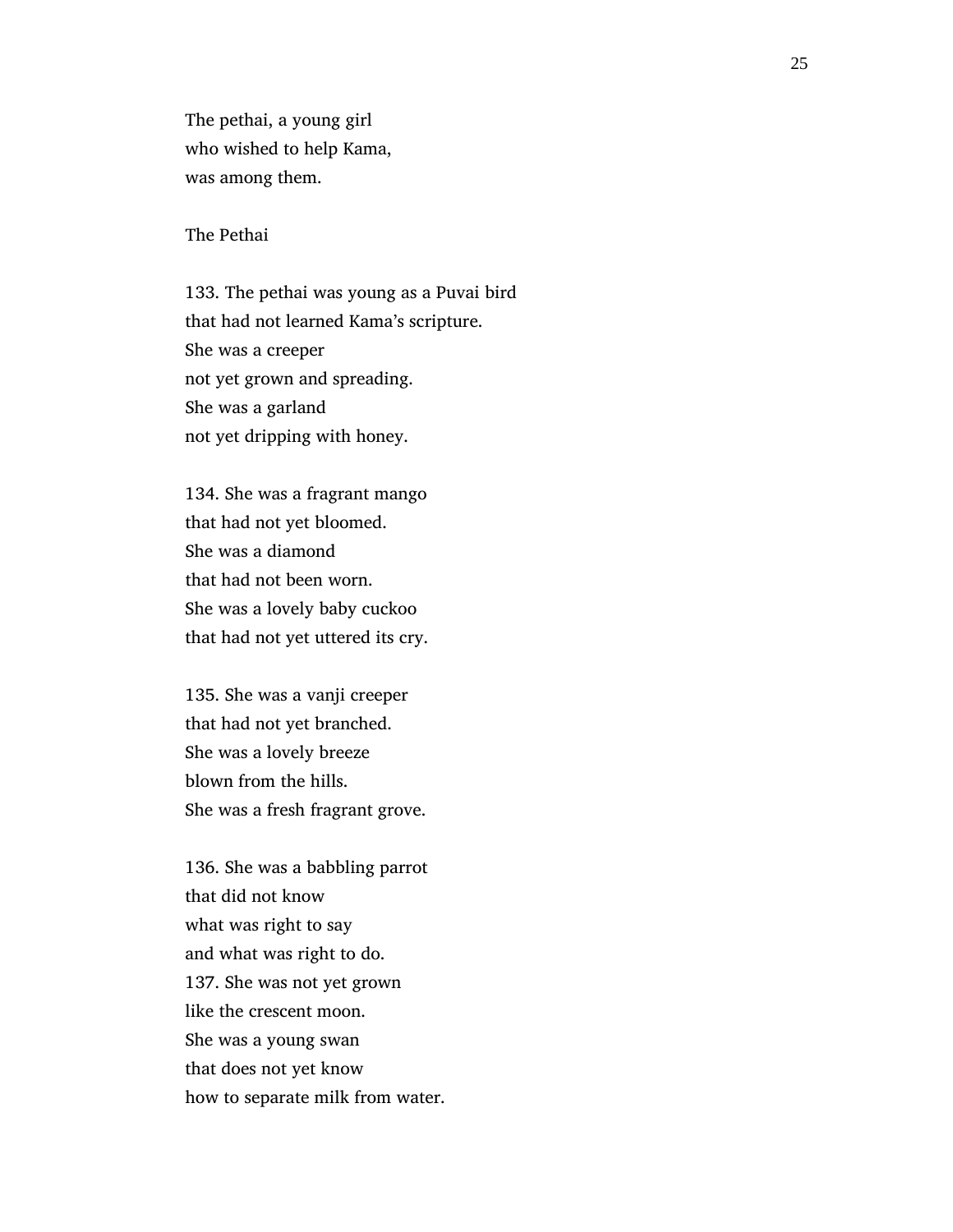The pethai, a young girl  
who wished to help Kama,  
was among them.

## The Pethai

133. The pethai was young as a Puvai bird  
that had not learned Kama's scripture.  
She was a creeper  
not yet grown and spreading.  
She was a garland  
not yet dripping with honey.

134. She was a fragrant mango  
that had not yet bloomed.  
She was a diamond  
that had not been worn.  
She was a lovely baby cuckoo  
that had not yet uttered its cry.

135. She was a vanji creeper  
that had not yet branched.  
She was a lovely breeze  
blown from the hills.  
She was a fresh fragrant grove.

136. She was a babbling parrot  
that did not know  
what was right to say  
and what was right to do.  
137. She was not yet grown  
like the crescent moon.  
She was a young swan  
that does not yet know  
how to separate milk from water.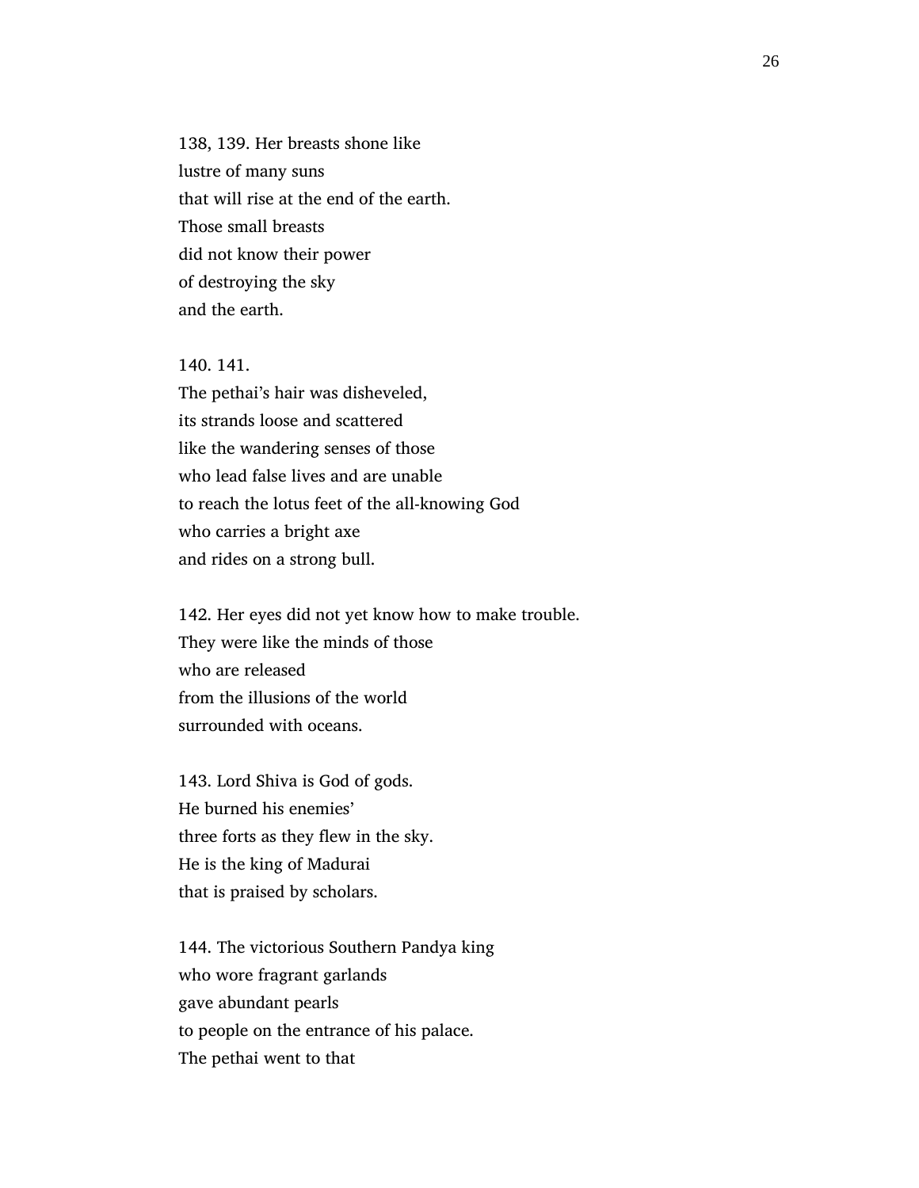138, 139. Her breasts shone like
lustre of many suns
that will rise at the end of the earth.
Those small breasts
did not know their power
of destroying the sky
and the earth.

140. 141.
The pethai's hair was disheveled,
its strands loose and scattered
like the wandering senses of those
who lead false lives and are unable
to reach the lotus feet of the all-knowing God
who carries a bright axe
and rides on a strong bull.

142. Her eyes did not yet know how to make trouble.
They were like the minds of those
who are released
from the illusions of the world
surrounded with oceans.

143. Lord Shiva is God of gods.
He burned his enemies'
three forts as they flew in the sky.
He is the king of Madurai
that is praised by scholars.

144. The victorious Southern Pandya king
who wore fragrant garlands
gave abundant pearls
to people on the entrance of his palace.
The pethai went to that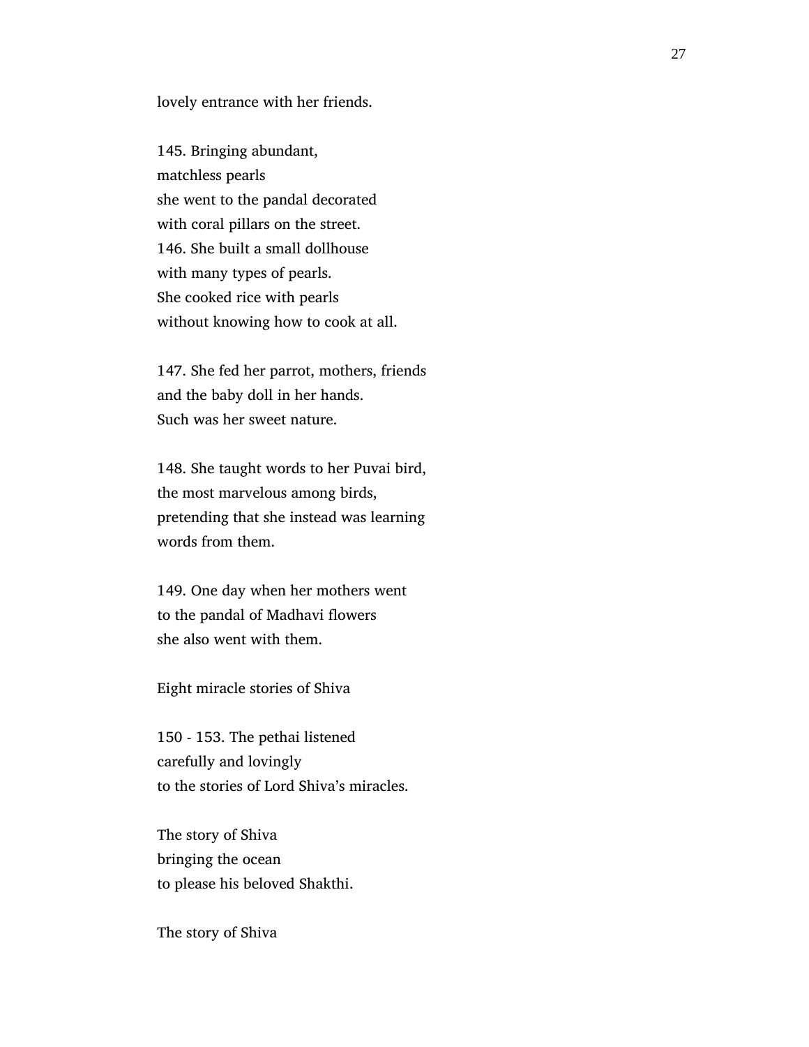lovely entrance with her friends.

145. Bringing abundant,
matchless pearls
she went to the pandal decorated
with coral pillars on the street.
146. She built a small dollhouse
with many types of pearls.
She cooked rice with pearls
without knowing how to cook at all.

147. She fed her parrot, mothers, friends
and the baby doll in her hands.
Such was her sweet nature.

148. She taught words to her Puvai bird,
the most marvelous among birds,
pretending that she instead was learning
words from them.

149. One day when her mothers went
to the pandal of Madhavi flowers
she also went with them.

Eight miracle stories of Shiva

150 - 153. The pethai listened
carefully and lovingly
to the stories of Lord Shiva's miracles.

The story of Shiva
bringing the ocean
to please his beloved Shakthi.

The story of Shiva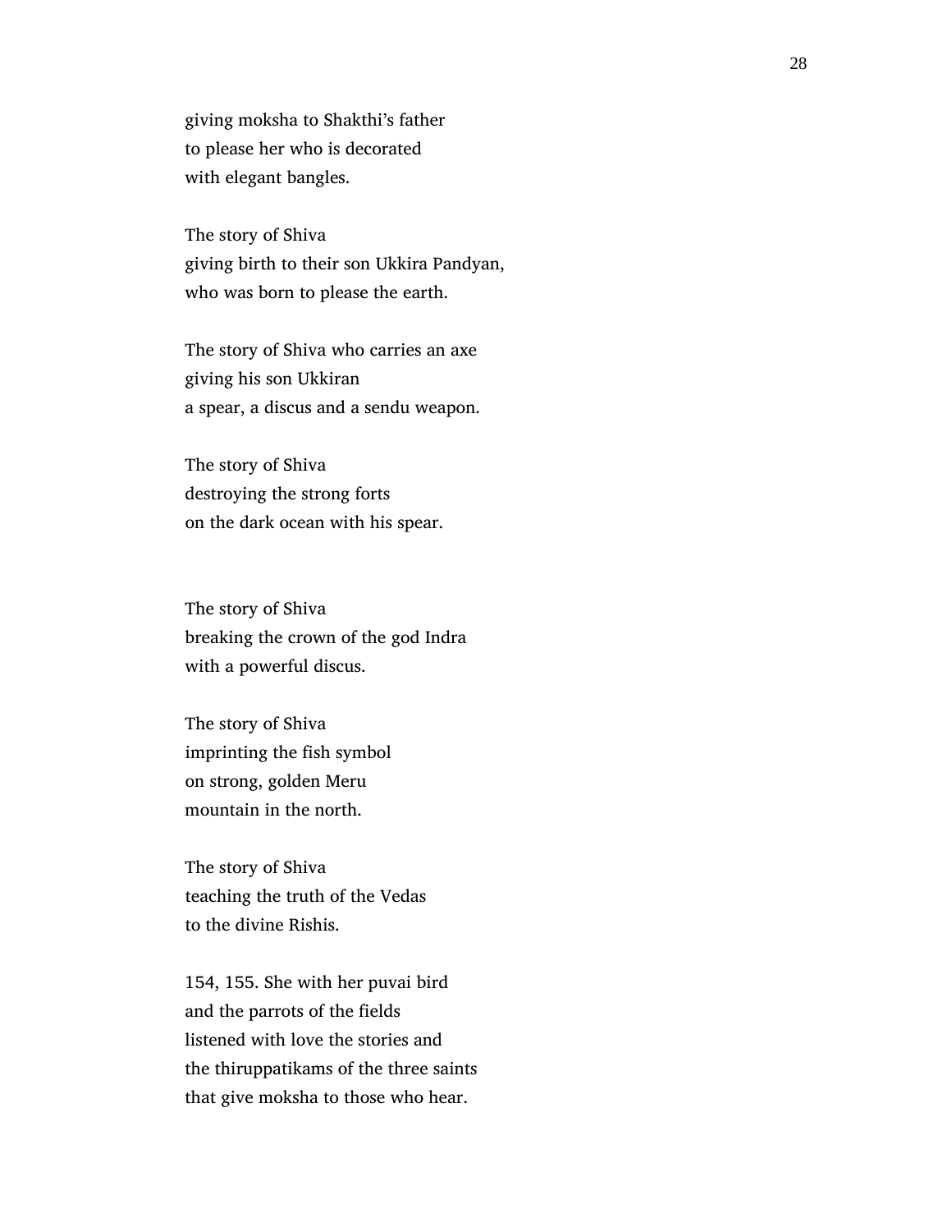giving moksha to Shakthi's father
to please her who is decorated
with elegant bangles.

The story of Shiva
giving birth to their son Ukkira Pandyan,
who was born to please the earth.

The story of Shiva who carries an axe
giving his son Ukkiran
a spear, a discus and a sendu weapon.

The story of Shiva
destroying the strong forts
on the dark ocean with his spear.

The story of Shiva
breaking the crown of the god Indra
with a powerful discus.

The story of Shiva
imprinting the fish symbol
on strong, golden Meru
mountain in the north.

The story of Shiva
teaching the truth of the Vedas
to the divine Rishis.

154, 155. She with her puvai bird
and the parrots of the fields
listened with love the stories and
the thiruppatikams of the three saints
that give moksha to those who hear.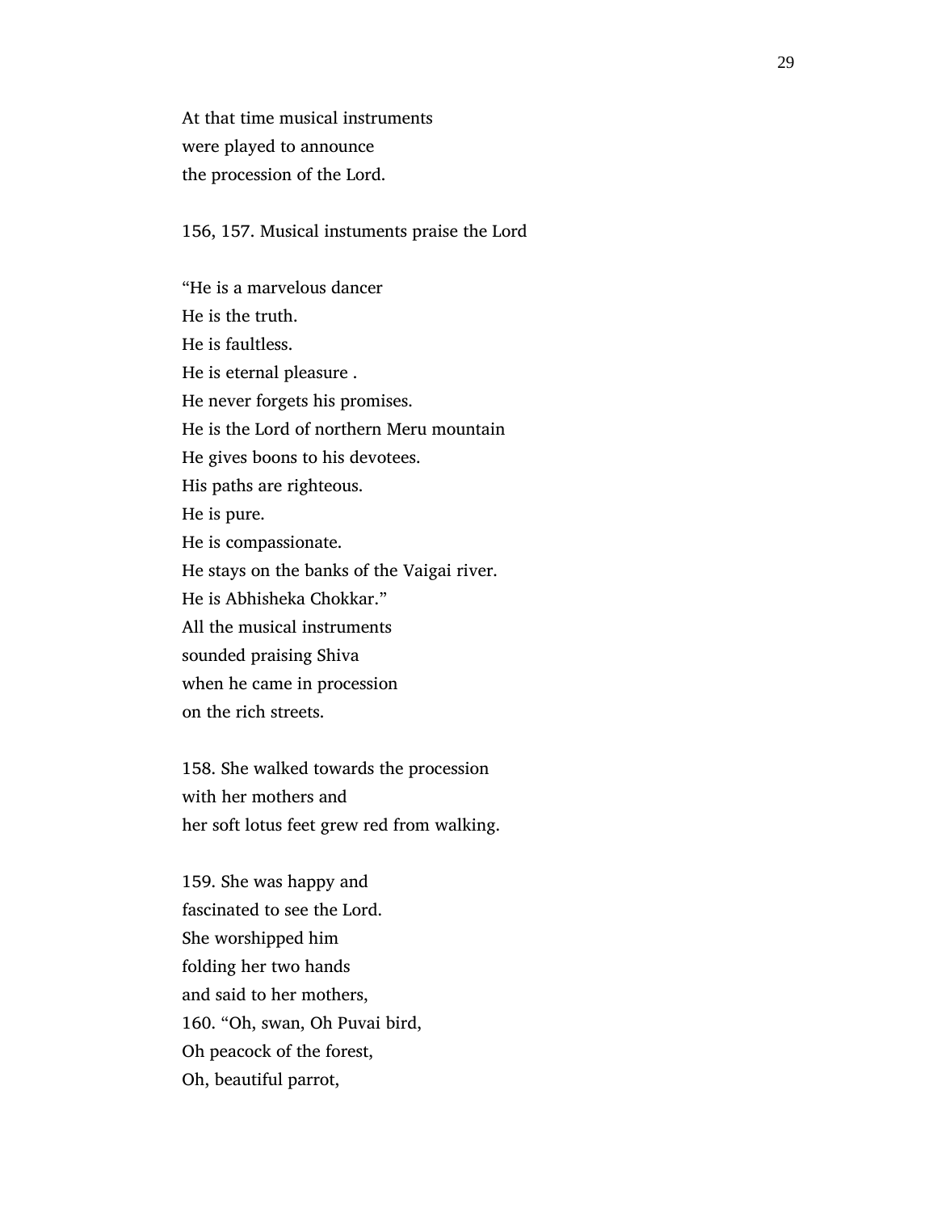At that time musical instruments
were played to announce
the procession of the Lord.

156, 157. Musical instuments praise the Lord

"He is a marvelous dancer
He is the truth.
He is faultless.
He is eternal pleasure .
He never forgets his promises.
He is the Lord of northern Meru mountain
He gives boons to his devotees.
His paths are righteous.
He is pure.
He is compassionate.
He stays on the banks of the Vaigai river.
He is Abhisheka Chokkar."
All the musical instruments
sounded praising Shiva
when he came in procession
on the rich streets.

158. She walked towards the procession
with her mothers and
her soft lotus feet grew red from walking.

159. She was happy and
fascinated to see the Lord.
She worshipped him
folding her two hands
and said to her mothers,
160. "Oh, swan, Oh Puvai bird,
Oh peacock of the forest,
Oh, beautiful parrot,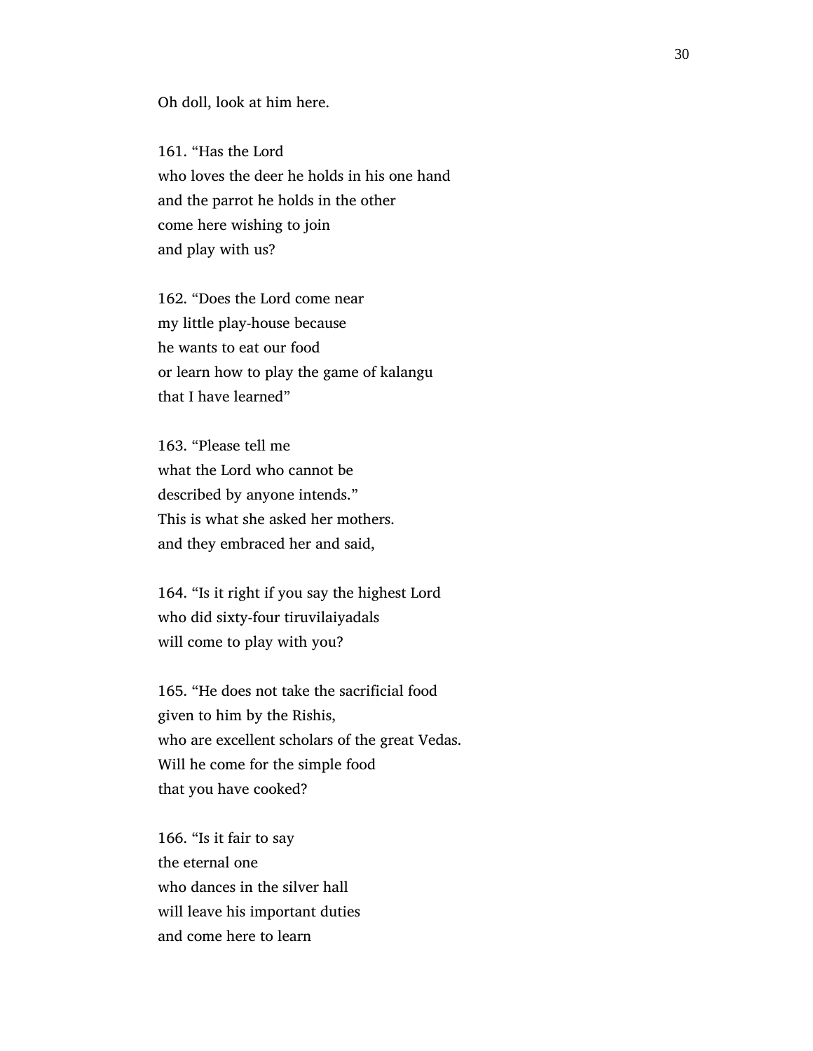Oh doll, look at him here.

161. "Has the Lord
who loves the deer he holds in his one hand
and the parrot he holds in the other
come here wishing to join
and play with us?

162. "Does the Lord come near
my little play-house because
he wants to eat our food
or learn how to play the game of kalangu
that I have learned"

163. "Please tell me
what the Lord who cannot be
described by anyone intends."
This is what she asked her mothers.
and they embraced her and said,

164. "Is it right if you say the highest Lord
who did sixty-four tiruvilaiyadals
will come to play with you?

165. "He does not take the sacrificial food
given to him by the Rishis,
who are excellent scholars of the great Vedas.
Will he come for the simple food
that you have cooked?

166. "Is it fair to say
the eternal one
who dances in the silver hall
will leave his important duties
and come here to learn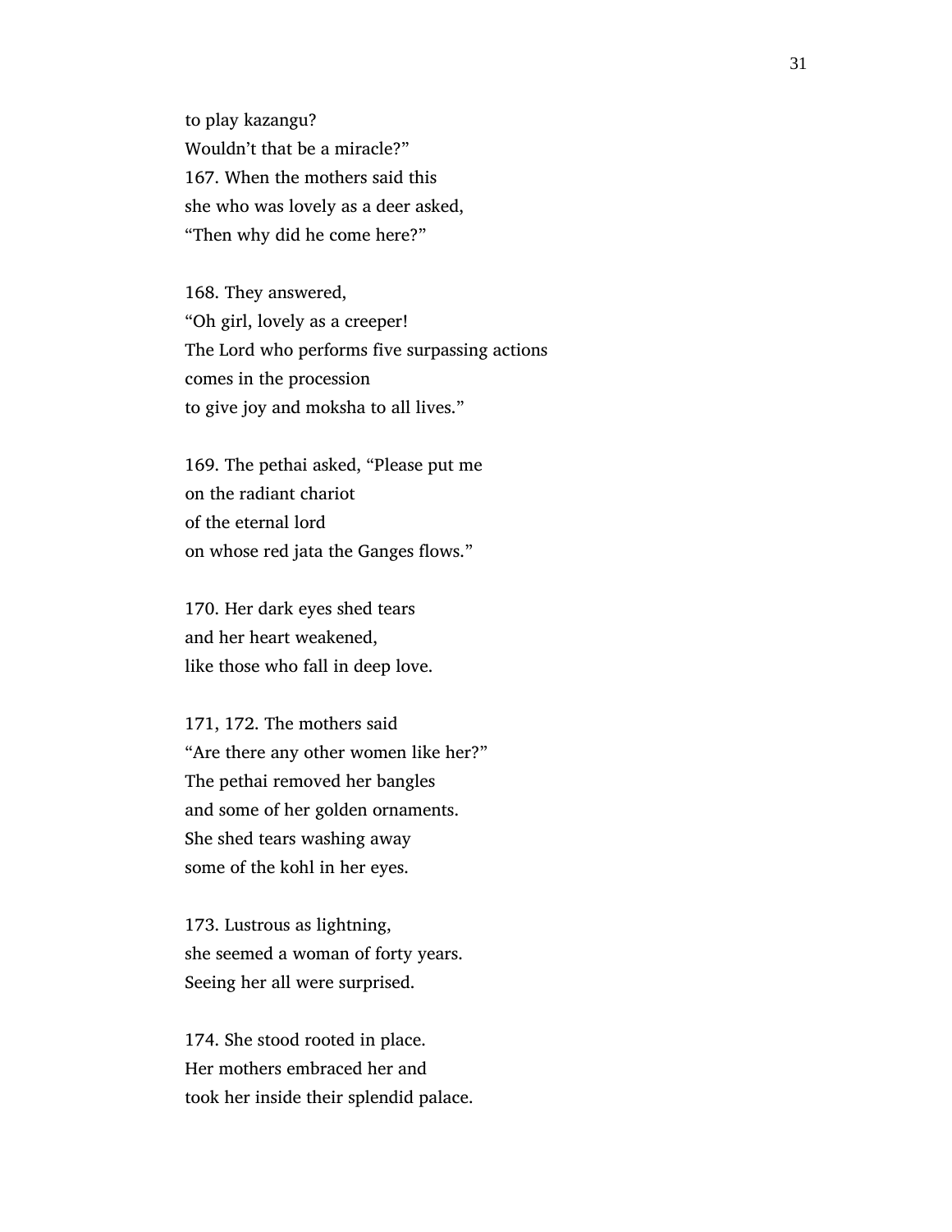to play kazangu?  
Wouldn't that be a miracle?"  
167. When the mothers said this  
she who was lovely as a deer asked,  
"Then why did he come here?"

168. They answered,  
"Oh girl, lovely as a creeper!  
The Lord who performs five surpassing actions  
comes in the procession  
to give joy and moksha to all lives."

169. The pethai asked, "Please put me  
on the radiant chariot  
of the eternal lord  
on whose red jata the Ganges flows."

170. Her dark eyes shed tears  
and her heart weakened,  
like those who fall in deep love.

171, 172. The mothers said  
"Are there any other women like her?"  
The pethai removed her bangles  
and some of her golden ornaments.  
She shed tears washing away  
some of the kohl in her eyes.

173. Lustrous as lightning,  
she seemed a woman of forty years.  
Seeing her all were surprised.

174. She stood rooted in place.  
Her mothers embraced her and  
took her inside their splendid palace.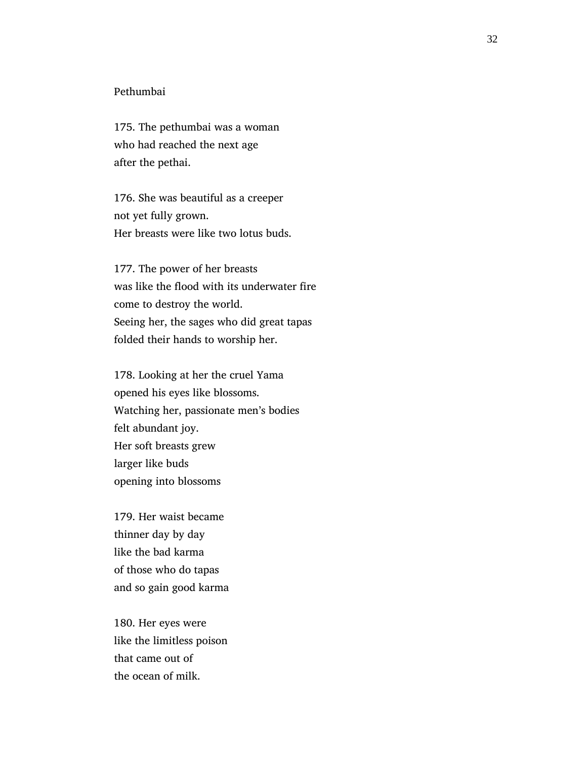Pethumbai

175. The pethumbai was a woman
who had reached the next age
after the pethai.

176. She was beautiful as a creeper
not yet fully grown.
Her breasts were like two lotus buds.

177. The power of her breasts
was like the flood with its underwater fire
come to destroy the world.
Seeing her, the sages who did great tapas
folded their hands to worship her.

178. Looking at her the cruel Yama
opened his eyes like blossoms.
Watching her, passionate men's bodies
felt abundant joy.
Her soft breasts grew
larger like buds
opening into blossoms

179. Her waist became
thinner day by day
like the bad karma
of those who do tapas
and so gain good karma

180. Her eyes were
like the limitless poison
that came out of
the ocean of milk.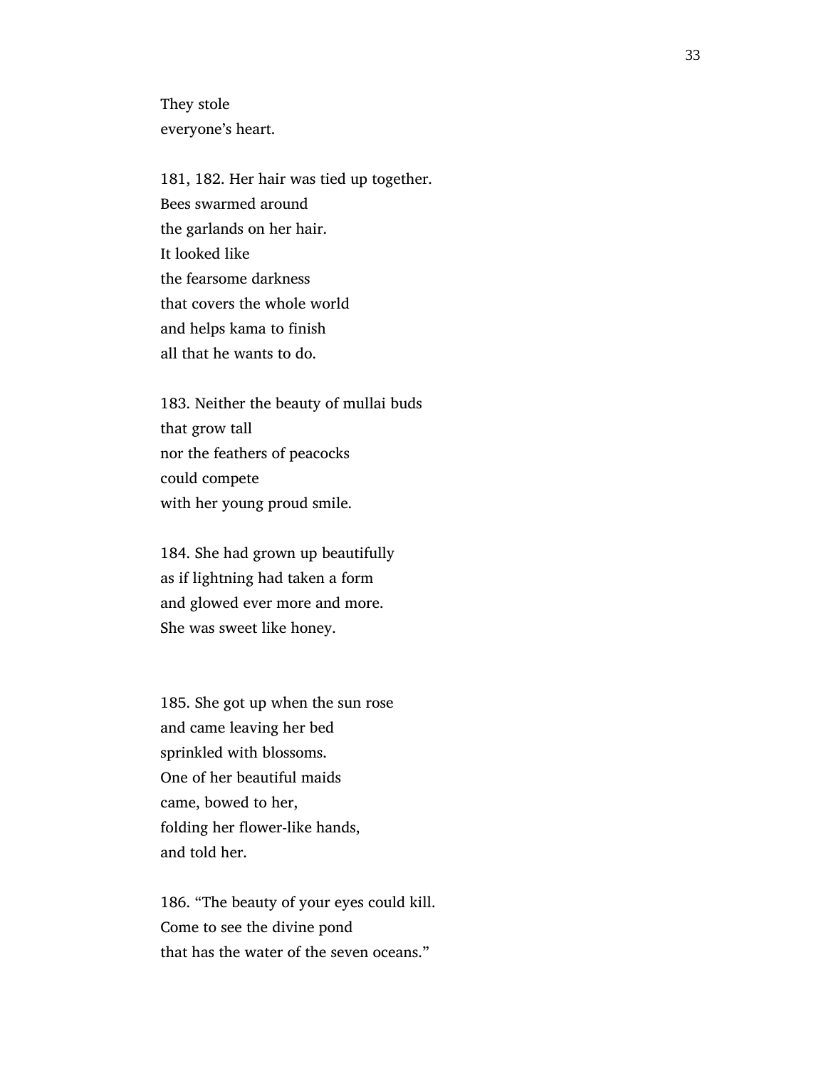They stole
everyone's heart.

181, 182. Her hair was tied up together.
Bees swarmed around
the garlands on her hair.
It looked like
the fearsome darkness
that covers the whole world
and helps kama to finish
all that he wants to do.

183. Neither the beauty of mullai buds
that grow tall
nor the feathers of peacocks
could compete
with her young proud smile.

184. She had grown up beautifully
as if lightning had taken a form
and glowed ever more and more.
She was sweet like honey.

185. She got up when the sun rose
and came leaving her bed
sprinkled with blossoms.
One of her beautiful maids
came, bowed to her,
folding her flower-like hands,
and told her.

186. "The beauty of your eyes could kill.
Come to see the divine pond
that has the water of the seven oceans."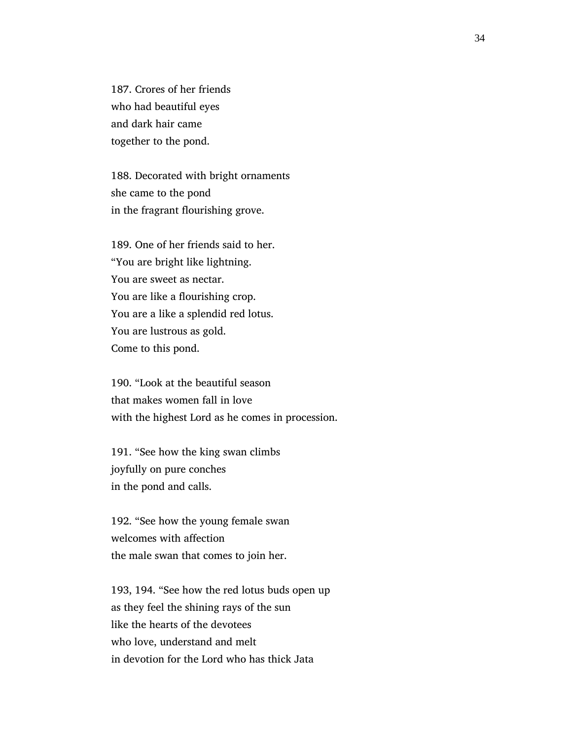187. Crores of her friends
who had beautiful eyes
and dark hair came
together to the pond.

188. Decorated with bright ornaments
she came to the pond
in the fragrant flourishing grove.

189. One of her friends said to her.
“You are bright like lightning.
You are sweet as nectar.
You are like a flourishing crop.
You are a like a splendid red lotus.
You are lustrous as gold.
Come to this pond.

190. “Look at the beautiful season
that makes women fall in love
with the highest Lord as he comes in procession.

191. “See how the king swan climbs
joyfully on pure conches
in the pond and calls.

192. “See how the young female swan
welcomes with affection
the male swan that comes to join her.

193, 194. “See how the red lotus buds open up
as they feel the shining rays of the sun
like the hearts of the devotees
who love, understand and melt
in devotion for the Lord who has thick Jata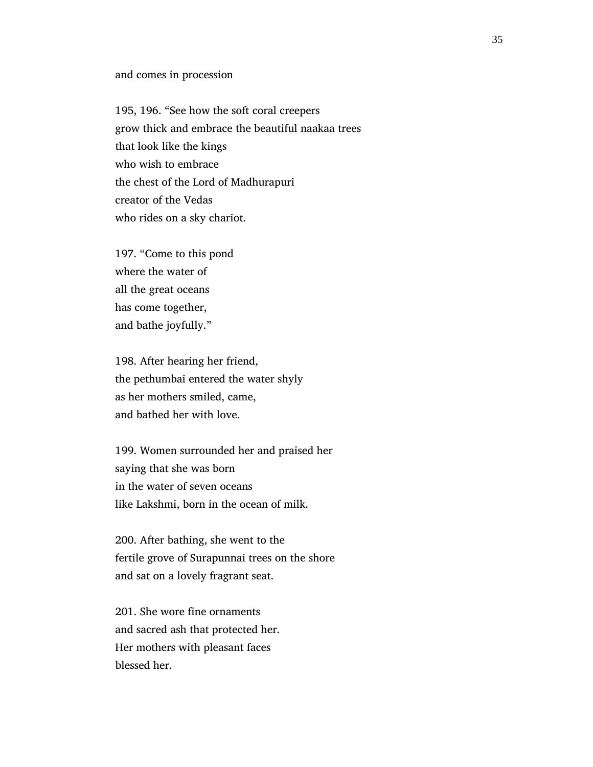and comes in procession

195, 196. “See how the soft coral creepers
grow thick and embrace the beautiful naakaa trees
that look like the kings
who wish to embrace
the chest of the Lord of Madhurapuri
creator of the Vedas
who rides on a sky chariot.

197. “Come to this pond
where the water of
all the great oceans
has come together,
and bathe joyfully.”

198. After hearing her friend,
the pethumbai entered the water shyly
as her mothers smiled, came,
and bathed her with love.

199. Women surrounded her and praised her
saying that she was born
in the water of seven oceans
like Lakshmi, born in the ocean of milk.

200. After bathing, she went to the
fertile grove of Surapunnai trees on the shore
and sat on a lovely fragrant seat.

201. She wore fine ornaments
and sacred ash that protected her.
Her mothers with pleasant faces
blessed her.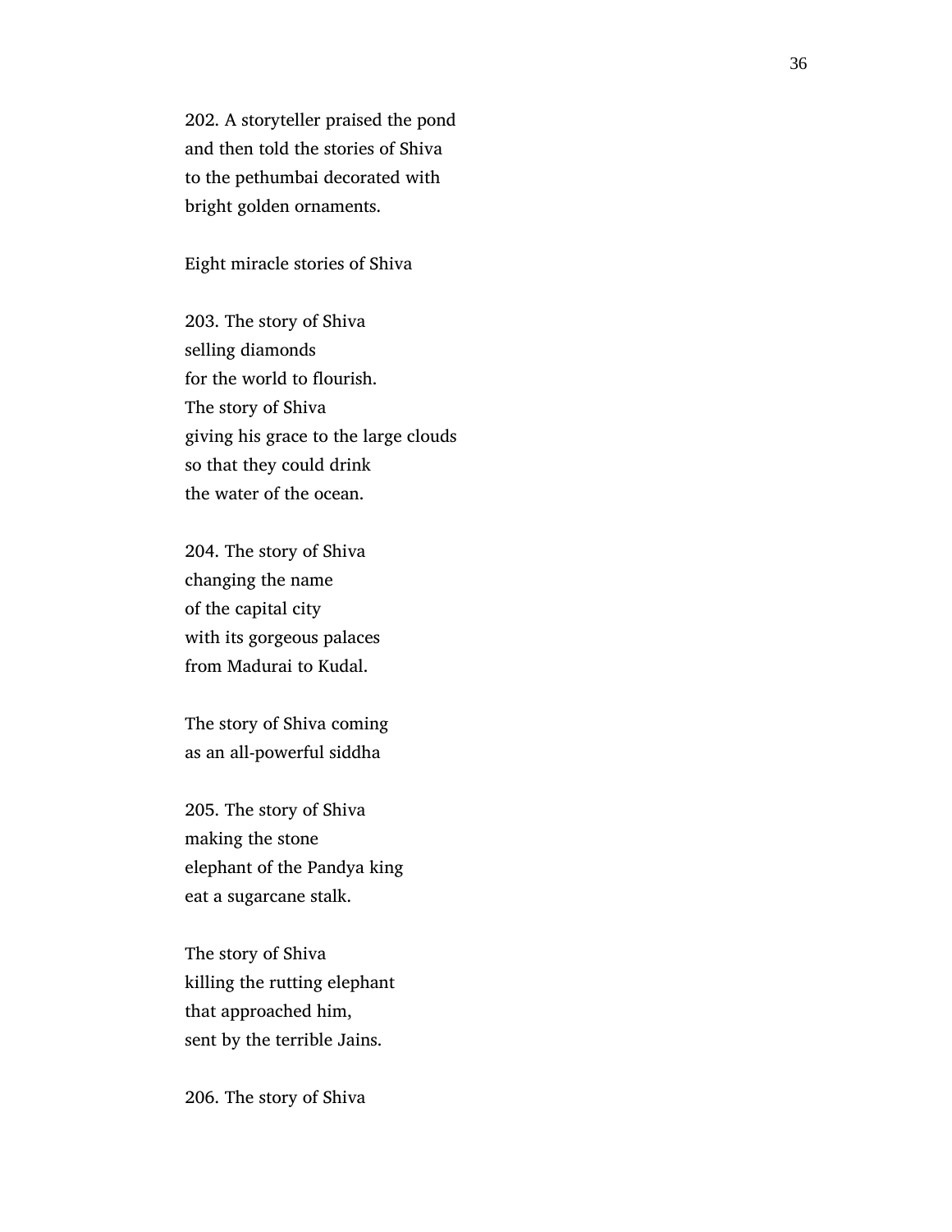202. A storyteller praised the pond
and then told the stories of Shiva
to the pethumbai decorated with
bright golden ornaments.

Eight miracle stories of Shiva

203. The story of Shiva
selling diamonds
for the world to flourish.
The story of Shiva
giving his grace to the large clouds
so that they could drink
the water of the ocean.

204. The story of Shiva
changing the name
of the capital city
with its gorgeous palaces
from Madurai to Kudal.

The story of Shiva coming
as an all-powerful siddha

205. The story of Shiva
making the stone
elephant of the Pandya king
eat a sugarcane stalk.

The story of Shiva
killing the rutting elephant
that approached him,
sent by the terrible Jains.

206. The story of Shiva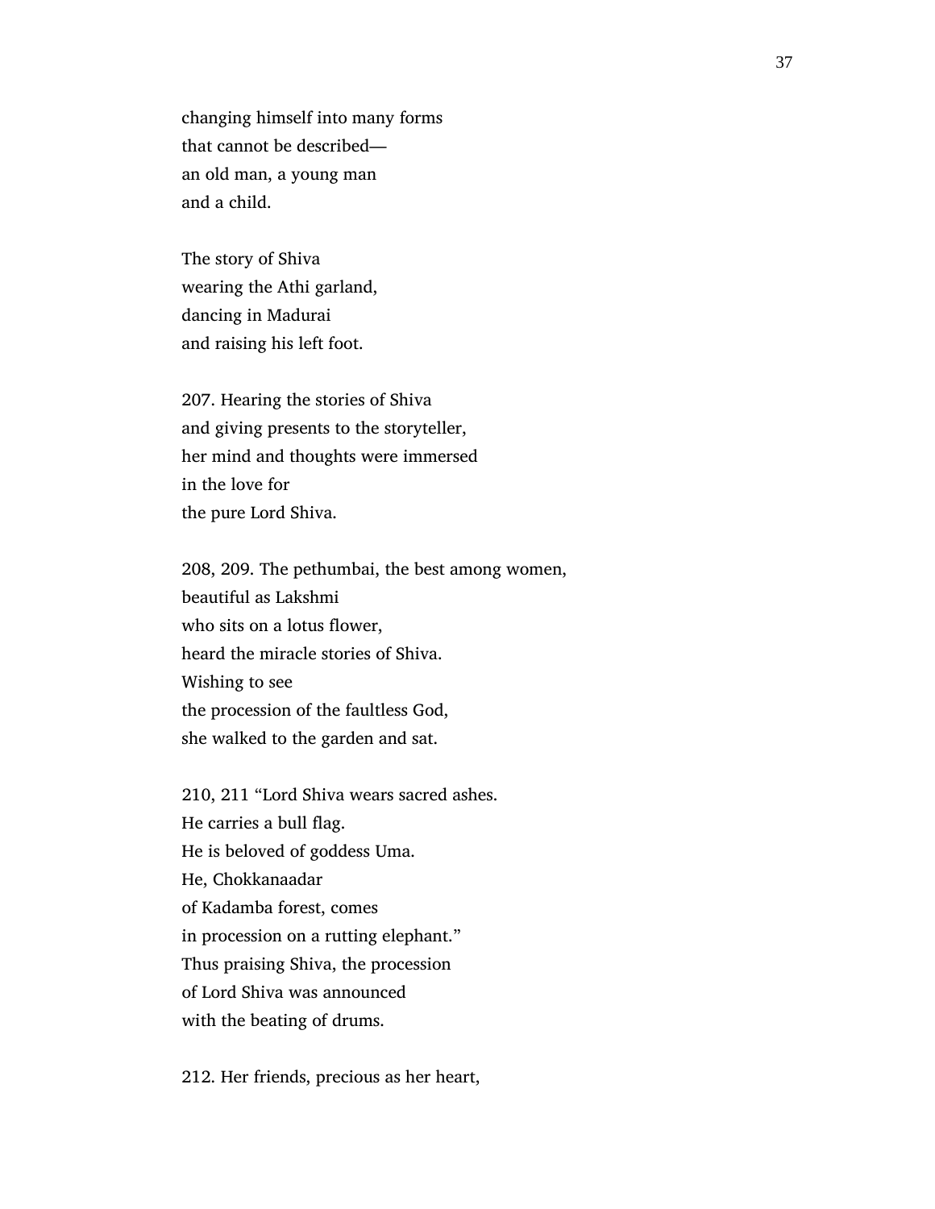changing himself into many forms
that cannot be described—
an old man, a young man
and a child.

The story of Shiva
wearing the Athi garland,
dancing in Madurai
and raising his left foot.

207. Hearing the stories of Shiva
and giving presents to the storyteller,
her mind and thoughts were immersed
in the love for
the pure Lord Shiva.

208, 209. The pethumbai, the best among women,
beautiful as Lakshmi
who sits on a lotus flower,
heard the miracle stories of Shiva.
Wishing to see
the procession of the faultless God,
she walked to the garden and sat.

210, 211 “Lord Shiva wears sacred ashes.
He carries a bull flag.
He is beloved of goddess Uma.
He, Chokkanaadar
of Kadamba forest, comes
in procession on a rutting elephant.”
Thus praising Shiva, the procession
of Lord Shiva was announced
with the beating of drums.

212. Her friends, precious as her heart,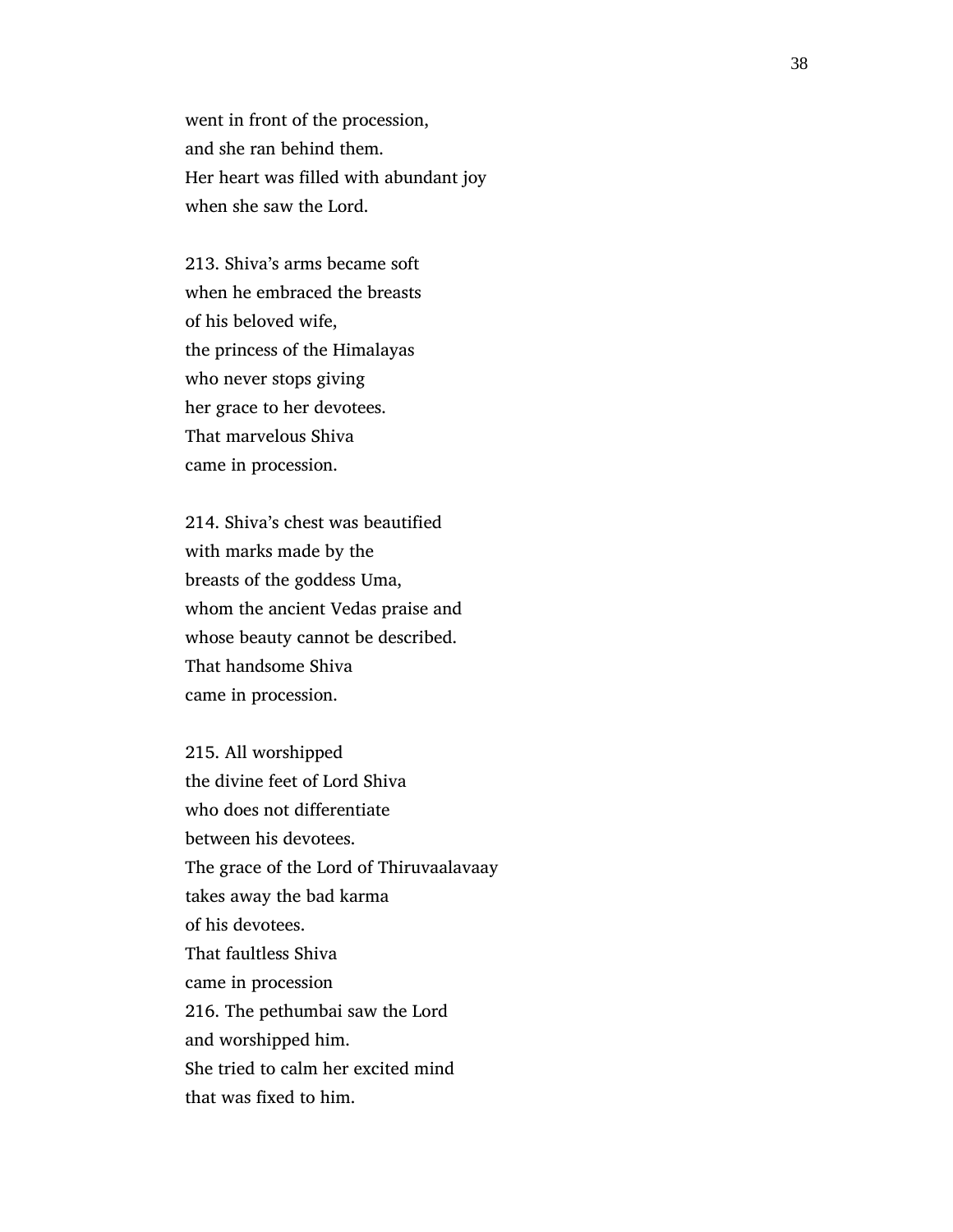went in front of the procession,
and she ran behind them.
Her heart was filled with abundant joy
when she saw the Lord.

213. Shiva's arms became soft
when he embraced the breasts
of his beloved wife,
the princess of the Himalayas
who never stops giving
her grace to her devotees.
That marvelous Shiva
came in procession.

214. Shiva's chest was beautified
with marks made by the
breasts of the goddess Uma,
whom the ancient Vedas praise and
whose beauty cannot be described.
That handsome Shiva
came in procession.

215. All worshipped
the divine feet of Lord Shiva
who does not differentiate
between his devotees.
The grace of the Lord of Thiruvaalavaay
takes away the bad karma
of his devotees.
That faultless Shiva
came in procession
216. The pethumbai saw the Lord
and worshipped him.
She tried to calm her excited mind
that was fixed to him.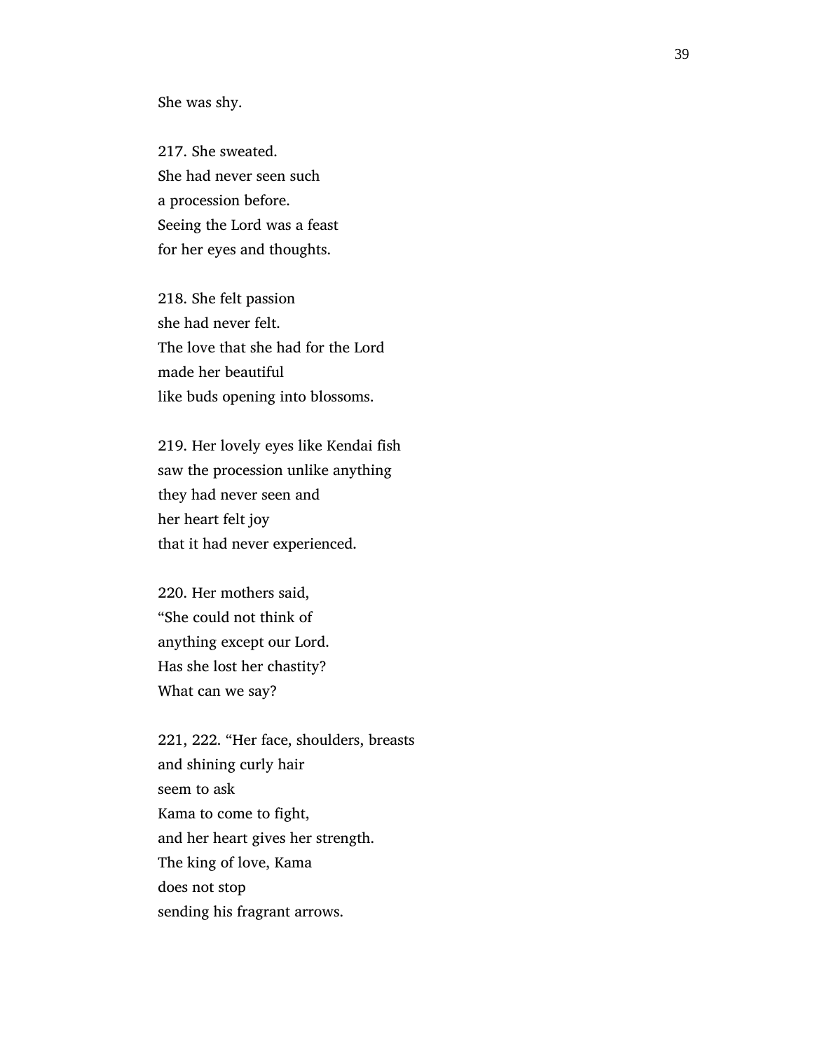She was shy.

217. She sweated.
She had never seen such
a procession before.
Seeing the Lord was a feast
for her eyes and thoughts.

218. She felt passion
she had never felt.
The love that she had for the Lord
made her beautiful
like buds opening into blossoms.

219. Her lovely eyes like Kendai fish
saw the procession unlike anything
they had never seen and
her heart felt joy
that it had never experienced.

220. Her mothers said,
“She could not think of
anything except our Lord.
Has she lost her chastity?
What can we say?

221, 222. “Her face, shoulders, breasts
and shining curly hair
seem to ask
Kama to come to fight,
and her heart gives her strength.
The king of love, Kama
does not stop
sending his fragrant arrows.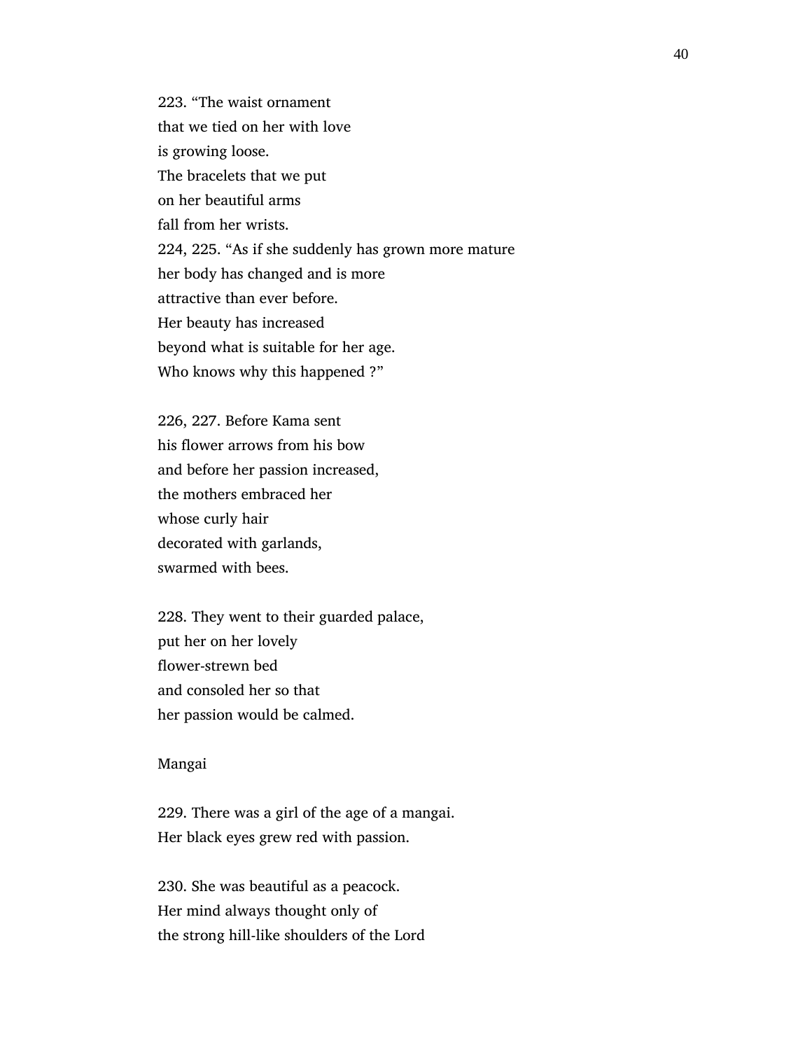223. “The waist ornament  
that we tied on her with love  
is growing loose.  
The bracelets that we put  
on her beautiful arms  
fall from her wrists.  
224, 225. “As if she suddenly has grown more mature  
her body has changed and is more  
attractive than ever before.  
Her beauty has increased  
beyond what is suitable for her age.  
Who knows why this happened ?”

226, 227. Before Kama sent  
his flower arrows from his bow  
and before her passion increased,  
the mothers embraced her  
whose curly hair  
decorated with garlands,  
swarmed with bees.

228. They went to their guarded palace,  
put her on her lovely  
flower-strewn bed  
and consoled her so that  
her passion would be calmed.

Mangai

229. There was a girl of the age of a mangai.  
Her black eyes grew red with passion.

230. She was beautiful as a peacock.  
Her mind always thought only of  
the strong hill-like shoulders of the Lord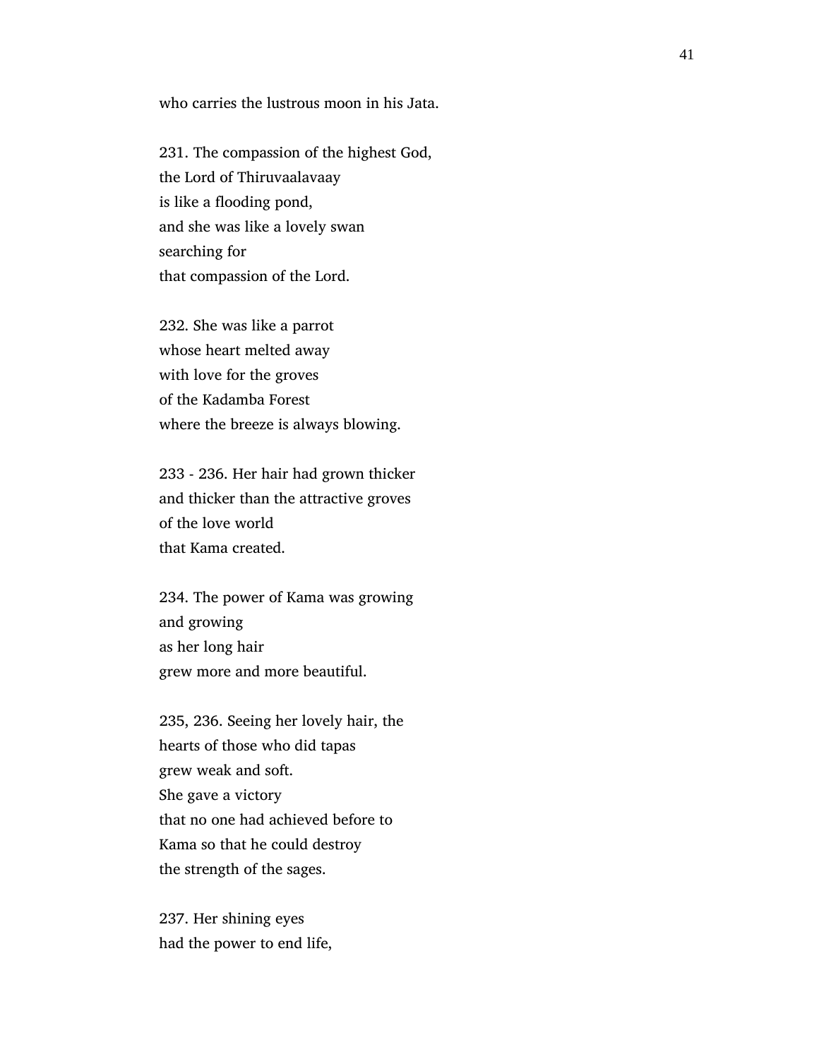who carries the lustrous moon in his Jata.

231. The compassion of the highest God,
the Lord of Thiruvaalavaay
is like a flooding pond,
and she was like a lovely swan
searching for
that compassion of the Lord.

232. She was like a parrot
whose heart melted away
with love for the groves
of the Kadamba Forest
where the breeze is always blowing.

233 - 236. Her hair had grown thicker
and thicker than the attractive groves
of the love world
that Kama created.

234. The power of Kama was growing
and growing
as her long hair
grew more and more beautiful.

235, 236. Seeing her lovely hair, the
hearts of those who did tapas
grew weak and soft.
She gave a victory
that no one had achieved before to
Kama so that he could destroy
the strength of the sages.

237. Her shining eyes
had the power to end life,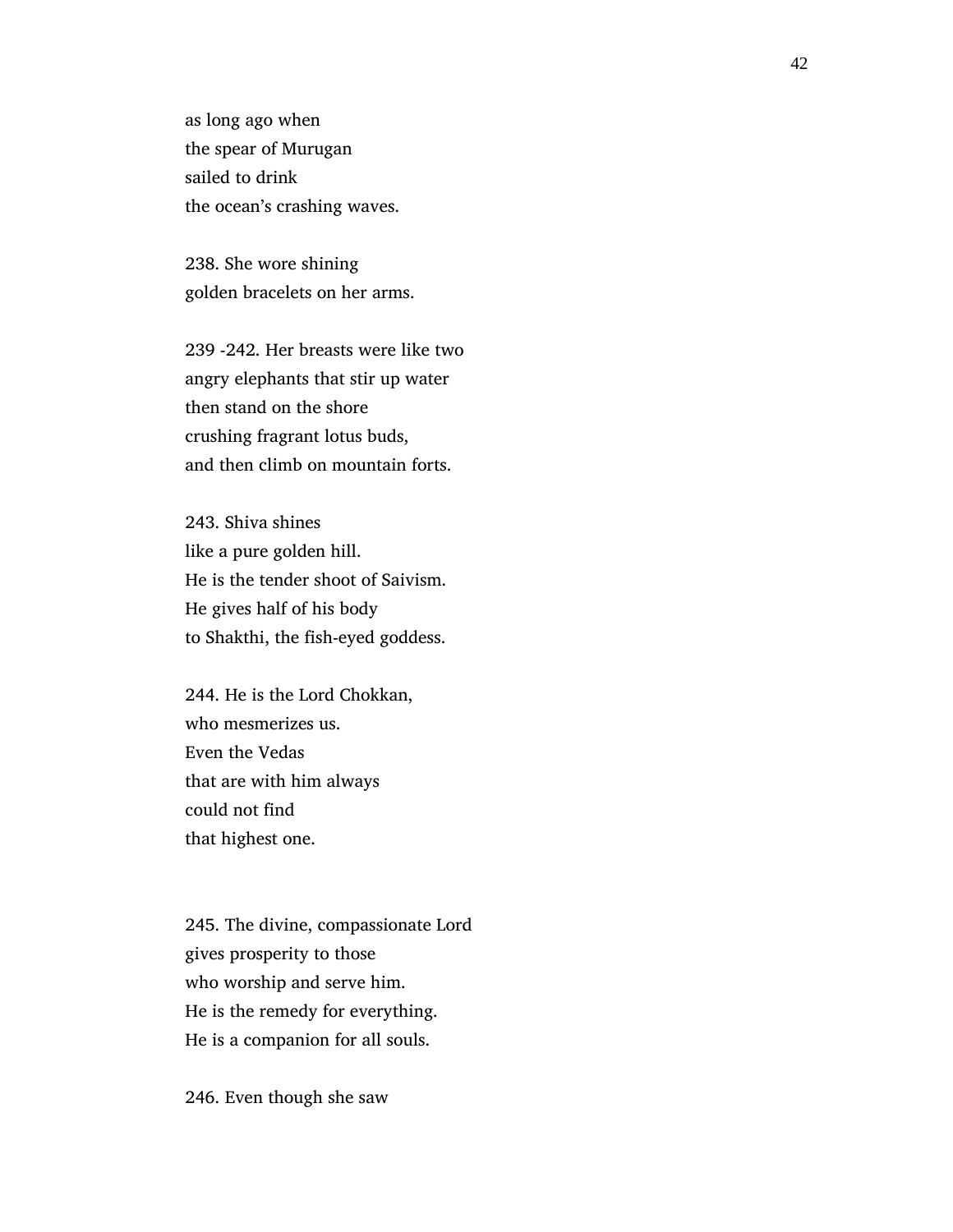as long ago when
the spear of Murugan
sailed to drink
the ocean's crashing waves.

238. She wore shining
golden bracelets on her arms.

239 -242. Her breasts were like two
angry elephants that stir up water
then stand on the shore
crushing fragrant lotus buds,
and then climb on mountain forts.

243. Shiva shines
like a pure golden hill.
He is the tender shoot of Saivism.
He gives half of his body
to Shakthi, the fish-eyed goddess.

244. He is the Lord Chokkan,
who mesmerizes us.
Even the Vedas
that are with him always
could not find
that highest one.

245. The divine, compassionate Lord
gives prosperity to those
who worship and serve him.
He is the remedy for everything.
He is a companion for all souls.

246. Even though she saw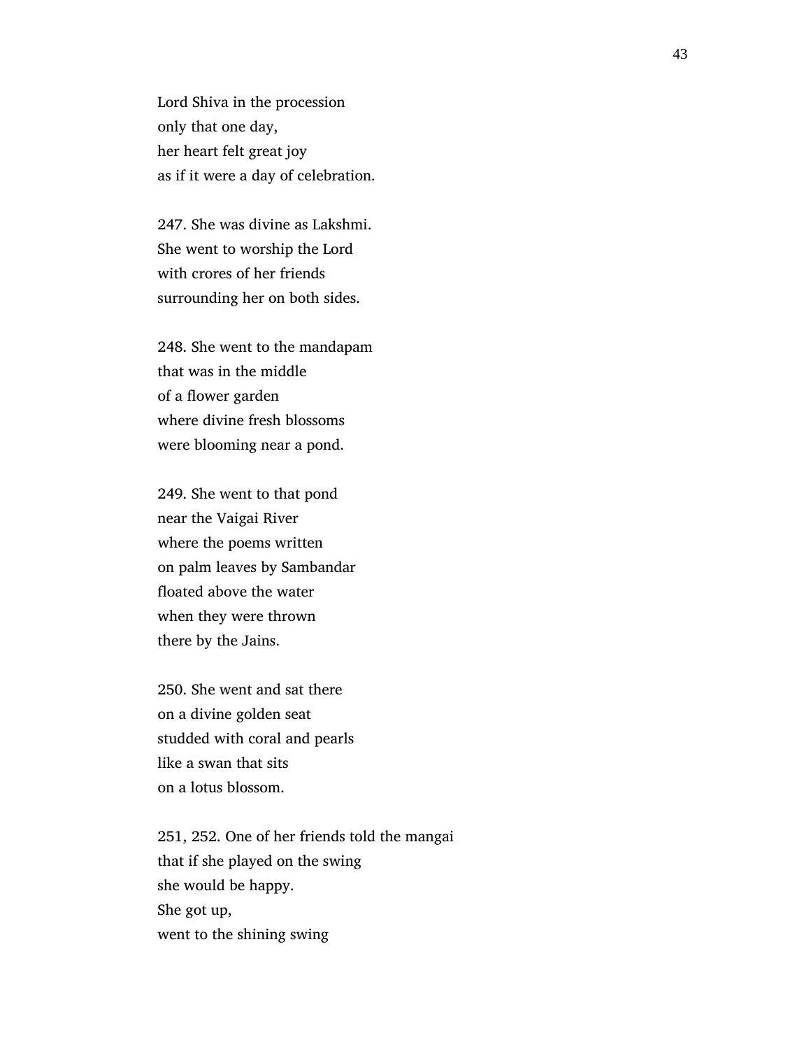Lord Shiva in the procession
only that one day,
her heart felt great joy
as if it were a day of celebration.

247. She was divine as Lakshmi.
She went to worship the Lord
with crores of her friends
surrounding her on both sides.

248. She went to the mandapam
that was in the middle
of a flower garden
where divine fresh blossoms
were blooming near a pond.

249. She went to that pond
near the Vaigai River
where the poems written
on palm leaves by Sambandar
floated above the water
when they were thrown
there by the Jains.

250. She went and sat there
on a divine golden seat
studded with coral and pearls
like a swan that sits
on a lotus blossom.

251, 252. One of her friends told the mangai
that if she played on the swing
she would be happy.
She got up,
went to the shining swing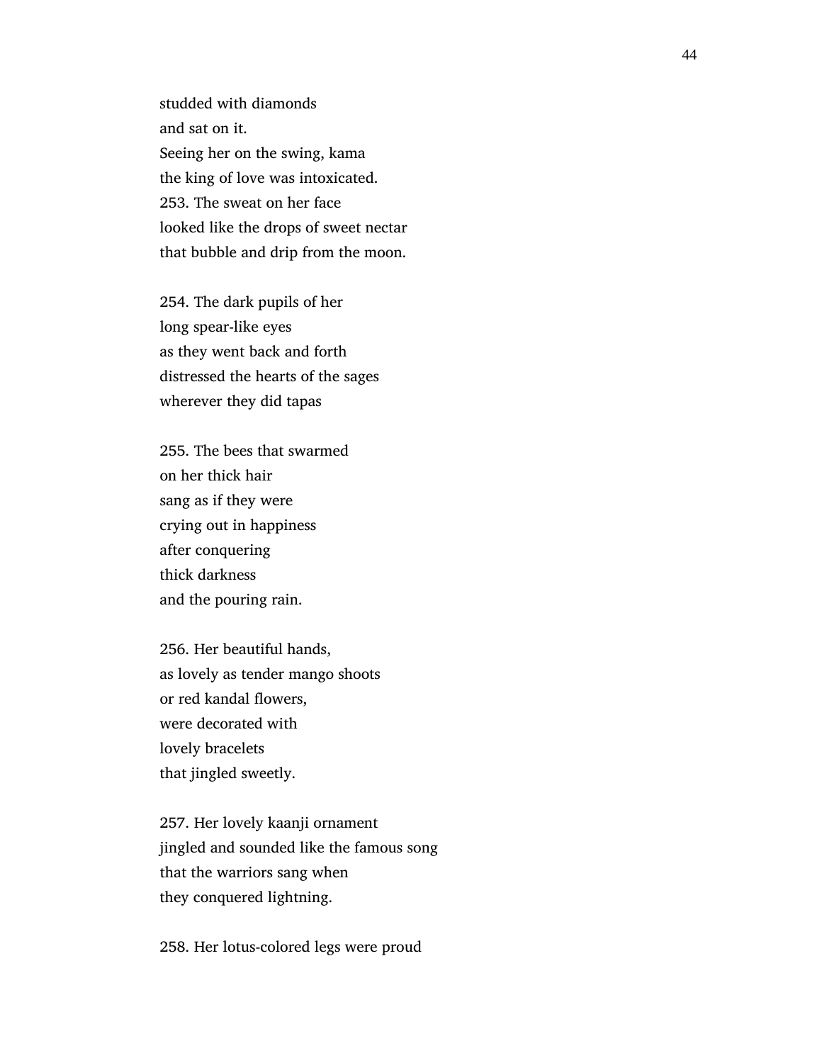studded with diamonds
and sat on it.
Seeing her on the swing, kama
the king of love was intoxicated.
253. The sweat on her face
looked like the drops of sweet nectar
that bubble and drip from the moon.

254. The dark pupils of her
long spear-like eyes
as they went back and forth
distressed the hearts of the sages
wherever they did tapas

255. The bees that swarmed
on her thick hair
sang as if they were
crying out in happiness
after conquering
thick darkness
and the pouring rain.

256. Her beautiful hands,
as lovely as tender mango shoots
or red kandal flowers,
were decorated with
lovely bracelets
that jingled sweetly.

257. Her lovely kaanji ornament
jingled and sounded like the famous song
that the warriors sang when
they conquered lightning.

258. Her lotus-colored legs were proud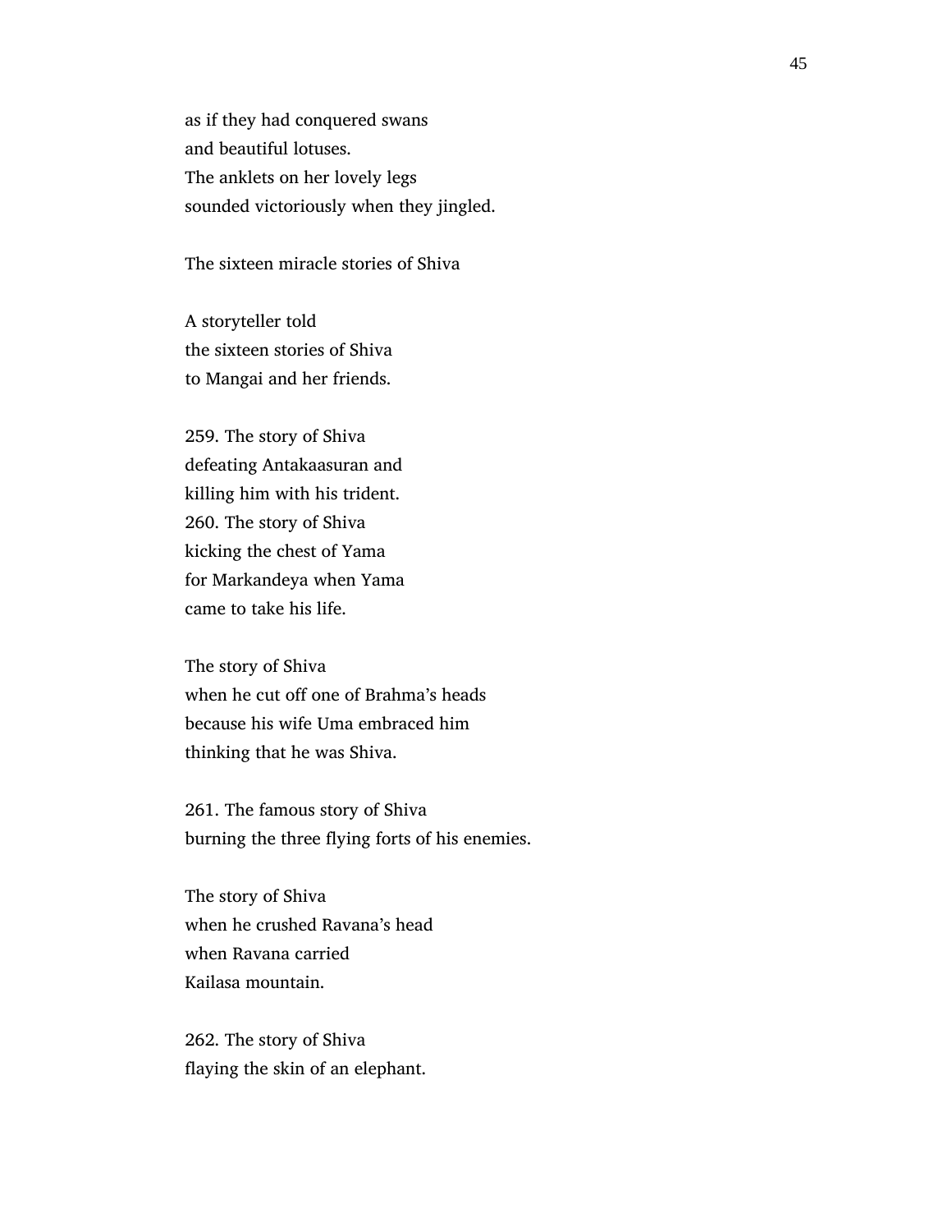as if they had conquered swans
and beautiful lotuses.
The anklets on her lovely legs
sounded victoriously when they jingled.

The sixteen miracle stories of Shiva

A storyteller told
the sixteen stories of Shiva
to Mangai and her friends.

259. The story of Shiva
defeating Antakaasuran and
killing him with his trident.
260. The story of Shiva
kicking the chest of Yama
for Markandeya when Yama
came to take his life.

The story of Shiva
when he cut off one of Brahma's heads
because his wife Uma embraced him
thinking that he was Shiva.

261. The famous story of Shiva
burning the three flying forts of his enemies.

The story of Shiva
when he crushed Ravana's head
when Ravana carried
Kailasa mountain.

262. The story of Shiva
flaying the skin of an elephant.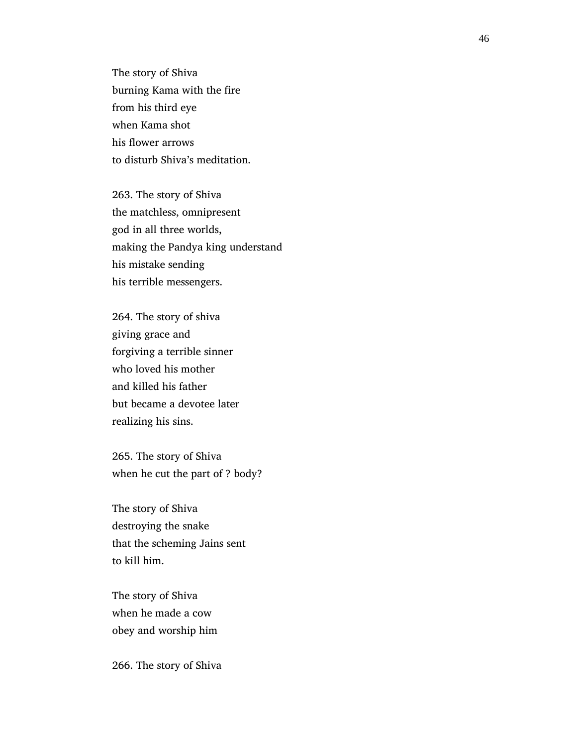The story of Shiva
burning Kama with the fire
from his third eye
when Kama shot
his flower arrows
to disturb Shiva's meditation.

263. The story of Shiva
the matchless, omnipresent
god in all three worlds,
making the Pandya king understand
his mistake sending
his terrible messengers.

264. The story of shiva
giving grace and
forgiving a terrible sinner
who loved his mother
and killed his father
but became a devotee later
realizing his sins.

265. The story of Shiva
when he cut the part of ? body?

The story of Shiva
destroying the snake
that the scheming Jains sent
to kill him.

The story of Shiva
when he made a cow
obey and worship him

266. The story of Shiva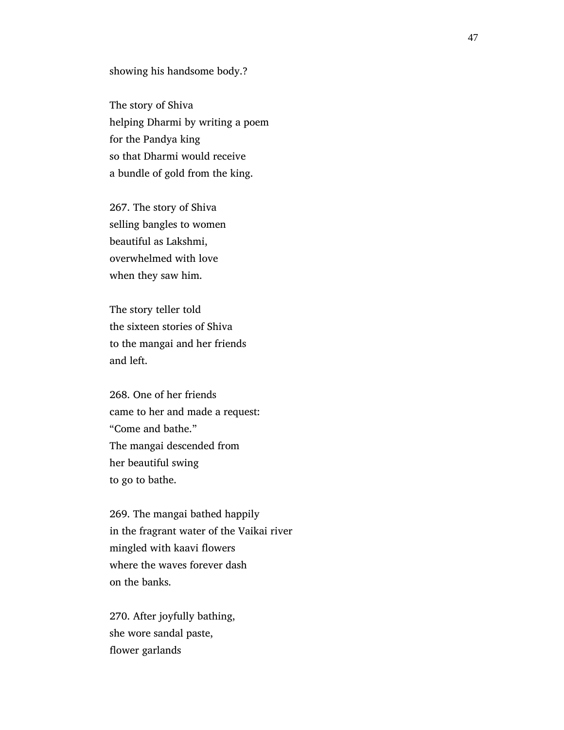showing his handsome body.?

The story of Shiva
helping Dharmi by writing a poem
for the Pandya king
so that Dharmi would receive
a bundle of gold from the king.

267. The story of Shiva
selling bangles to women
beautiful as Lakshmi,
overwhelmed with love
when they saw him.

The story teller told
the sixteen stories of Shiva
to the mangai and her friends
and left.

268. One of her friends
came to her and made a request:
"Come and bathe."
The mangai descended from
her beautiful swing
to go to bathe.

269. The mangai bathed happily
in the fragrant water of the Vaikai river
mingled with kaavi flowers
where the waves forever dash
on the banks.

270. After joyfully bathing,
she wore sandal paste,
flower garlands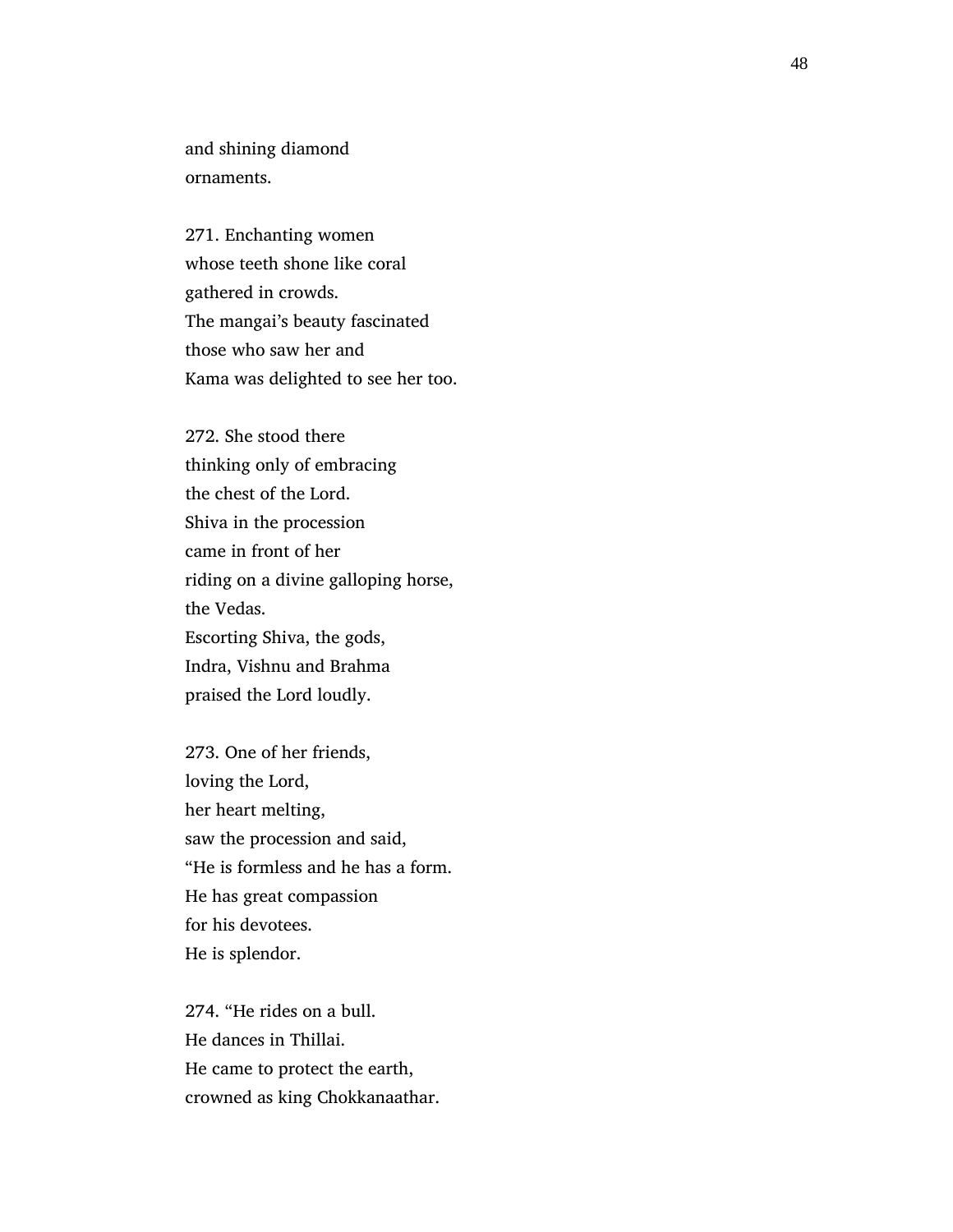and shining diamond
ornaments.

271. Enchanting women
whose teeth shone like coral
gathered in crowds.
The mangai's beauty fascinated
those who saw her and
Kama was delighted to see her too.

272. She stood there
thinking only of embracing
the chest of the Lord.
Shiva in the procession
came in front of her
riding on a divine galloping horse,
the Vedas.
Escorting Shiva, the gods,
Indra, Vishnu and Brahma
praised the Lord loudly.

273. One of her friends,
loving the Lord,
her heart melting,
saw the procession and said,
"He is formless and he has a form.
He has great compassion
for his devotees.
He is splendor.

274. "He rides on a bull.
He dances in Thillai.
He came to protect the earth,
crowned as king Chokkanaathar.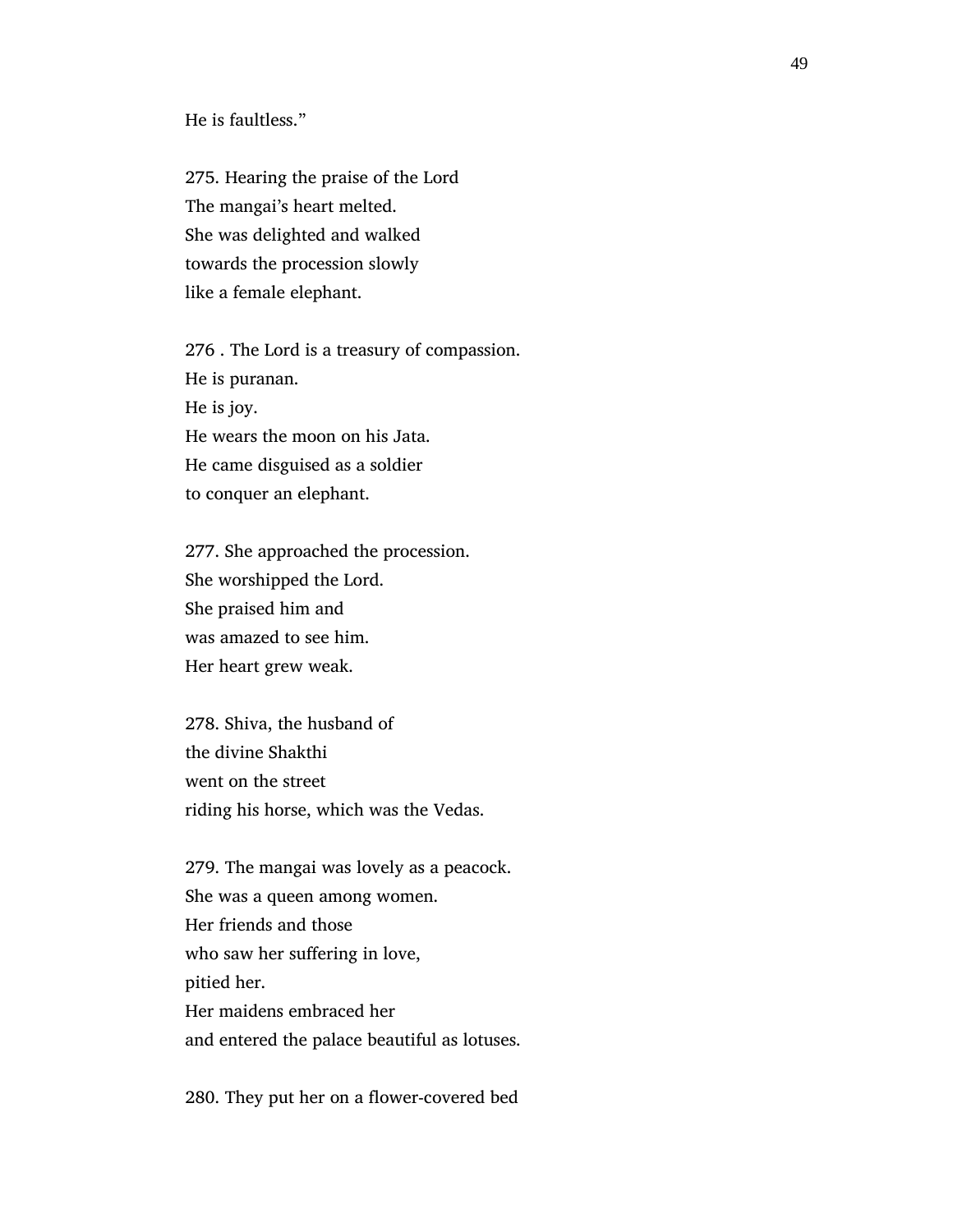He is faultless.”

275. Hearing the praise of the Lord
The mangai’s heart melted.
She was delighted and walked
towards the procession slowly
like a female elephant.

276 . The Lord is a treasury of compassion.
He is puranan.
He is joy.
He wears the moon on his Jata.
He came disguised as a soldier
to conquer an elephant.

277. She approached the procession.
She worshipped the Lord.
She praised him and
was amazed to see him.
Her heart grew weak.

278. Shiva, the husband of
the divine Shakthi
went on the street
riding his horse, which was the Vedas.

279. The mangai was lovely as a peacock.
She was a queen among women.
Her friends and those
who saw her suffering in love,
pitied her.
Her maidens embraced her
and entered the palace beautiful as lotuses.

280. They put her on a flower-covered bed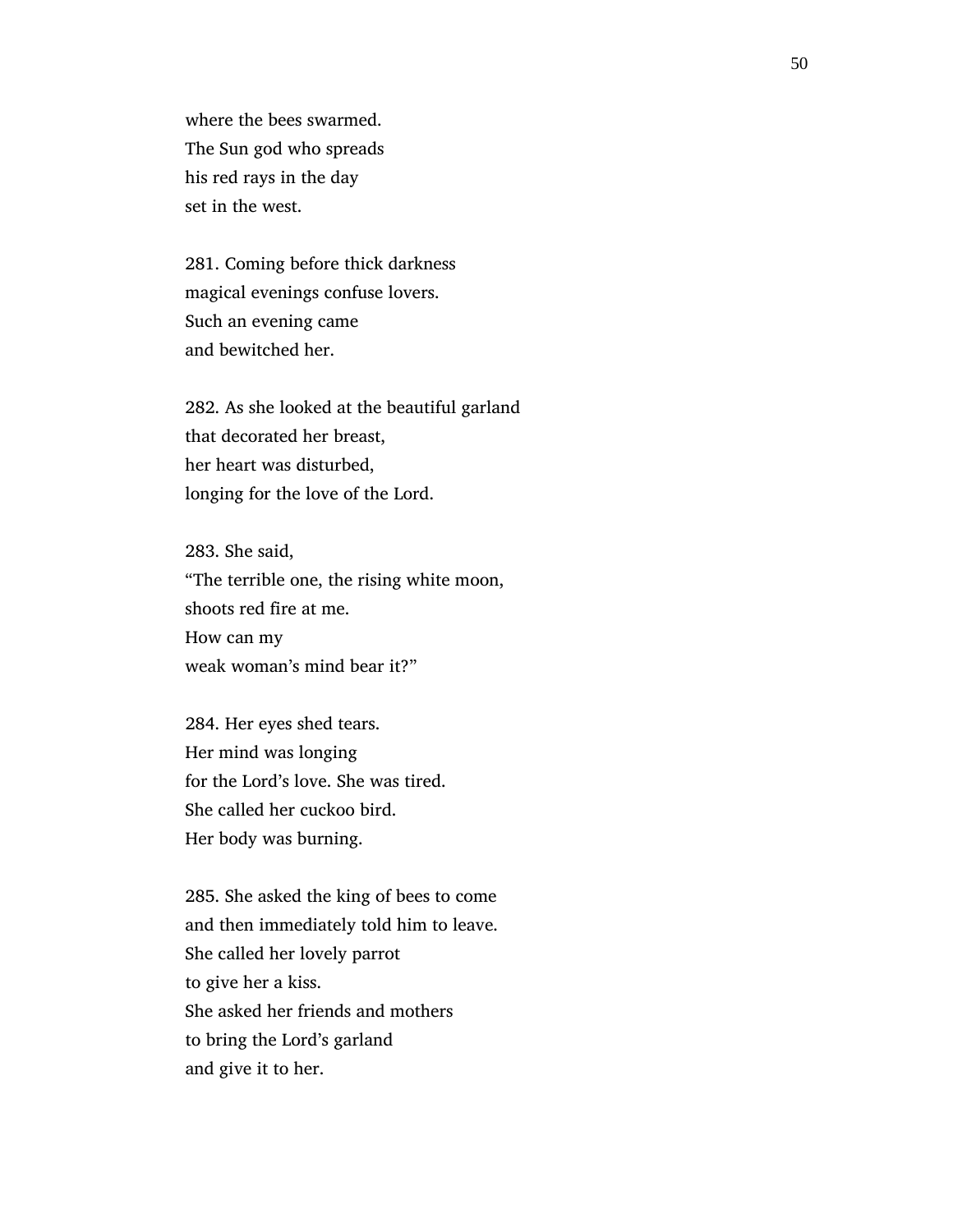where the bees swarmed.  
The Sun god who spreads  
his red rays in the day  
set in the west.

281. Coming before thick darkness  
magical evenings confuse lovers.  
Such an evening came  
and bewitched her.

282. As she looked at the beautiful garland  
that decorated her breast,  
her heart was disturbed,  
longing for the love of the Lord.

283. She said,  
"The terrible one, the rising white moon,  
shoots red fire at me.  
How can my  
weak woman's mind bear it?"

284. Her eyes shed tears.  
Her mind was longing  
for the Lord's love. She was tired.  
She called her cuckoo bird.  
Her body was burning.

285. She asked the king of bees to come  
and then immediately told him to leave.  
She called her lovely parrot  
to give her a kiss.  
She asked her friends and mothers  
to bring the Lord's garland  
and give it to her.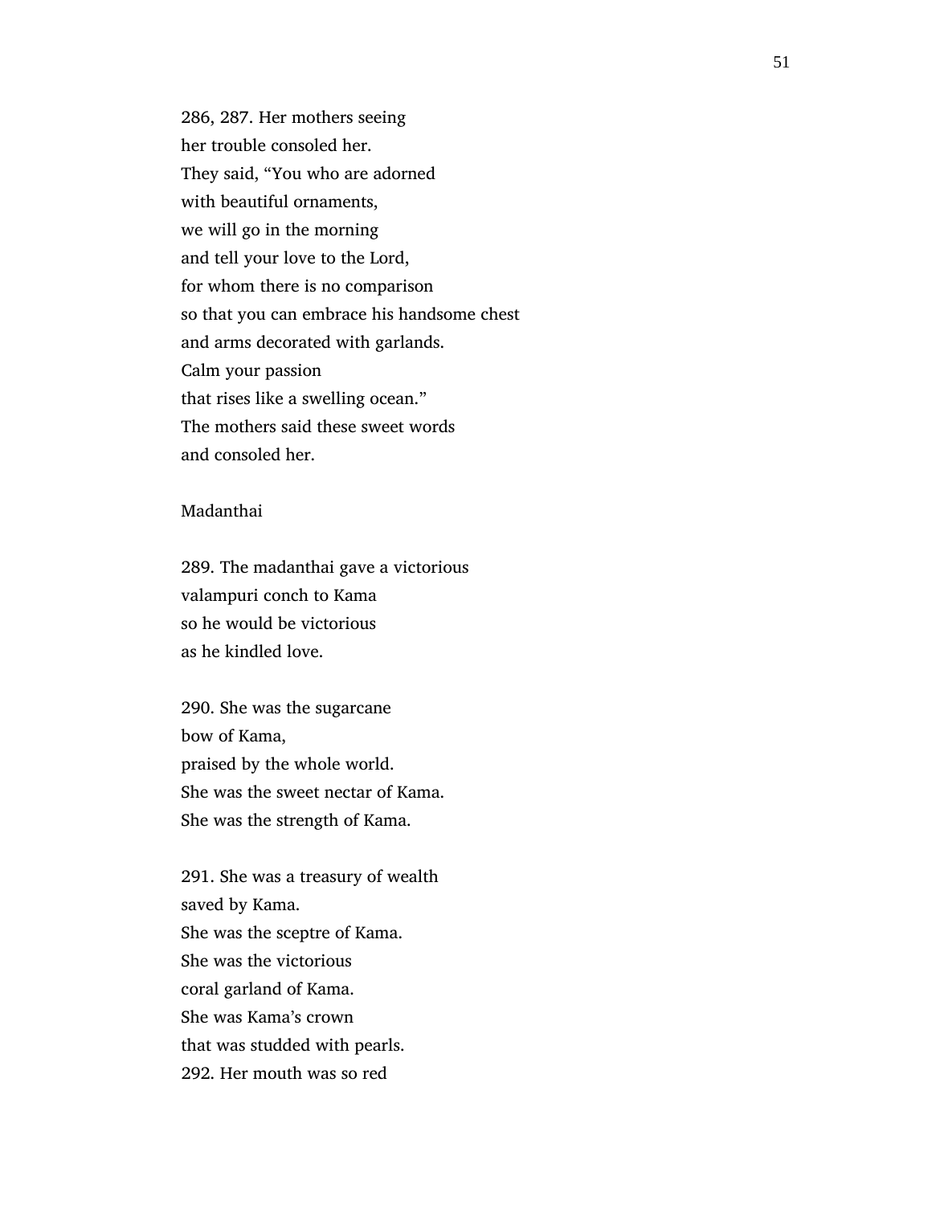286, 287. Her mothers seeing
her trouble consoled her.
They said, "You who are adorned
with beautiful ornaments,
we will go in the morning
and tell your love to the Lord,
for whom there is no comparison
so that you can embrace his handsome chest
and arms decorated with garlands.
Calm your passion
that rises like a swelling ocean."
The mothers said these sweet words
and consoled her.

Madanthai

289. The madanthai gave a victorious
valampuri conch to Kama
so he would be victorious
as he kindled love.

290. She was the sugarcane
bow of Kama,
praised by the whole world.
She was the sweet nectar of Kama.
She was the strength of Kama.

291. She was a treasury of wealth
saved by Kama.
She was the sceptre of Kama.
She was the victorious
coral garland of Kama.
She was Kama's crown
that was studded with pearls.
292. Her mouth was so red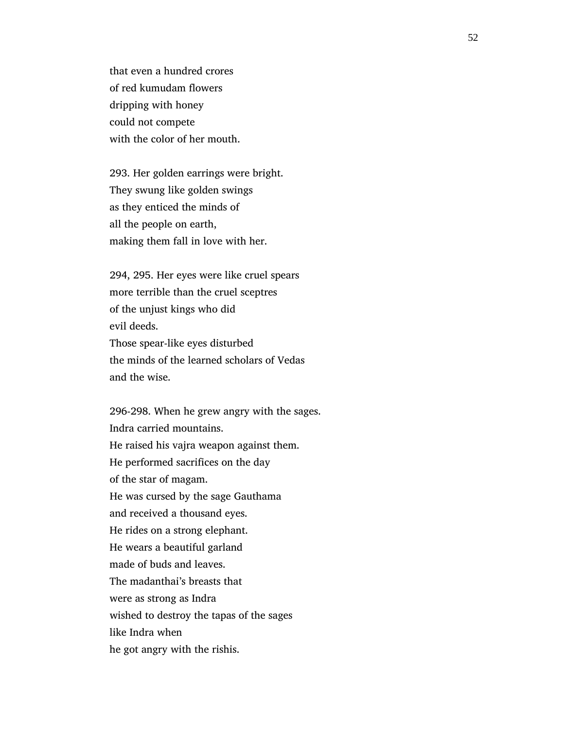that even a hundred crores
of red kumudam flowers
dripping with honey
could not compete
with the color of her mouth.

293. Her golden earrings were bright.
They swung like golden swings
as they enticed the minds of
all the people on earth,
making them fall in love with her.

294, 295. Her eyes were like cruel spears
more terrible than the cruel sceptres
of the unjust kings who did
evil deeds.
Those spear-like eyes disturbed
the minds of the learned scholars of Vedas
and the wise.

296-298. When he grew angry with the sages.
Indra carried mountains.
He raised his vajra weapon against them.
He performed sacrifices on the day
of the star of magam.
He was cursed by the sage Gauthama
and received a thousand eyes.
He rides on a strong elephant.
He wears a beautiful garland
made of buds and leaves.
The madanthai's breasts that
were as strong as Indra
wished to destroy the tapas of the sages
like Indra when
he got angry with the rishis.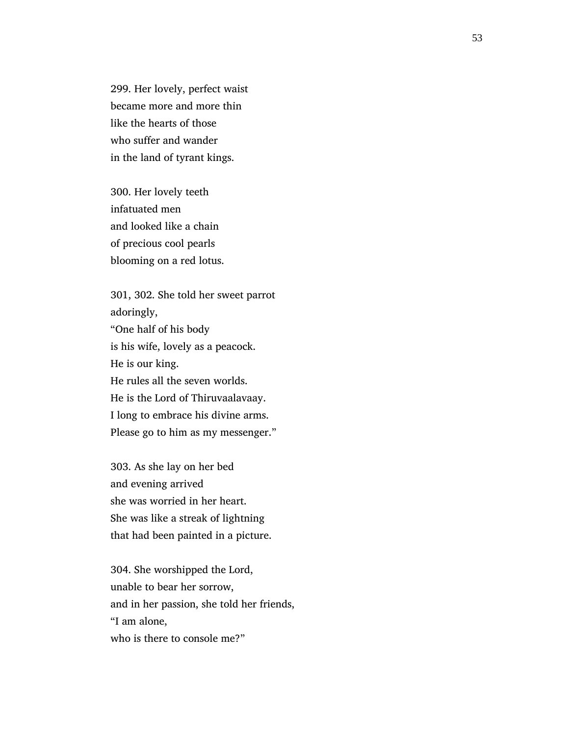299. Her lovely, perfect waist
became more and more thin
like the hearts of those
who suffer and wander
in the land of tyrant kings.

300. Her lovely teeth
infatuated men
and looked like a chain
of precious cool pearls
blooming on a red lotus.

301, 302. She told her sweet parrot
adoringly,
"One half of his body
is his wife, lovely as a peacock.
He is our king.
He rules all the seven worlds.
He is the Lord of Thiruvaalavaay.
I long to embrace his divine arms.
Please go to him as my messenger."

303. As she lay on her bed
and evening arrived
she was worried in her heart.
She was like a streak of lightning
that had been painted in a picture.

304. She worshipped the Lord,
unable to bear her sorrow,
and in her passion, she told her friends,
"I am alone,
who is there to console me?"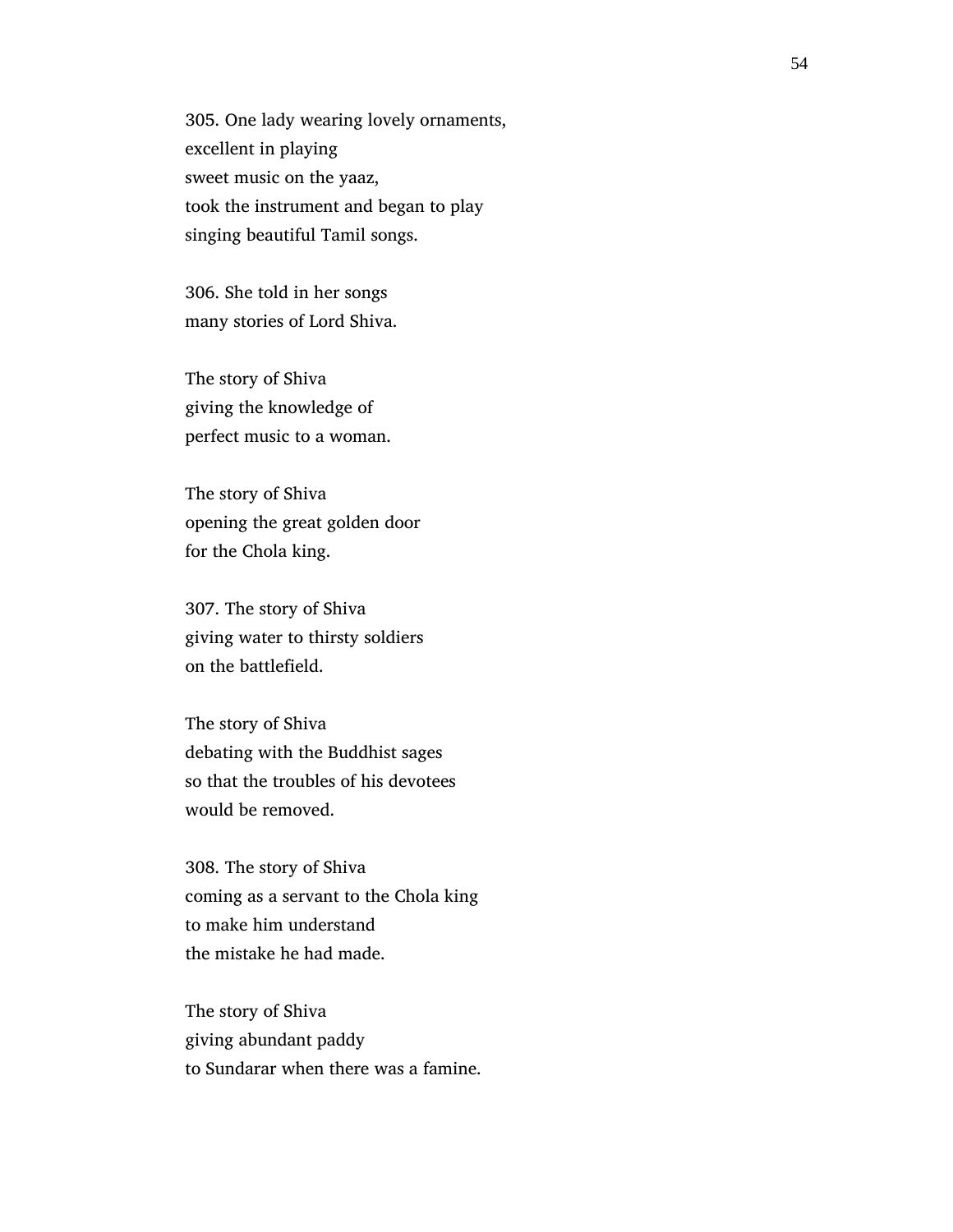305. One lady wearing lovely ornaments,
excellent in playing
sweet music on the yaaz,
took the instrument and began to play
singing beautiful Tamil songs.

306. She told in her songs
many stories of Lord Shiva.

The story of Shiva
giving the knowledge of
perfect music to a woman.

The story of Shiva
opening the great golden door
for the Chola king.

307. The story of Shiva
giving water to thirsty soldiers
on the battlefield.

The story of Shiva
debating with the Buddhist sages
so that the troubles of his devotees
would be removed.

308. The story of Shiva
coming as a servant to the Chola king
to make him understand
the mistake he had made.

The story of Shiva
giving abundant paddy
to Sundarar when there was a famine.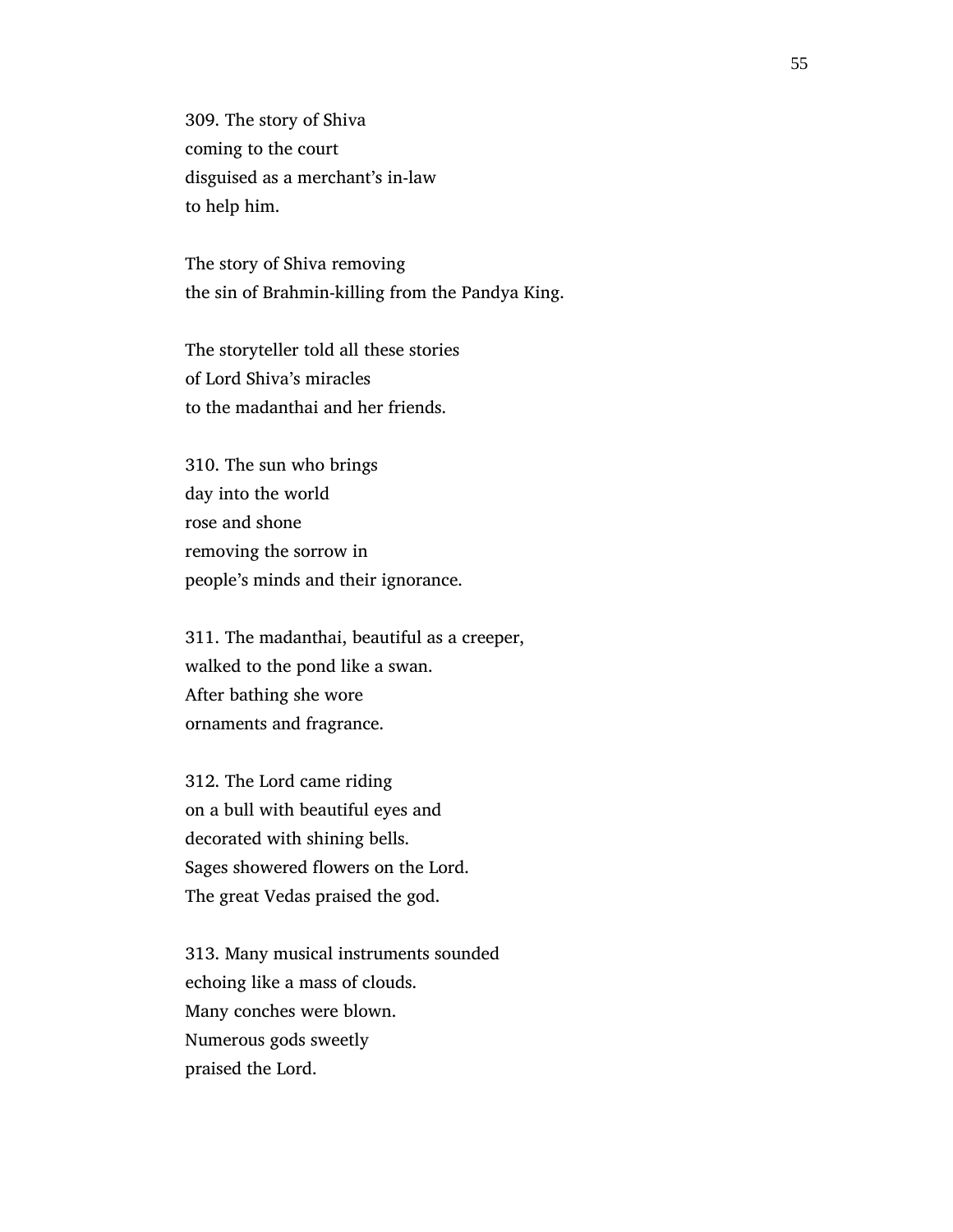309. The story of Shiva  
coming to the court  
disguised as a merchant's in-law  
to help him.

The story of Shiva removing  
the sin of Brahmin-killing from the Pandya King.

The storyteller told all these stories  
of Lord Shiva's miracles  
to the madanthai and her friends.

310. The sun who brings  
day into the world  
rose and shone  
removing the sorrow in  
people's minds and their ignorance.

311. The madanthai, beautiful as a creeper,  
walked to the pond like a swan.  
After bathing she wore  
ornaments and fragrance.

312. The Lord came riding  
on a bull with beautiful eyes and  
decorated with shining bells.  
Sages showered flowers on the Lord.  
The great Vedas praised the god.

313. Many musical instruments sounded  
echoing like a mass of clouds.  
Many conches were blown.  
Numerous gods sweetly  
praised the Lord.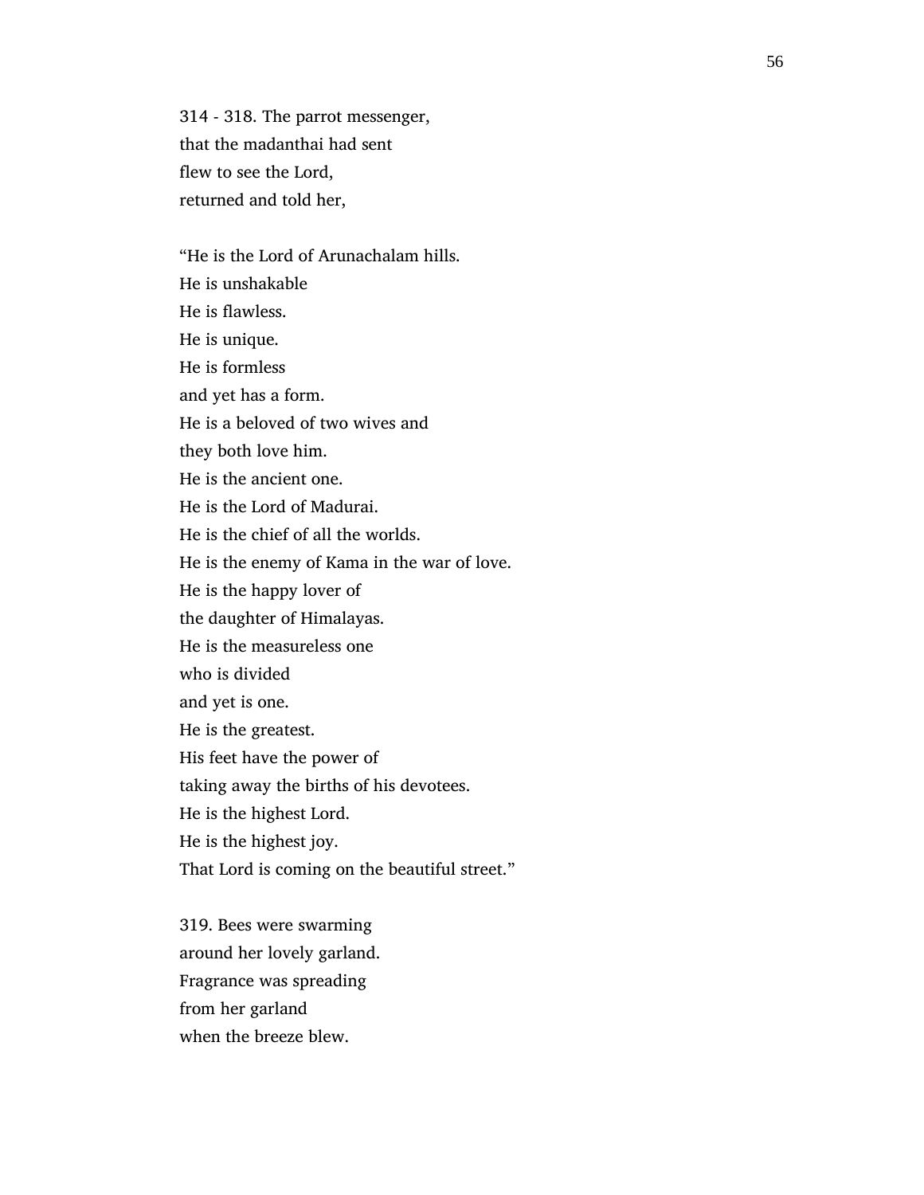314 - 318. The parrot messenger,
that the madanthai had sent
flew to see the Lord,
returned and told her,

"He is the Lord of Arunachalam hills.
He is unshakable
He is flawless.
He is unique.
He is formless
and yet has a form.
He is a beloved of two wives and
they both love him.
He is the ancient one.
He is the Lord of Madurai.
He is the chief of all the worlds.
He is the enemy of Kama in the war of love.
He is the happy lover of
the daughter of Himalayas.
He is the measureless one
who is divided
and yet is one.
He is the greatest.
His feet have the power of
taking away the births of his devotees.
He is the highest Lord.
He is the highest joy.
That Lord is coming on the beautiful street."

319. Bees were swarming
around her lovely garland.
Fragrance was spreading
from her garland
when the breeze blew.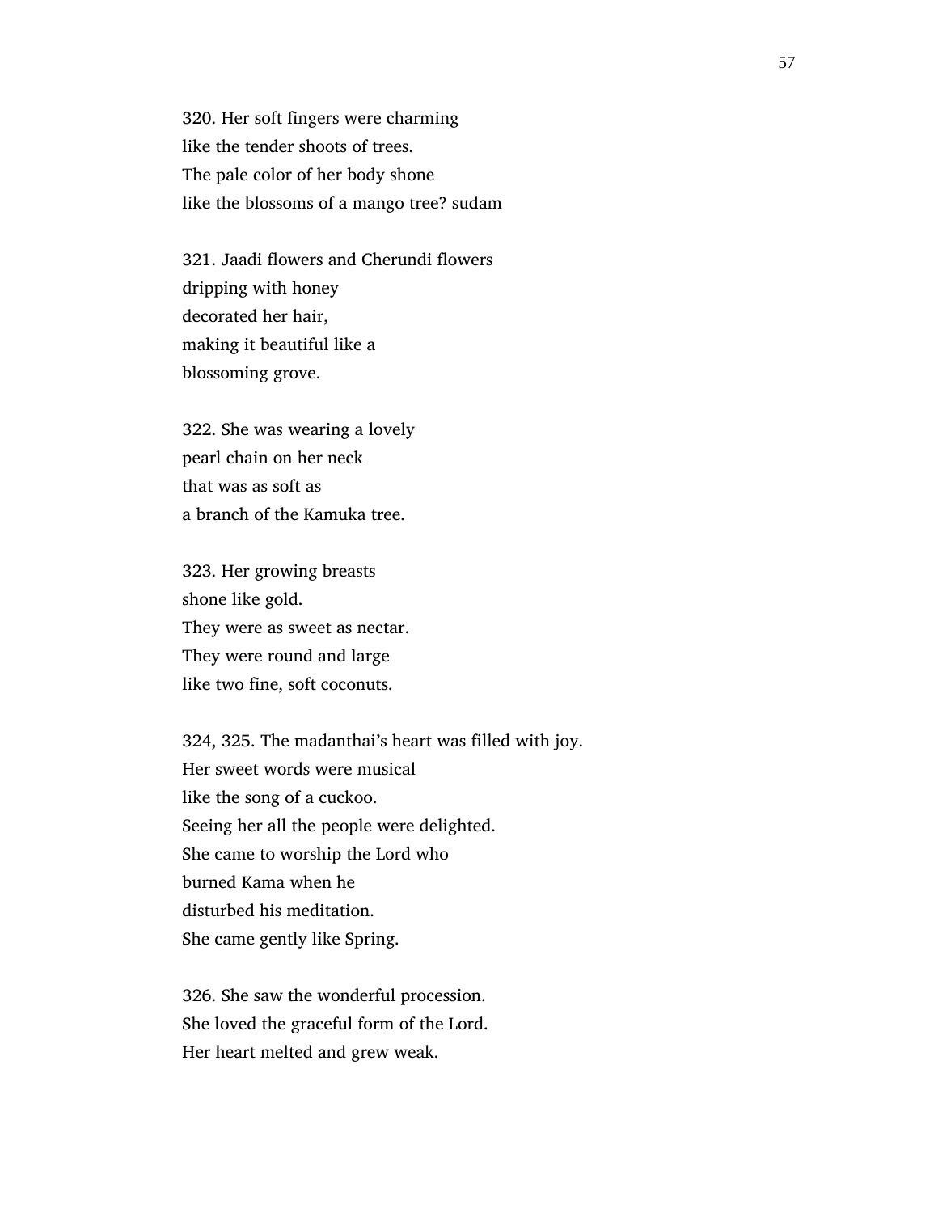320. Her soft fingers were charming
like the tender shoots of trees.
The pale color of her body shone
like the blossoms of a mango tree? sudam

321. Jaadi flowers and Cherundi flowers
dripping with honey
decorated her hair,
making it beautiful like a
blossoming grove.

322. She was wearing a lovely
pearl chain on her neck
that was as soft as
a branch of the Kamuka tree.

323. Her growing breasts
shone like gold.
They were as sweet as nectar.
They were round and large
like two fine, soft coconuts.

324, 325. The madanthai's heart was filled with joy.
Her sweet words were musical
like the song of a cuckoo.
Seeing her all the people were delighted.
She came to worship the Lord who
burned Kama when he
disturbed his meditation.
She came gently like Spring.

326. She saw the wonderful procession.
She loved the graceful form of the Lord.
Her heart melted and grew weak.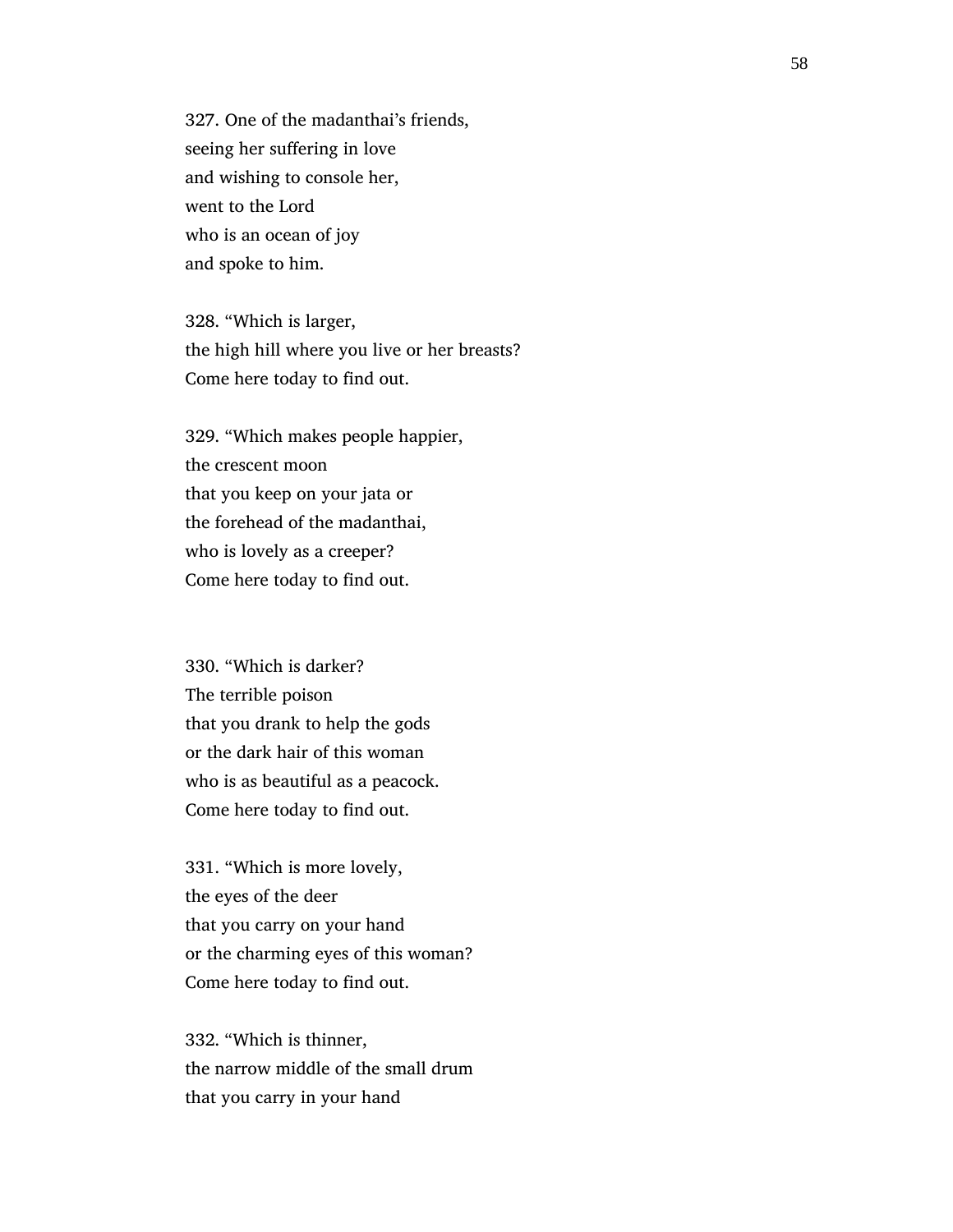327. One of the madanthai's friends,
seeing her suffering in love
and wishing to console her,
went to the Lord
who is an ocean of joy
and spoke to him.

328. "Which is larger,
the high hill where you live or her breasts?
Come here today to find out.

329. "Which makes people happier,
the crescent moon
that you keep on your jata or
the forehead of the madanthai,
who is lovely as a creeper?
Come here today to find out.

330. "Which is darker?
The terrible poison
that you drank to help the gods
or the dark hair of this woman
who is as beautiful as a peacock.
Come here today to find out.

331. "Which is more lovely,
the eyes of the deer
that you carry on your hand
or the charming eyes of this woman?
Come here today to find out.

332. "Which is thinner,
the narrow middle of the small drum
that you carry in your hand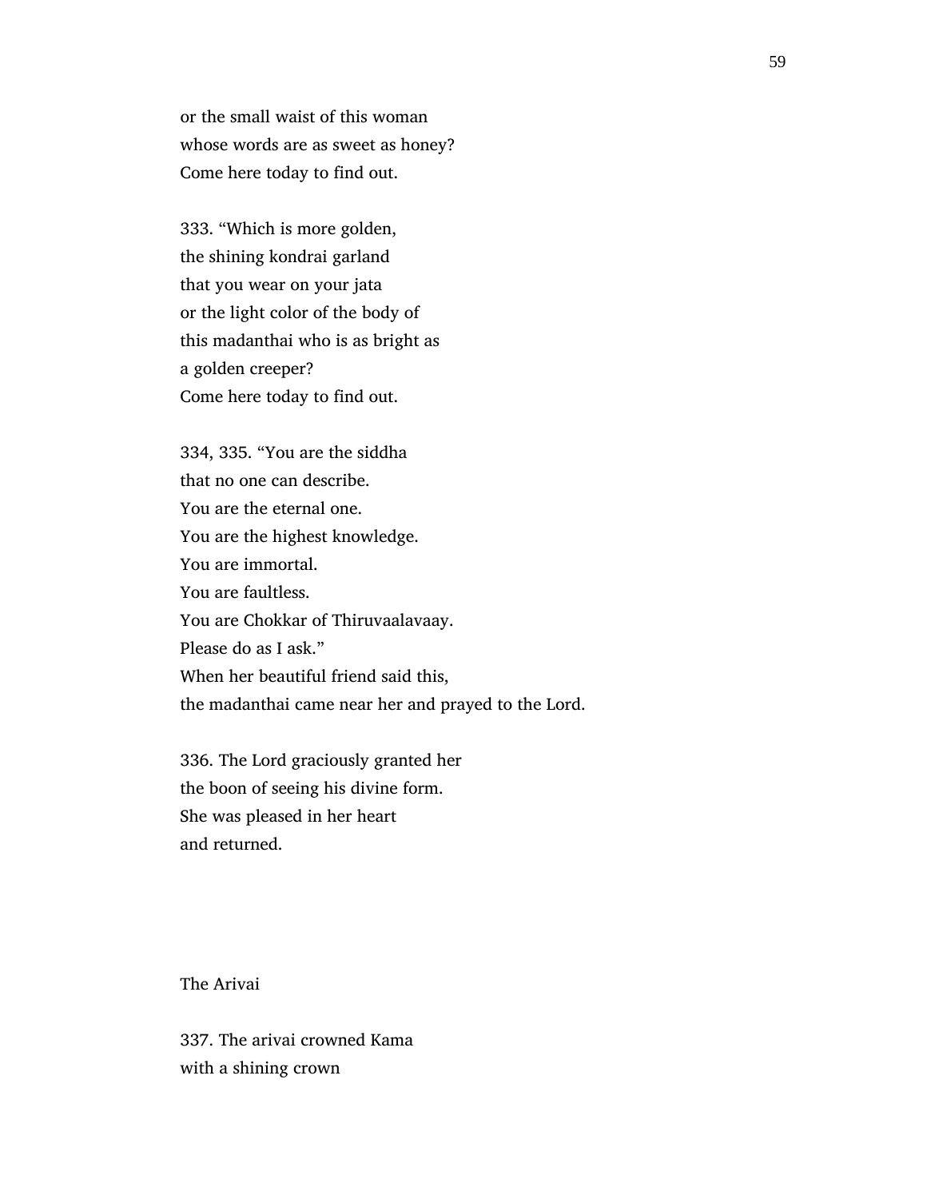or the small waist of this woman
whose words are as sweet as honey?
Come here today to find out.

333. "Which is more golden,
the shining kondrai garland
that you wear on your jata
or the light color of the body of
this madanthai who is as bright as
a golden creeper?
Come here today to find out.

334, 335. "You are the siddha
that no one can describe.
You are the eternal one.
You are the highest knowledge.
You are immortal.
You are faultless.
You are Chokkar of Thiruvaalavaay.
Please do as I ask."
When her beautiful friend said this,
the madanthai came near her and prayed to the Lord.

336. The Lord graciously granted her
the boon of seeing his divine form.
She was pleased in her heart
and returned.

## The Arivai

337. The arivai crowned Kama
with a shining crown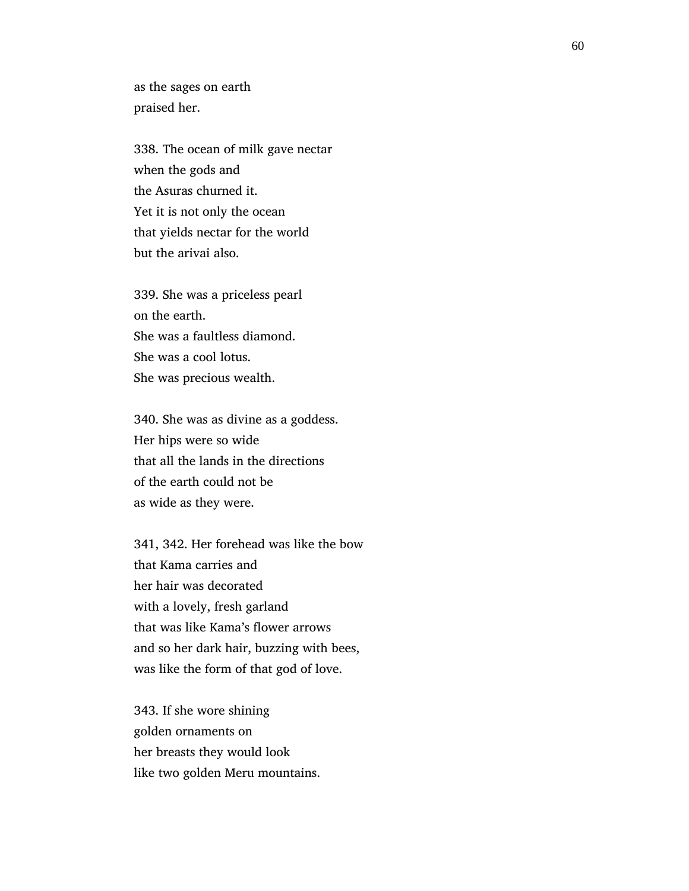as the sages on earth
praised her.

338. The ocean of milk gave nectar
when the gods and
the Asuras churned it.
Yet it is not only the ocean
that yields nectar for the world
but the arivai also.

339. She was a priceless pearl
on the earth.
She was a faultless diamond.
She was a cool lotus.
She was precious wealth.

340. She was as divine as a goddess.
Her hips were so wide
that all the lands in the directions
of the earth could not be
as wide as they were.

341, 342. Her forehead was like the bow
that Kama carries and
her hair was decorated
with a lovely, fresh garland
that was like Kama's flower arrows
and so her dark hair, buzzing with bees,
was like the form of that god of love.

343. If she wore shining
golden ornaments on
her breasts they would look
like two golden Meru mountains.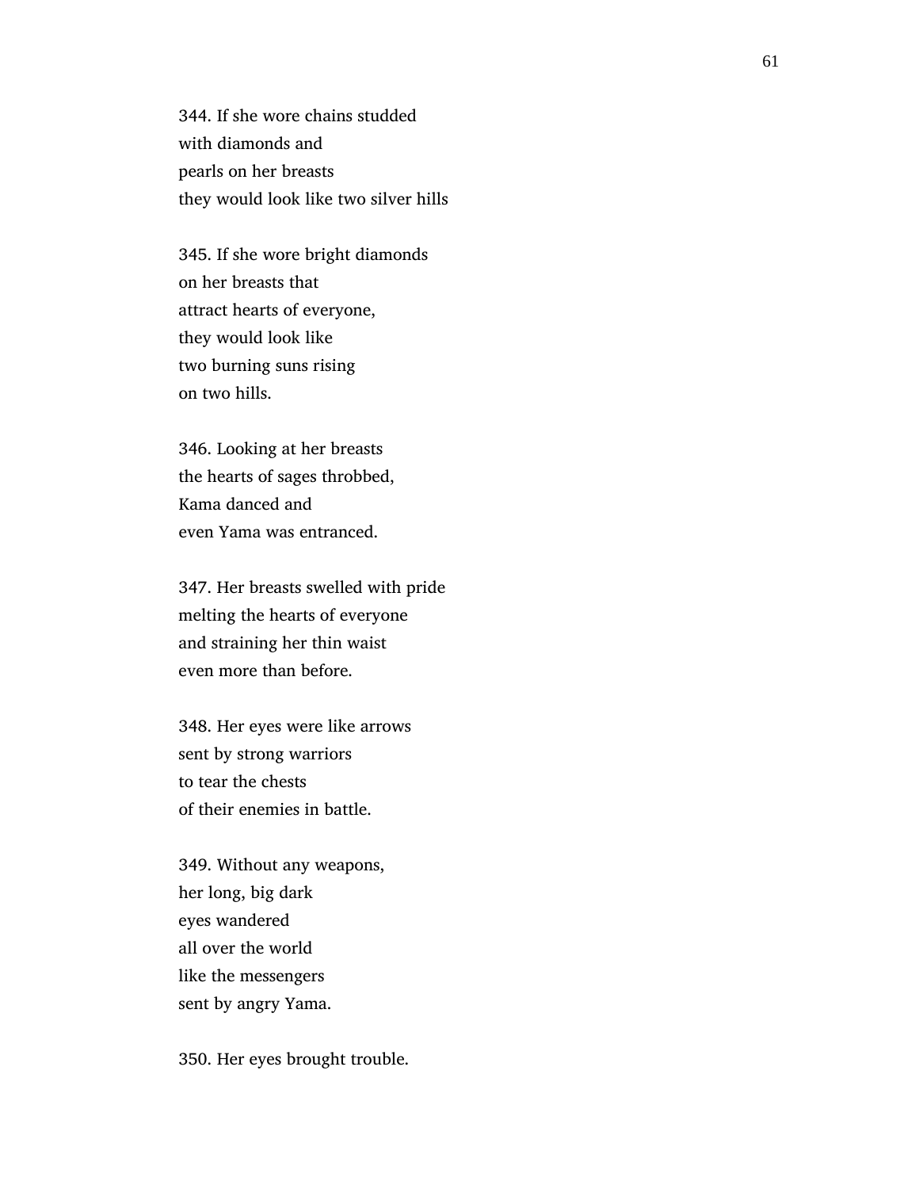344. If she wore chains studded
with diamonds and
pearls on her breasts
they would look like two silver hills

345. If she wore bright diamonds
on her breasts that
attract hearts of everyone,
they would look like
two burning suns rising
on two hills.

346. Looking at her breasts
the hearts of sages throbbed,
Kama danced and
even Yama was entranced.

347. Her breasts swelled with pride
melting the hearts of everyone
and straining her thin waist
even more than before.

348. Her eyes were like arrows
sent by strong warriors
to tear the chests
of their enemies in battle.

349. Without any weapons,
her long, big dark
eyes wandered
all over the world
like the messengers
sent by angry Yama.

350. Her eyes brought trouble.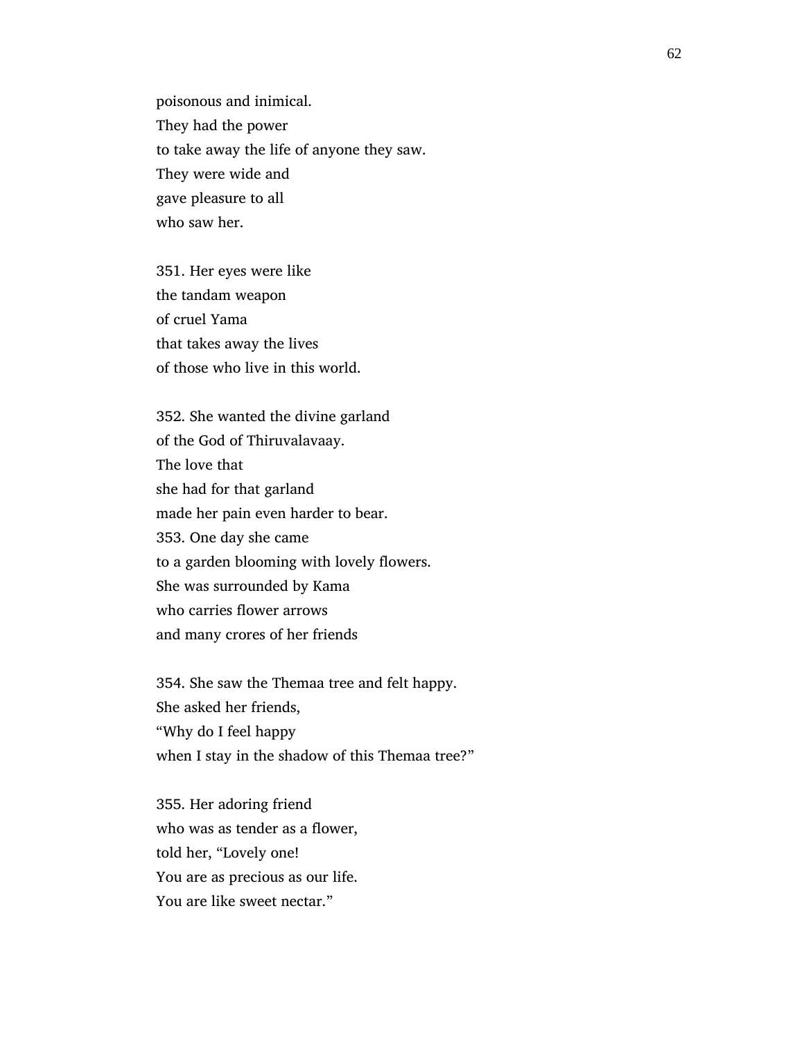poisonous and inimical.
They had the power
to take away the life of anyone they saw.
They were wide and
gave pleasure to all
who saw her.

351. Her eyes were like
the tandam weapon
of cruel Yama
that takes away the lives
of those who live in this world.

352. She wanted the divine garland
of the God of Thiruvalavaay.
The love that
she had for that garland
made her pain even harder to bear.
353. One day she came
to a garden blooming with lovely flowers.
She was surrounded by Kama
who carries flower arrows
and many crores of her friends

354. She saw the Themaa tree and felt happy.
She asked her friends,
"Why do I feel happy
when I stay in the shadow of this Themaa tree?"

355. Her adoring friend
who was as tender as a flower,
told her, "Lovely one!
You are as precious as our life.
You are like sweet nectar."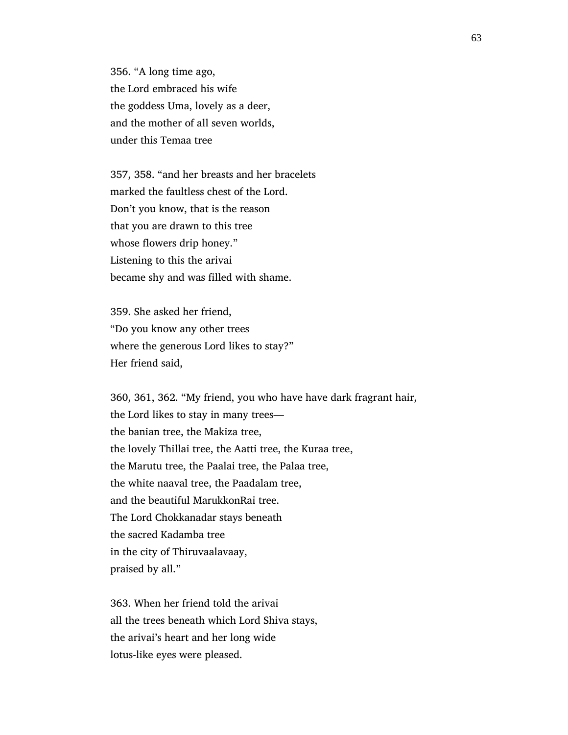356. “A long time ago,
the Lord embraced his wife
the goddess Uma, lovely as a deer,
and the mother of all seven worlds,
under this Temaa tree

357, 358. “and her breasts and her bracelets
marked the faultless chest of the Lord.
Don’t you know, that is the reason
that you are drawn to this tree
whose flowers drip honey.”
Listening to this the arivai
became shy and was filled with shame.

359. She asked her friend,
“Do you know any other trees
where the generous Lord likes to stay?”
Her friend said,

360, 361, 362. “My friend, you who have have dark fragrant hair,
the Lord likes to stay in many trees—
the banian tree, the Makiza tree,
the lovely Thillai tree, the Aatti tree, the Kuraa tree,
the Marutu tree, the Paalai tree, the Palaa tree,
the white naaval tree, the Paadalam tree,
and the beautiful MarukkonRai tree.
The Lord Chokkanadar stays beneath
the sacred Kadamba tree
in the city of Thiruvaalavaay,
praised by all.”

363. When her friend told the arivai
all the trees beneath which Lord Shiva stays,
the arivai’s heart and her long wide
lotus-like eyes were pleased.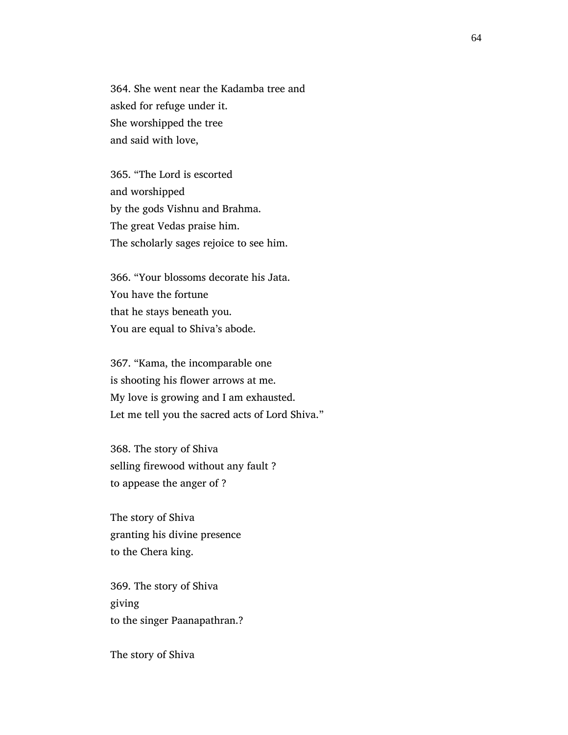364. She went near the Kadamba tree and  
asked for refuge under it.  
She worshipped the tree  
and said with love,

365. “The Lord is escorted  
and worshipped  
by the gods Vishnu and Brahma.  
The great Vedas praise him.  
The scholarly sages rejoice to see him.

366. “Your blossoms decorate his Jata.  
You have the fortune  
that he stays beneath you.  
You are equal to Shiva’s abode.

367. “Kama, the incomparable one  
is shooting his flower arrows at me.  
My love is growing and I am exhausted.  
Let me tell you the sacred acts of Lord Shiva.”

368. The story of Shiva  
selling firewood without any fault ?  
to appease the anger of ?

The story of Shiva  
granting his divine presence  
to the Chera king.

369. The story of Shiva  
giving  
to the singer Paanapathran.?

The story of Shiva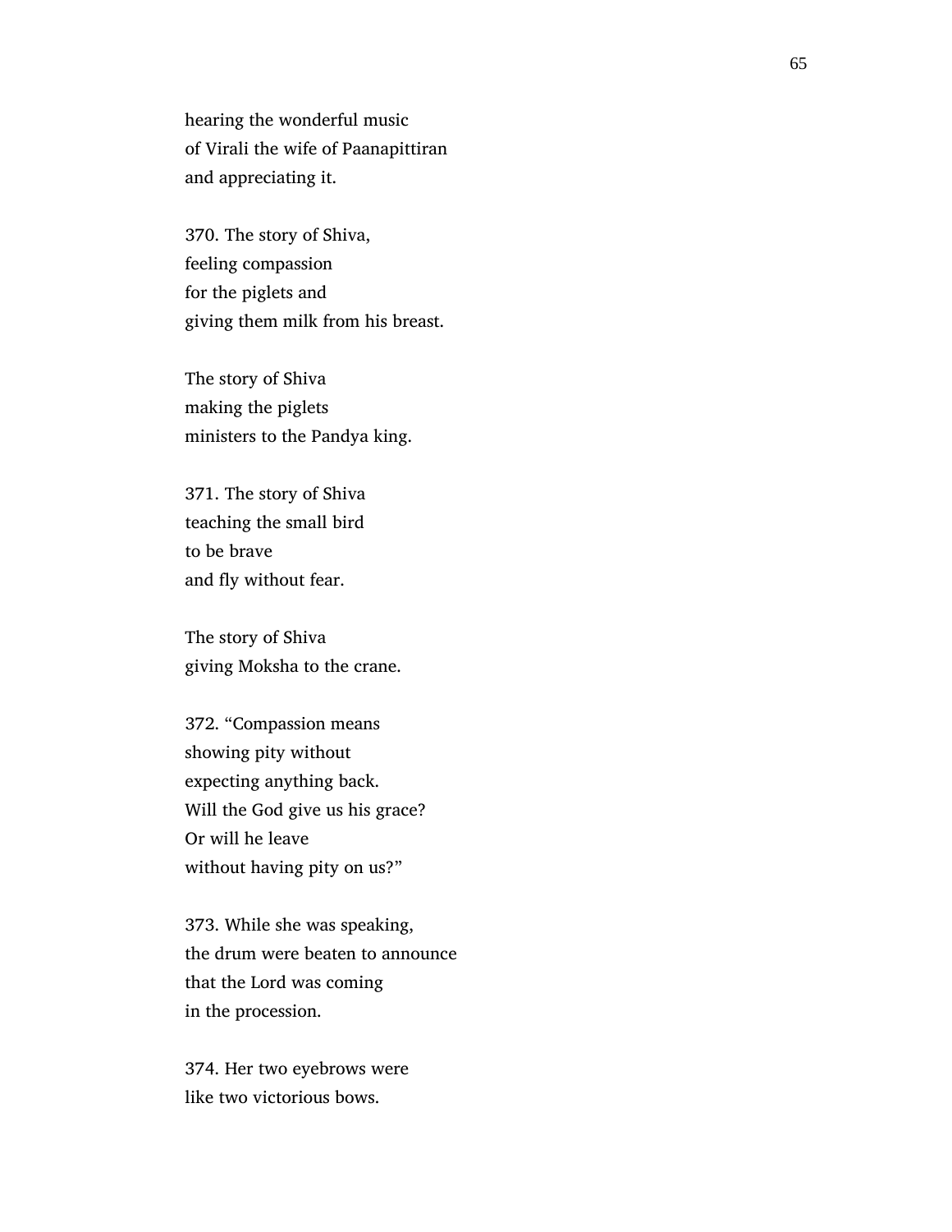hearing the wonderful music
of Virali the wife of Paanapittiran
and appreciating it.

370. The story of Shiva,
feeling compassion
for the piglets and
giving them milk from his breast.

The story of Shiva
making the piglets
ministers to the Pandya king.

371. The story of Shiva
teaching the small bird
to be brave
and fly without fear.

The story of Shiva
giving Moksha to the crane.

372. “Compassion means
showing pity without
expecting anything back.
Will the God give us his grace?
Or will he leave
without having pity on us?”

373. While she was speaking,
the drum were beaten to announce
that the Lord was coming
in the procession.

374. Her two eyebrows were
like two victorious bows.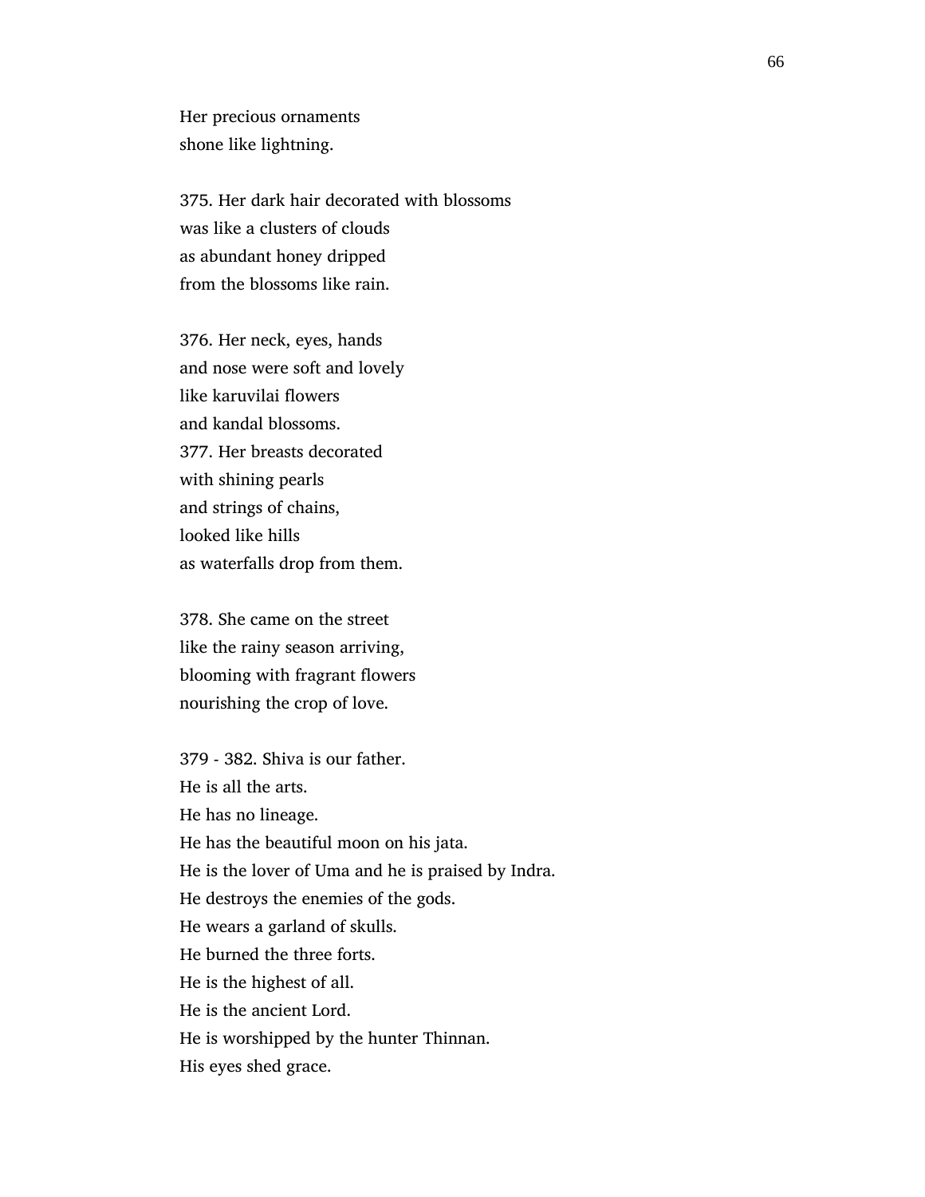Her precious ornaments
shone like lightning.

375. Her dark hair decorated with blossoms
was like a clusters of clouds
as abundant honey dripped
from the blossoms like rain.

376. Her neck, eyes, hands
and nose were soft and lovely
like karuvilai flowers
and kandal blossoms.
377. Her breasts decorated
with shining pearls
and strings of chains,
looked like hills
as waterfalls drop from them.

378. She came on the street
like the rainy season arriving,
blooming with fragrant flowers
nourishing the crop of love.

379 - 382. Shiva is our father.
He is all the arts.
He has no lineage.
He has the beautiful moon on his jata.
He is the lover of Uma and he is praised by Indra.
He destroys the enemies of the gods.
He wears a garland of skulls.
He burned the three forts.
He is the highest of all.
He is the ancient Lord.
He is worshipped by the hunter Thinnan.
His eyes shed grace.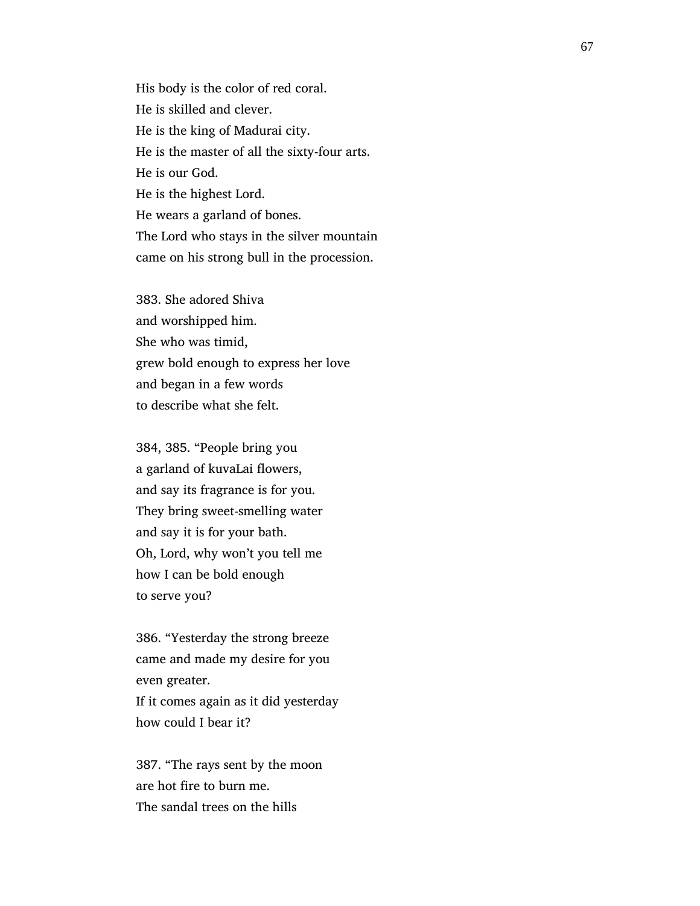His body is the color of red coral.
He is skilled and clever.
He is the king of Madurai city.
He is the master of all the sixty-four arts.
He is our God.
He is the highest Lord.
He wears a garland of bones.
The Lord who stays in the silver mountain
came on his strong bull in the procession.

383. She adored Shiva
and worshipped him.
She who was timid,
grew bold enough to express her love
and began in a few words
to describe what she felt.

384, 385. "People bring you
a garland of kuvaLai flowers,
and say its fragrance is for you.
They bring sweet-smelling water
and say it is for your bath.
Oh, Lord, why won't you tell me
how I can be bold enough
to serve you?

386. "Yesterday the strong breeze
came and made my desire for you
even greater.
If it comes again as it did yesterday
how could I bear it?

387. "The rays sent by the moon
are hot fire to burn me.
The sandal trees on the hills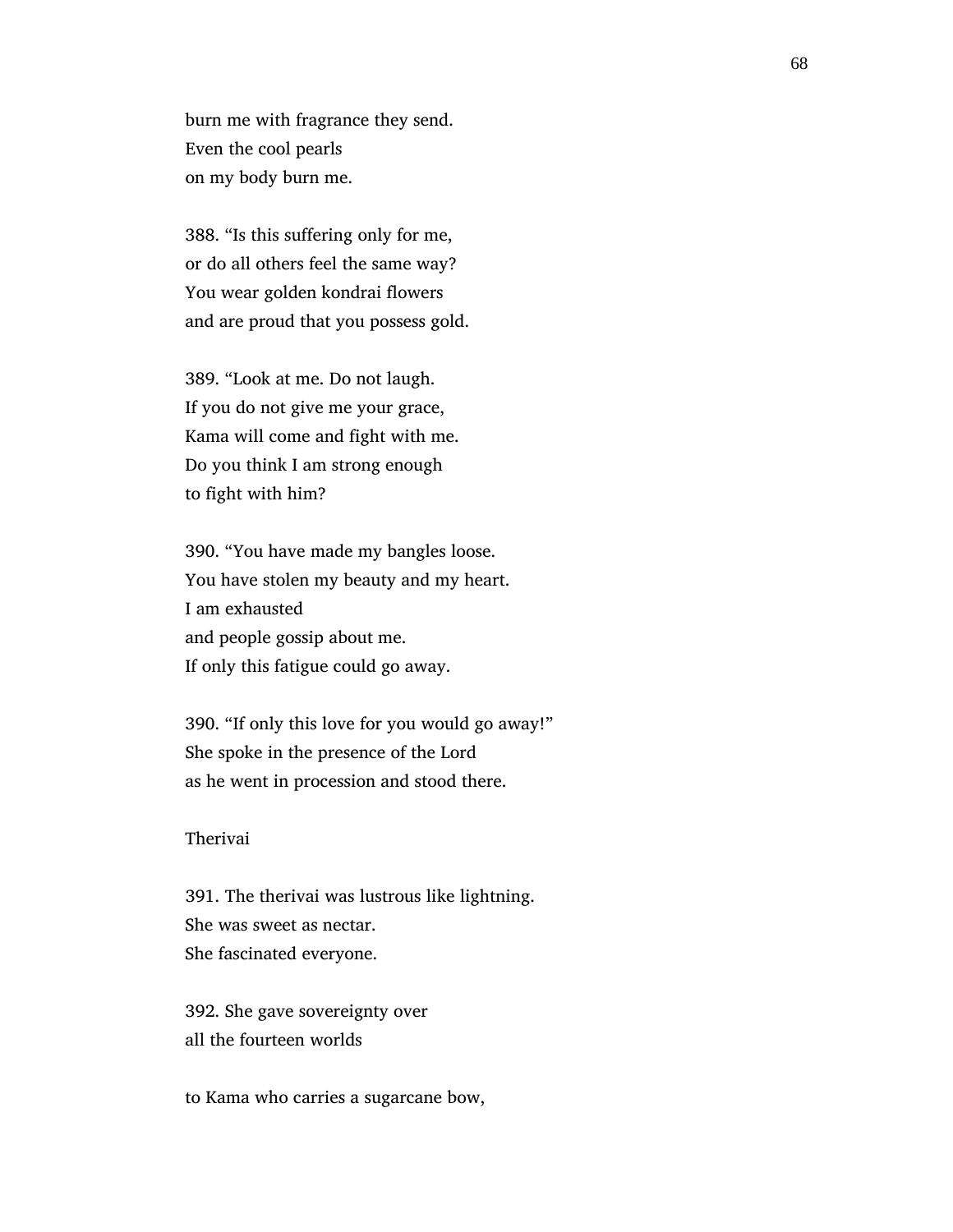burn me with fragrance they send.
Even the cool pearls
on my body burn me.

388. "Is this suffering only for me,
or do all others feel the same way?
You wear golden kondrai flowers
and are proud that you possess gold.

389. "Look at me. Do not laugh.
If you do not give me your grace,
Kama will come and fight with me.
Do you think I am strong enough
to fight with him?

390. "You have made my bangles loose.
You have stolen my beauty and my heart.
I am exhausted
and people gossip about me.
If only this fatigue could go away.

390. "If only this love for you would go away!"
She spoke in the presence of the Lord
as he went in procession and stood there.

Therivai

391. The therivai was lustrous like lightning.
She was sweet as nectar.
She fascinated everyone.

392. She gave sovereignty over
all the fourteen worlds

to Kama who carries a sugarcane bow,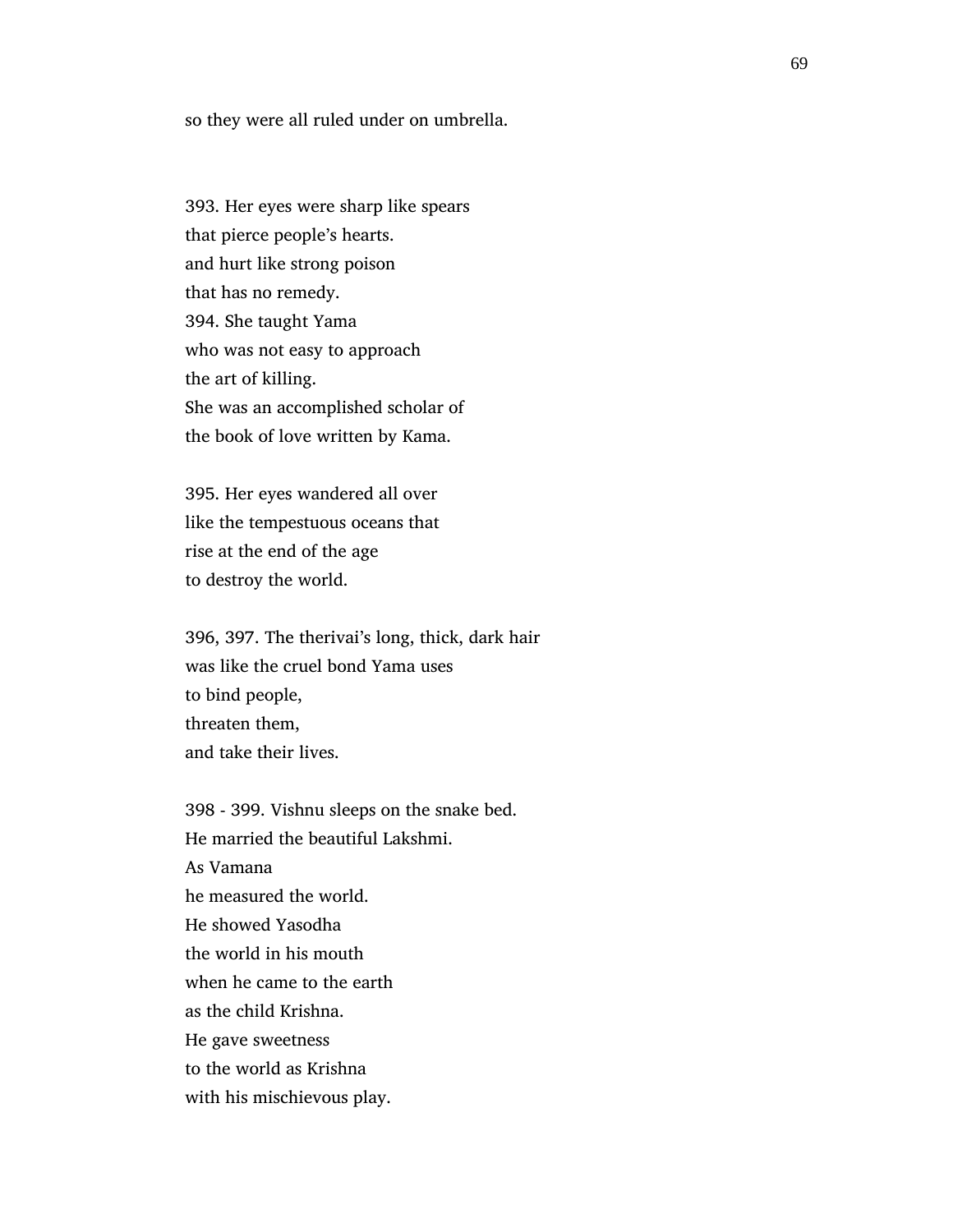so they were all ruled under on umbrella.

393. Her eyes were sharp like spears  
that pierce people’s hearts.  
and hurt like strong poison  
that has no remedy.  
394. She taught Yama  
who was not easy to approach  
the art of killing.  
She was an accomplished scholar of  
the book of love written by Kama.

395. Her eyes wandered all over  
like the tempestuous oceans that  
rise at the end of the age  
to destroy the world.

396, 397. The therivai’s long, thick, dark hair  
was like the cruel bond Yama uses  
to bind people,  
threaten them,  
and take their lives.

398 - 399. Vishnu sleeps on the snake bed.  
He married the beautiful Lakshmi.  
As Vamana  
he measured the world.  
He showed Yasodha  
the world in his mouth  
when he came to the earth  
as the child Krishna.  
He gave sweetness  
to the world as Krishna  
with his mischievous play.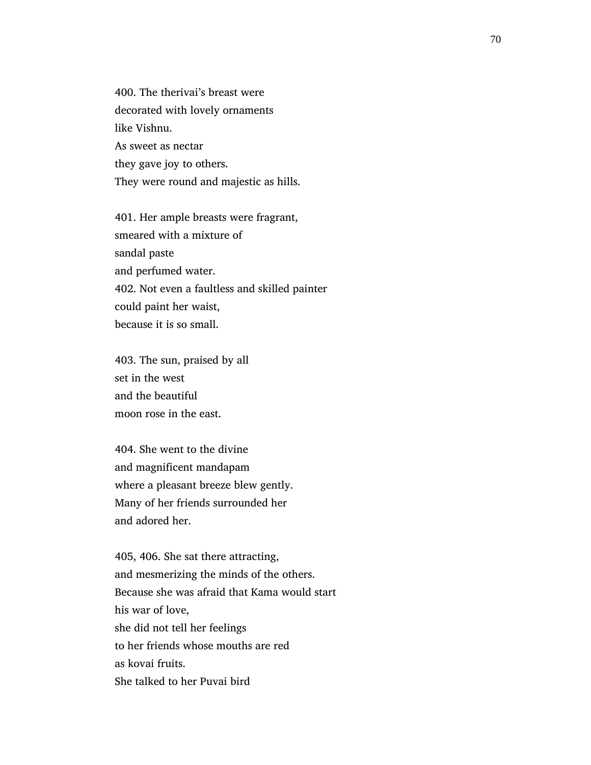400. The therivai's breast were
decorated with lovely ornaments
like Vishnu.
As sweet as nectar
they gave joy to others.
They were round and majestic as hills.

401. Her ample breasts were fragrant,
smeared with a mixture of
sandal paste
and perfumed water.
402. Not even a faultless and skilled painter
could paint her waist,
because it is so small.

403. The sun, praised by all
set in the west
and the beautiful
moon rose in the east.

404. She went to the divine
and magnificent mandapam
where a pleasant breeze blew gently.
Many of her friends surrounded her
and adored her.

405, 406. She sat there attracting,
and mesmerizing the minds of the others.
Because she was afraid that Kama would start
his war of love,
she did not tell her feelings
to her friends whose mouths are red
as kovai fruits.
She talked to her Puvai bird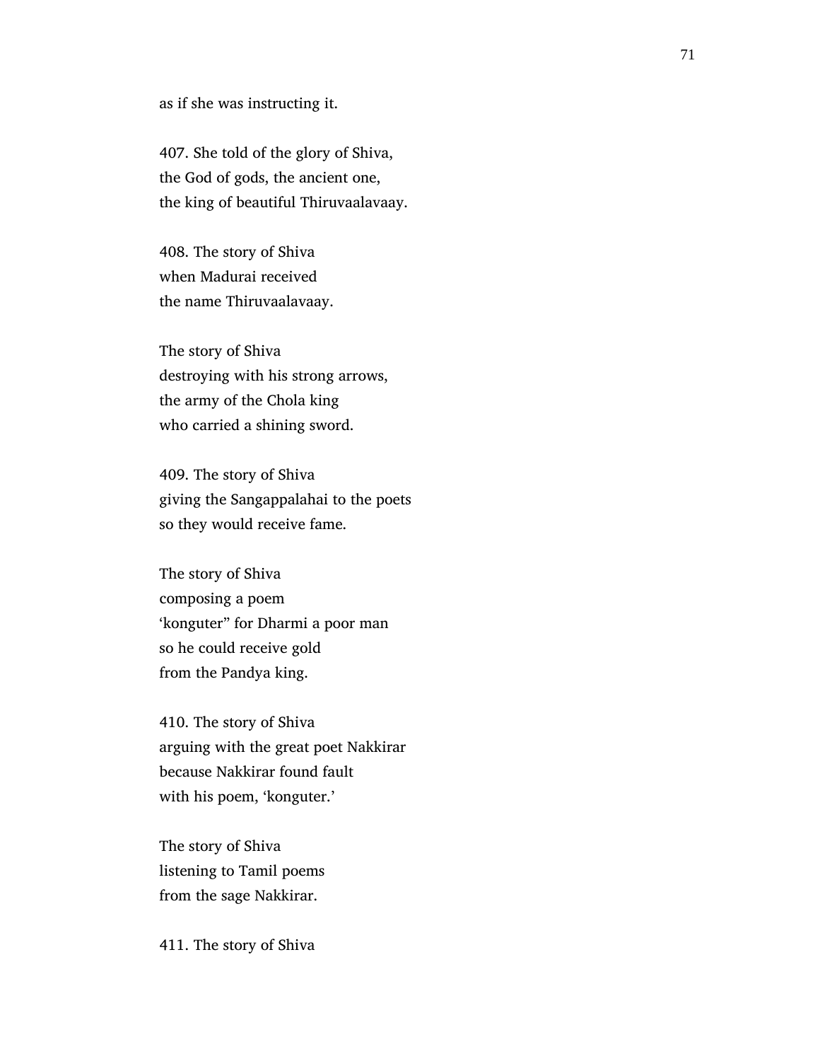as if she was instructing it.

407. She told of the glory of Shiva,
the God of gods, the ancient one,
the king of beautiful Thiruvaalavaay.

408. The story of Shiva
when Madurai received
the name Thiruvaalavaay.

The story of Shiva
destroying with his strong arrows,
the army of the Chola king
who carried a shining sword.

409. The story of Shiva
giving the Sangappalahai to the poets
so they would receive fame.

The story of Shiva
composing a poem
'konguter" for Dharmi a poor man
so he could receive gold
from the Pandya king.

410. The story of Shiva
arguing with the great poet Nakkirar
because Nakkirar found fault
with his poem, 'konguter.'

The story of Shiva
listening to Tamil poems
from the sage Nakkirar.

411. The story of Shiva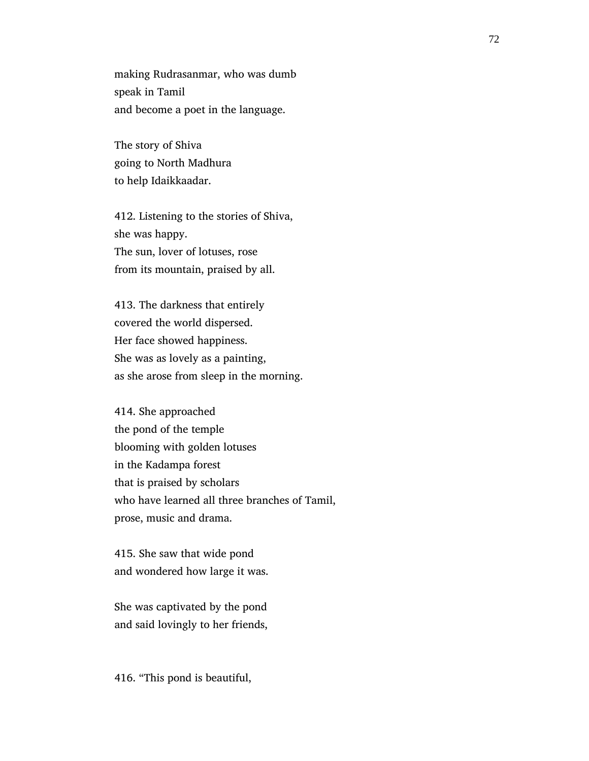making Rudrasanmar, who was dumb
speak in Tamil
and become a poet in the language.

The story of Shiva
going to North Madhura
to help Idaikkaadar.

412. Listening to the stories of Shiva,
she was happy.
The sun, lover of lotuses, rose
from its mountain, praised by all.

413. The darkness that entirely
covered the world dispersed.
Her face showed happiness.
She was as lovely as a painting,
as she arose from sleep in the morning.

414. She approached
the pond of the temple
blooming with golden lotuses
in the Kadampa forest
that is praised by scholars
who have learned all three branches of Tamil,
prose, music and drama.

415. She saw that wide pond
and wondered how large it was.

She was captivated by the pond
and said lovingly to her friends,

416. "This pond is beautiful,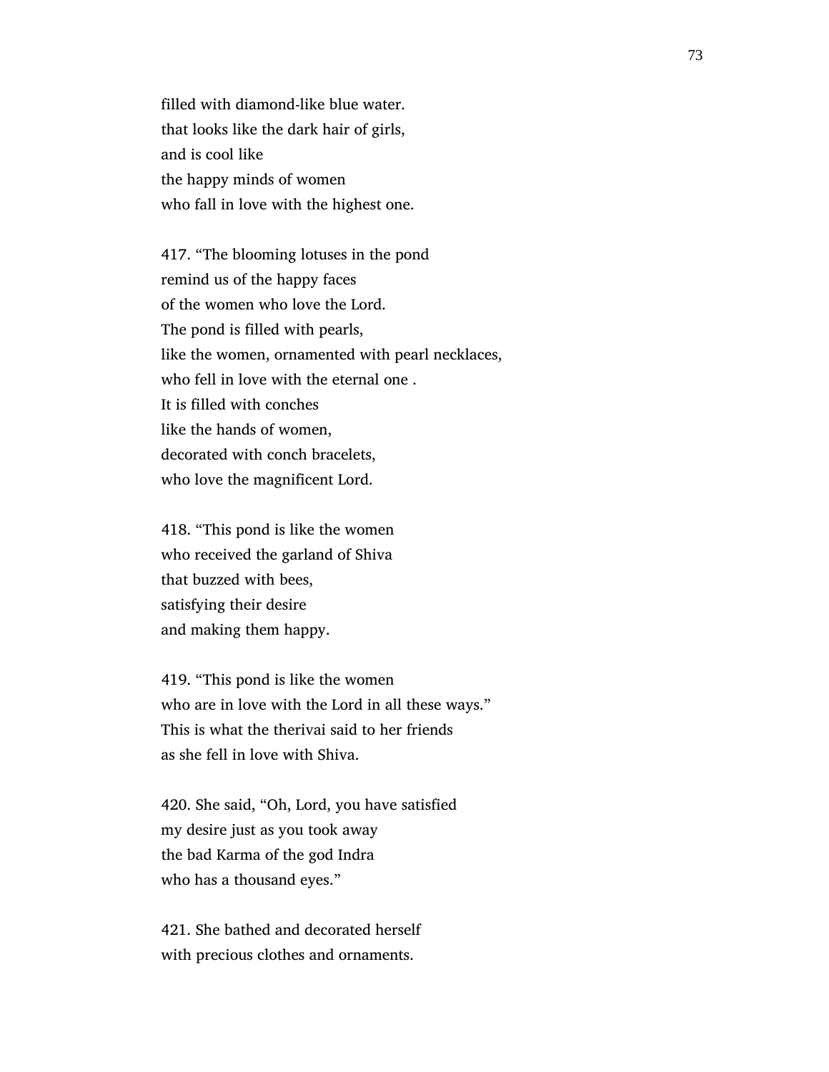filled with diamond-like blue water.
that looks like the dark hair of girls,
and is cool like
the happy minds of women
who fall in love with the highest one.

417. "The blooming lotuses in the pond
remind us of the happy faces
of the women who love the Lord.
The pond is filled with pearls,
like the women, ornamented with pearl necklaces,
who fell in love with the eternal one .
It is filled with conches
like the hands of women,
decorated with conch bracelets,
who love the magnificent Lord.

418. "This pond is like the women
who received the garland of Shiva
that buzzed with bees,
satisfying their desire
and making them happy.

419. "This pond is like the women
who are in love with the Lord in all these ways."
This is what the therivai said to her friends
as she fell in love with Shiva.

420. She said, "Oh, Lord, you have satisfied
my desire just as you took away
the bad Karma of the god Indra
who has a thousand eyes."

421. She bathed and decorated herself
with precious clothes and ornaments.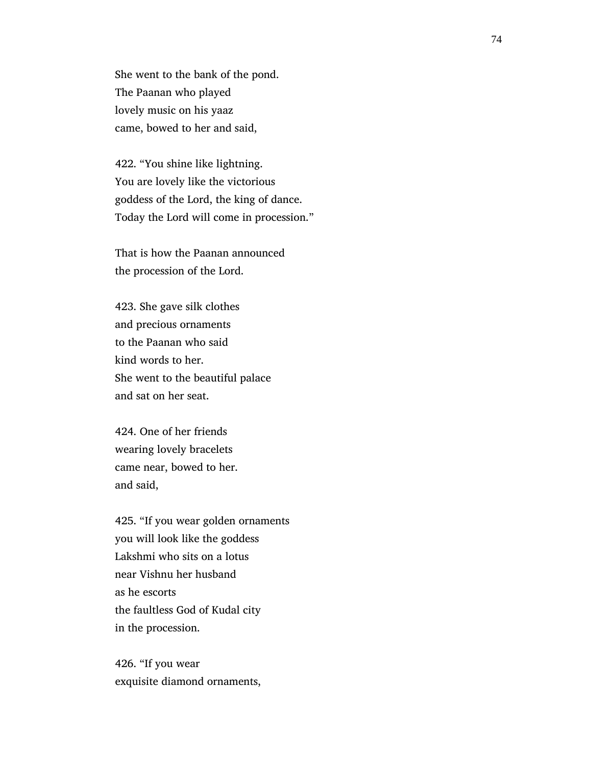She went to the bank of the pond.
The Paanan who played
lovely music on his yaaz
came, bowed to her and said,

422. "You shine like lightning.
You are lovely like the victorious
goddess of the Lord, the king of dance.
Today the Lord will come in procession."

That is how the Paanan announced
the procession of the Lord.

423. She gave silk clothes
and precious ornaments
to the Paanan who said
kind words to her.
She went to the beautiful palace
and sat on her seat.

424. One of her friends
wearing lovely bracelets
came near, bowed to her.
and said,

425. "If you wear golden ornaments
you will look like the goddess
Lakshmi who sits on a lotus
near Vishnu her husband
as he escorts
the faultless God of Kudal city
in the procession.

426. "If you wear
exquisite diamond ornaments,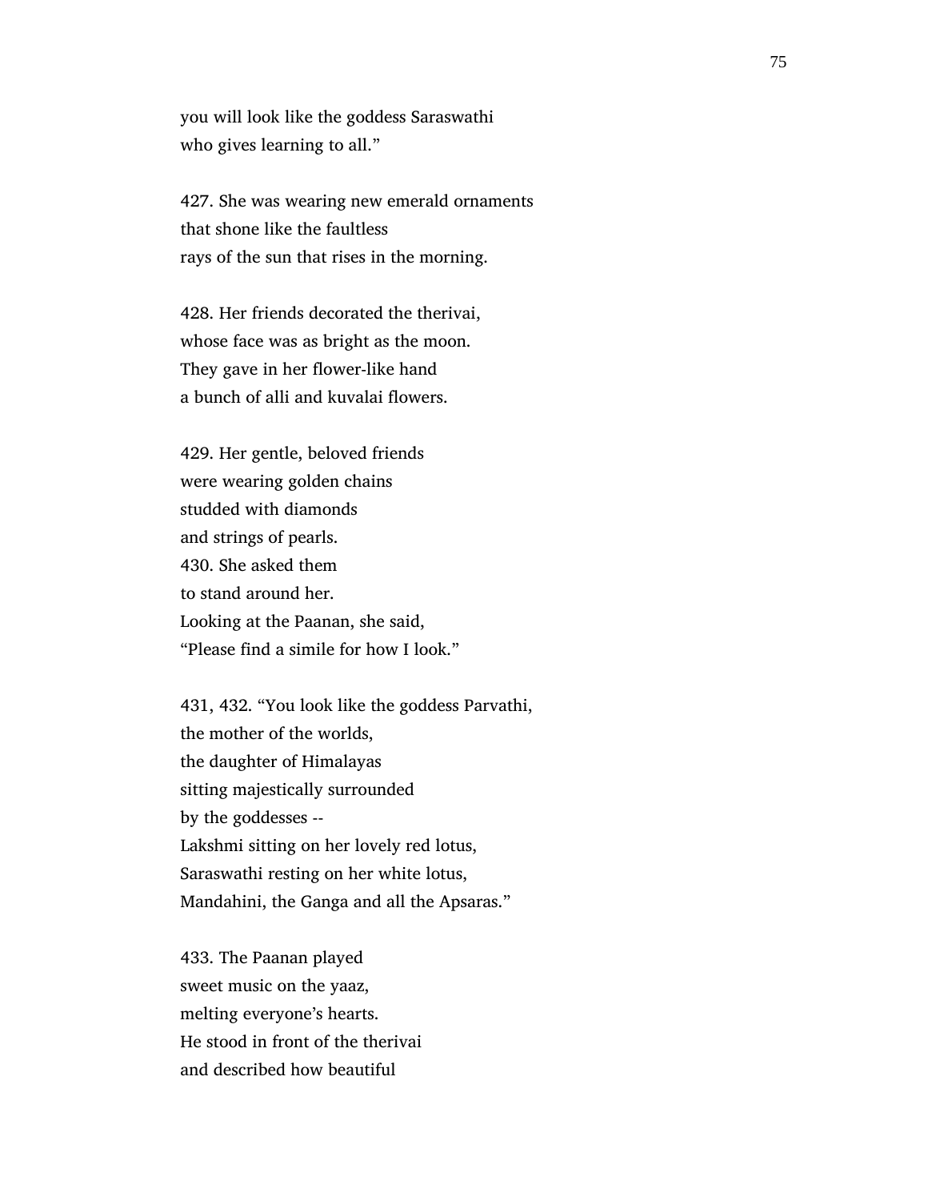you will look like the goddess Saraswathi
who gives learning to all."

427. She was wearing new emerald ornaments
that shone like the faultless
rays of the sun that rises in the morning.

428. Her friends decorated the therivai,
whose face was as bright as the moon.
They gave in her flower-like hand
a bunch of alli and kuvalai flowers.

429. Her gentle, beloved friends
were wearing golden chains
studded with diamonds
and strings of pearls.
430. She asked them
to stand around her.
Looking at the Paanan, she said,
"Please find a simile for how I look."

431, 432. "You look like the goddess Parvathi,
the mother of the worlds,
the daughter of Himalayas
sitting majestically surrounded
by the goddesses --
Lakshmi sitting on her lovely red lotus,
Saraswathi resting on her white lotus,
Mandahini, the Ganga and all the Apsaras."

433. The Paanan played
sweet music on the yaaz,
melting everyone's hearts.
He stood in front of the therivai
and described how beautiful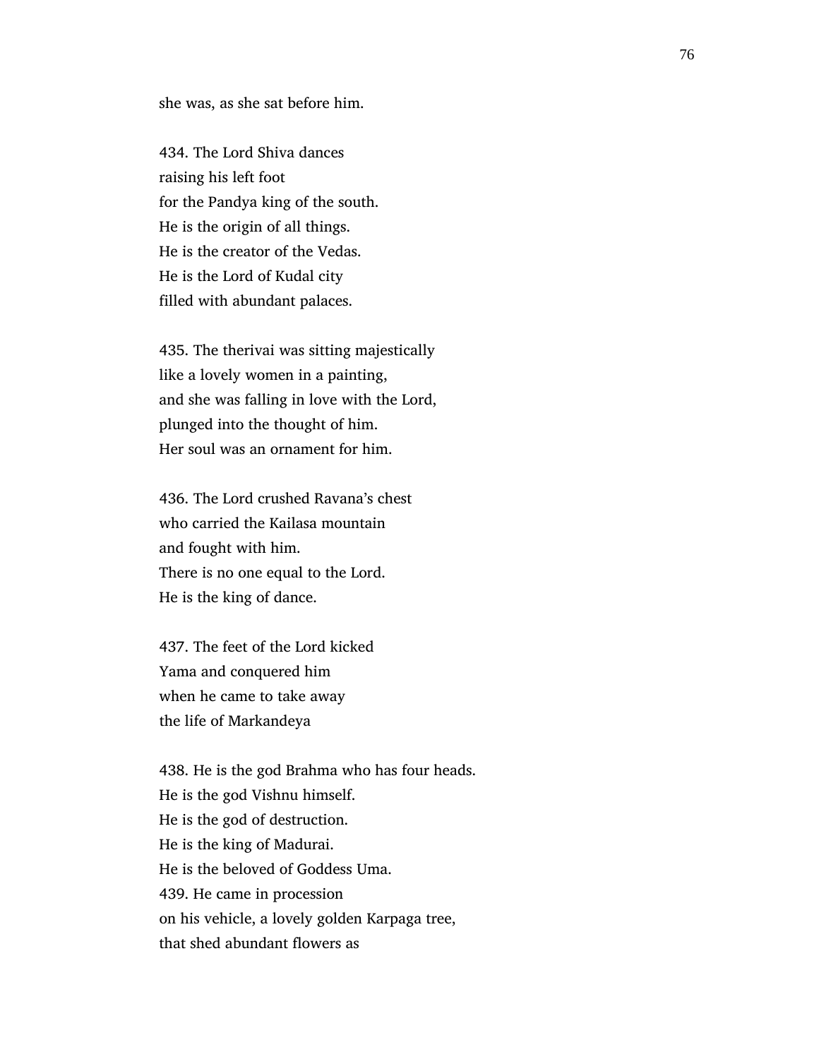she was, as she sat before him.

434. The Lord Shiva dances
raising his left foot
for the Pandya king of the south.
He is the origin of all things.
He is the creator of the Vedas.
He is the Lord of Kudal city
filled with abundant palaces.

435. The therivai was sitting majestically
like a lovely women in a painting,
and she was falling in love with the Lord,
plunged into the thought of him.
Her soul was an ornament for him.

436. The Lord crushed Ravana's chest
who carried the Kailasa mountain
and fought with him.
There is no one equal to the Lord.
He is the king of dance.

437. The feet of the Lord kicked
Yama and conquered him
when he came to take away
the life of Markandeya

438. He is the god Brahma who has four heads.
He is the god Vishnu himself.
He is the god of destruction.
He is the king of Madurai.
He is the beloved of Goddess Uma.
439. He came in procession
on his vehicle, a lovely golden Karpaga tree,
that shed abundant flowers as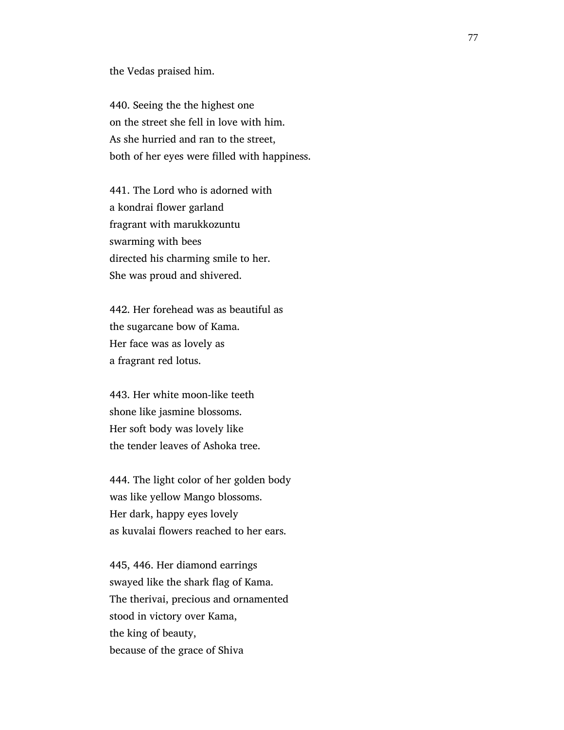the Vedas praised him.

440. Seeing the the highest one
on the street she fell in love with him.
As she hurried and ran to the street,
both of her eyes were filled with happiness.

441. The Lord who is adorned with
a kondrai flower garland
fragrant with marukkozuntu
swarming with bees
directed his charming smile to her.
She was proud and shivered.

442. Her forehead was as beautiful as
the sugarcane bow of Kama.
Her face was as lovely as
a fragrant red lotus.

443. Her white moon-like teeth
shone like jasmine blossoms.
Her soft body was lovely like
the tender leaves of Ashoka tree.

444. The light color of her golden body
was like yellow Mango blossoms.
Her dark, happy eyes lovely
as kuvalai flowers reached to her ears.

445, 446. Her diamond earrings
swayed like the shark flag of Kama.
The therivai, precious and ornamented
stood in victory over Kama,
the king of beauty,
because of the grace of Shiva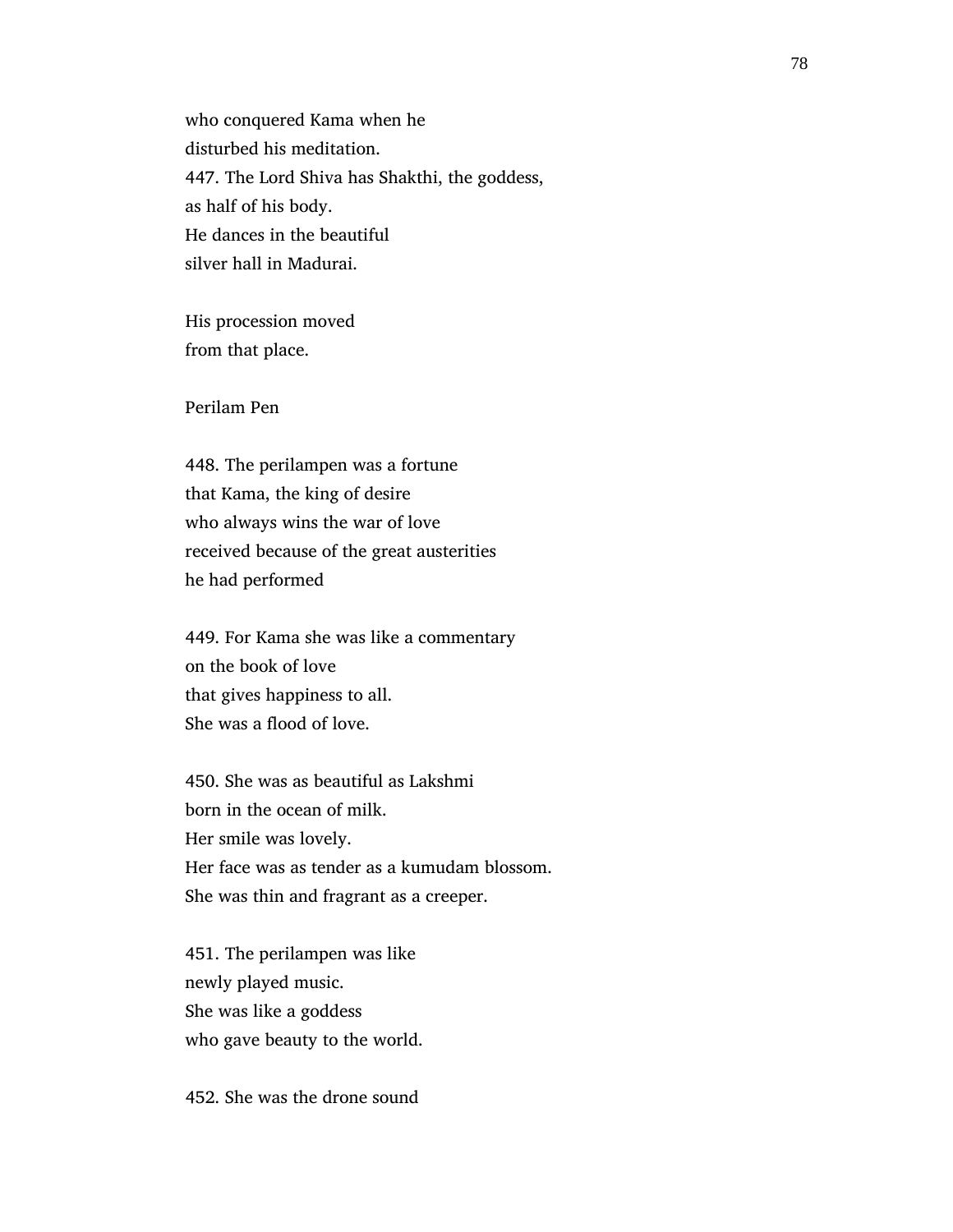who conquered Kama when he
disturbed his meditation.
447. The Lord Shiva has Shakthi, the goddess,
as half of his body.
He dances in the beautiful
silver hall in Madurai.

His procession moved
from that place.

Perilam Pen

448. The perilampen was a fortune
that Kama, the king of desire
who always wins the war of love
received because of the great austerities
he had performed

449. For Kama she was like a commentary
on the book of love
that gives happiness to all.
She was a flood of love.

450. She was as beautiful as Lakshmi
born in the ocean of milk.
Her smile was lovely.
Her face was as tender as a kumudam blossom.
She was thin and fragrant as a creeper.

451. The perilampen was like
newly played music.
She was like a goddess
who gave beauty to the world.

452. She was the drone sound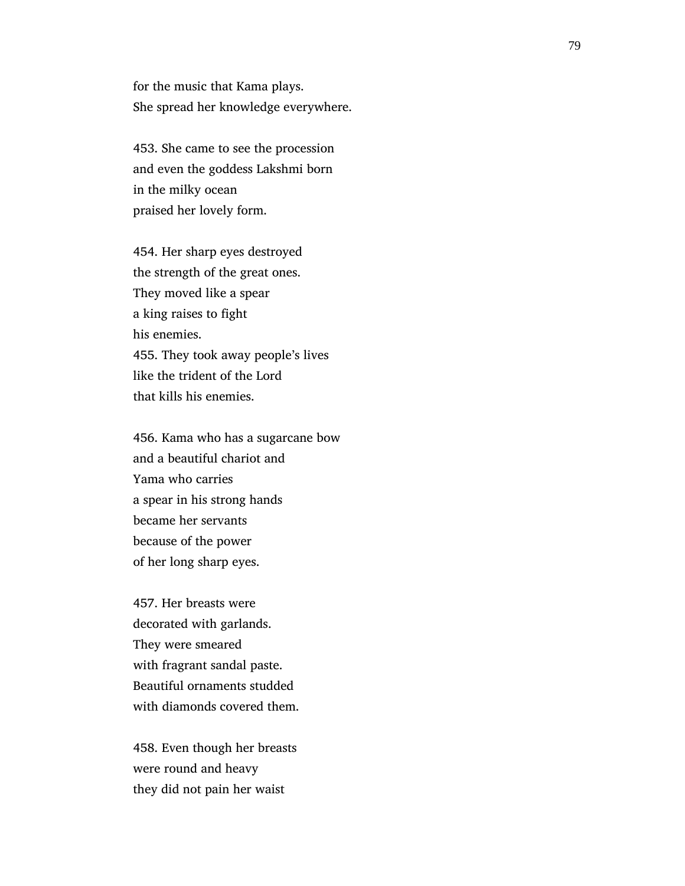for the music that Kama plays.  
She spread her knowledge everywhere.

453. She came to see the procession  
and even the goddess Lakshmi born  
in the milky ocean  
praised her lovely form.

454. Her sharp eyes destroyed  
the strength of the great ones.  
They moved like a spear  
a king raises to fight  
his enemies.  
455. They took away people's lives  
like the trident of the Lord  
that kills his enemies.

456. Kama who has a sugarcane bow  
and a beautiful chariot and  
Yama who carries  
a spear in his strong hands  
became her servants  
because of the power  
of her long sharp eyes.

457. Her breasts were  
decorated with garlands.  
They were smeared  
with fragrant sandal paste.  
Beautiful ornaments studded  
with diamonds covered them.

458. Even though her breasts  
were round and heavy  
they did not pain her waist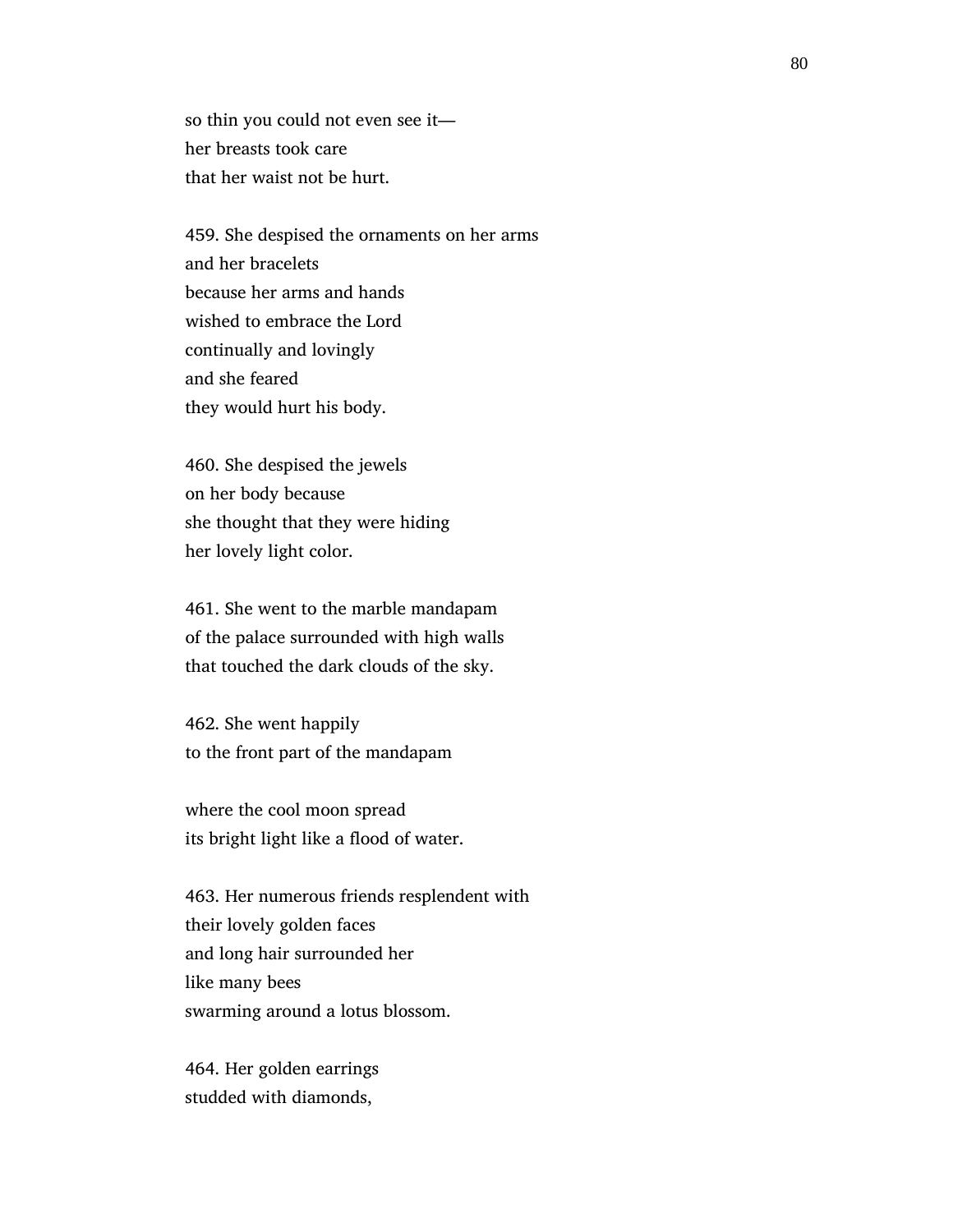so thin you could not even see it—
her breasts took care
that her waist not be hurt.

459. She despised the ornaments on her arms
and her bracelets
because her arms and hands
wished to embrace the Lord
continually and lovingly
and she feared
they would hurt his body.

460. She despised the jewels
on her body because
she thought that they were hiding
her lovely light color.

461. She went to the marble mandapam
of the palace surrounded with high walls
that touched the dark clouds of the sky.

462. She went happily
to the front part of the mandapam

where the cool moon spread
its bright light like a flood of water.

463. Her numerous friends resplendent with
their lovely golden faces
and long hair surrounded her
like many bees
swarming around a lotus blossom.

464. Her golden earrings
studded with diamonds,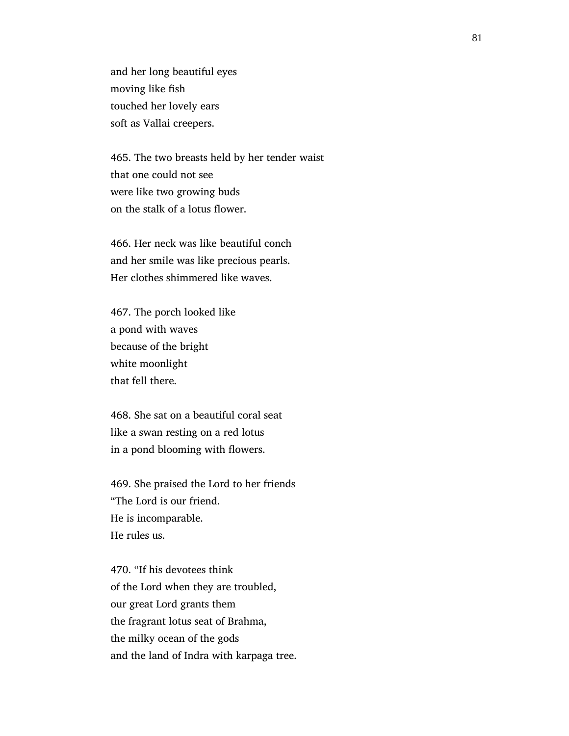and her long beautiful eyes
moving like fish
touched her lovely ears
soft as Vallai creepers.

465. The two breasts held by her tender waist
that one could not see
were like two growing buds
on the stalk of a lotus flower.

466. Her neck was like beautiful conch
and her smile was like precious pearls.
Her clothes shimmered like waves.

467. The porch looked like
a pond with waves
because of the bright
white moonlight
that fell there.

468. She sat on a beautiful coral seat
like a swan resting on a red lotus
in a pond blooming with flowers.

469. She praised the Lord to her friends
"The Lord is our friend.
He is incomparable.
He rules us.

470. "If his devotees think
of the Lord when they are troubled,
our great Lord grants them
the fragrant lotus seat of Brahma,
the milky ocean of the gods
and the land of Indra with karpaga tree.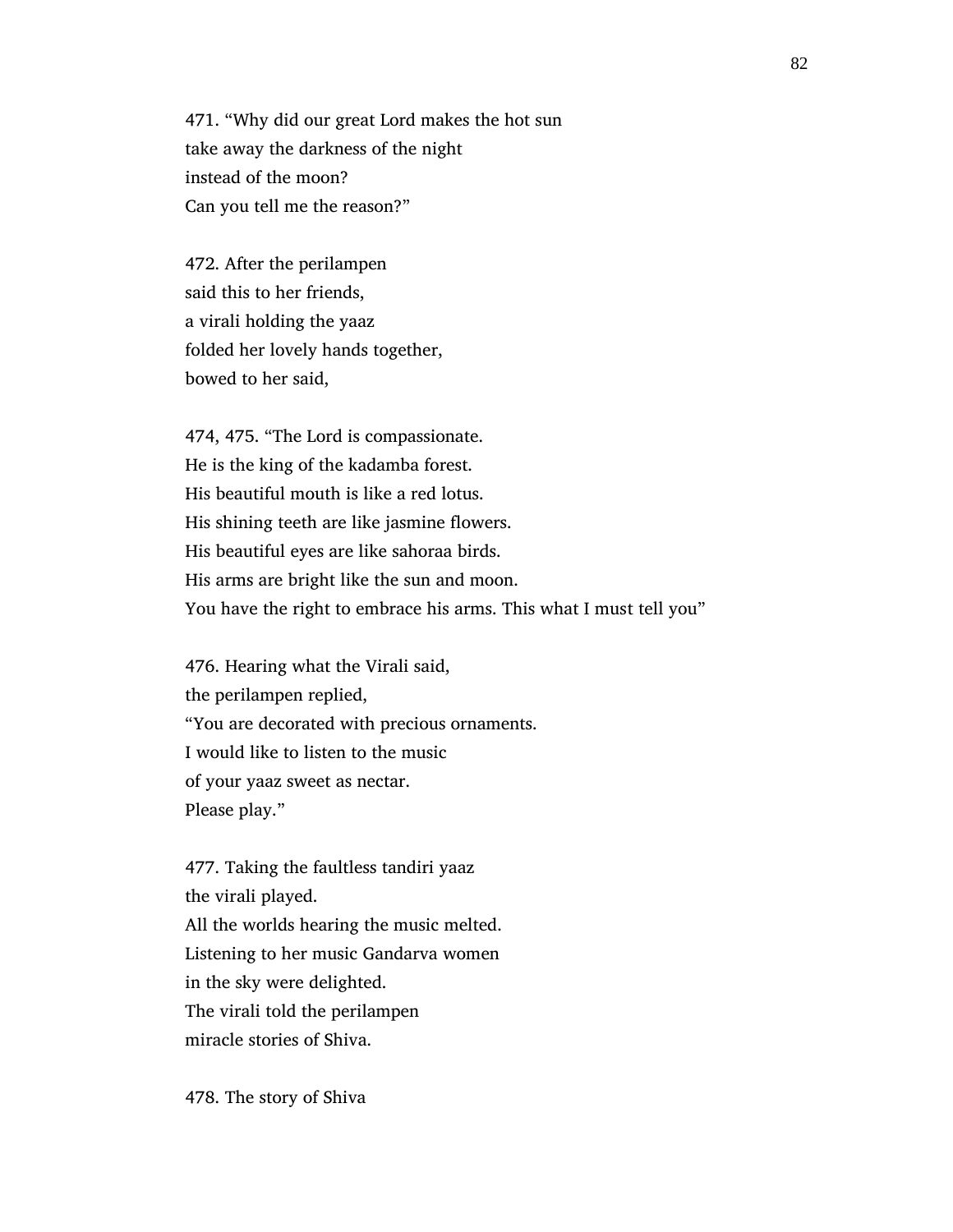471. “Why did our great Lord makes the hot sun
take away the darkness of the night
instead of the moon?
Can you tell me the reason?”

472. After the perilampen
said this to her friends,
a virali holding the yaaz
folded her lovely hands together,
bowed to her said,

474, 475. “The Lord is compassionate.
He is the king of the kadamba forest.
His beautiful mouth is like a red lotus.
His shining teeth are like jasmine flowers.
His beautiful eyes are like sahoraa birds.
His arms are bright like the sun and moon.
You have the right to embrace his arms. This what I must tell you”

476. Hearing what the Virali said,
the perilampen replied,
“You are decorated with precious ornaments.
I would like to listen to the music
of your yaaz sweet as nectar.
Please play.”

477. Taking the faultless tandiri yaaz
the virali played.
All the worlds hearing the music melted.
Listening to her music Gandarva women
in the sky were delighted.
The virali told the perilampen
miracle stories of Shiva.

478. The story of Shiva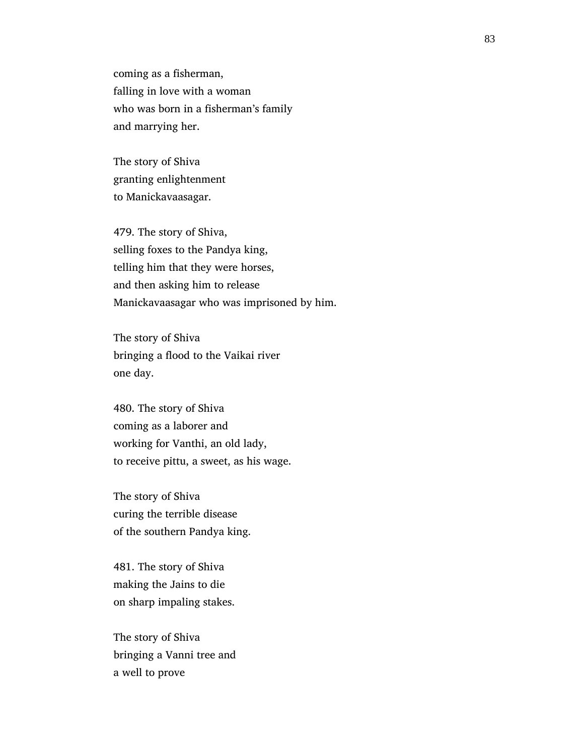coming as a fisherman,
falling in love with a woman
who was born in a fisherman's family
and marrying her.

The story of Shiva
granting enlightenment
to Manickavaasagar.

479. The story of Shiva,
selling foxes to the Pandya king,
telling him that they were horses,
and then asking him to release
Manickavaasagar who was imprisoned by him.

The story of Shiva
bringing a flood to the Vaikai river
one day.

480. The story of Shiva
coming as a laborer and
working for Vanthi, an old lady,
to receive pittu, a sweet, as his wage.

The story of Shiva
curing the terrible disease
of the southern Pandya king.

481. The story of Shiva
making the Jains to die
on sharp impaling stakes.

The story of Shiva
bringing a Vanni tree and
a well to prove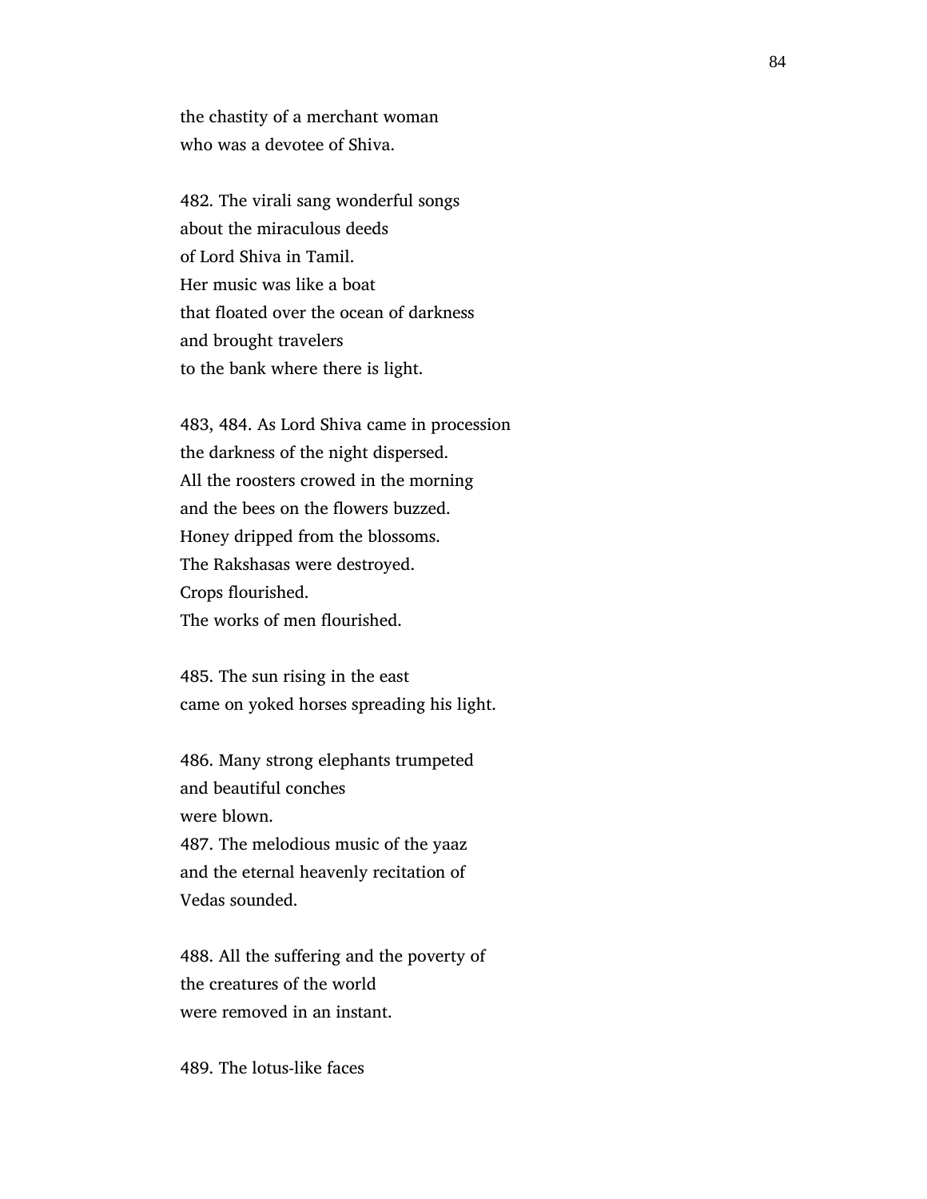the chastity of a merchant woman
who was a devotee of Shiva.

482. The virali sang wonderful songs
about the miraculous deeds
of Lord Shiva in Tamil.
Her music was like a boat
that floated over the ocean of darkness
and brought travelers
to the bank where there is light.

483, 484. As Lord Shiva came in procession
the darkness of the night dispersed.
All the roosters crowed in the morning
and the bees on the flowers buzzed.
Honey dripped from the blossoms.
The Rakshasas were destroyed.
Crops flourished.
The works of men flourished.

485. The sun rising in the east
came on yoked horses spreading his light.

486. Many strong elephants trumpeted
and beautiful conches
were blown.
487. The melodious music of the yaaz
and the eternal heavenly recitation of
Vedas sounded.

488. All the suffering and the poverty of
the creatures of the world
were removed in an instant.

489. The lotus-like faces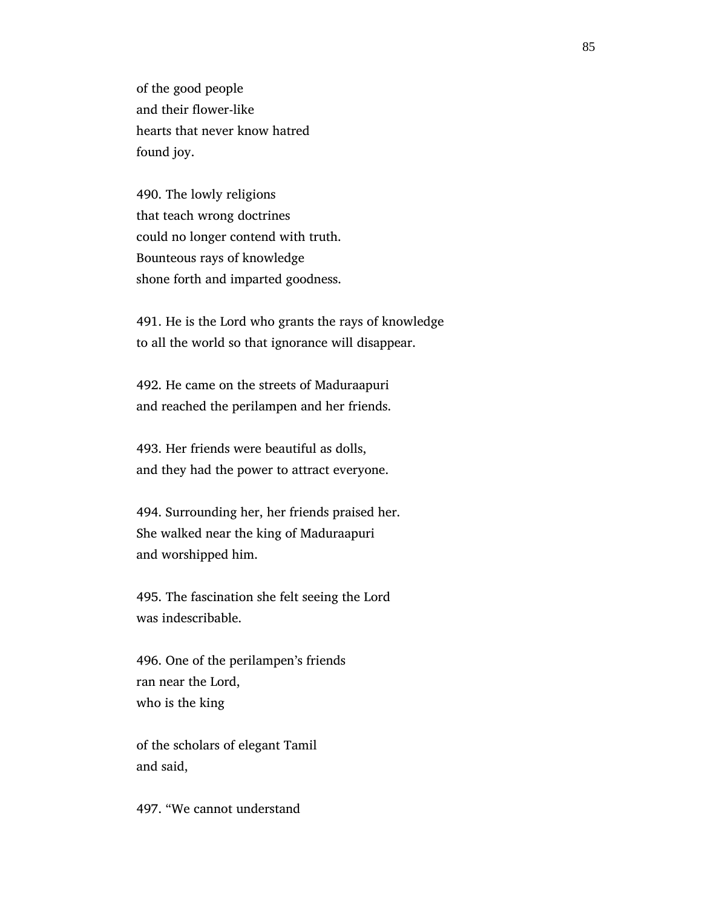of the good people
and their flower-like
hearts that never know hatred
found joy.

490. The lowly religions
that teach wrong doctrines
could no longer contend with truth.
Bounteous rays of knowledge
shone forth and imparted goodness.

491. He is the Lord who grants the rays of knowledge
to all the world so that ignorance will disappear.

492. He came on the streets of Maduraapuri
and reached the perilampen and her friends.

493. Her friends were beautiful as dolls,
and they had the power to attract everyone.

494. Surrounding her, her friends praised her.
She walked near the king of Maduraapuri
and worshipped him.

495. The fascination she felt seeing the Lord
was indescribable.

496. One of the perilampen's friends
ran near the Lord,
who is the king

of the scholars of elegant Tamil
and said,

497. "We cannot understand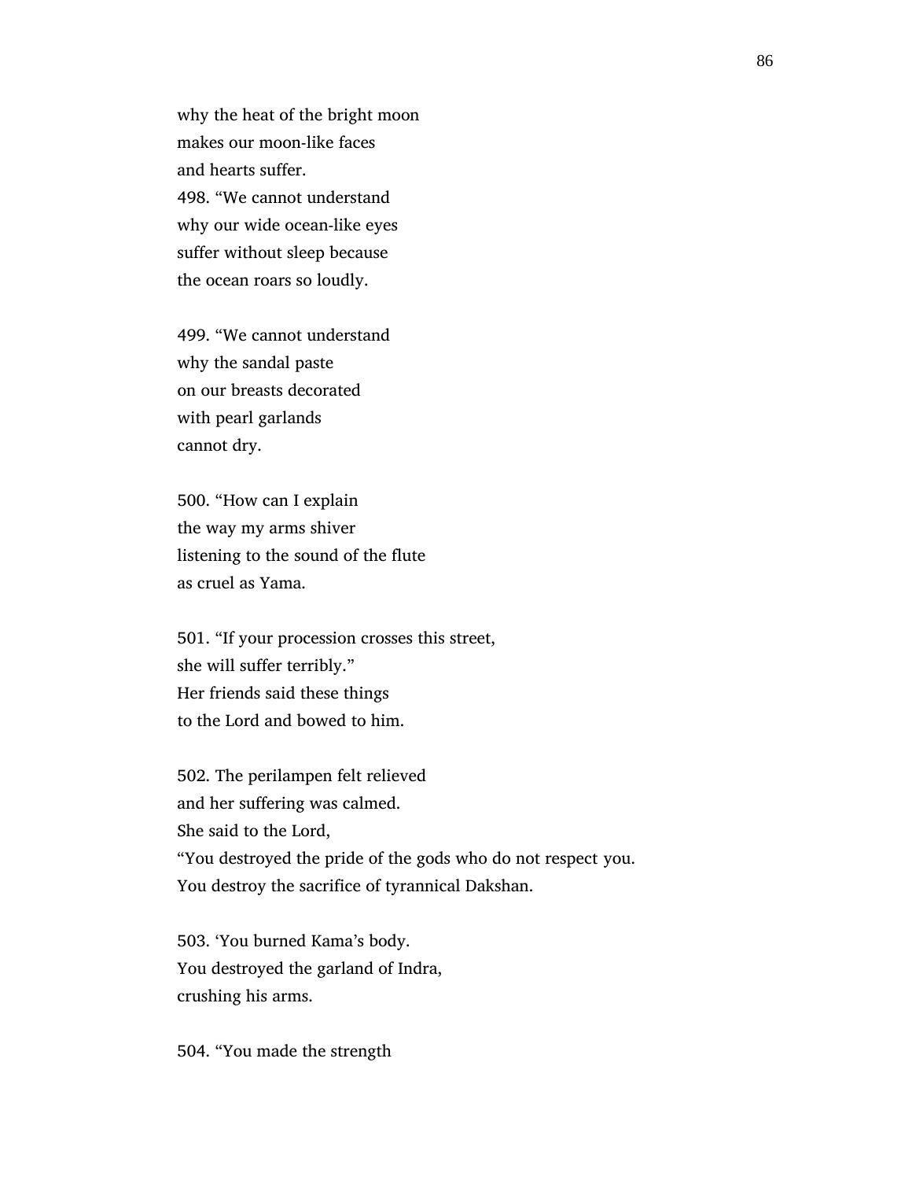why the heat of the bright moon
makes our moon-like faces
and hearts suffer.
498. "We cannot understand
why our wide ocean-like eyes
suffer without sleep because
the ocean roars so loudly.

499. "We cannot understand
why the sandal paste
on our breasts decorated
with pearl garlands
cannot dry.

500. "How can I explain
the way my arms shiver
listening to the sound of the flute
as cruel as Yama.

501. "If your procession crosses this street,
she will suffer terribly."
Her friends said these things
to the Lord and bowed to him.

502. The perilampen felt relieved
and her suffering was calmed.
She said to the Lord,
"You destroyed the pride of the gods who do not respect you.
You destroy the sacrifice of tyrannical Dakshan.

503. 'You burned Kama's body.
You destroyed the garland of Indra,
crushing his arms.

504. "You made the strength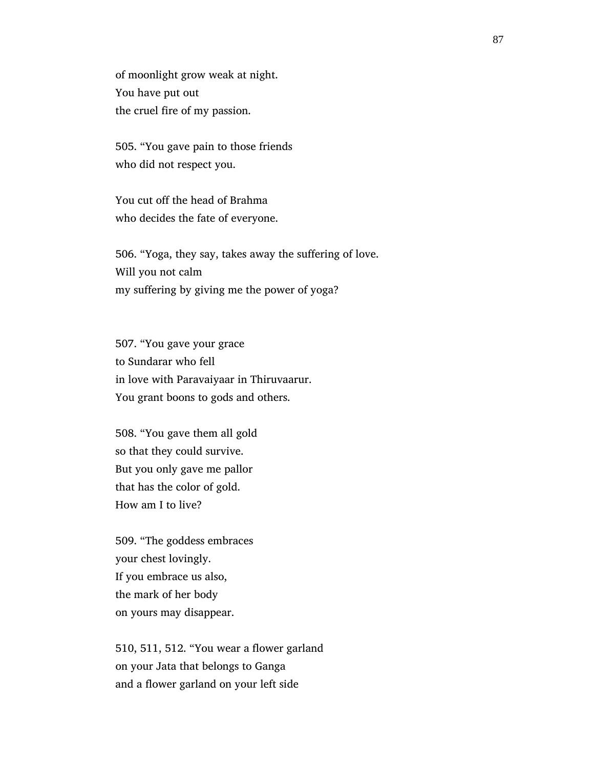of moonlight grow weak at night.
You have put out
the cruel fire of my passion.

505. “You gave pain to those friends
who did not respect you.

You cut off the head of Brahma
who decides the fate of everyone.

506. “Yoga, they say, takes away the suffering of love.
Will you not calm
my suffering by giving me the power of yoga?

507. “You gave your grace
to Sundarar who fell
in love with Paravaiyaar in Thiruvaarur.
You grant boons to gods and others.

508. “You gave them all gold
so that they could survive.
But you only gave me pallor
that has the color of gold.
How am I to live?

509. “The goddess embraces
your chest lovingly.
If you embrace us also,
the mark of her body
on yours may disappear.

510, 511, 512. “You wear a flower garland
on your Jata that belongs to Ganga
and a flower garland on your left side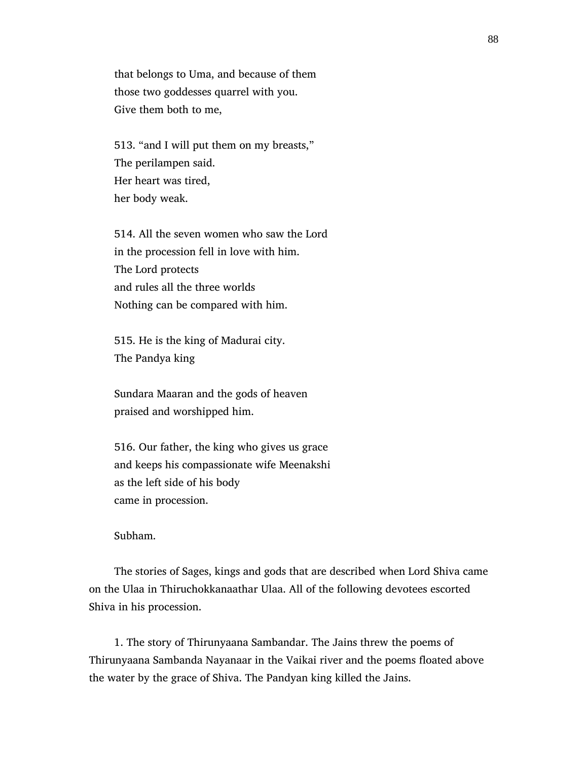that belongs to Uma, and because of them
those two goddesses quarrel with you.
Give them both to me,

513. "and I will put them on my breasts,"
The perilampen said.
Her heart was tired,
her body weak.

514. All the seven women who saw the Lord
in the procession fell in love with him.
The Lord protects
and rules all the three worlds
Nothing can be compared with him.

515. He is the king of Madurai city.
The Pandya king

Sundara Maaran and the gods of heaven
praised and worshipped him.

516. Our father, the king who gives us grace
and keeps his compassionate wife Meenakshi
as the left side of his body
came in procession.

Subham.

The stories of Sages, kings and gods that are described when Lord Shiva came on the Ulaa in Thiruchokkanaathar Ulaa. All of the following devotees escorted Shiva in his procession.

1. The story of Thirunyaana Sambandar. The Jains threw the poems of Thirunyaana Sambanda Nayanaar in the Vaikai river and the poems floated above the water by the grace of Shiva. The Pandyan king killed the Jains.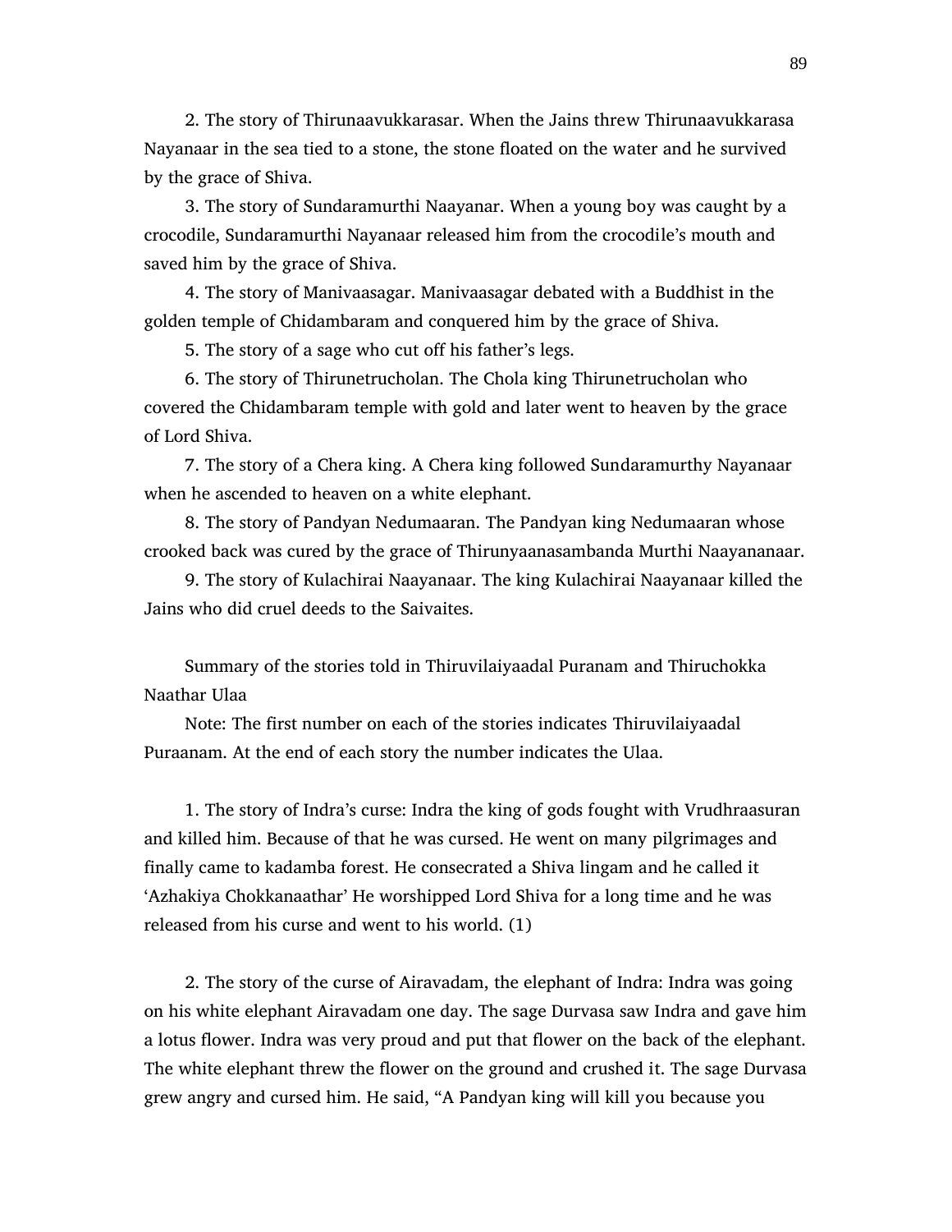2. The story of Thirunaavukkarasar. When the Jains threw Thirunaavukkarasa Nayanaar in the sea tied to a stone, the stone floated on the water and he survived by the grace of Shiva.

3. The story of Sundaramurthi Naayanar. When a young boy was caught by a crocodile, Sundaramurthi Nayanaar released him from the crocodile's mouth and saved him by the grace of Shiva.

4. The story of Manivaasagar. Manivaasagar debated with a Buddhist in the golden temple of Chidambaram and conquered him by the grace of Shiva.

5. The story of a sage who cut off his father's legs.

6. The story of Thirunetrucholan. The Chola king Thirunetrucholan who covered the Chidambaram temple with gold and later went to heaven by the grace of Lord Shiva.

7. The story of a Chera king. A Chera king followed Sundaramurthy Nayanaar when he ascended to heaven on a white elephant.

8. The story of Pandyan Nedumaaran. The Pandyan king Nedumaaran whose crooked back was cured by the grace of Thirunyaanasambanda Murthi Naayananaar.

9. The story of Kulachirai Naayanaar. The king Kulachirai Naayanaar killed the Jains who did cruel deeds to the Saivaites.

Summary of the stories told in Thiruvilaiyaadal Puranam and Thiruchokka Naathar Ulaa

Note: The first number on each of the stories indicates Thiruvilaiyaadal Puraanam. At the end of each story the number indicates the Ulaa.

1. The story of Indra's curse: Indra the king of gods fought with Vrudhraasuran and killed him. Because of that he was cursed. He went on many pilgrimages and finally came to kadamba forest. He consecrated a Shiva lingam and he called it 'Azhakiya Chokkanaathar' He worshipped Lord Shiva for a long time and he was released from his curse and went to his world. (1)

2. The story of the curse of Airavadam, the elephant of Indra: Indra was going on his white elephant Airavadam one day. The sage Durvasa saw Indra and gave him a lotus flower. Indra was very proud and put that flower on the back of the elephant. The white elephant threw the flower on the ground and crushed it. The sage Durvasa grew angry and cursed him. He said, "A Pandyan king will kill you because you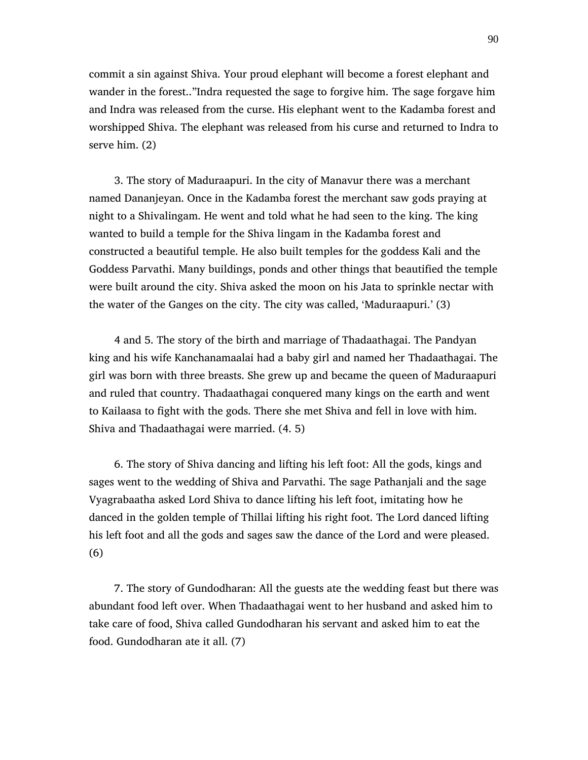commit a sin against Shiva. Your proud elephant will become a forest elephant and wander in the forest..”Indra requested the sage to forgive him. The sage forgave him and Indra was released from the curse. His elephant went to the Kadamba forest and worshipped Shiva. The elephant was released from his curse and returned to Indra to serve him. (2)

3. The story of Maduraapuri. In the city of Manavur there was a merchant named Dananjeyan. Once in the Kadamba forest the merchant saw gods praying at night to a Shivalingam. He went and told what he had seen to the king. The king wanted to build a temple for the Shiva lingam in the Kadamba forest and constructed a beautiful temple. He also built temples for the goddess Kali and the Goddess Parvathi. Many buildings, ponds and other things that beautified the temple were built around the city. Shiva asked the moon on his Jata to sprinkle nectar with the water of the Ganges on the city. The city was called, ‘Maduraapuri.’ (3)

4 and 5. The story of the birth and marriage of Thadaathagai. The Pandyan king and his wife Kanchanamaalai had a baby girl and named her Thadaathagai. The girl was born with three breasts. She grew up and became the queen of Maduraapuri and ruled that country. Thadaathagai conquered many kings on the earth and went to Kailaasa to fight with the gods. There she met Shiva and fell in love with him. Shiva and Thadaathagai were married. (4. 5)

6. The story of Shiva dancing and lifting his left foot: All the gods, kings and sages went to the wedding of Shiva and Parvathi. The sage Pathanjali and the sage Vyagrabaatha asked Lord Shiva to dance lifting his left foot, imitating how he danced in the golden temple of Thillai lifting his right foot. The Lord danced lifting his left foot and all the gods and sages saw the dance of the Lord and were pleased. (6)

7. The story of Gundodharan: All the guests ate the wedding feast but there was abundant food left over. When Thadaathagai went to her husband and asked him to take care of food, Shiva called Gundodharan his servant and asked him to eat the food. Gundodharan ate it all. (7)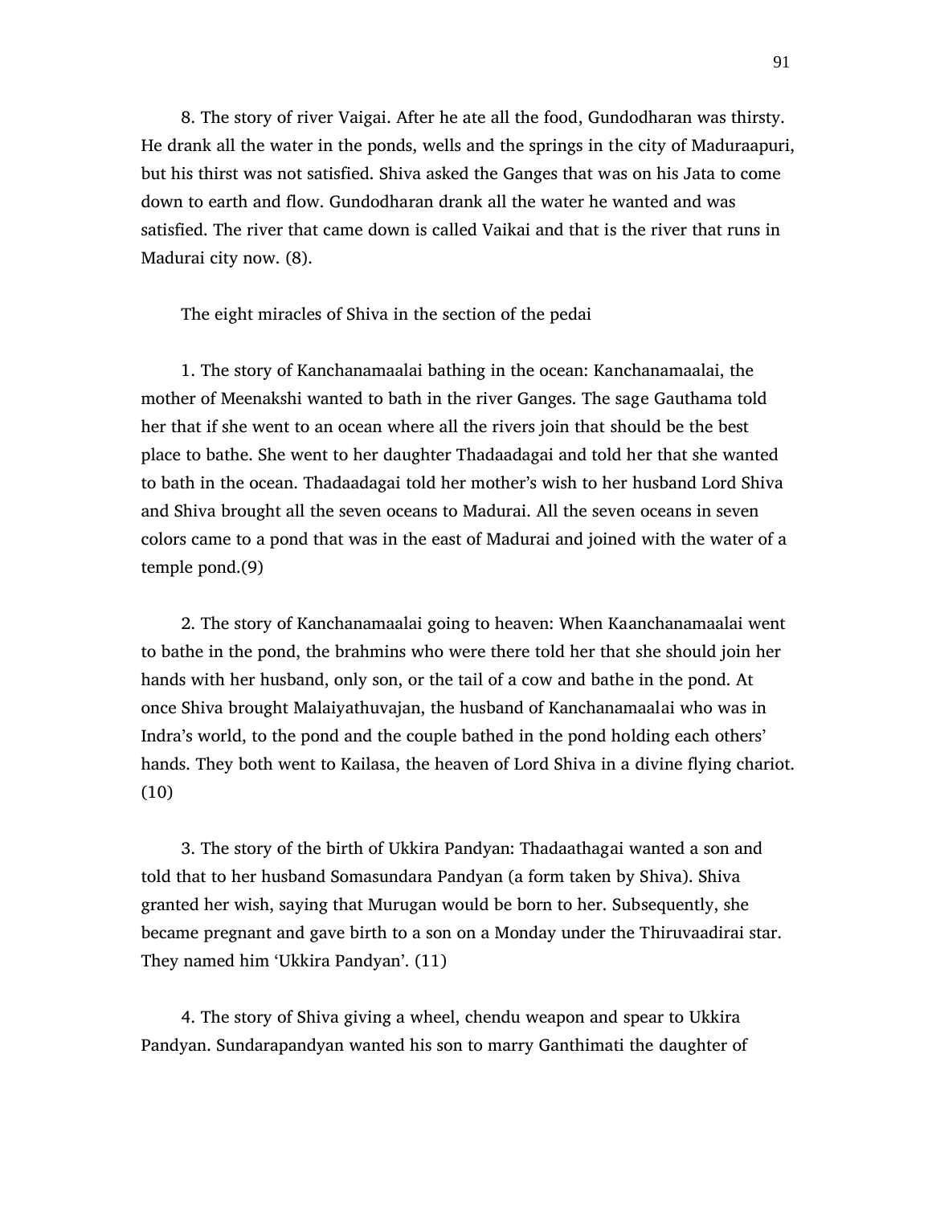8. The story of river Vaigai. After he ate all the food, Gundodharan was thirsty. He drank all the water in the ponds, wells and the springs in the city of Maduraapuri, but his thirst was not satisfied. Shiva asked the Ganges that was on his Jata to come down to earth and flow. Gundodharan drank all the water he wanted and was satisfied. The river that came down is called Vaikai and that is the river that runs in Madurai city now. (8).

The eight miracles of Shiva in the section of the pedai

1. The story of Kanchanamaalai bathing in the ocean: Kanchanamaalai, the mother of Meenakshi wanted to bath in the river Ganges. The sage Gauthama told her that if she went to an ocean where all the rivers join that should be the best place to bathe. She went to her daughter Thadaadagai and told her that she wanted to bath in the ocean. Thadaadagai told her mother's wish to her husband Lord Shiva and Shiva brought all the seven oceans to Madurai. All the seven oceans in seven colors came to a pond that was in the east of Madurai and joined with the water of a temple pond.(9)

2. The story of Kanchanamaalai going to heaven: When Kaanchanamaalai went to bathe in the pond, the brahmins who were there told her that she should join her hands with her husband, only son, or the tail of a cow and bathe in the pond. At once Shiva brought Malaiyathuvajan, the husband of Kanchanamaalai who was in Indra's world, to the pond and the couple bathed in the pond holding each others' hands. They both went to Kailasa, the heaven of Lord Shiva in a divine flying chariot. (10)

3. The story of the birth of Ukkira Pandyan: Thadaathagai wanted a son and told that to her husband Somasundara Pandyan (a form taken by Shiva). Shiva granted her wish, saying that Murugan would be born to her. Subsequently, she became pregnant and gave birth to a son on a Monday under the Thiruvaadirai star. They named him 'Ukkira Pandyan'. (11)

4. The story of Shiva giving a wheel, chendu weapon and spear to Ukkira Pandyan. Sundarapandyan wanted his son to marry Ganthimati the daughter of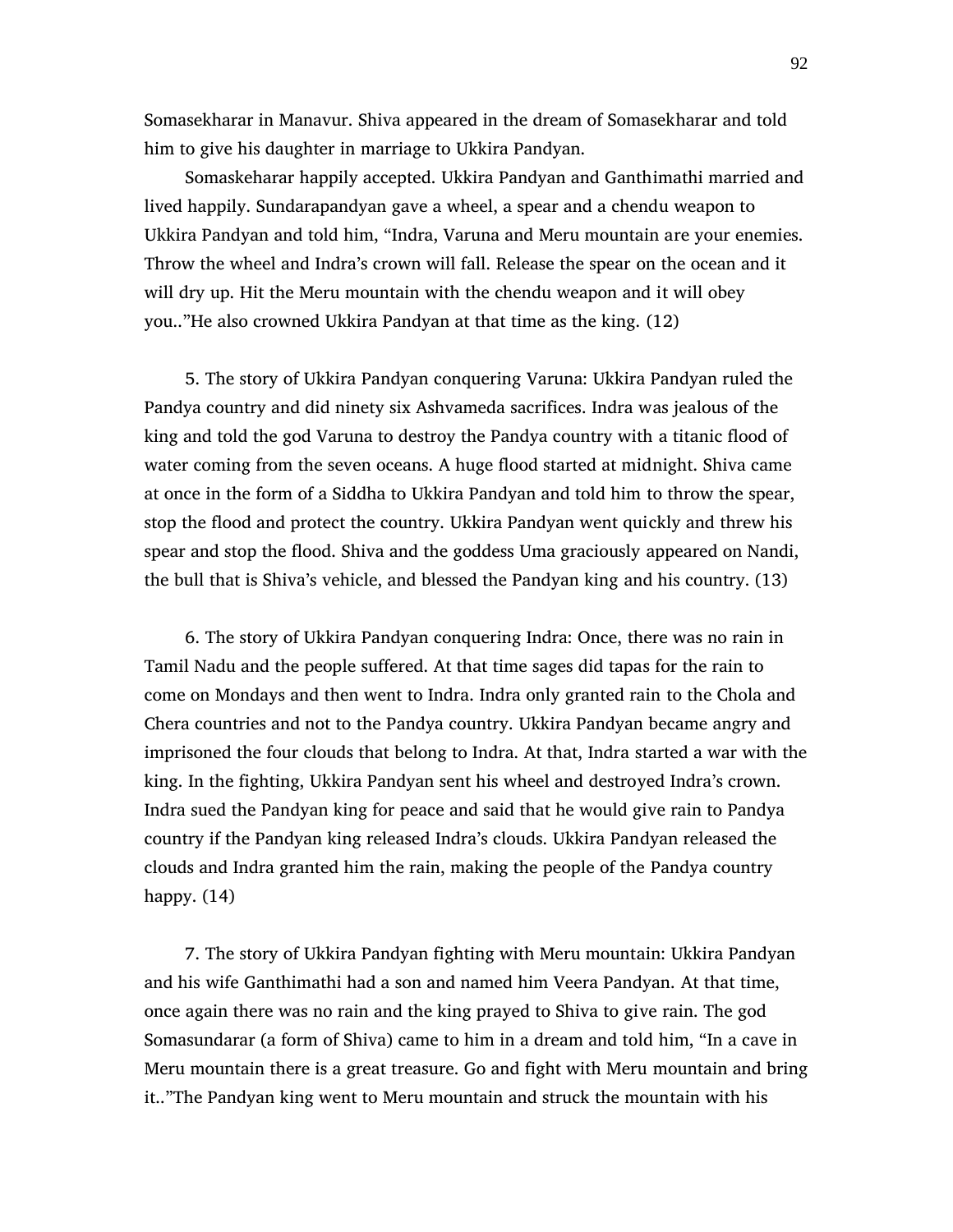Somasekharar in Manavur. Shiva appeared in the dream of Somasekharar and told him to give his daughter in marriage to Ukkira Pandyan.

Somaskeharar happily accepted. Ukkira Pandyan and Ganthimathi married and lived happily. Sundarapandyan gave a wheel, a spear and a chendu weapon to Ukkira Pandyan and told him, "Indra, Varuna and Meru mountain are your enemies. Throw the wheel and Indra's crown will fall. Release the spear on the ocean and it will dry up. Hit the Meru mountain with the chendu weapon and it will obey you.."He also crowned Ukkira Pandyan at that time as the king. (12)

5. The story of Ukkira Pandyan conquering Varuna: Ukkira Pandyan ruled the Pandya country and did ninety six Ashvameda sacrifices. Indra was jealous of the king and told the god Varuna to destroy the Pandya country with a titanic flood of water coming from the seven oceans. A huge flood started at midnight. Shiva came at once in the form of a Siddha to Ukkira Pandyan and told him to throw the spear, stop the flood and protect the country. Ukkira Pandyan went quickly and threw his spear and stop the flood. Shiva and the goddess Uma graciously appeared on Nandi, the bull that is Shiva's vehicle, and blessed the Pandyan king and his country. (13)

6. The story of Ukkira Pandyan conquering Indra: Once, there was no rain in Tamil Nadu and the people suffered. At that time sages did tapas for the rain to come on Mondays and then went to Indra. Indra only granted rain to the Chola and Chera countries and not to the Pandya country. Ukkira Pandyan became angry and imprisoned the four clouds that belong to Indra. At that, Indra started a war with the king. In the fighting, Ukkira Pandyan sent his wheel and destroyed Indra's crown. Indra sued the Pandyan king for peace and said that he would give rain to Pandya country if the Pandyan king released Indra's clouds. Ukkira Pandyan released the clouds and Indra granted him the rain, making the people of the Pandya country happy. (14)

7. The story of Ukkira Pandyan fighting with Meru mountain: Ukkira Pandyan and his wife Ganthimathi had a son and named him Veera Pandyan. At that time, once again there was no rain and the king prayed to Shiva to give rain. The god Somasundarar (a form of Shiva) came to him in a dream and told him, "In a cave in Meru mountain there is a great treasure. Go and fight with Meru mountain and bring it.."The Pandyan king went to Meru mountain and struck the mountain with his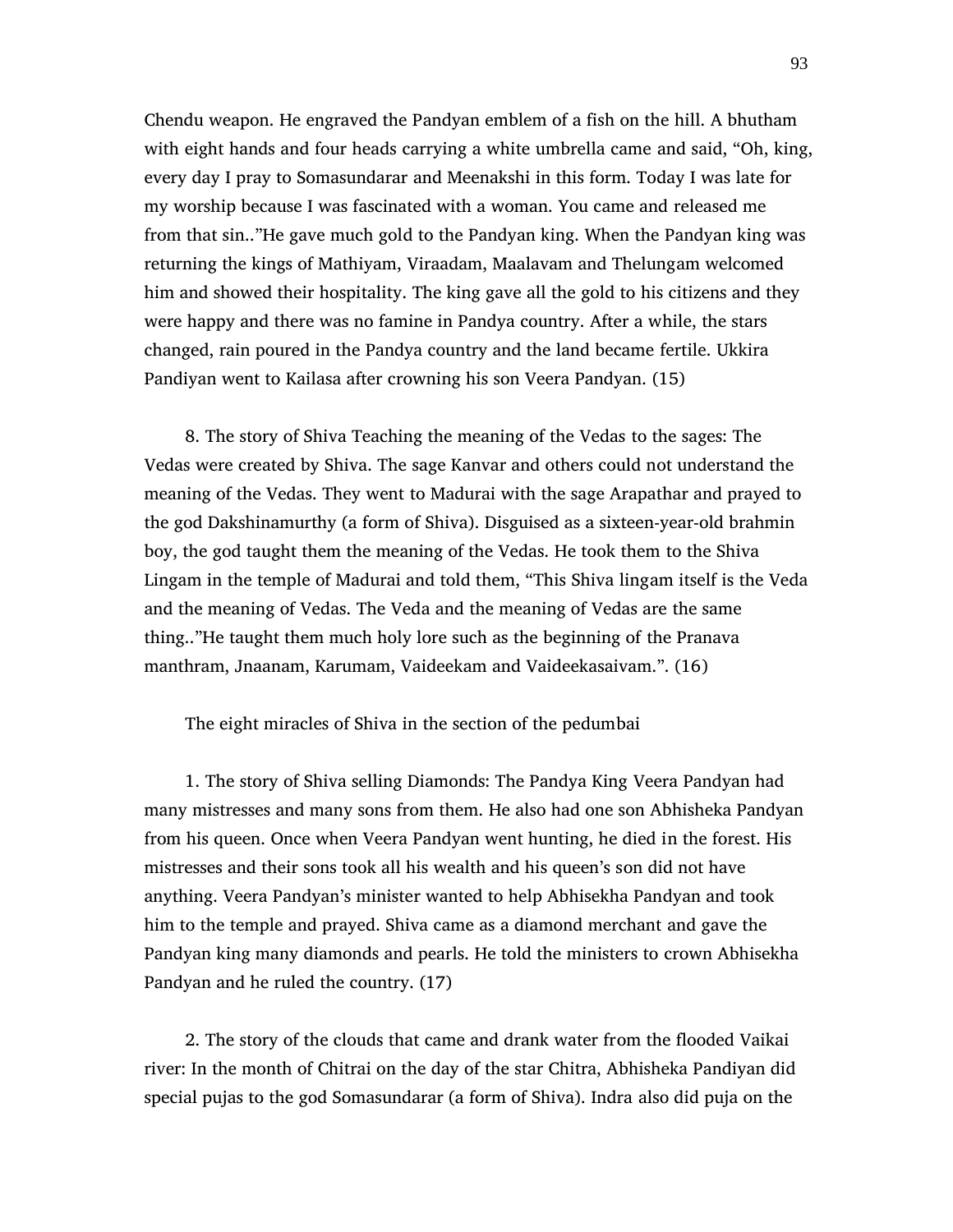Chendu weapon. He engraved the Pandyan emblem of a fish on the hill. A bhutham with eight hands and four heads carrying a white umbrella came and said, "Oh, king, every day I pray to Somasundarar and Meenakshi in this form. Today I was late for my worship because I was fascinated with a woman. You came and released me from that sin.."He gave much gold to the Pandyan king. When the Pandyan king was returning the kings of Mathiyam, Viraadam, Maalavam and Thelungam welcomed him and showed their hospitality. The king gave all the gold to his citizens and they were happy and there was no famine in Pandya country. After a while, the stars changed, rain poured in the Pandya country and the land became fertile. Ukkira Pandiyan went to Kailasa after crowning his son Veera Pandyan. (15)

8. The story of Shiva Teaching the meaning of the Vedas to the sages: The Vedas were created by Shiva. The sage Kanvar and others could not understand the meaning of the Vedas. They went to Madurai with the sage Arapathar and prayed to the god Dakshinamurthy (a form of Shiva). Disguised as a sixteen-year-old brahmin boy, the god taught them the meaning of the Vedas. He took them to the Shiva Lingam in the temple of Madurai and told them, "This Shiva lingam itself is the Veda and the meaning of Vedas. The Veda and the meaning of Vedas are the same thing.."He taught them much holy lore such as the beginning of the Pranava manthram, Jnaanam, Karumam, Vaideekam and Vaideekasaivam.". (16)

The eight miracles of Shiva in the section of the pedumbai

1. The story of Shiva selling Diamonds: The Pandya King Veera Pandyan had many mistresses and many sons from them. He also had one son Abhisheka Pandyan from his queen. Once when Veera Pandyan went hunting, he died in the forest. His mistresses and their sons took all his wealth and his queen's son did not have anything. Veera Pandyan's minister wanted to help Abhisekha Pandyan and took him to the temple and prayed. Shiva came as a diamond merchant and gave the Pandyan king many diamonds and pearls. He told the ministers to crown Abhisekha Pandyan and he ruled the country. (17)

2. The story of the clouds that came and drank water from the flooded Vaikai river: In the month of Chitrai on the day of the star Chitra, Abhisheka Pandiyan did special pujas to the god Somasundarar (a form of Shiva). Indra also did puja on the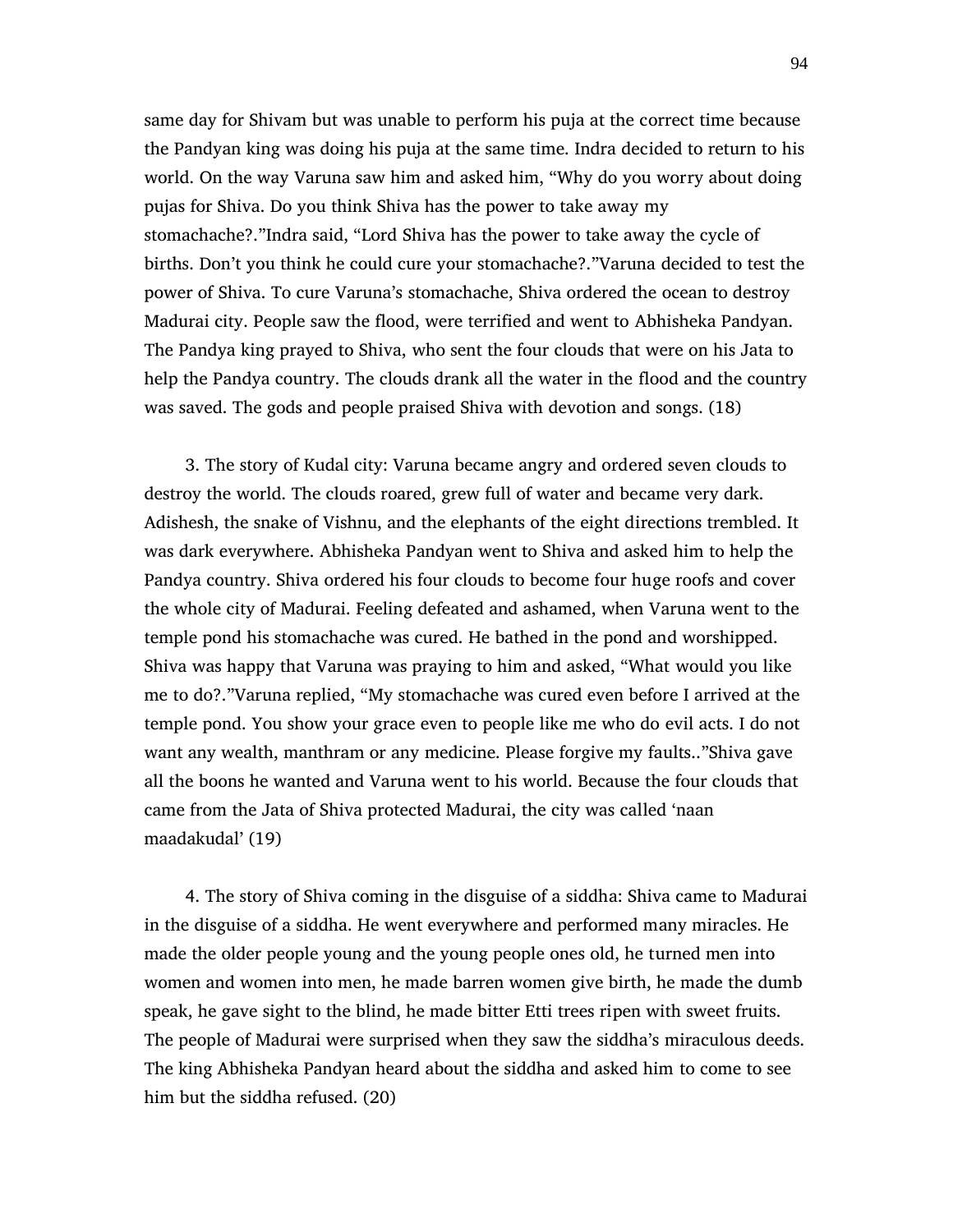same day for Shivam but was unable to perform his puja at the correct time because the Pandyan king was doing his puja at the same time. Indra decided to return to his world. On the way Varuna saw him and asked him, "Why do you worry about doing pujas for Shiva. Do you think Shiva has the power to take away my stomachache?."Indra said, "Lord Shiva has the power to take away the cycle of births. Don't you think he could cure your stomachache?."Varuna decided to test the power of Shiva. To cure Varuna's stomachache, Shiva ordered the ocean to destroy Madurai city. People saw the flood, were terrified and went to Abhisheka Pandyan. The Pandya king prayed to Shiva, who sent the four clouds that were on his Jata to help the Pandya country. The clouds drank all the water in the flood and the country was saved. The gods and people praised Shiva with devotion and songs. (18)

3. The story of Kudal city: Varuna became angry and ordered seven clouds to destroy the world. The clouds roared, grew full of water and became very dark. Adishesh, the snake of Vishnu, and the elephants of the eight directions trembled. It was dark everywhere. Abhisheka Pandyan went to Shiva and asked him to help the Pandya country. Shiva ordered his four clouds to become four huge roofs and cover the whole city of Madurai. Feeling defeated and ashamed, when Varuna went to the temple pond his stomachache was cured. He bathed in the pond and worshipped. Shiva was happy that Varuna was praying to him and asked, "What would you like me to do?."Varuna replied, "My stomachache was cured even before I arrived at the temple pond. You show your grace even to people like me who do evil acts. I do not want any wealth, manthram or any medicine. Please forgive my faults.."Shiva gave all the boons he wanted and Varuna went to his world. Because the four clouds that came from the Jata of Shiva protected Madurai, the city was called 'naan maadakudal' (19)

4. The story of Shiva coming in the disguise of a siddha: Shiva came to Madurai in the disguise of a siddha. He went everywhere and performed many miracles. He made the older people young and the young people ones old, he turned men into women and women into men, he made barren women give birth, he made the dumb speak, he gave sight to the blind, he made bitter Etti trees ripen with sweet fruits. The people of Madurai were surprised when they saw the siddha's miraculous deeds. The king Abhisheka Pandyan heard about the siddha and asked him to come to see him but the siddha refused. (20)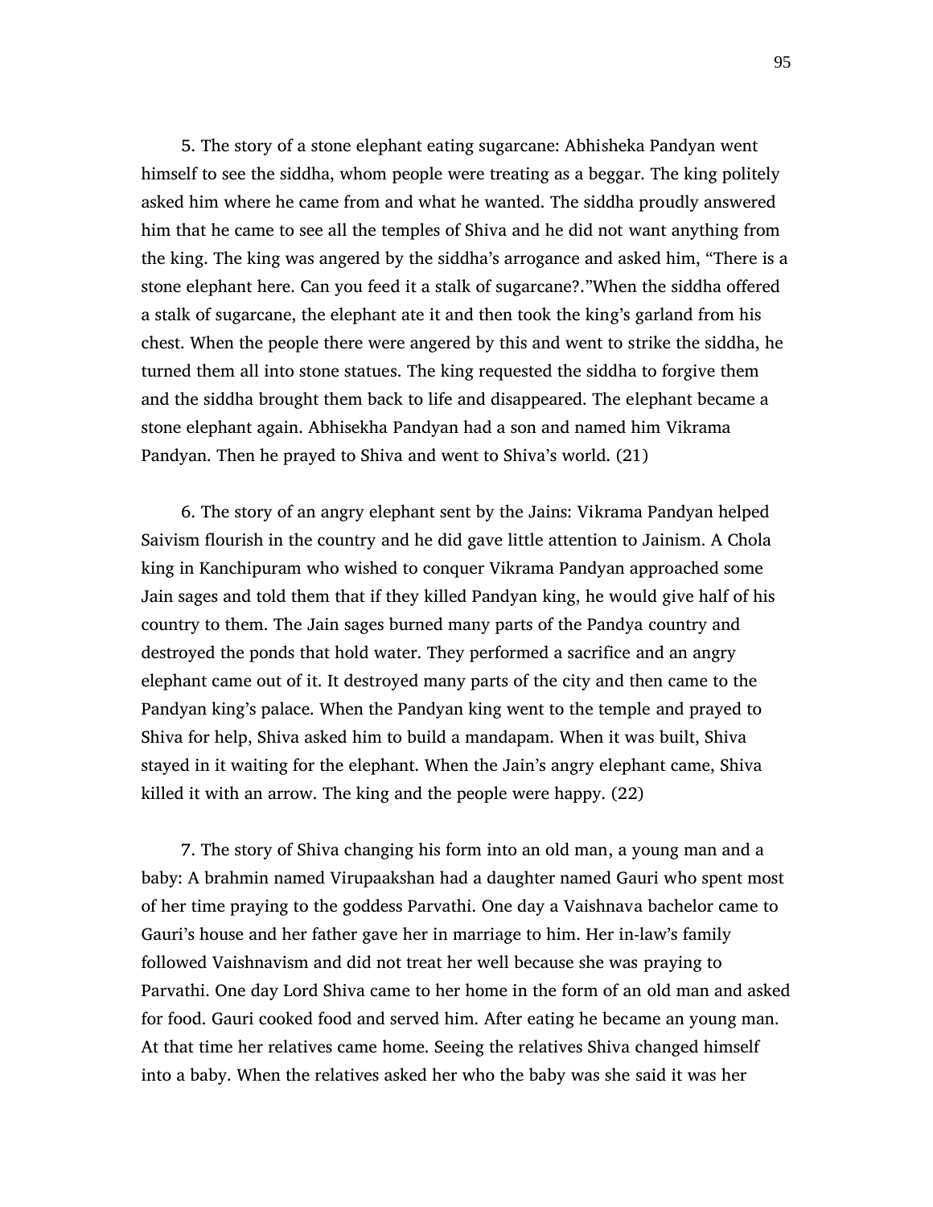5. The story of a stone elephant eating sugarcane: Abhisheka Pandyan went himself to see the siddha, whom people were treating as a beggar. The king politely asked him where he came from and what he wanted. The siddha proudly answered him that he came to see all the temples of Shiva and he did not want anything from the king. The king was angered by the siddha's arrogance and asked him, "There is a stone elephant here. Can you feed it a stalk of sugarcane?."When the siddha offered a stalk of sugarcane, the elephant ate it and then took the king's garland from his chest. When the people there were angered by this and went to strike the siddha, he turned them all into stone statues. The king requested the siddha to forgive them and the siddha brought them back to life and disappeared. The elephant became a stone elephant again. Abhisekha Pandyan had a son and named him Vikrama Pandyan. Then he prayed to Shiva and went to Shiva's world. (21)

6. The story of an angry elephant sent by the Jains: Vikrama Pandyan helped Saivism flourish in the country and he did gave little attention to Jainism. A Chola king in Kanchipuram who wished to conquer Vikrama Pandyan approached some Jain sages and told them that if they killed Pandyan king, he would give half of his country to them. The Jain sages burned many parts of the Pandya country and destroyed the ponds that hold water. They performed a sacrifice and an angry elephant came out of it. It destroyed many parts of the city and then came to the Pandyan king's palace. When the Pandyan king went to the temple and prayed to Shiva for help, Shiva asked him to build a mandapam. When it was built, Shiva stayed in it waiting for the elephant. When the Jain's angry elephant came, Shiva killed it with an arrow. The king and the people were happy. (22)

7. The story of Shiva changing his form into an old man, a young man and a baby: A brahmin named Virupaakshan had a daughter named Gauri who spent most of her time praying to the goddess Parvathi. One day a Vaishnava bachelor came to Gauri's house and her father gave her in marriage to him. Her in-law's family followed Vaishnavism and did not treat her well because she was praying to Parvathi. One day Lord Shiva came to her home in the form of an old man and asked for food. Gauri cooked food and served him. After eating he became an young man. At that time her relatives came home. Seeing the relatives Shiva changed himself into a baby. When the relatives asked her who the baby was she said it was her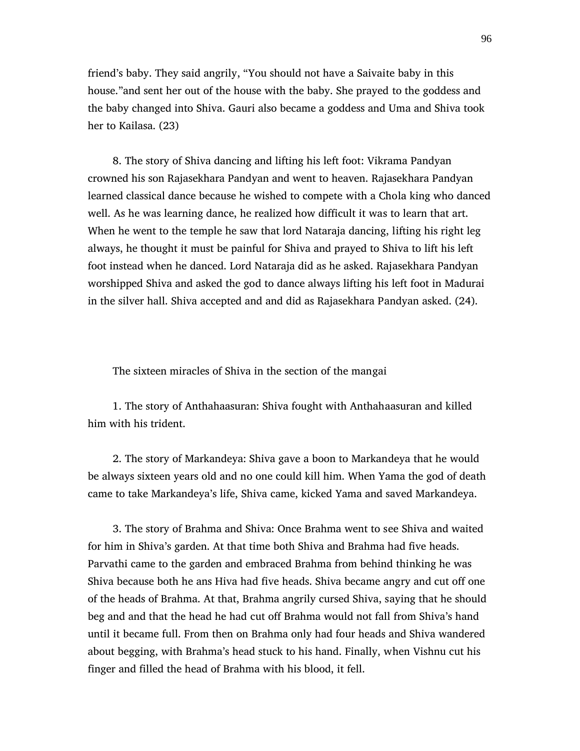friend's baby. They said angrily, "You should not have a Saivaite baby in this house."and sent her out of the house with the baby. She prayed to the goddess and the baby changed into Shiva. Gauri also became a goddess and Uma and Shiva took her to Kailasa. (23)

8. The story of Shiva dancing and lifting his left foot: Vikrama Pandyan crowned his son Rajasekhara Pandyan and went to heaven. Rajasekhara Pandyan learned classical dance because he wished to compete with a Chola king who danced well. As he was learning dance, he realized how difficult it was to learn that art. When he went to the temple he saw that lord Nataraja dancing, lifting his right leg always, he thought it must be painful for Shiva and prayed to Shiva to lift his left foot instead when he danced. Lord Nataraja did as he asked. Rajasekhara Pandyan worshipped Shiva and asked the god to dance always lifting his left foot in Madurai in the silver hall. Shiva accepted and and did as Rajasekhara Pandyan asked. (24).

The sixteen miracles of Shiva in the section of the mangai

1. The story of Anthahaasuran: Shiva fought with Anthahaasuran and killed him with his trident.

2. The story of Markandeya: Shiva gave a boon to Markandeya that he would be always sixteen years old and no one could kill him. When Yama the god of death came to take Markandeya's life, Shiva came, kicked Yama and saved Markandeya.

3. The story of Brahma and Shiva: Once Brahma went to see Shiva and waited for him in Shiva's garden. At that time both Shiva and Brahma had five heads. Parvathi came to the garden and embraced Brahma from behind thinking he was Shiva because both he ans Hiva had five heads. Shiva became angry and cut off one of the heads of Brahma. At that, Brahma angrily cursed Shiva, saying that he should beg and and that the head he had cut off Brahma would not fall from Shiva's hand until it became full. From then on Brahma only had four heads and Shiva wandered about begging, with Brahma's head stuck to his hand. Finally, when Vishnu cut his finger and filled the head of Brahma with his blood, it fell.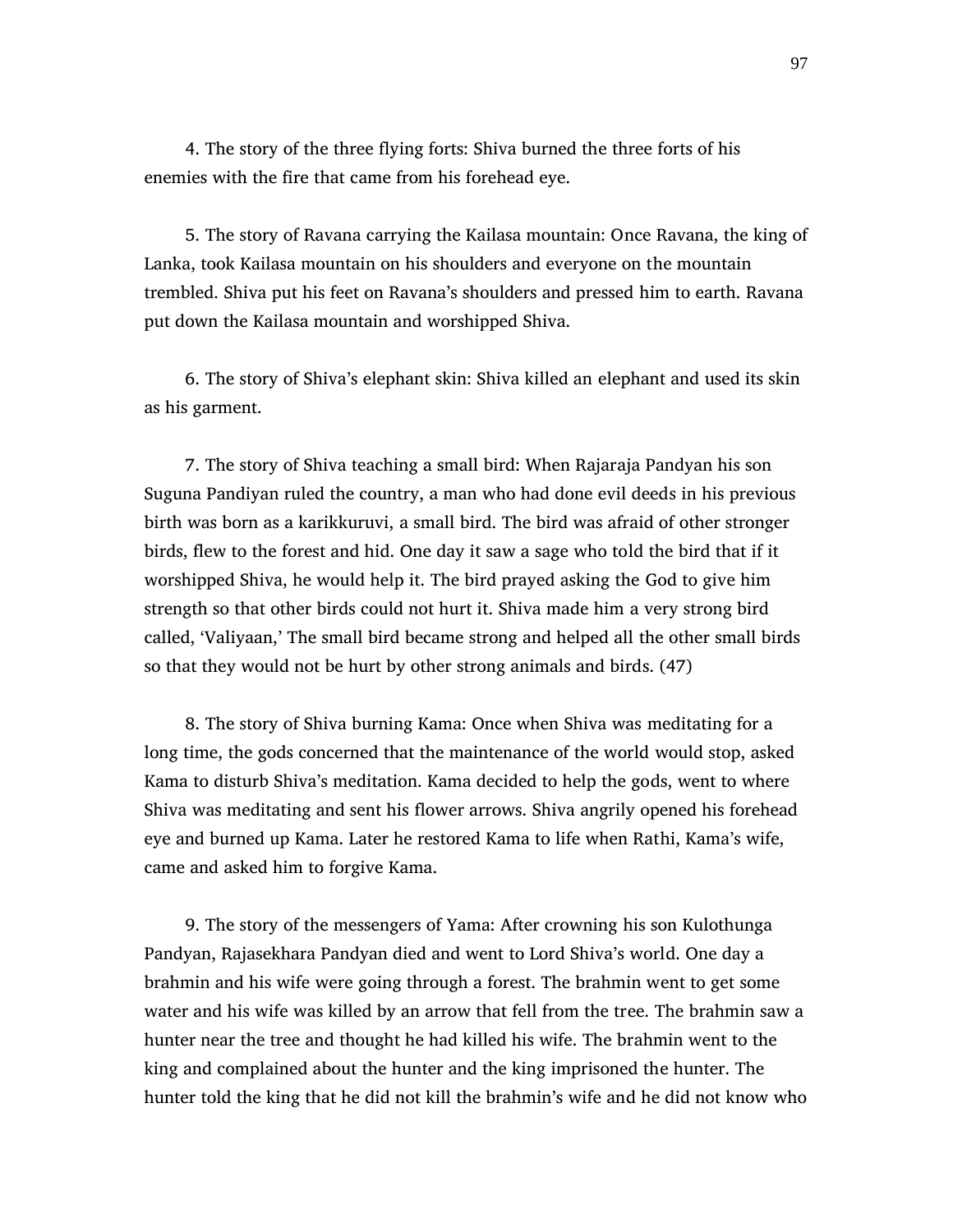4. The story of the three flying forts: Shiva burned the three forts of his enemies with the fire that came from his forehead eye.

5. The story of Ravana carrying the Kailasa mountain: Once Ravana, the king of Lanka, took Kailasa mountain on his shoulders and everyone on the mountain trembled. Shiva put his feet on Ravana's shoulders and pressed him to earth. Ravana put down the Kailasa mountain and worshipped Shiva.

6. The story of Shiva's elephant skin: Shiva killed an elephant and used its skin as his garment.

7. The story of Shiva teaching a small bird: When Rajaraja Pandyan his son Suguna Pandiyan ruled the country, a man who had done evil deeds in his previous birth was born as a karikkuruvi, a small bird. The bird was afraid of other stronger birds, flew to the forest and hid. One day it saw a sage who told the bird that if it worshipped Shiva, he would help it. The bird prayed asking the God to give him strength so that other birds could not hurt it. Shiva made him a very strong bird called, 'Valiyaan,' The small bird became strong and helped all the other small birds so that they would not be hurt by other strong animals and birds. (47)

8. The story of Shiva burning Kama: Once when Shiva was meditating for a long time, the gods concerned that the maintenance of the world would stop, asked Kama to disturb Shiva's meditation. Kama decided to help the gods, went to where Shiva was meditating and sent his flower arrows. Shiva angrily opened his forehead eye and burned up Kama. Later he restored Kama to life when Rathi, Kama's wife, came and asked him to forgive Kama.

9. The story of the messengers of Yama: After crowning his son Kulothunga Pandyan, Rajasekhara Pandyan died and went to Lord Shiva's world. One day a brahmin and his wife were going through a forest. The brahmin went to get some water and his wife was killed by an arrow that fell from the tree. The brahmin saw a hunter near the tree and thought he had killed his wife. The brahmin went to the king and complained about the hunter and the king imprisoned the hunter. The hunter told the king that he did not kill the brahmin's wife and he did not know who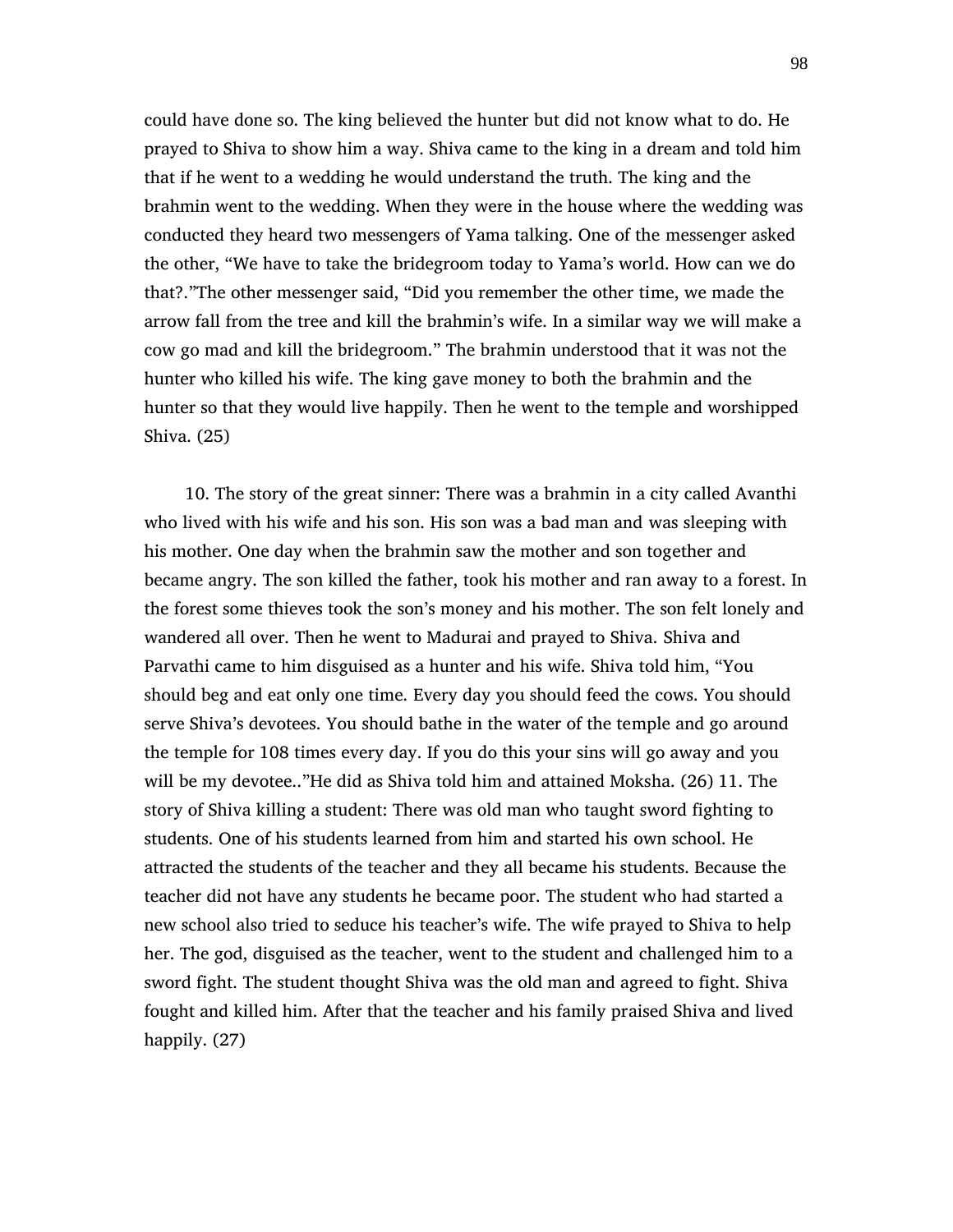could have done so. The king believed the hunter but did not know what to do. He prayed to Shiva to show him a way. Shiva came to the king in a dream and told him that if he went to a wedding he would understand the truth. The king and the brahmin went to the wedding. When they were in the house where the wedding was conducted they heard two messengers of Yama talking. One of the messenger asked the other, "We have to take the bridegroom today to Yama's world. How can we do that?."The other messenger said, "Did you remember the other time, we made the arrow fall from the tree and kill the brahmin's wife. In a similar way we will make a cow go mad and kill the bridegroom." The brahmin understood that it was not the hunter who killed his wife. The king gave money to both the brahmin and the hunter so that they would live happily. Then he went to the temple and worshipped Shiva. (25)

10. The story of the great sinner: There was a brahmin in a city called Avanthi who lived with his wife and his son. His son was a bad man and was sleeping with his mother. One day when the brahmin saw the mother and son together and became angry. The son killed the father, took his mother and ran away to a forest. In the forest some thieves took the son's money and his mother. The son felt lonely and wandered all over. Then he went to Madurai and prayed to Shiva. Shiva and Parvathi came to him disguised as a hunter and his wife. Shiva told him, "You should beg and eat only one time. Every day you should feed the cows. You should serve Shiva's devotees. You should bathe in the water of the temple and go around the temple for 108 times every day. If you do this your sins will go away and you will be my devotee.."He did as Shiva told him and attained Moksha. (26) 11. The story of Shiva killing a student: There was old man who taught sword fighting to students. One of his students learned from him and started his own school. He attracted the students of the teacher and they all became his students. Because the teacher did not have any students he became poor. The student who had started a new school also tried to seduce his teacher's wife. The wife prayed to Shiva to help her. The god, disguised as the teacher, went to the student and challenged him to a sword fight. The student thought Shiva was the old man and agreed to fight. Shiva fought and killed him. After that the teacher and his family praised Shiva and lived happily. (27)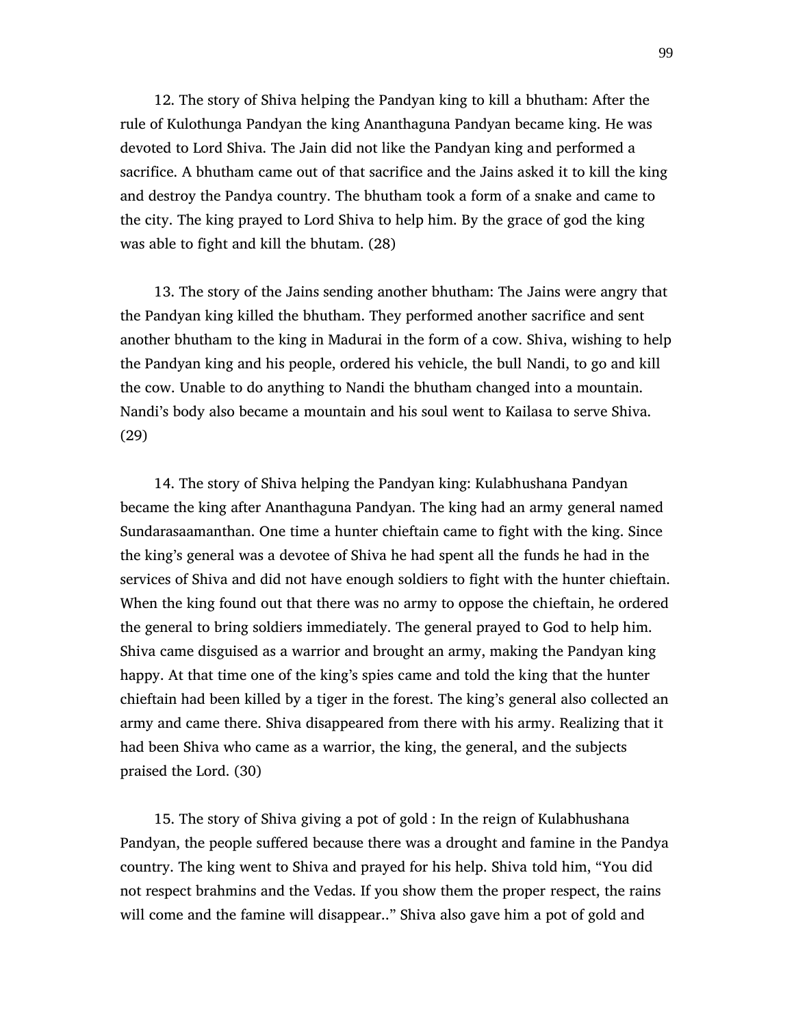12. The story of Shiva helping the Pandyan king to kill a bhutham: After the rule of Kulothunga Pandyan the king Ananthaguna Pandyan became king. He was devoted to Lord Shiva. The Jain did not like the Pandyan king and performed a sacrifice. A bhutham came out of that sacrifice and the Jains asked it to kill the king and destroy the Pandya country. The bhutham took a form of a snake and came to the city. The king prayed to Lord Shiva to help him. By the grace of god the king was able to fight and kill the bhutam. (28)

13. The story of the Jains sending another bhutham: The Jains were angry that the Pandyan king killed the bhutham. They performed another sacrifice and sent another bhutham to the king in Madurai in the form of a cow. Shiva, wishing to help the Pandyan king and his people, ordered his vehicle, the bull Nandi, to go and kill the cow. Unable to do anything to Nandi the bhutham changed into a mountain. Nandi's body also became a mountain and his soul went to Kailasa to serve Shiva. (29)

14. The story of Shiva helping the Pandyan king: Kulabhushana Pandyan became the king after Ananthaguna Pandyan. The king had an army general named Sundarasaamanthan. One time a hunter chieftain came to fight with the king. Since the king's general was a devotee of Shiva he had spent all the funds he had in the services of Shiva and did not have enough soldiers to fight with the hunter chieftain. When the king found out that there was no army to oppose the chieftain, he ordered the general to bring soldiers immediately. The general prayed to God to help him. Shiva came disguised as a warrior and brought an army, making the Pandyan king happy. At that time one of the king's spies came and told the king that the hunter chieftain had been killed by a tiger in the forest. The king's general also collected an army and came there. Shiva disappeared from there with his army. Realizing that it had been Shiva who came as a warrior, the king, the general, and the subjects praised the Lord. (30)

15. The story of Shiva giving a pot of gold : In the reign of Kulabhushana Pandyan, the people suffered because there was a drought and famine in the Pandya country. The king went to Shiva and prayed for his help. Shiva told him, "You did not respect brahmins and the Vedas. If you show them the proper respect, the rains will come and the famine will disappear.." Shiva also gave him a pot of gold and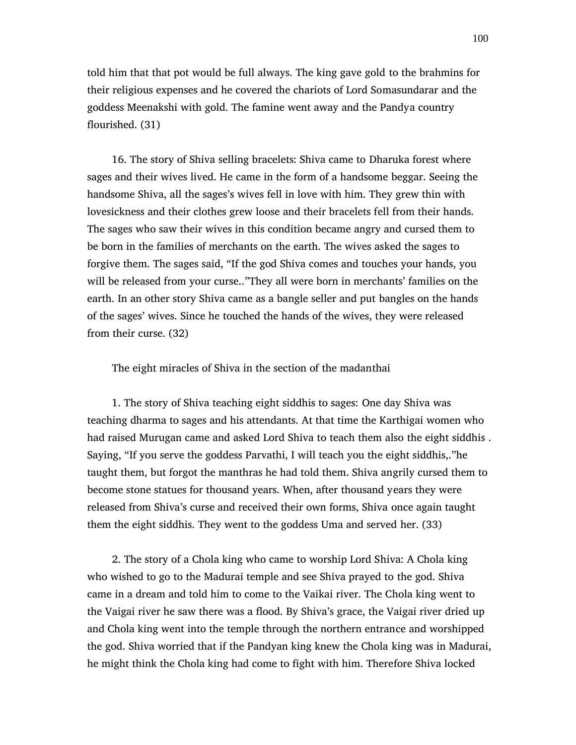told him that that pot would be full always. The king gave gold to the brahmins for their religious expenses and he covered the chariots of Lord Somasundarar and the goddess Meenakshi with gold. The famine went away and the Pandya country flourished. (31)

16. The story of Shiva selling bracelets: Shiva came to Dharuka forest where sages and their wives lived. He came in the form of a handsome beggar. Seeing the handsome Shiva, all the sages's wives fell in love with him. They grew thin with lovesickness and their clothes grew loose and their bracelets fell from their hands. The sages who saw their wives in this condition became angry and cursed them to be born in the families of merchants on the earth. The wives asked the sages to forgive them. The sages said, "If the god Shiva comes and touches your hands, you will be released from your curse.."They all were born in merchants' families on the earth. In an other story Shiva came as a bangle seller and put bangles on the hands of the sages' wives. Since he touched the hands of the wives, they were released from their curse. (32)

The eight miracles of Shiva in the section of the madanthai

1. The story of Shiva teaching eight siddhis to sages: One day Shiva was teaching dharma to sages and his attendants. At that time the Karthigai women who had raised Murugan came and asked Lord Shiva to teach them also the eight siddhis . Saying, "If you serve the goddess Parvathi, I will teach you the eight siddhis,."he taught them, but forgot the manthras he had told them. Shiva angrily cursed them to become stone statues for thousand years. When, after thousand years they were released from Shiva's curse and received their own forms, Shiva once again taught them the eight siddhis. They went to the goddess Uma and served her. (33)

2. The story of a Chola king who came to worship Lord Shiva: A Chola king who wished to go to the Madurai temple and see Shiva prayed to the god. Shiva came in a dream and told him to come to the Vaikai river. The Chola king went to the Vaigai river he saw there was a flood. By Shiva's grace, the Vaigai river dried up and Chola king went into the temple through the northern entrance and worshipped the god. Shiva worried that if the Pandyan king knew the Chola king was in Madurai, he might think the Chola king had come to fight with him. Therefore Shiva locked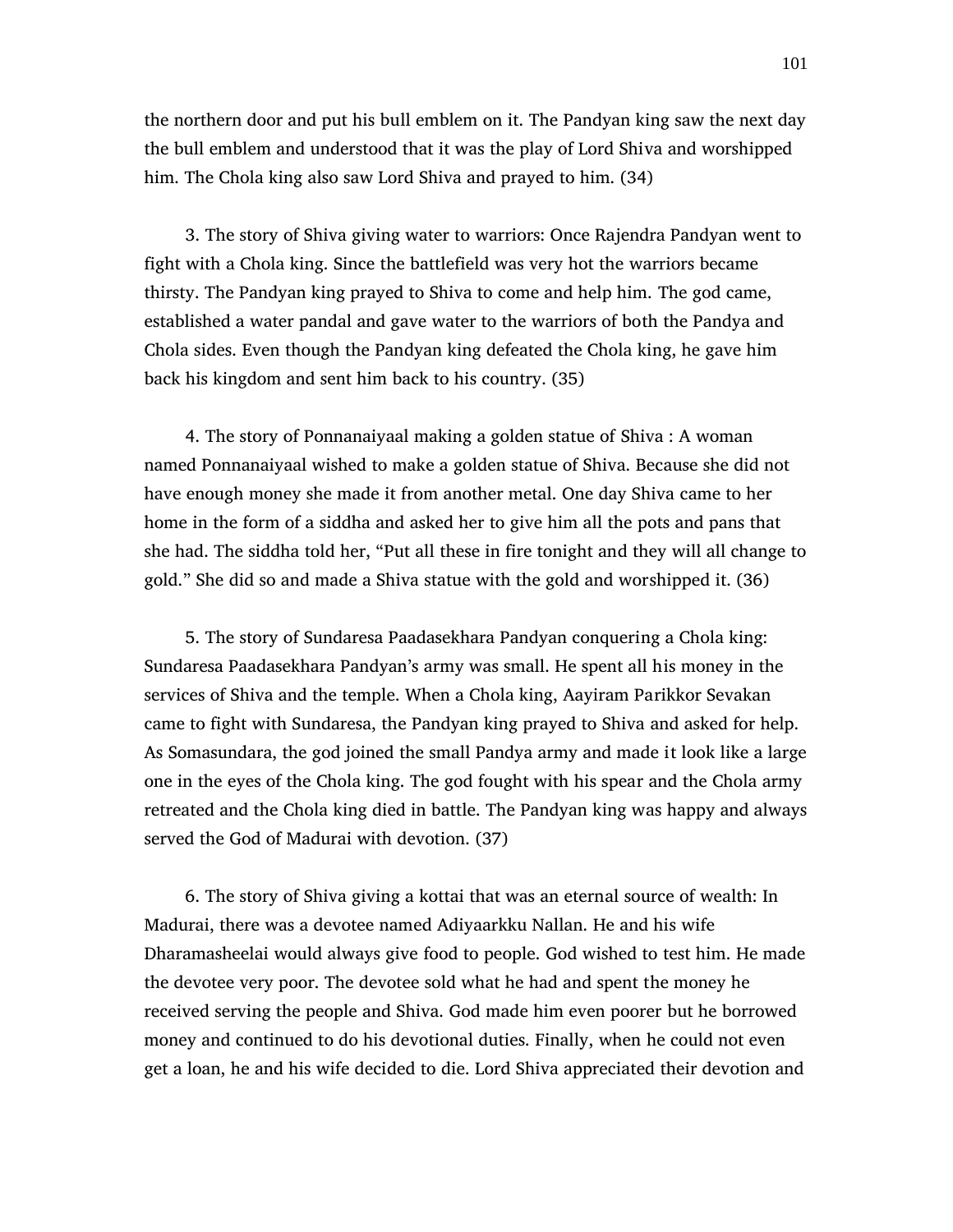the northern door and put his bull emblem on it. The Pandyan king saw the next day the bull emblem and understood that it was the play of Lord Shiva and worshipped him. The Chola king also saw Lord Shiva and prayed to him. (34)

3. The story of Shiva giving water to warriors: Once Rajendra Pandyan went to fight with a Chola king. Since the battlefield was very hot the warriors became thirsty. The Pandyan king prayed to Shiva to come and help him. The god came, established a water pandal and gave water to the warriors of both the Pandya and Chola sides. Even though the Pandyan king defeated the Chola king, he gave him back his kingdom and sent him back to his country. (35)

4. The story of Ponnanaiyaal making a golden statue of Shiva : A woman named Ponnanaiyaal wished to make a golden statue of Shiva. Because she did not have enough money she made it from another metal. One day Shiva came to her home in the form of a siddha and asked her to give him all the pots and pans that she had. The siddha told her, "Put all these in fire tonight and they will all change to gold." She did so and made a Shiva statue with the gold and worshipped it. (36)

5. The story of Sundaresa Paadasekhara Pandyan conquering a Chola king: Sundaresa Paadasekhara Pandyan's army was small. He spent all his money in the services of Shiva and the temple. When a Chola king, Aayiram Parikkor Sevakan came to fight with Sundaresa, the Pandyan king prayed to Shiva and asked for help. As Somasundara, the god joined the small Pandya army and made it look like a large one in the eyes of the Chola king. The god fought with his spear and the Chola army retreated and the Chola king died in battle. The Pandyan king was happy and always served the God of Madurai with devotion. (37)

6. The story of Shiva giving a kottai that was an eternal source of wealth: In Madurai, there was a devotee named Adiyaarkku Nallan. He and his wife Dharamasheelai would always give food to people. God wished to test him. He made the devotee very poor. The devotee sold what he had and spent the money he received serving the people and Shiva. God made him even poorer but he borrowed money and continued to do his devotional duties. Finally, when he could not even get a loan, he and his wife decided to die. Lord Shiva appreciated their devotion and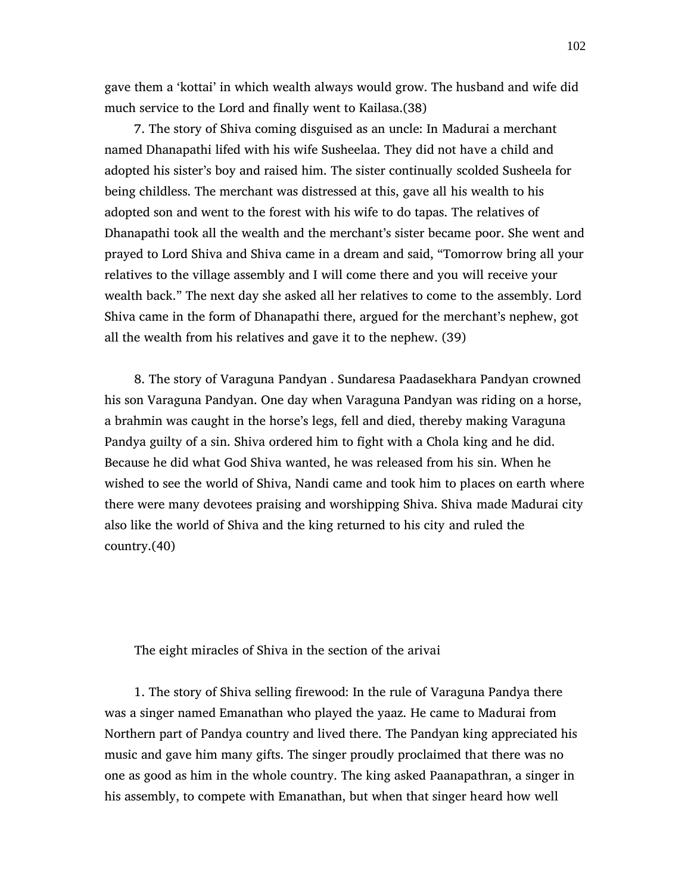gave them a 'kottai' in which wealth always would grow. The husband and wife did much service to the Lord and finally went to Kailasa.(38)

7. The story of Shiva coming disguised as an uncle: In Madurai a merchant named Dhanapathi lifed with his wife Susheelaa. They did not have a child and adopted his sister's boy and raised him. The sister continually scolded Susheela for being childless. The merchant was distressed at this, gave all his wealth to his adopted son and went to the forest with his wife to do tapas. The relatives of Dhanapathi took all the wealth and the merchant's sister became poor. She went and prayed to Lord Shiva and Shiva came in a dream and said, "Tomorrow bring all your relatives to the village assembly and I will come there and you will receive your wealth back." The next day she asked all her relatives to come to the assembly. Lord Shiva came in the form of Dhanapathi there, argued for the merchant's nephew, got all the wealth from his relatives and gave it to the nephew. (39)

8. The story of Varaguna Pandyan . Sundaresa Paadasekhara Pandyan crowned his son Varaguna Pandyan. One day when Varaguna Pandyan was riding on a horse, a brahmin was caught in the horse's legs, fell and died, thereby making Varaguna Pandya guilty of a sin. Shiva ordered him to fight with a Chola king and he did. Because he did what God Shiva wanted, he was released from his sin. When he wished to see the world of Shiva, Nandi came and took him to places on earth where there were many devotees praising and worshipping Shiva. Shiva made Madurai city also like the world of Shiva and the king returned to his city and ruled the country.(40)

The eight miracles of Shiva in the section of the arivai

1. The story of Shiva selling firewood: In the rule of Varaguna Pandya there was a singer named Emanathan who played the yaaz. He came to Madurai from Northern part of Pandya country and lived there. The Pandyan king appreciated his music and gave him many gifts. The singer proudly proclaimed that there was no one as good as him in the whole country. The king asked Paanapathran, a singer in his assembly, to compete with Emanathan, but when that singer heard how well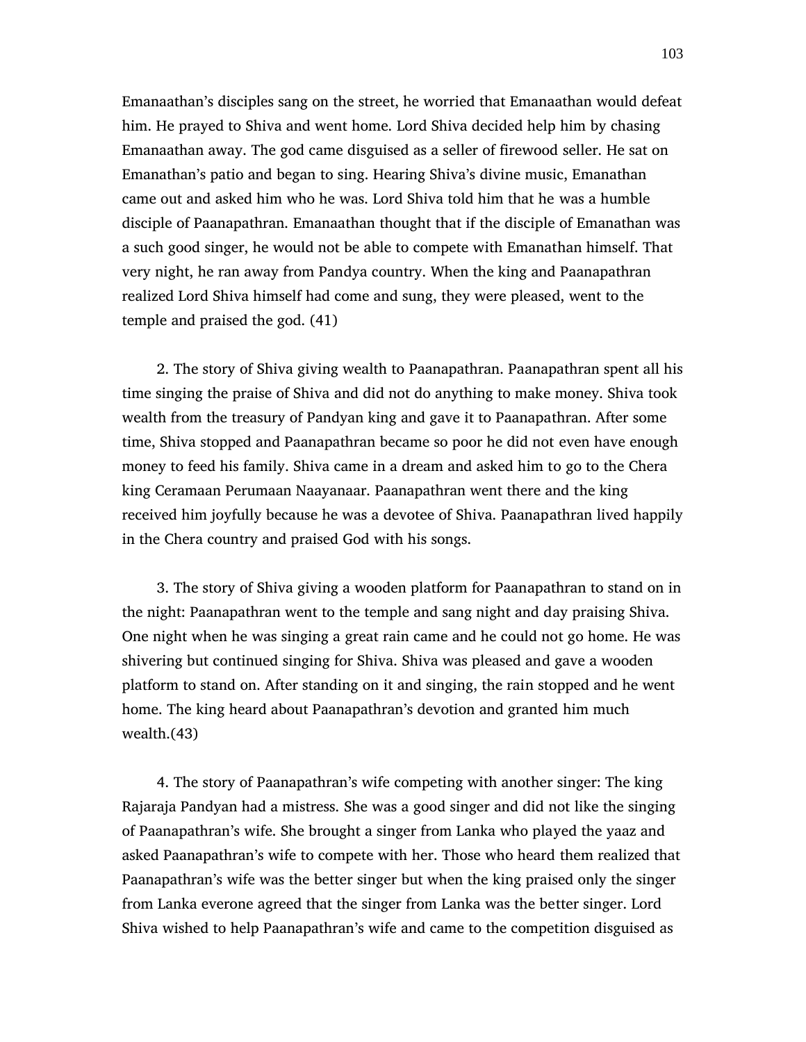Emanaathan's disciples sang on the street, he worried that Emanaathan would defeat him. He prayed to Shiva and went home. Lord Shiva decided help him by chasing Emanaathan away. The god came disguised as a seller of firewood seller. He sat on Emanathan's patio and began to sing. Hearing Shiva's divine music, Emanathan came out and asked him who he was. Lord Shiva told him that he was a humble disciple of Paanapathran. Emanaathan thought that if the disciple of Emanathan was a such good singer, he would not be able to compete with Emanathan himself. That very night, he ran away from Pandya country. When the king and Paanapathran realized Lord Shiva himself had come and sung, they were pleased, went to the temple and praised the god. (41)

2. The story of Shiva giving wealth to Paanapathran. Paanapathran spent all his time singing the praise of Shiva and did not do anything to make money. Shiva took wealth from the treasury of Pandyan king and gave it to Paanapathran. After some time, Shiva stopped and Paanapathran became so poor he did not even have enough money to feed his family. Shiva came in a dream and asked him to go to the Chera king Ceramaan Perumaan Naayanaar. Paanapathran went there and the king received him joyfully because he was a devotee of Shiva. Paanapathran lived happily in the Chera country and praised God with his songs.

3. The story of Shiva giving a wooden platform for Paanapathran to stand on in the night: Paanapathran went to the temple and sang night and day praising Shiva. One night when he was singing a great rain came and he could not go home. He was shivering but continued singing for Shiva. Shiva was pleased and gave a wooden platform to stand on. After standing on it and singing, the rain stopped and he went home. The king heard about Paanapathran's devotion and granted him much wealth.(43)

4. The story of Paanapathran's wife competing with another singer: The king Rajaraja Pandyan had a mistress. She was a good singer and did not like the singing of Paanapathran's wife. She brought a singer from Lanka who played the yaaz and asked Paanapathran's wife to compete with her. Those who heard them realized that Paanapathran's wife was the better singer but when the king praised only the singer from Lanka everone agreed that the singer from Lanka was the better singer. Lord Shiva wished to help Paanapathran's wife and came to the competition disguised as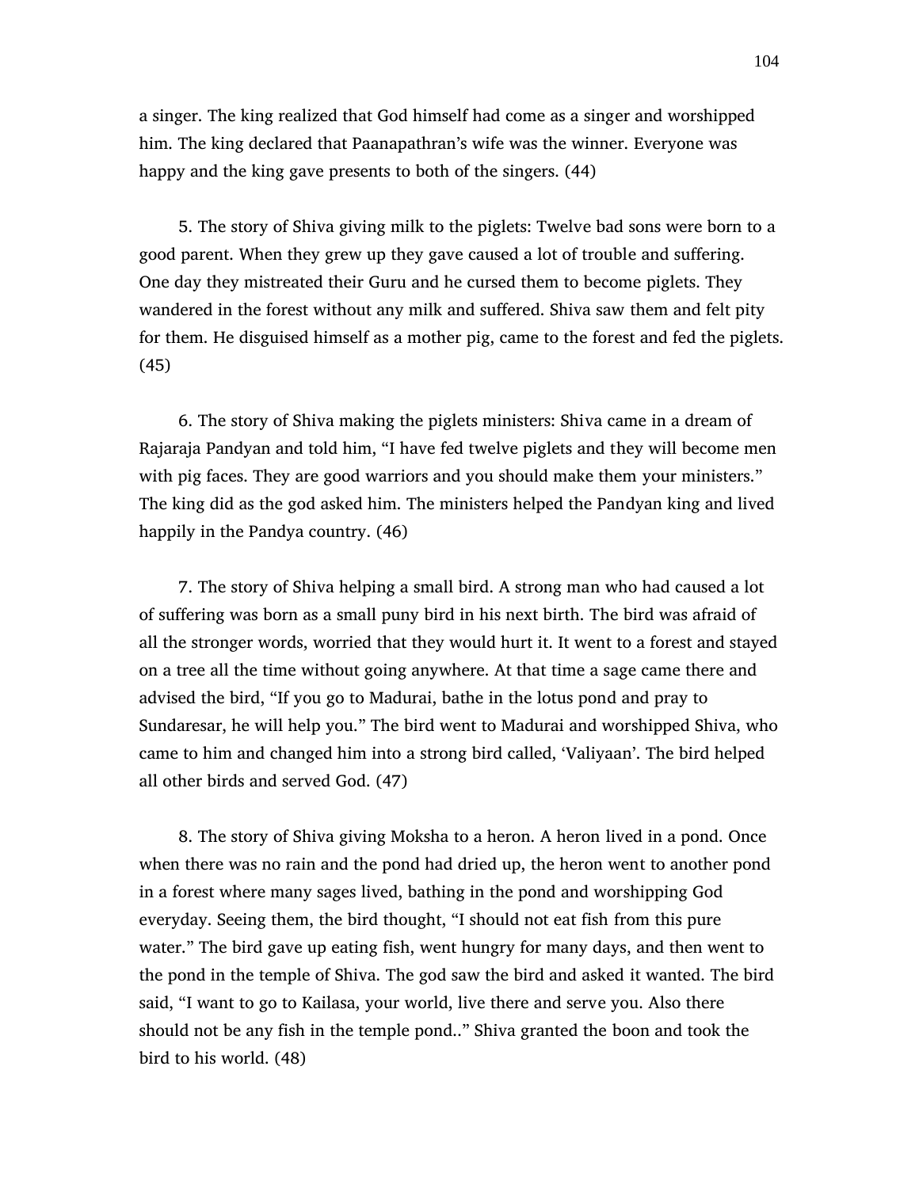a singer. The king realized that God himself had come as a singer and worshipped him. The king declared that Paanapathran's wife was the winner. Everyone was happy and the king gave presents to both of the singers. (44)

5. The story of Shiva giving milk to the piglets: Twelve bad sons were born to a good parent. When they grew up they gave caused a lot of trouble and suffering. One day they mistreated their Guru and he cursed them to become piglets. They wandered in the forest without any milk and suffered. Shiva saw them and felt pity for them. He disguised himself as a mother pig, came to the forest and fed the piglets. (45)

6. The story of Shiva making the piglets ministers: Shiva came in a dream of Rajaraja Pandyan and told him, "I have fed twelve piglets and they will become men with pig faces. They are good warriors and you should make them your ministers." The king did as the god asked him. The ministers helped the Pandyan king and lived happily in the Pandya country. (46)

7. The story of Shiva helping a small bird. A strong man who had caused a lot of suffering was born as a small puny bird in his next birth. The bird was afraid of all the stronger words, worried that they would hurt it. It went to a forest and stayed on a tree all the time without going anywhere. At that time a sage came there and advised the bird, "If you go to Madurai, bathe in the lotus pond and pray to Sundaresar, he will help you." The bird went to Madurai and worshipped Shiva, who came to him and changed him into a strong bird called, 'Valiyaan'. The bird helped all other birds and served God. (47)

8. The story of Shiva giving Moksha to a heron. A heron lived in a pond. Once when there was no rain and the pond had dried up, the heron went to another pond in a forest where many sages lived, bathing in the pond and worshipping God everyday. Seeing them, the bird thought, "I should not eat fish from this pure water." The bird gave up eating fish, went hungry for many days, and then went to the pond in the temple of Shiva. The god saw the bird and asked it wanted. The bird said, "I want to go to Kailasa, your world, live there and serve you. Also there should not be any fish in the temple pond.." Shiva granted the boon and took the bird to his world. (48)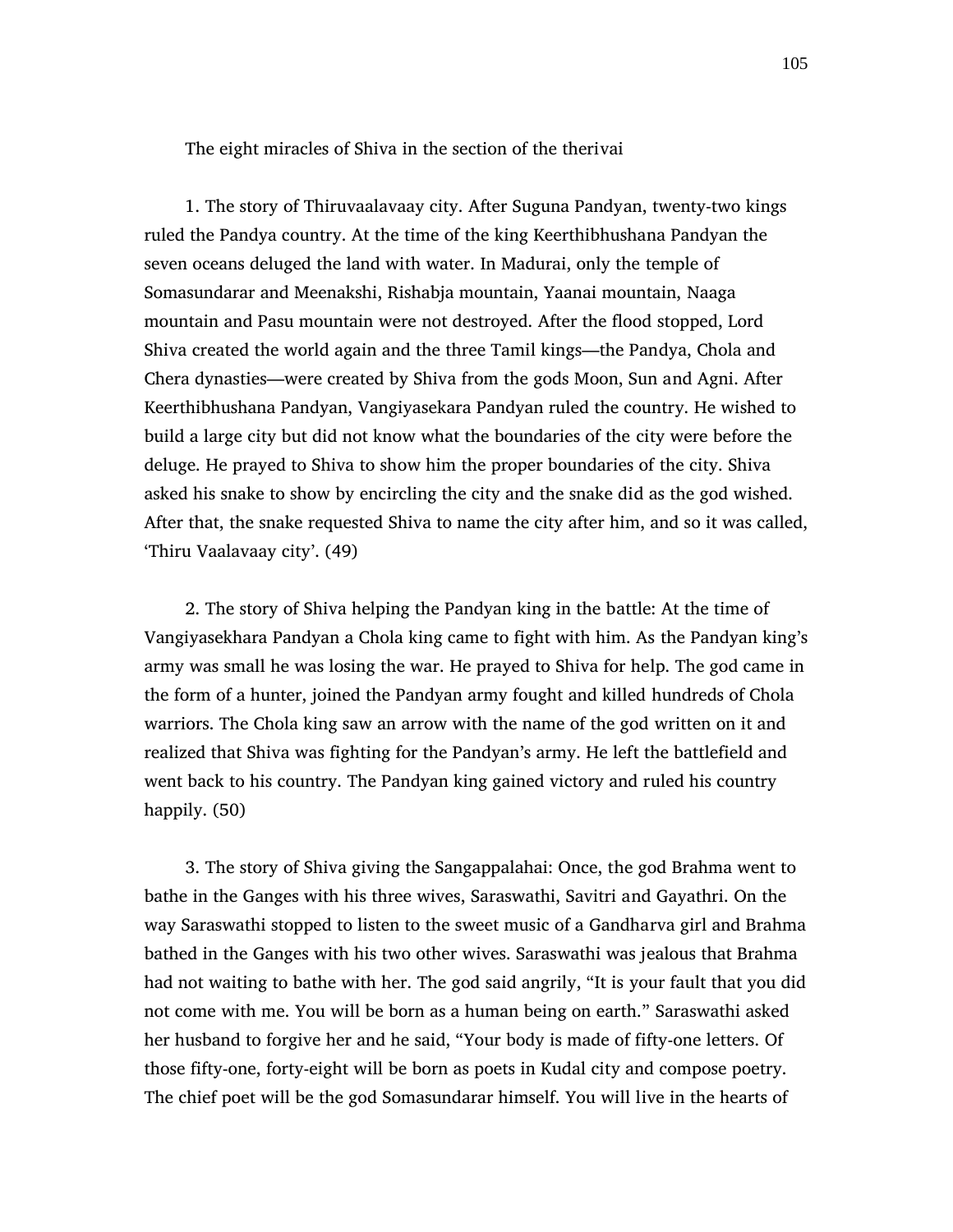The eight miracles of Shiva in the section of the therivai

1. The story of Thiruvaalavaay city. After Suguna Pandyan, twenty-two kings ruled the Pandya country. At the time of the king Keerthibhushana Pandyan the seven oceans deluged the land with water. In Madurai, only the temple of Somasundarar and Meenakshi, Rishabja mountain, Yaanai mountain, Naaga mountain and Pasu mountain were not destroyed. After the flood stopped, Lord Shiva created the world again and the three Tamil kings—the Pandya, Chola and Chera dynasties—were created by Shiva from the gods Moon, Sun and Agni. After Keerthibhushana Pandyan, Vangiyasekara Pandyan ruled the country. He wished to build a large city but did not know what the boundaries of the city were before the deluge. He prayed to Shiva to show him the proper boundaries of the city. Shiva asked his snake to show by encircling the city and the snake did as the god wished. After that, the snake requested Shiva to name the city after him, and so it was called, 'Thiru Vaalavaay city'. (49)

2. The story of Shiva helping the Pandyan king in the battle: At the time of Vangiyasekhara Pandyan a Chola king came to fight with him. As the Pandyan king's army was small he was losing the war. He prayed to Shiva for help. The god came in the form of a hunter, joined the Pandyan army fought and killed hundreds of Chola warriors. The Chola king saw an arrow with the name of the god written on it and realized that Shiva was fighting for the Pandyan's army. He left the battlefield and went back to his country. The Pandyan king gained victory and ruled his country happily. (50)

3. The story of Shiva giving the Sangappalahai: Once, the god Brahma went to bathe in the Ganges with his three wives, Saraswathi, Savitri and Gayathri. On the way Saraswathi stopped to listen to the sweet music of a Gandharva girl and Brahma bathed in the Ganges with his two other wives. Saraswathi was jealous that Brahma had not waiting to bathe with her. The god said angrily, "It is your fault that you did not come with me. You will be born as a human being on earth." Saraswathi asked her husband to forgive her and he said, "Your body is made of fifty-one letters. Of those fifty-one, forty-eight will be born as poets in Kudal city and compose poetry. The chief poet will be the god Somasundarar himself. You will live in the hearts of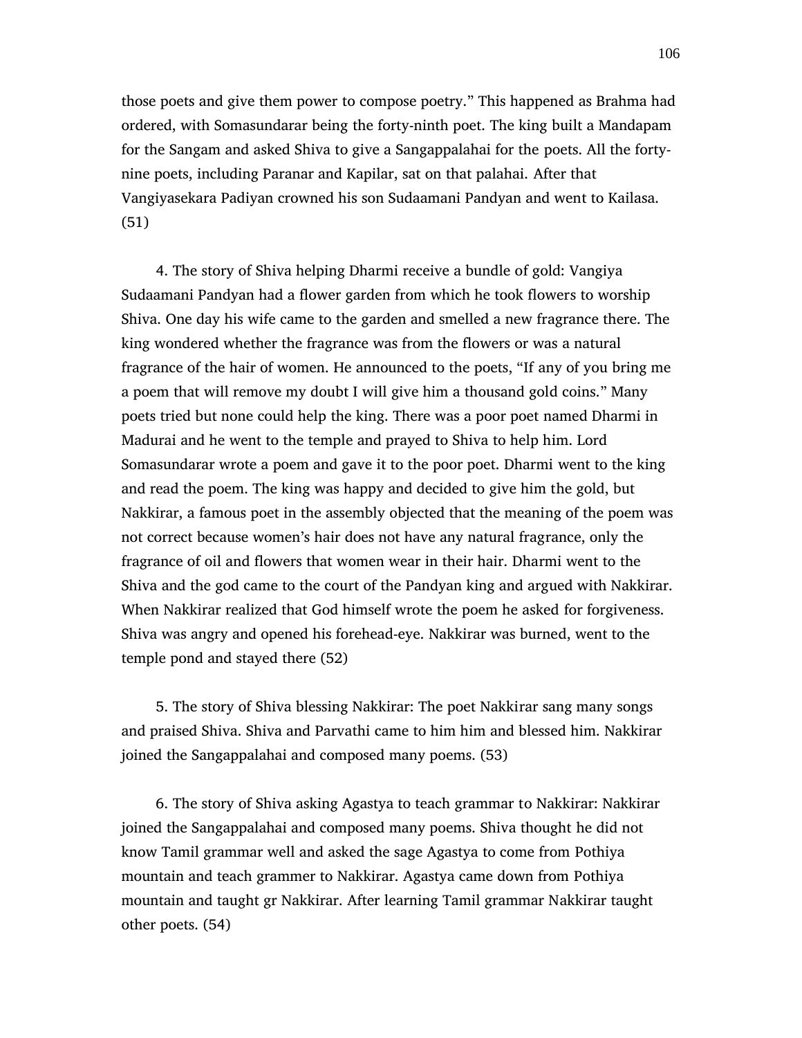those poets and give them power to compose poetry." This happened as Brahma had ordered, with Somasundarar being the forty-ninth poet. The king built a Mandapam for the Sangam and asked Shiva to give a Sangappalahai for the poets. All the forty-nine poets, including Paranar and Kapilar, sat on that palahai. After that Vangiyasekara Padiyan crowned his son Sudaamani Pandyan and went to Kailasa. (51)

4. The story of Shiva helping Dharmi receive a bundle of gold: Vangiya Sudaamani Pandyan had a flower garden from which he took flowers to worship Shiva. One day his wife came to the garden and smelled a new fragrance there. The king wondered whether the fragrance was from the flowers or was a natural fragrance of the hair of women. He announced to the poets, "If any of you bring me a poem that will remove my doubt I will give him a thousand gold coins." Many poets tried but none could help the king. There was a poor poet named Dharmi in Madurai and he went to the temple and prayed to Shiva to help him. Lord Somasundarar wrote a poem and gave it to the poor poet. Dharmi went to the king and read the poem. The king was happy and decided to give him the gold, but Nakkirar, a famous poet in the assembly objected that the meaning of the poem was not correct because women's hair does not have any natural fragrance, only the fragrance of oil and flowers that women wear in their hair. Dharmi went to the Shiva and the god came to the court of the Pandyan king and argued with Nakkirar. When Nakkirar realized that God himself wrote the poem he asked for forgiveness. Shiva was angry and opened his forehead-eye. Nakkirar was burned, went to the temple pond and stayed there (52)

5. The story of Shiva blessing Nakkirar: The poet Nakkirar sang many songs and praised Shiva. Shiva and Parvathi came to him him and blessed him. Nakkirar joined the Sangappalahai and composed many poems. (53)

6. The story of Shiva asking Agastya to teach grammar to Nakkirar: Nakkirar joined the Sangappalahai and composed many poems. Shiva thought he did not know Tamil grammar well and asked the sage Agastya to come from Pothiya mountain and teach grammer to Nakkirar. Agastya came down from Pothiya mountain and taught gr Nakkirar. After learning Tamil grammar Nakkirar taught other poets. (54)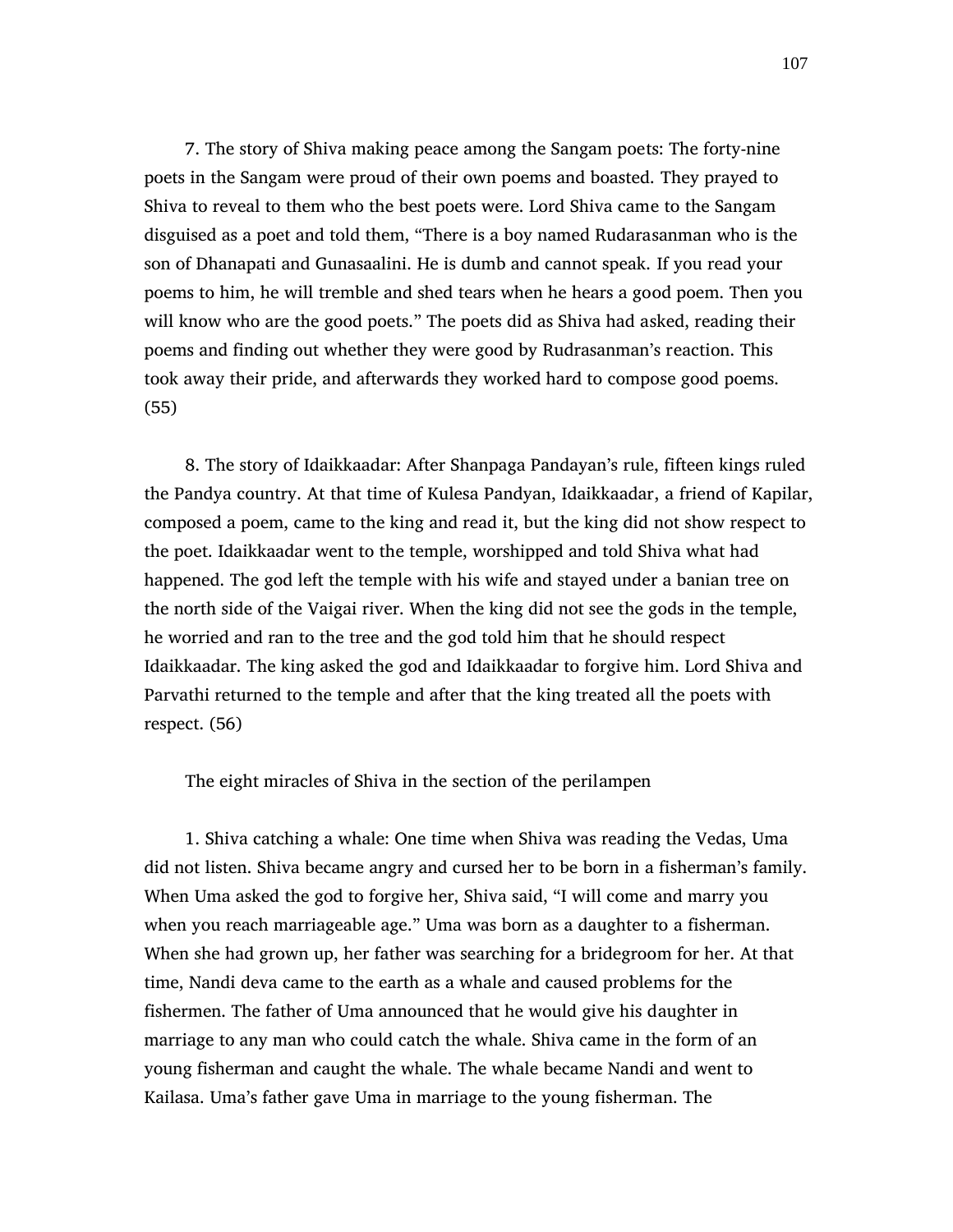7. The story of Shiva making peace among the Sangam poets: The forty-nine poets in the Sangam were proud of their own poems and boasted. They prayed to Shiva to reveal to them who the best poets were. Lord Shiva came to the Sangam disguised as a poet and told them, "There is a boy named Rudarasanman who is the son of Dhanapati and Gunasaalini. He is dumb and cannot speak. If you read your poems to him, he will tremble and shed tears when he hears a good poem. Then you will know who are the good poets." The poets did as Shiva had asked, reading their poems and finding out whether they were good by Rudrasanman's reaction. This took away their pride, and afterwards they worked hard to compose good poems. (55)

8. The story of Idaikkaadar: After Shanpaga Pandayan's rule, fifteen kings ruled the Pandya country. At that time of Kulesa Pandyan, Idaikkaadar, a friend of Kapilar, composed a poem, came to the king and read it, but the king did not show respect to the poet. Idaikkaadar went to the temple, worshipped and told Shiva what had happened. The god left the temple with his wife and stayed under a banian tree on the north side of the Vaigai river. When the king did not see the gods in the temple, he worried and ran to the tree and the god told him that he should respect Idaikkaadar. The king asked the god and Idaikkaadar to forgive him. Lord Shiva and Parvathi returned to the temple and after that the king treated all the poets with respect. (56)

The eight miracles of Shiva in the section of the perilampen

1. Shiva catching a whale: One time when Shiva was reading the Vedas, Uma did not listen. Shiva became angry and cursed her to be born in a fisherman's family. When Uma asked the god to forgive her, Shiva said, "I will come and marry you when you reach marriageable age." Uma was born as a daughter to a fisherman. When she had grown up, her father was searching for a bridegroom for her. At that time, Nandi deva came to the earth as a whale and caused problems for the fishermen. The father of Uma announced that he would give his daughter in marriage to any man who could catch the whale. Shiva came in the form of an young fisherman and caught the whale. The whale became Nandi and went to Kailasa. Uma's father gave Uma in marriage to the young fisherman. The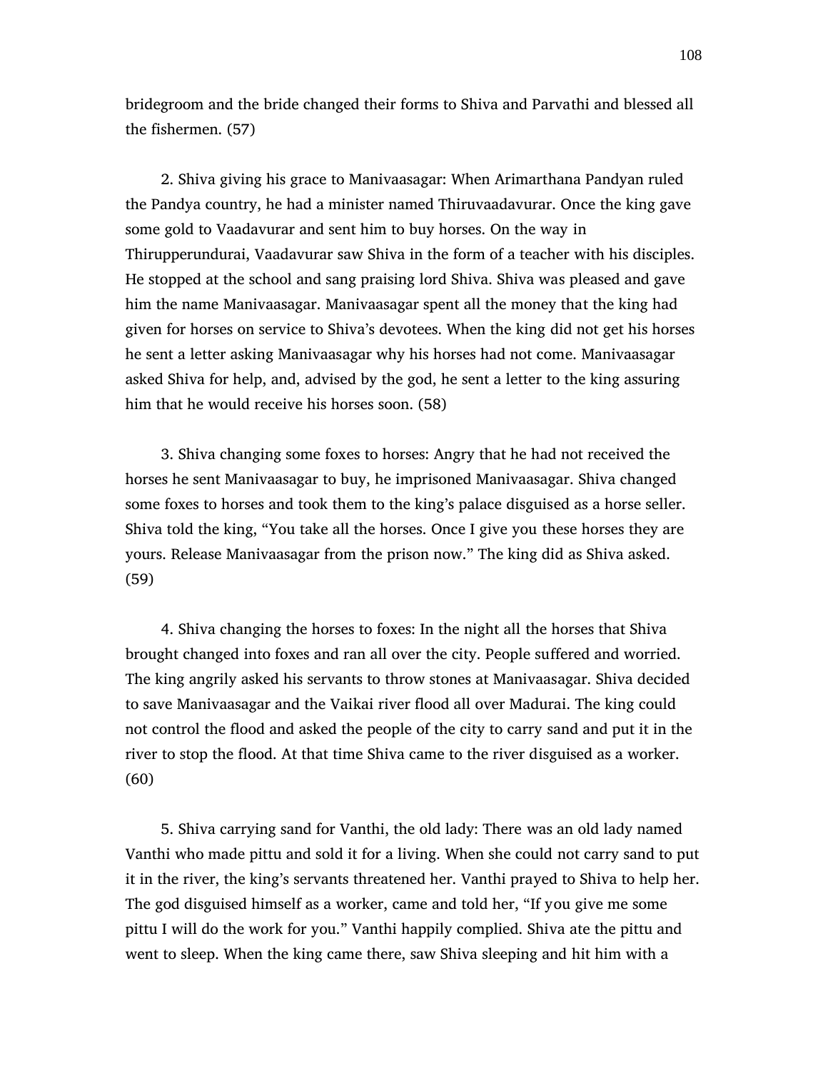bridegroom and the bride changed their forms to Shiva and Parvathi and blessed all the fishermen. (57)

2. Shiva giving his grace to Manivaasagar: When Arimarthana Pandyan ruled the Pandya country, he had a minister named Thiruvaadavurar. Once the king gave some gold to Vaadavurar and sent him to buy horses. On the way in Thirupperundurai, Vaadavurar saw Shiva in the form of a teacher with his disciples. He stopped at the school and sang praising lord Shiva. Shiva was pleased and gave him the name Manivaasagar. Manivaasagar spent all the money that the king had given for horses on service to Shiva's devotees. When the king did not get his horses he sent a letter asking Manivaasagar why his horses had not come. Manivaasagar asked Shiva for help, and, advised by the god, he sent a letter to the king assuring him that he would receive his horses soon. (58)

3. Shiva changing some foxes to horses: Angry that he had not received the horses he sent Manivaasagar to buy, he imprisoned Manivaasagar. Shiva changed some foxes to horses and took them to the king's palace disguised as a horse seller. Shiva told the king, "You take all the horses. Once I give you these horses they are yours. Release Manivaasagar from the prison now." The king did as Shiva asked. (59)

4. Shiva changing the horses to foxes: In the night all the horses that Shiva brought changed into foxes and ran all over the city. People suffered and worried. The king angrily asked his servants to throw stones at Manivaasagar. Shiva decided to save Manivaasagar and the Vaikai river flood all over Madurai. The king could not control the flood and asked the people of the city to carry sand and put it in the river to stop the flood. At that time Shiva came to the river disguised as a worker. (60)

5. Shiva carrying sand for Vanthi, the old lady: There was an old lady named Vanthi who made pittu and sold it for a living. When she could not carry sand to put it in the river, the king's servants threatened her. Vanthi prayed to Shiva to help her. The god disguised himself as a worker, came and told her, "If you give me some pittu I will do the work for you." Vanthi happily complied. Shiva ate the pittu and went to sleep. When the king came there, saw Shiva sleeping and hit him with a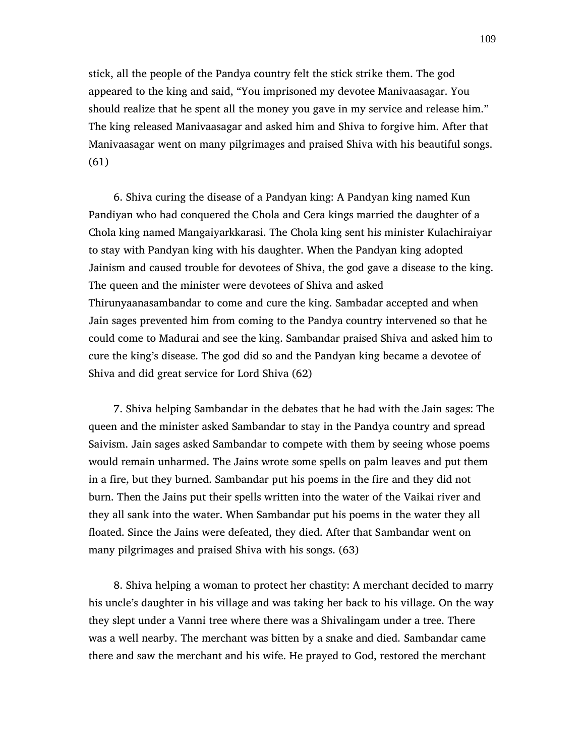stick, all the people of the Pandya country felt the stick strike them. The god appeared to the king and said, “You imprisoned my devotee Manivaasagar. You should realize that he spent all the money you gave in my service and release him.” The king released Manivaasagar and asked him and Shiva to forgive him. After that Manivaasagar went on many pilgrimages and praised Shiva with his beautiful songs. (61)

6. Shiva curing the disease of a Pandyan king: A Pandyan king named Kun Pandiyan who had conquered the Chola and Cera kings married the daughter of a Chola king named Mangaiyarkkarasi. The Chola king sent his minister Kulachiraiyar to stay with Pandyan king with his daughter. When the Pandyan king adopted Jainism and caused trouble for devotees of Shiva, the god gave a disease to the king. The queen and the minister were devotees of Shiva and asked Thirunyaanasambandar to come and cure the king. Sambadar accepted and when Jain sages prevented him from coming to the Pandya country intervened so that he could come to Madurai and see the king. Sambandar praised Shiva and asked him to cure the king’s disease. The god did so and the Pandyan king became a devotee of Shiva and did great service for Lord Shiva (62)

7. Shiva helping Sambandar in the debates that he had with the Jain sages: The queen and the minister asked Sambandar to stay in the Pandya country and spread Saivism. Jain sages asked Sambandar to compete with them by seeing whose poems would remain unharmed. The Jains wrote some spells on palm leaves and put them in a fire, but they burned. Sambandar put his poems in the fire and they did not burn. Then the Jains put their spells written into the water of the Vaikai river and they all sank into the water. When Sambandar put his poems in the water they all floated. Since the Jains were defeated, they died. After that Sambandar went on many pilgrimages and praised Shiva with his songs. (63)

8. Shiva helping a woman to protect her chastity: A merchant decided to marry his uncle’s daughter in his village and was taking her back to his village. On the way they slept under a Vanni tree where there was a Shivalingam under a tree. There was a well nearby. The merchant was bitten by a snake and died. Sambandar came there and saw the merchant and his wife. He prayed to God, restored the merchant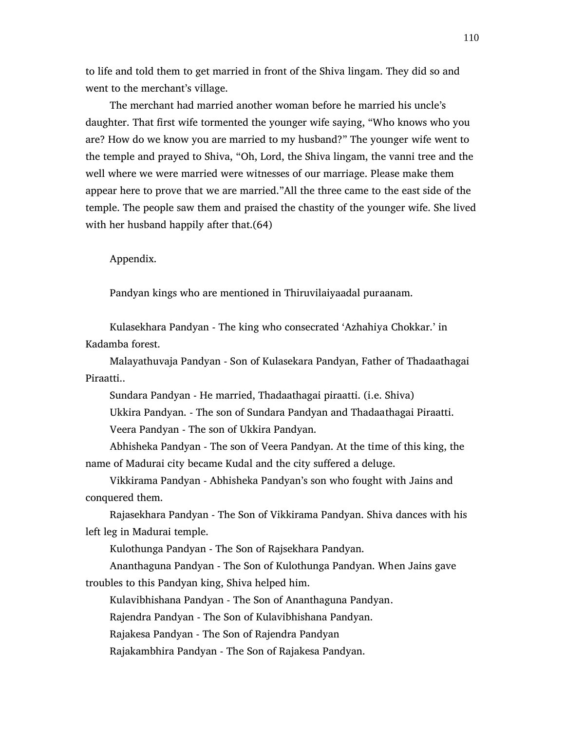to life and told them to get married in front of the Shiva lingam. They did so and went to the merchant's village.

The merchant had married another woman before he married his uncle's daughter. That first wife tormented the younger wife saying, "Who knows who you are? How do we know you are married to my husband?" The younger wife went to the temple and prayed to Shiva, "Oh, Lord, the Shiva lingam, the vanni tree and the well where we were married were witnesses of our marriage. Please make them appear here to prove that we are married."All the three came to the east side of the temple. The people saw them and praised the chastity of the younger wife. She lived with her husband happily after that.(64)

Appendix.

Pandyan kings who are mentioned in Thiruvilaiyaadal puraanam.

Kulasekhara Pandyan - The king who consecrated 'Azhahiya Chokkar.' in Kadamba forest.

Malayathuvaja Pandyan - Son of Kulasekara Pandyan, Father of Thadaathagai Piraatti..

Sundara Pandyan - He married, Thadaathagai piraatti. (i.e. Shiva)

Ukkira Pandyan. - The son of Sundara Pandyan and Thadaathagai Piraatti.

Veera Pandyan - The son of Ukkira Pandyan.

Abhisheka Pandyan - The son of Veera Pandyan. At the time of this king, the name of Madurai city became Kudal and the city suffered a deluge.

Vikkirama Pandyan - Abhisheka Pandyan's son who fought with Jains and conquered them.

Rajasekhara Pandyan - The Son of Vikkirama Pandyan. Shiva dances with his left leg in Madurai temple.

Kulothunga Pandyan - The Son of Rajsekhara Pandyan.

Ananthaguna Pandyan - The Son of Kulothunga Pandyan. When Jains gave troubles to this Pandyan king, Shiva helped him.

Kulavibhishana Pandyan - The Son of Ananthaguna Pandyan.

Rajendra Pandyan - The Son of Kulavibhishana Pandyan.

Rajakesa Pandyan - The Son of Rajendra Pandyan

Rajakambhira Pandyan - The Son of Rajakesa Pandyan.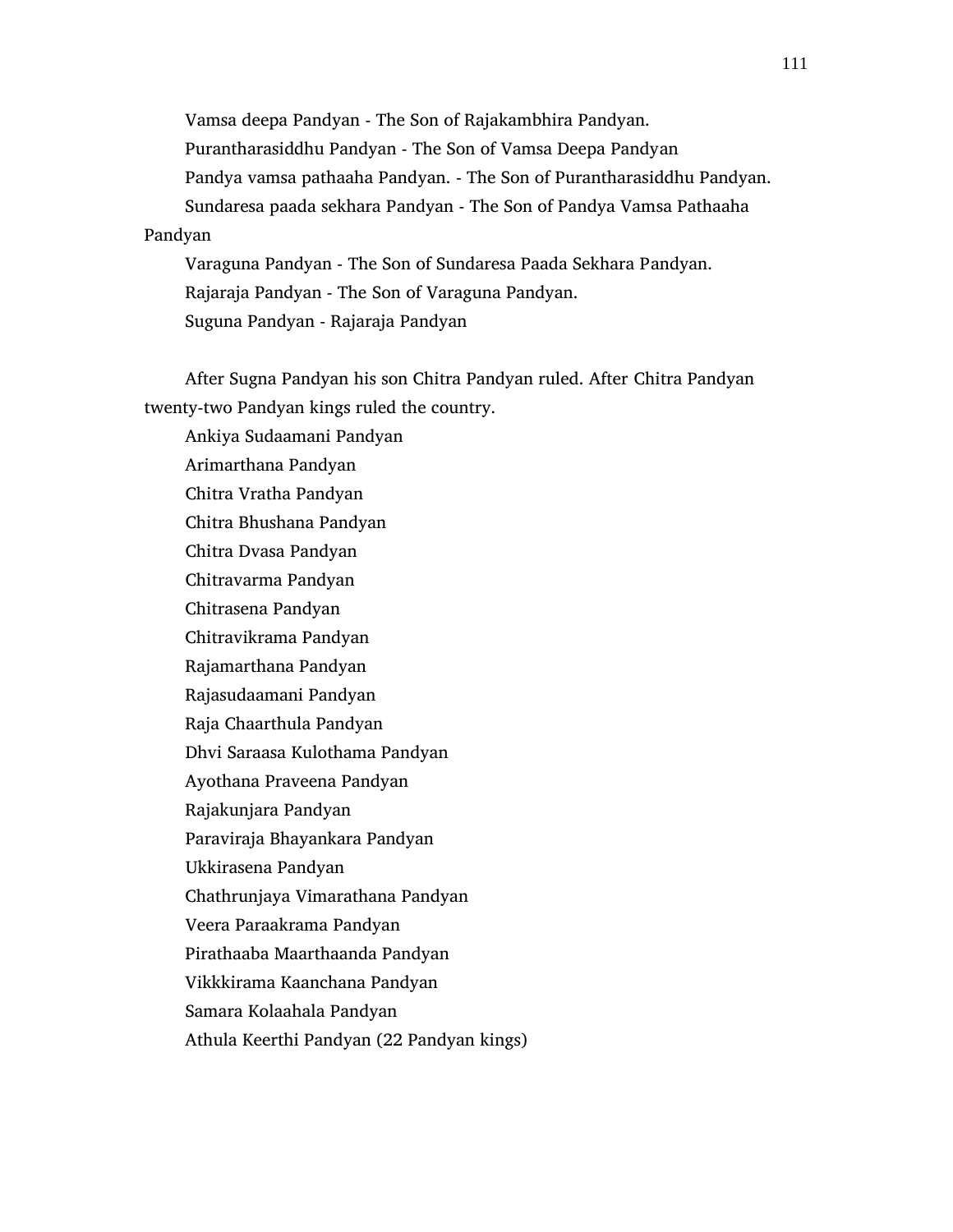Vamsa deepa Pandyan - The Son of Rajakambhira Pandyan.

Purantharasiddhu Pandyan - The Son of Vamsa Deepa Pandyan

Pandya vamsa pathaaha Pandyan. - The Son of Purantharasiddhu Pandyan.

Sundaresa paada sekhara Pandyan - The Son of Pandya Vamsa Pathaaha Pandyan

Varaguna Pandyan - The Son of Sundaresa Paada Sekhara Pandyan.

Rajaraja Pandyan - The Son of Varaguna Pandyan.

Suguna Pandyan - Rajaraja Pandyan

After Sugna Pandyan his son Chitra Pandyan ruled. After Chitra Pandyan twenty-two Pandyan kings ruled the country.

Ankiya Sudaamani Pandyan

Arimarthana Pandyan

Chitra Vratha Pandyan

Chitra Bhushana Pandyan

Chitra Dvasa Pandyan

Chitravarma Pandyan

Chitrasena Pandyan

Chitravikrama Pandyan

Rajamarthana Pandyan

Rajasudaamani Pandyan

Raja Chaarthula Pandyan

Dhvi Saraasa Kulothama Pandyan

Ayothana Praveena Pandyan

Rajakunjara Pandyan

Paraviraja Bhayankara Pandyan

Ukkirasena Pandyan

Chathrunjaya Vimarathana Pandyan

Veera Paraakrama Pandyan

Pirathaaba Maarthaanda Pandyan

Vikkkirama Kaanchana Pandyan

Samara Kolaahala Pandyan

Athula Keerthi Pandyan (22 Pandyan kings)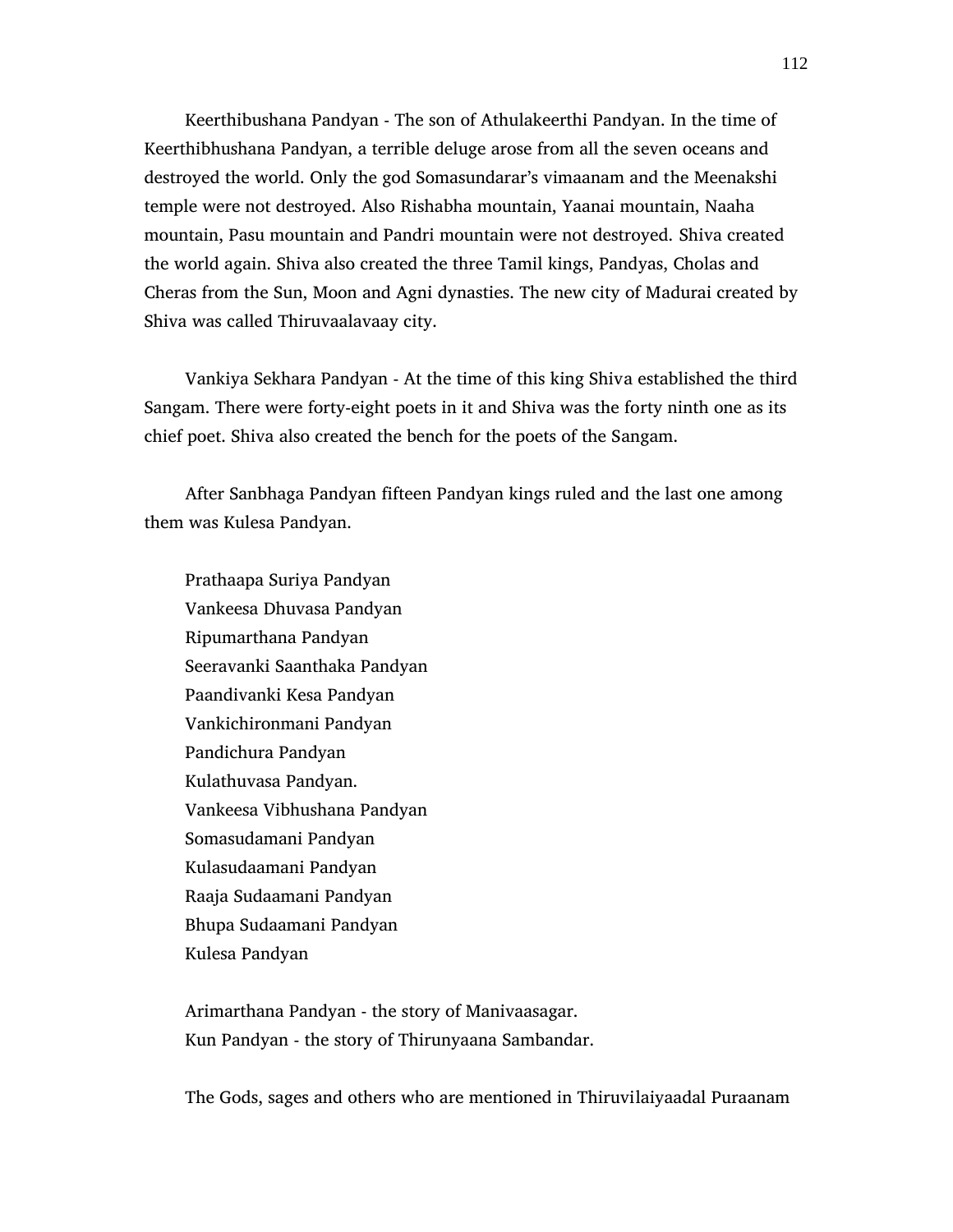Keerthibushana Pandyan - The son of Athulakeerthi Pandyan. In the time of Keerthibhushana Pandyan, a terrible deluge arose from all the seven oceans and destroyed the world. Only the god Somasundarar's vimaanam and the Meenakshi temple were not destroyed. Also Rishabha mountain, Yaanai mountain, Naaha mountain, Pasu mountain and Pandri mountain were not destroyed. Shiva created the world again. Shiva also created the three Tamil kings, Pandyas, Cholas and Cheras from the Sun, Moon and Agni dynasties. The new city of Madurai created by Shiva was called Thiruvaalavaay city.

Vankiya Sekhara Pandyan - At the time of this king Shiva established the third Sangam. There were forty-eight poets in it and Shiva was the forty ninth one as its chief poet. Shiva also created the bench for the poets of the Sangam.

After Sanbhaga Pandyan fifteen Pandyan kings ruled and the last one among them was Kulesa Pandyan.

Prathaapa Suriya Pandyan
Vankeesa Dhuvasa Pandyan
Ripumarthana Pandyan
Seeravanki Saanthaka Pandyan
Paandivanki Kesa Pandyan
Vankichironmani Pandyan
Pandichura Pandyan
Kulathuvasa Pandyan.
Vankeesa Vibhushana Pandyan
Somasudamani Pandyan
Kulasudaamani Pandyan
Raaja Sudaamani Pandyan
Bhupa Sudaamani Pandyan
Kulesa Pandyan

Arimarthana Pandyan - the story of Manivaasagar.
Kun Pandyan - the story of Thirunyaana Sambandar.

The Gods, sages and others who are mentioned in Thiruvilaiyaadal Puraanam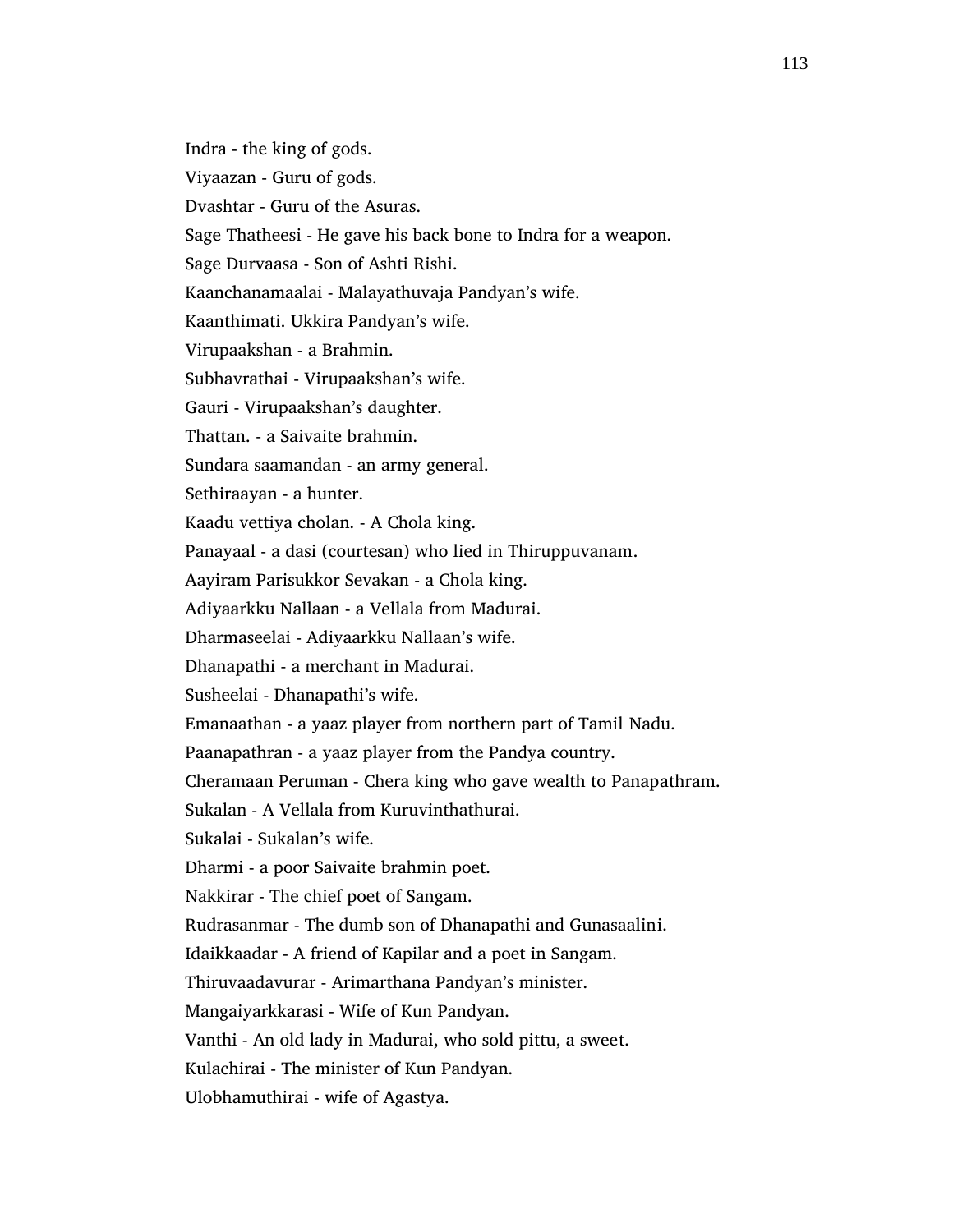Indra - the king of gods.

Viyaazan - Guru of gods.

Dvashtar - Guru of the Asuras.

Sage Thatheesi - He gave his back bone to Indra for a weapon.

Sage Durvaasa - Son of Ashti Rishi.

Kaanchanamaalai - Malayathuvaja Pandyan's wife.

Kaanthimati. Ukkira Pandyan's wife.

Virupaakshan - a Brahmin.

Subhavrathai - Virupaakshan's wife.

Gauri - Virupaakshan's daughter.

Thattan. - a Saivaite brahmin.

Sundara saamandan - an army general.

Sethiraayan - a hunter.

Kaadu vettiya cholan. - A Chola king.

Panayaal - a dasi (courtesan) who lied in Thiruppuvanam.

Aayiram Parisukkor Sevakan - a Chola king.

Adiyaarkku Nallaan - a Vellala from Madurai.

Dharmaseelai - Adiyaarkku Nallaan's wife.

Dhanapathi - a merchant in Madurai.

Susheelai - Dhanapathi's wife.

Emanaathan - a yaaz player from northern part of Tamil Nadu.

Paanapathran - a yaaz player from the Pandya country.

Cheramaan Peruman - Chera king who gave wealth to Panapathram.

Sukalan - A Vellala from Kuruvinthathurai.

Sukalai - Sukalan's wife.

Dharmi - a poor Saivaite brahmin poet.

Nakkirar - The chief poet of Sangam.

Rudrasanmar - The dumb son of Dhanapathi and Gunasaalini.

Idaikkaadar - A friend of Kapilar and a poet in Sangam.

Thiruvaadavurar - Arimarthana Pandyan's minister.

Mangaiyarkkarasi - Wife of Kun Pandyan.

Vanthi - An old lady in Madurai, who sold pittu, a sweet.

Kulachirai - The minister of Kun Pandyan.

Ulobhamuthirai - wife of Agastya.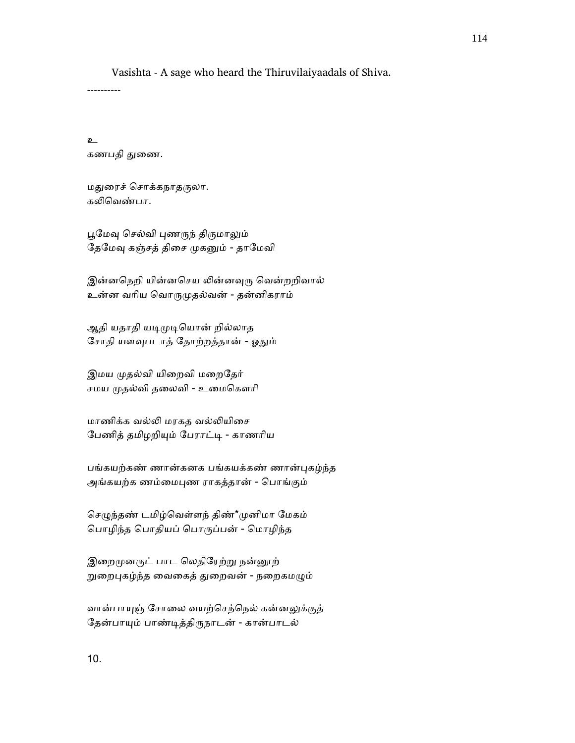Vasishta - A sage who heard the Thiruvilaiyaadals of Shiva.

----------

உ
கணபதி துணை.

மதுரைச் சொக்கநாதருலா.
கலிவெண்பா.

பூமேவு செல்வி புணருந் திருமாலும்
தேமேவு கஞ்சத் திசை முகனும் - தாமேவி

இன்னநெறி யின்னசெய லின்னவுரு வென்றறிவால்
உன்ன வரிய வொருமுதல்வன் - தன்னிகராம்

ஆதி யதாதி யடிமுடியொன் றில்லாத
சோதி யளவுபடாத் தோற்றத்தான் - ஓதும்

இமய முதல்வி யிறைவி மறைதேர்
சமய முதல்வி தலைவி - உமைகௌரி

மாணிக்க வல்லி மரகத வல்லியிசை
பேணித் தமிழறியும் பேராட்டி - காணரிய

பங்கயற்கண் ணான்கனக பங்கயக்கண் ணான்புகழ்ந்த
அங்கயற்க ணம்மைபுண ராகத்தான் - பொங்கும்

செழுந்தண் டமிழ்வெள்ளந் திண்*முனிமா மேகம்
பொழிந்த பொதியப் பொருப்பன் - மொழிந்த

இறைமுனருட் பாட லெதிரேற்று நன்னூற்
றுறைபுகழ்ந்த வைகைத் துறைவன் - நறைகமழும்

வான்பாயுஞ் சோலை வயற்செந்நெல் கன்னலுக்குத்
தேன்பாயும் பாண்டித்திருநாடன் - கான்பாடல்

10.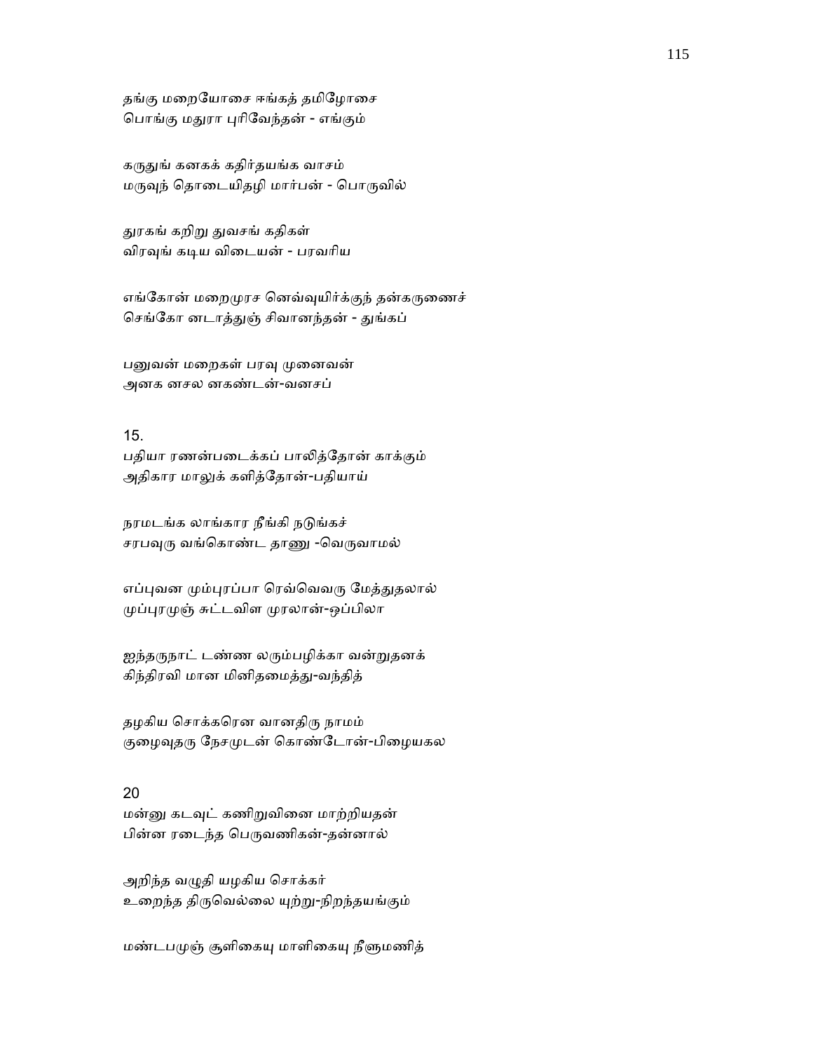தங்கு மறையோசை ஈங்கத் தமிழோசை
பொங்கு மதுரா புரிவேந்தன் - எங்கும்

கருதுங் கனகக் கதிர்தயங்க வாசம்
மருவுந் தொடையிதழி மார்பன் - பொருவில்

துரகங் கறிறு துவசங் கதிகள்
விரவுங் கடிய விடையன் - பரவரிய

எங்கோன் மறைமுரச னெவ்வுயிர்க்குந் தன்கருணைச்
செங்கோ னடாத்துஞ் சிவானந்தன் - துங்கப்

பனுவன் மறைகள் பரவு முனைவன்
அனக னசல னகண்டன்-வனசப்

15.
பதியா ரணன்படைக்கப் பாலித்தோன் காக்கும்
அதிகார மாலுக் களித்தோன்-பதியாய்

நரமடங்க லாங்கார நீங்கி நடுங்கச்
சரபவுரு வங்கொண்ட தாணு -வெருவாமல்

எப்புவன மும்புரப்பா ரெவ்வெவரு மேத்துதலால்
முப்புரமுஞ் சுட்டவிள முரலான்-ஒப்பிலா

ஐந்தருநாட் டண்ண லரும்பழிக்கா வன்றுதனக்
கிந்திரவி மான மினிதமைத்து-வந்தித்

தழகிய சொக்கரென வானதிரு நாமம்
குழைவுதரு நேசமுடன் கொண்டோன்-பிழையகல

20
மன்னு கடவுட் கணிறுவினை மாற்றியதன்
பின்ன ரடைந்த பெருவணிகன்-தன்னால்

அறிந்த வழுதி யழகிய சொக்கர்
உறைந்த திருவெல்லை யுற்று-நிறந்தயங்கும்

மண்டபமுஞ் சூளிகையு மாளிகையு நீளுமணித்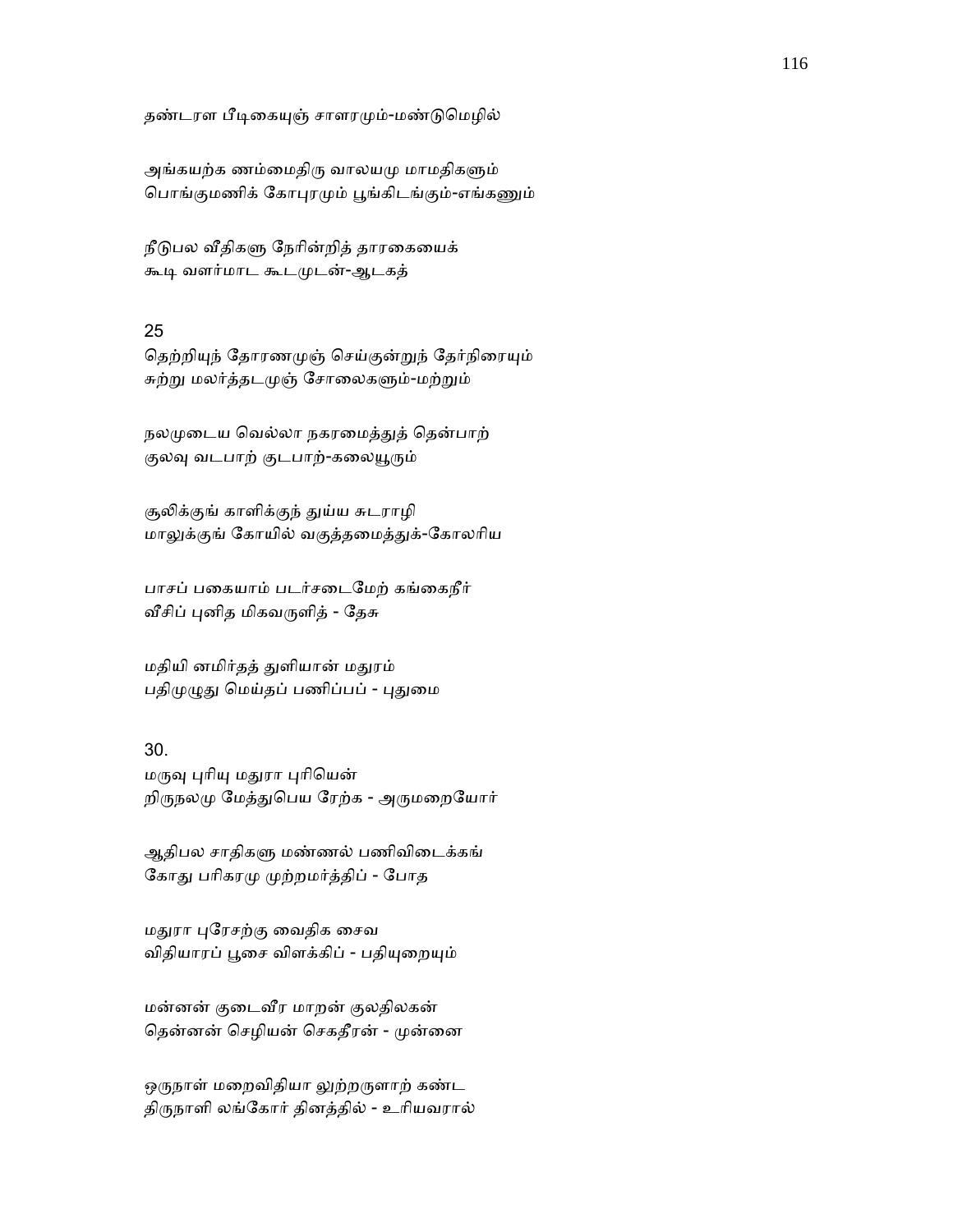தண்டரள பீடிகையுஞ் சாளரமும்-மண்டுமெழில்

அங்கயற்க ணம்மைதிரு வாலயமு மாமதிகளும்
பொங்குமணிக் கோபுரமும் பூங்கிடங்கும்-எங்கணும்

நீடுபல வீதிகளு நேரின்றித் தாரகையைக்
கூடி வளர்மாட கூடமுடன்-ஆடகத்

25
தெற்றியுந் தோரணமுஞ் செய்குன்றுந் தேர்நிரையும்
சுற்று மலர்த்தடமுஞ் சோலைகளும்-மற்றும்

நலமுடைய வெல்லா நகரமைத்துத் தென்பாற்
குலவு வடபாற் குடபாற்-கலையூரும்

சூலிக்குங் காளிக்குந் துய்ய சுடராழி
மாலுக்குங் கோயில் வகுத்தமைத்துக்-கோலரிய

பாசப் பகையாம் படர்சடைமேற் கங்கைநீர்
வீசிப் புனித மிகவருளித் - தேசு

மதியி னமிர்தத் துளியான் மதுரம்
பதிமுழுது மெய்தப் பணிப்பப் - புதுமை

30.
மருவு புரியு மதுரா புரியென்
றிருநலமு மேத்துபெய ரேற்க - அருமறையோர்

ஆதிபல சாதிகளு மண்ணல் பணிவிடைக்கங்
கோது பரிகரமு முற்றமர்த்திப் - போத

மதுரா புரேசற்கு வைதிக சைவ
விதியாரப் பூசை விளக்கிப் - பதியுறையும்

மன்னன் குடைவீர மாறன் குலதிலகன்
தென்னன் செழியன் செகதீரன் - முன்னை

ஒருநாள் மறைவிதியா லுற்றருளாற் கண்ட
திருநாளி லங்கோர் தினத்தில் - உரியவரால்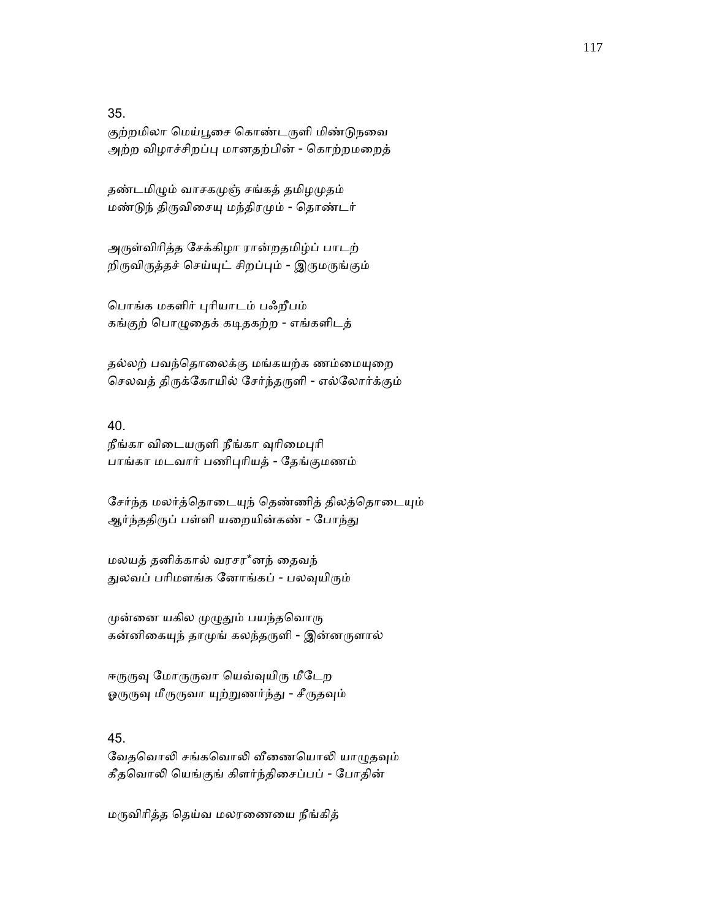35.
குற்றமிலா மெய்பூசை கொண்டருளி மிண்டுநவை
அற்ற விழாச்சிறப்பு மானதற்பின் - கொற்றமறைத்

தண்டமிழும் வாசகமுஞ் சங்கத் தமிழமுதம்
மண்டுந் திருவிசையு மந்திரமும் - தொண்டர்

அருள்விரித்த சேக்கிழா ரான்றதமிழ்ப் பாடற்
றிருவிருத்தச் செய்யுட் சிறப்பும் - இருமருங்கும்

பொங்க மகளிர் புரியாடம் பஃறீபம்
கங்குற் பொழுதைக் கடிதகற்ற - எங்களிடத்

தல்லற் பவந்தொலைக்கு மங்கயற்க ணம்மையுறை
செலவத் திருக்கோயில் சேர்ந்தருளி - எல்லோர்க்கும்

40.
நீங்கா விடையருளி நீங்கா வுரிமைபுரி
பாங்கா மடவார் பணிபுரியத் - தேங்குமணம்

சேர்ந்த மலர்த்தொடையுந் தெண்ணித் திலத்தொடையும்
ஆர்ந்ததிருப் பள்ளி யறையின்கண் - போந்து

மலயத் தனிக்கால் வரசர*னந் தைவந்
துலவப் பரிமளங்க ளோங்கப் - பலவுயிரும்

முன்னை யகில முழுதும் பயந்தவொரு
கன்னிகையுந் தாமுங் கலந்தருளி - இன்னருளால்

ஈருருவு மோருருவா யெவ்வுயிரு மீடேற
ஓருருவு மீருருவா யுற்றுணர்ந்து - சீருதவும்

45.
வேதவொலி சங்கவொலி வீணையொலி யாழுதவும்
கீதவொலி யெங்குங் கிளர்ந்திசைப்பப் - போதின்

மருவிரித்த தெய்வ மலரணையை நீங்கித்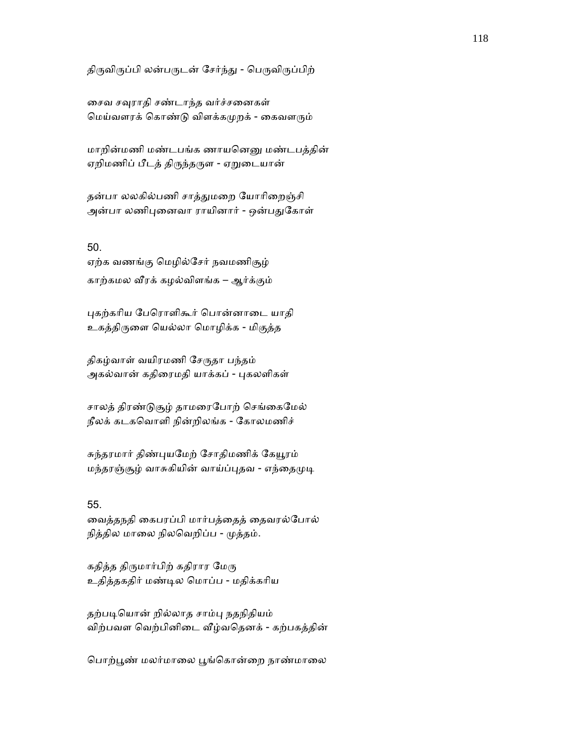திருவிருப்பி லன்பருடன் சேர்ந்து - பெருவிருப்பிற்

சைவ சவுராதி சண்டாந்த வர்ச்சனைகள்
மெய்வளரக் கொண்டு விளக்கமுறக் - கைவளரும்

மாறின்மணி மண்டபங்க ணாயனெனு மண்டபத்தின்
ஏறிமணிப் பீடத் திருந்தருள - ஏறுடையான்

தன்பா லலகில்பணி சாத்துமறை யோரிறைஞ்சி
அன்பா லணிபுனைவா ராயினார் - ஒன்பதுகோள்

50.
ஏற்க வணங்கு மெழில்சேர் நவமணிசூழ்
காற்கமல வீரக் கழல்விளங்க – ஆர்க்கும்

புகற்கரிய பேரொளிகூர் பொன்னாடை யாதி
உகத்திருளை யெல்லா மொழிக்க - மிகுத்த

திகழ்வாள் வயிரமணி சேருதா பந்தம்
அகல்வான் கதிரைமதி யாக்கப் - புகலளிகள்

சாலத் திரண்டுசூழ் தாமரைபோற் செங்கைமேல்
நீலக் கடகவொளி நின்றிலங்க - கோலமணிச்

சுந்தரமார் திண்புயமேற் சோதிமணிக் கேயூரம்
மந்தரஞ்சூழ் வாசுகியின் வாய்ப்புதவ - எந்தைமுடி

55.
வைத்தநதி கைபரப்பி மார்பத்தைத் தைவரல்போல்
நித்தில மாலை நிலவெறிப்ப - முத்தம்.

கதித்த திருமார்பிற் கதிரார மேரு
உதித்தகதிர் மண்டில மொப்ப - மதிக்கரிய

தற்படியொன் றில்லாத சாம்பு நதநிதியம்
விற்பவள வெற்பினிடை வீழ்வதெனக் - கற்பகத்தின்

பொற்பூண் மலர்மாலை பூங்கொன்றை நாண்மாலை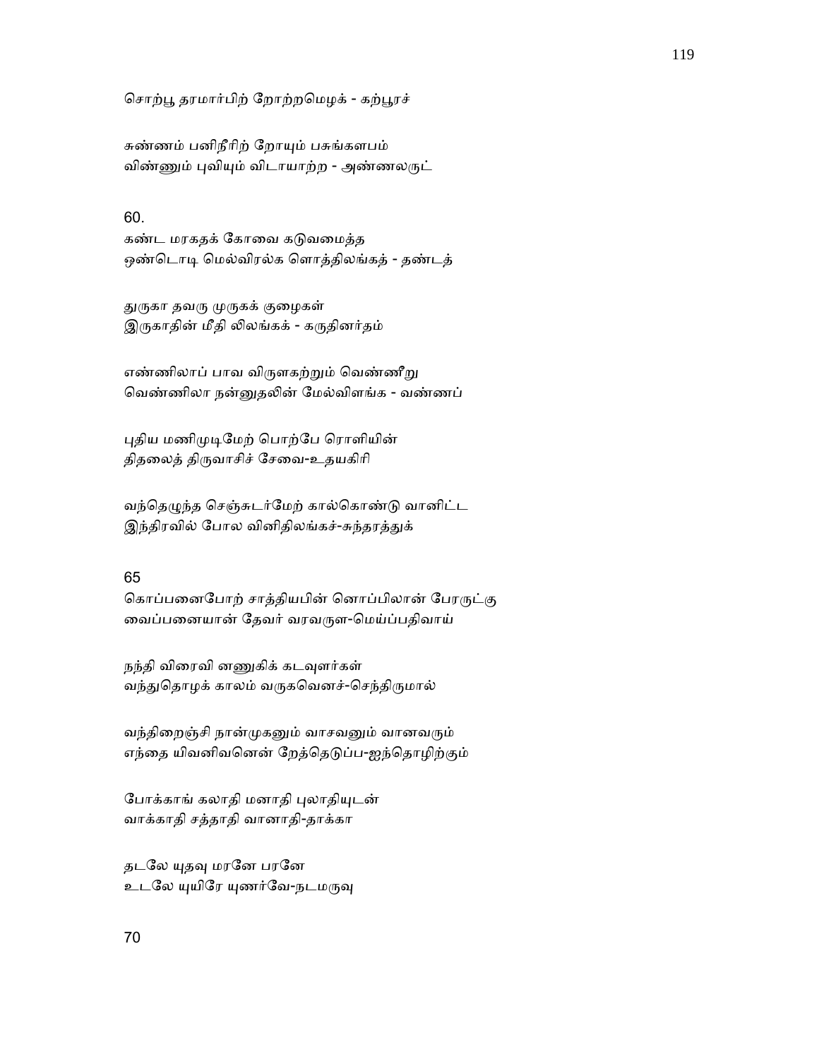சொற்பூ தரமார்பிற் றோற்றமெழக் - கற்பூரச்

சுண்ணம் பனிநீரிற் றோயும் பசுங்களபம்
விண்ணும் புவியும் விடாயாற்ற - அண்ணலருட்

60.
கண்ட மரகதக் கோவை கடுவமைத்த
ஒண்டொடி மெல்விரல்க ளொத்திலங்கத் - தண்டத்

துருகா தவரு முருகக் குழைகள்
இருகாதின் மீதி லிலங்கக் - கருதினர்தம்

எண்ணிலாப் பாவ விருளகற்றும் வெண்ணீறு
வெண்ணிலா நன்னுதலின் மேல்விளங்க - வண்ணப்

புதிய மணிமுடிமேற் பொற்பே ரொளியின்
திதலைத் திருவாசிச் சேவை-உதயகிரி

வந்தெழுந்த செஞ்சுடர்மேற் கால்கொண்டு வானிட்ட
இந்திரவில் போல வினிதிலங்கச்-சுந்தரத்துக்

65
கொப்பனைபோற் சாத்தியபின் னொப்பிலான் பேரருட்கு
வைப்பனையான் தேவர் வரவருள-மெய்ப்பதிவாய்

நந்தி விரைவி னணுகிக் கடவுளர்கள்
வந்துதொழக் காலம் வருகவெனச்-செந்திருமால்

வந்திறைஞ்சி நான்முகனும் வாசவனும் வானவரும்
எந்தை யிவனிவனென் றேத்தெடுப்ப-ஐந்தொழிற்கும்

போக்காங் கலாதி மனாதி புலாதியுடன்
வாக்காதி சத்தாதி வானாதி-தாக்கா

தடலே யுதவு மரனே பரனே
உடலே யுயிரே யுணர்வே-நடமருவு

70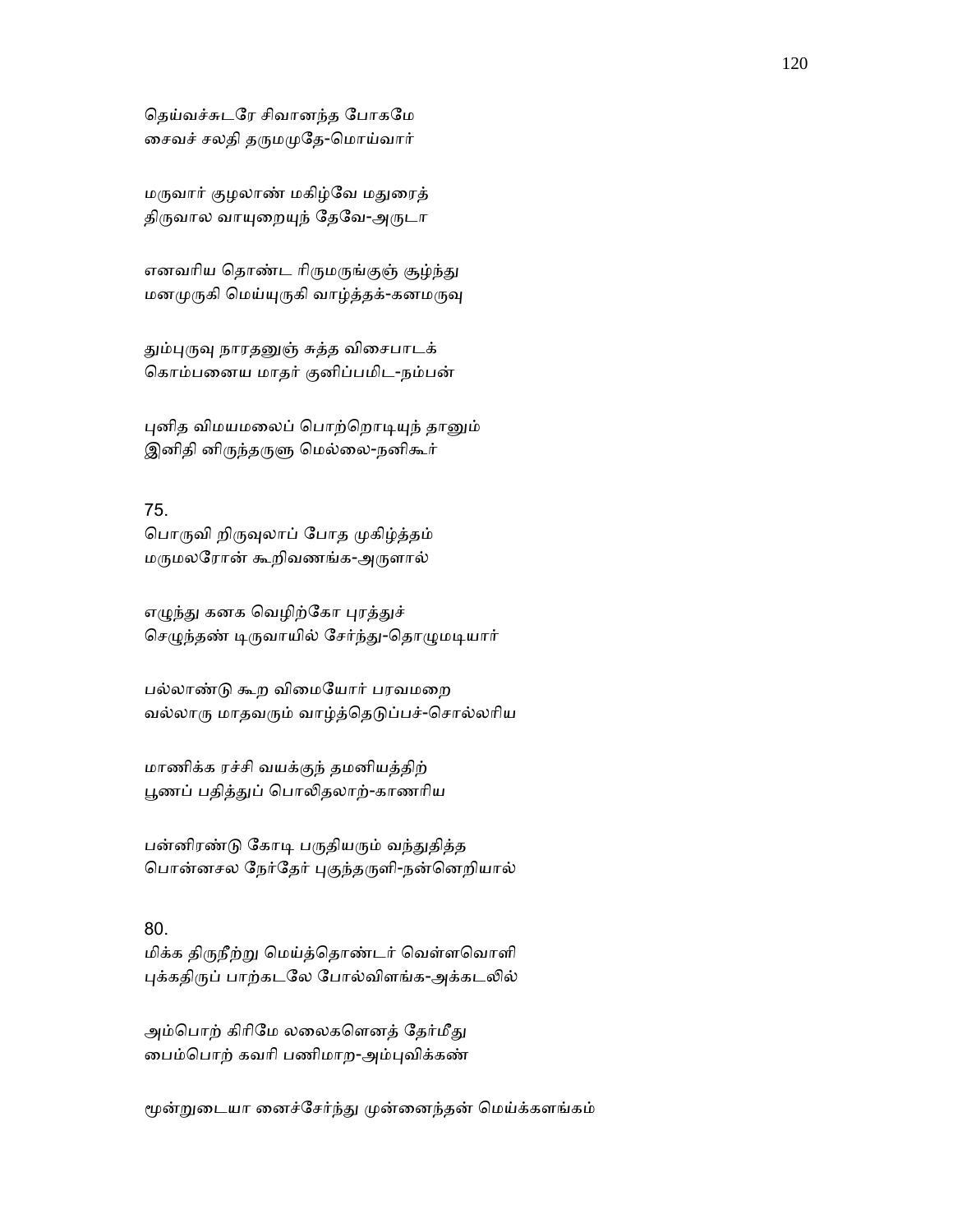தெய்வச்சுடரே சிவானந்த போகமே
சைவச் சலதி தருமமுதே-மொய்வார்

மருவார் குழலாண் மகிழ்வே மதுரைத்
திருவால வாயுறையுந் தேவே-அருடா

எனவரிய தொண்ட ரிருமருங்குஞ் சூழ்ந்து
மனமுருகி மெய்யுருகி வாழ்த்தக்-கனமருவு

தும்புருவு நாரதனுஞ் சுத்த விசைபாடக்
கொம்பனைய மாதர் குனிப்பமிட-நம்பன்

புனித விமயமலைப் பொற்றொடியுந் தானும்
இனிதி னிருந்தருளு மெல்லை-நனிகூர்

75.
பொருவி றிருவுலாப் போத முகிழ்த்தம்
மருமலரோன் கூறிவணங்க-அருளால்

எழுந்து கனக வெழிற்கோ புரத்துச்
செழுந்தண் டிருவாயில் சேர்ந்து-தொழுமடியார்

பல்லாண்டு கூற விமையோர் பரவமறை
வல்லாரு மாதவரும் வாழ்த்தெடுப்பச்-சொல்லரிய

மாணிக்க ரச்சி வயக்குந் தமனியத்திற்
பூணப் பதித்துப் பொலிதலாற்-காணரிய

பன்னிரண்டு கோடி பருதியரும் வந்துதித்த
பொன்னசல நேர்தேர் புகுந்தருளி-நன்னெறியால்

80.
மிக்க திருநீற்று மெய்த்தொண்டர் வெள்ளவொளி
புக்கதிருப் பாற்கடலே போல்விளங்க-அக்கடலில்

அம்பொற் கிரிமே லலைகளெனத் தேர்மீது
பைம்பொற் கவரி பணிமாற-அம்புவிக்கண்

மூன்றுடையா னைச்சேர்ந்து முன்னைந்தன் மெய்க்களங்கம்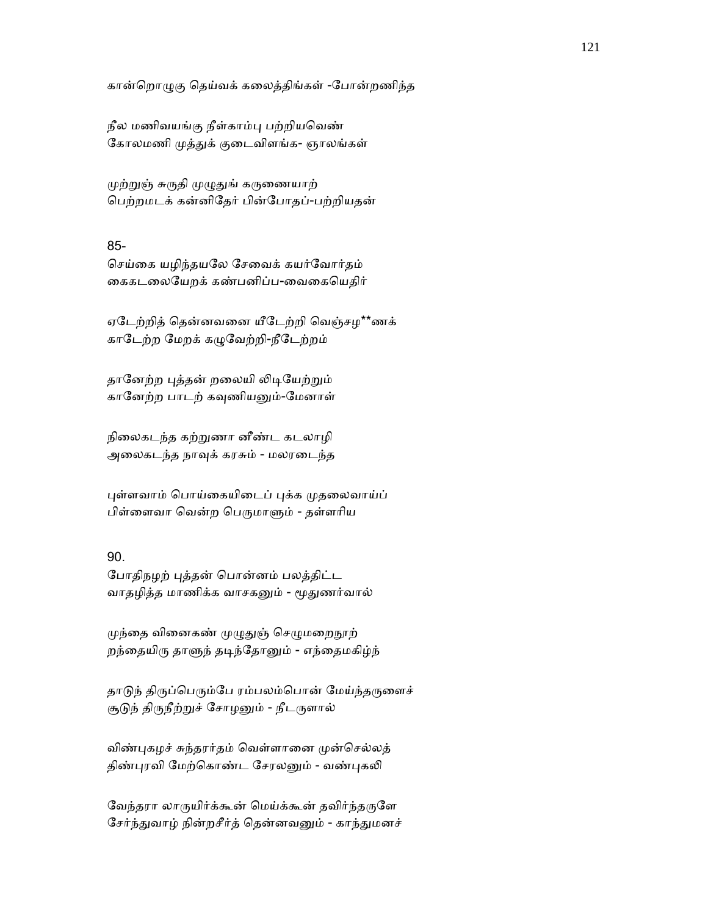கான்றொழுகு தெய்வக் கலைத்திங்கள் -போன்றணிந்த

நீல மணிவயங்கு நீள்காம்பு பற்றியவெண்
கோலமணி முத்துக் குடைவிளங்க- ஞாலங்கள்

முற்றுஞ் சுருதி முழுதுங் கருணையாற்
பெற்றமடக் கன்னிதேர் பின்போதப்-பற்றியதன்

85-
செய்கை யழிந்தயலே சேவைக் கயர்வோர்தம்
கைகடலையேறக் கண்பனிப்ப-வைகையெதிர்

ஏடேற்றித் தென்னவனை யீடேற்றி வெஞ்சழ**ணக்
காடேற்ற மேறக் கழுவேற்றி-நீடேற்றம்

தானேற்ற புத்தன் றலையி லிடியேற்றும்
கானேற்ற பாடற் கவுணியனும்-மேனாள்

நிலைகடந்த கற்றுணா னீண்ட கடலாழி
அலைகடந்த நாவுக் கரசும் - மலரடைந்த

புள்ளவாம் பொய்கையிடைப் புக்க முதலைவாய்ப்
பிள்ளைவா வென்ற பெருமாளும் - தள்ளரிய

90.
போதிநழற் புத்தன் பொன்னம் பலத்திட்ட
வாதழித்த மாணிக்க வாசகனும் - மூதுணர்வால்

முந்தை வினைகண் முழுதுஞ் செழுமறைநூற்
றந்தையிரு தாளுந் தடிந்தோனும் - எந்தைமகிழ்ந்

தாடுந் திருப்பெரும்பே ரம்பலம்பொன் மேய்ந்தருளைச்
சூடுந் திருநீற்றுச் சோழனும் - நீடருளால்

விண்புகழச் சுந்தரர்தம் வெள்ளானை முன்செல்லத்
திண்புரவி மேற்கொண்ட சேரலனும் - வண்புகலி

வேந்தரா லாருயிர்க்கூன் மெய்க்கூன் தவிர்ந்தருளே
சேர்ந்துவாழ் நின்றசீர்த் தென்னவனும் - காந்துமனச்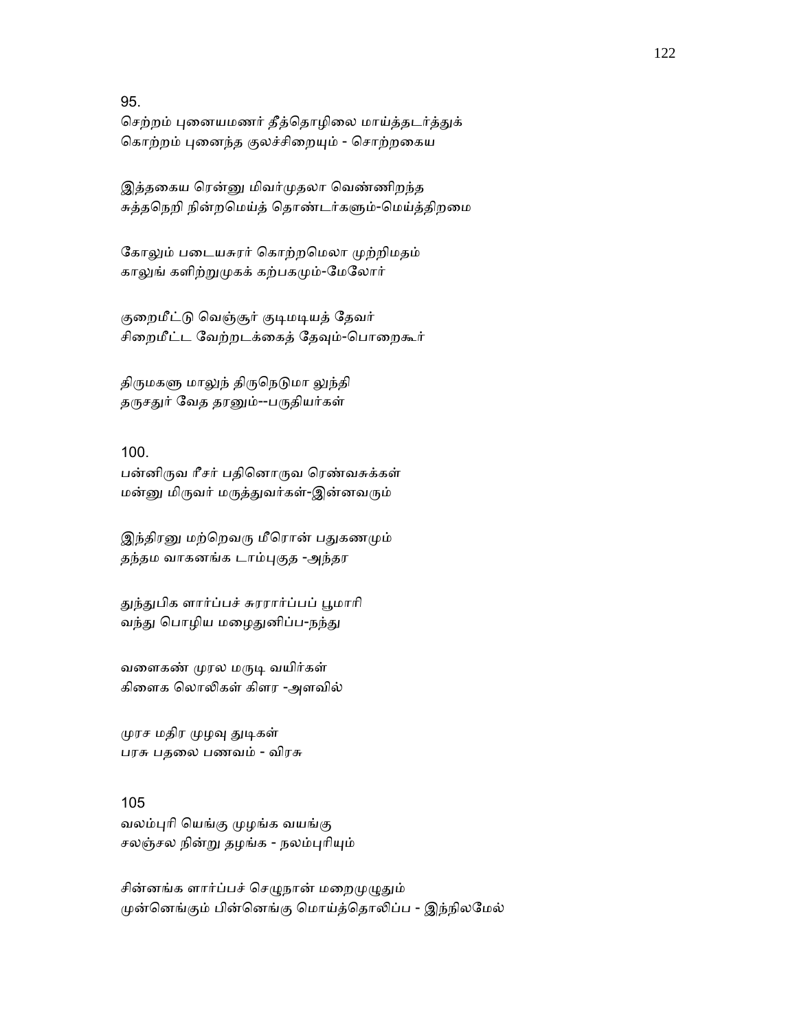95.
செற்றம் புனையமணர் தீத்தொழிலை மாய்த்தடர்த்துக்
கொற்றம் புனைந்த குலச்சிறையும் - சொற்றகைய

இத்தகைய ரென்னு மிவர்முதலா வெண்ணிறந்த
சுத்தநெறி நின்றமெய்த் தொண்டர்களும்-மெய்த்திறமை

கோலும் படையசுரர் கொற்றமெலா முற்றிமதம்
காலுங் களிற்றுமுகக் கற்பகமும்-மேலோர்

குறைமீட்டு வெஞ்சூர் குடிமடியத் தேவர்
சிறைமீட்ட வேற்றடக்கைத் தேவும்-பொறைகூர்

திருமகளு மாலுந் திருநெடுமா லுந்தி
தருசதுர் வேத தரனும்--பருதியர்கள்

100.
பன்னிருவ ரீசர் பதினொருவ ரெண்வசுக்கள்
மன்னு மிருவர் மருத்துவர்கள்-இன்னவரும்

இந்திரனு மற்றெவரு மீரொன் பதுகணமும்
தந்தம வாகனங்க டாம்புகுத -அந்தர

துந்துபிக ளார்ப்பச் சுரரார்ப்பப் பூமாரி
வந்து பொழிய மழைதுனிப்ப-நந்து

வளைகண் முரல மருடி வயிர்கள்
கிளைக லொலிகள் கிளர -அளவில்

முரச மதிர முழவு துடிகள்
பரசு பதலை பணவம் - விரசு

105
வலம்புரி யெங்கு முழங்க வயங்கு
சலஞ்சல நின்று தழங்க - நலம்புரியும்

சின்னங்க ளார்ப்பச் செழுநான் மறைமுழுதும்
முன்னெங்கும் பின்னெங்கு மொய்த்தொலிப்ப - இந்நிலமேல்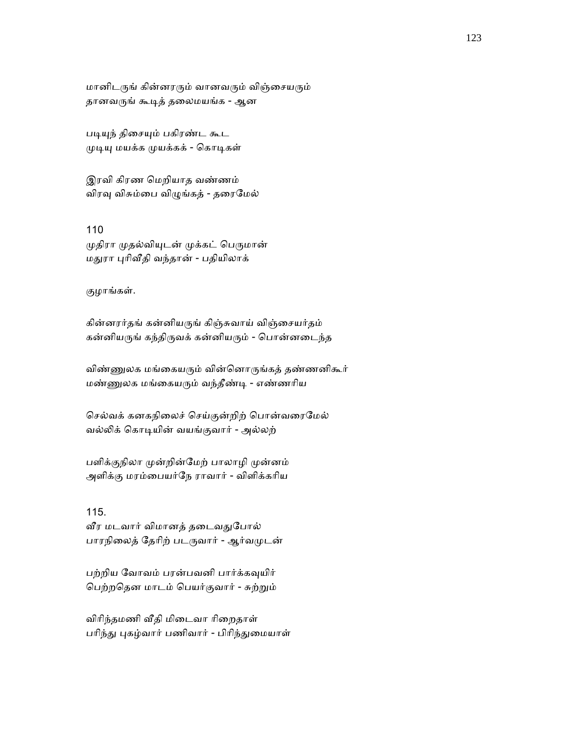மானிடருங் கின்னரரும் வானவரும் விஞ்சையரும்
தானவருங் கூடித் தலைமயங்க - ஆன

படியுந் திசையும் பகிரண்ட கூட
முடியு மயக்க முயக்கக் - கொடிகள்

இரவி கிரண மெறியாத வண்ணம்
விரவு விசும்பை விழுங்கத் - தரைமேல்

110
முதிரா முதல்வியுடன் முக்கட் பெருமான்
மதுரா புரிவீதி வந்தான் - பதியிலாக்

குழாங்கள்.

கின்னரர்தங் கன்னியருங் கிஞ்சுவாய் விஞ்சையர்தம்
கன்னியருங் கந்திருவக் கன்னியரும் - பொன்னடைந்த

விண்ணுலக மங்கையரும் வின்னொருங்கத் தண்ணனிகூர்
மண்ணுலக மங்கையரும் வந்தீண்டி - எண்ணரிய

செல்வக் கனகநிலைச் செய்குன்றிற் பொன்வரைமேல்
வல்லிக் கொடியின் வயங்குவார் - அல்லற்

பளிக்குநிலா முன்றின்மேற் பாலாழி முன்னம்
அளிக்கு மரம்பையர்நே ராவார் - விளிக்கரிய

115.
வீர மடவார் விமானத் தடைவதுபோல்
பாரநிலைத் தேரிற் படருவார் - ஆர்வமுடன்

பற்றிய வோவம் பரன்பவனி பார்க்கவுயிர்
பெற்றதென மாடம் பெயர்குவார் - சுற்றும்

விரிந்தமணி வீதி மிடைவா ரிறைதாள்
பரிந்து புகழ்வார் பணிவார் - பிரிந்துமையாள்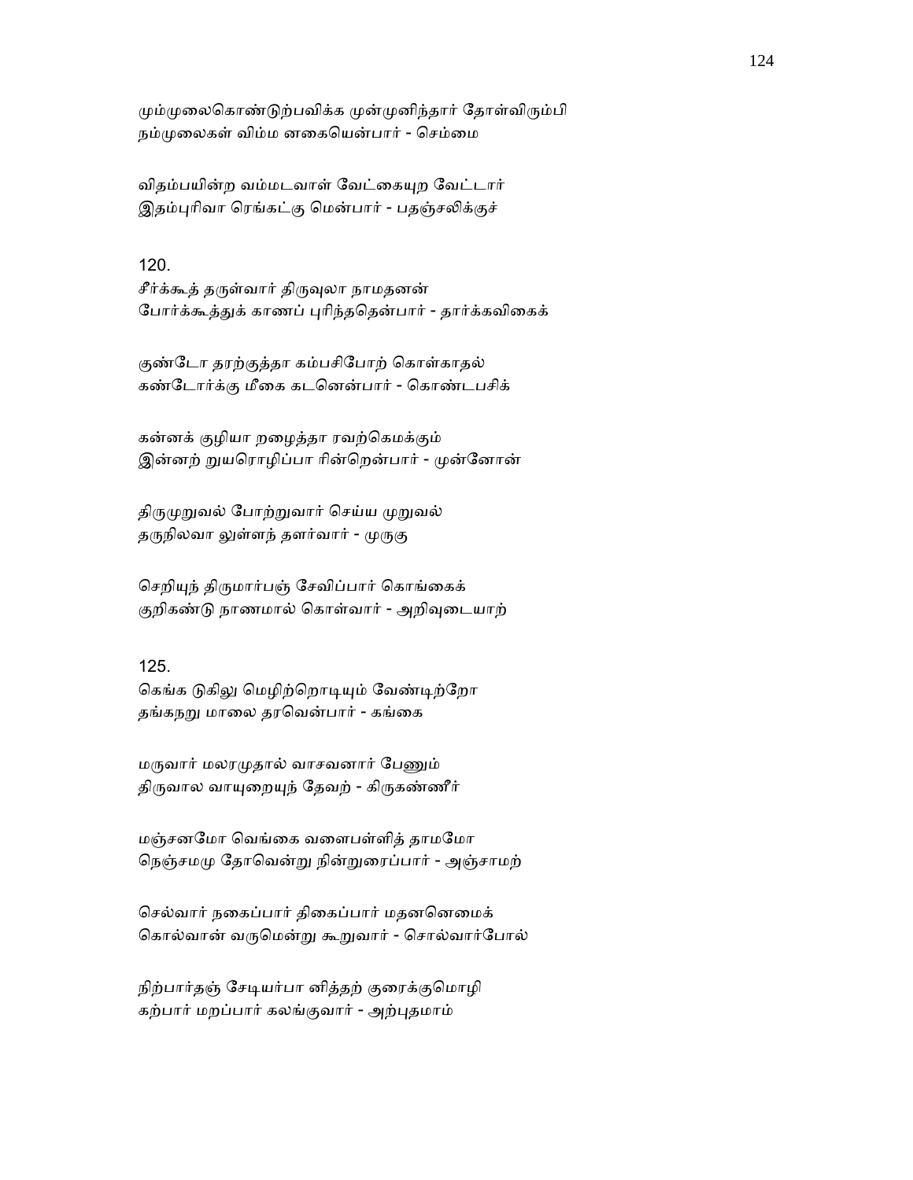மும்முலைகொண்டுற்பவிக்க முன்முனிந்தார் தோள்விரும்பி
நம்முலைகள் விம்ம னகையென்பார் - செம்மை

விதம்பயின்ற வம்மடவாள் வேட்கையுற வேட்டார்
இதம்புரிவா ரெங்கட்கு மென்பார் - பதஞ்சலிக்குச்

120.
சீர்க்கூத் தருள்வார் திருவுலா நாமதனன்
போர்க்கூத்துக் காணப் புரிந்ததென்பார் - தார்க்கவிகைக்

குண்டோ தரற்குத்தா கம்பசிபோற் கொள்காதல்
கண்டோர்க்கு மீகை கடனென்பார் - கொண்டபசிக்

கன்னக் குழியா றழைத்தா ரவற்கெமக்கும்
இன்னற் றுயரொழிப்பா ரின்றென்பார் - முன்னோன்

திருமுறுவல் போற்றுவார் செய்ய முறுவல்
தருநிலவா லுள்ளந் தளர்வார் - முருகு

செறியுந் திருமார்பஞ் சேவிப்பார் கொங்கைக்
குறிகண்டு நாணமால் கொள்வார் - அறிவுடையாற்

125.
கெங்க டுகிலு மெழிற்றொடியும் வேண்டிற்றோ
தங்கநறு மாலை தரவென்பார் - கங்கை

மருவார் மலரமுதால் வாசவனார் பேணும்
திருவால வாயுறையுந் தேவற் - கிருகண்ணீர்

மஞ்சனமோ வெங்கை வளைபள்ளித் தாமமோ
நெஞ்சமமு தோவென்று நின்றுரைப்பார் - அஞ்சாமற்

செல்வார் நகைப்பார் திகைப்பார் மதனனெமைக்
கொல்வான் வருமென்று கூறுவார் - சொல்வார்போல்

நிற்பார்தஞ் சேடியர்பா னித்தற் குரைக்குமொழி
கற்பார் மறப்பார் கலங்குவார் - அற்புதமாம்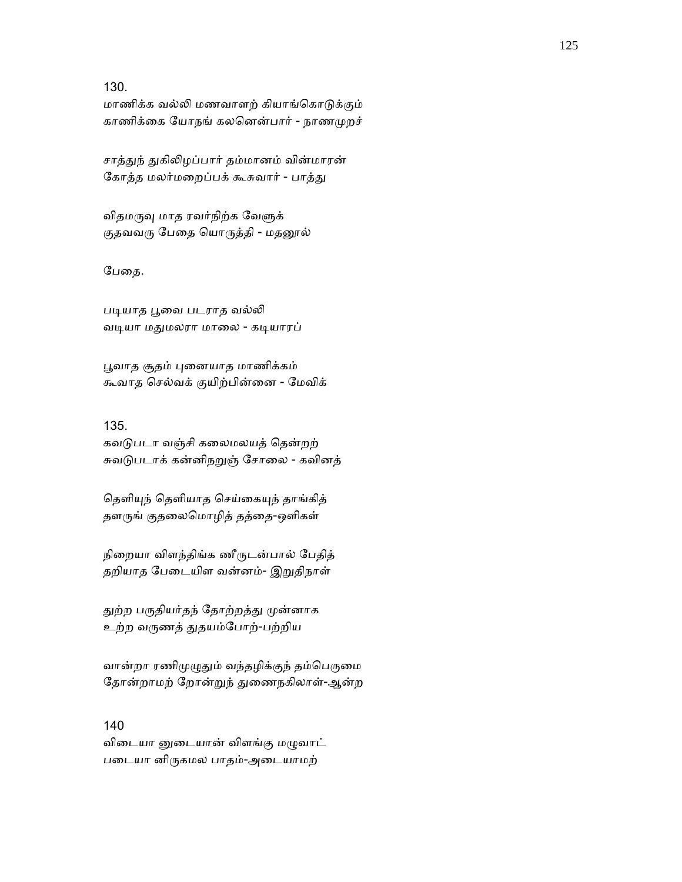130.
மாணிக்க வல்லி மணவாளற் கியாங்கொடுக்கும்
காணிக்கை யோநங் கலனென்பார் - நாணமுறச்

சாத்துந் துகிலிழப்பார் தம்மானம் வின்மாரன்
கோத்த மலர்மறைப்பக் கூசுவார் - பாத்து

விதமருவு மாத ரவர்நிற்க வேளுக்
குதவவரு பேதை யொருத்தி - மதனூல்

பேதை.

படியாத பூவை படராத வல்லி
வடியா மதுமலரா மாலை - கடியாரப்

பூவாத சூதம் புனையாத மாணிக்கம்
கூவாத செல்வக் குயிற்பின்னை - மேவிக்

135.
கவடுபடா வஞ்சி கலைமலயத் தென்றற்
சுவடுபடாக் கன்னிநறுஞ் சோலை - கவினத்

தெளியுந் தெளியாத செய்கையுந் தாங்கித்
தளருங் குதலைமொழித் தத்தை-ஒளிகள்

நிறையா விளந்திங்க ணீருடன்பால் பேதித்
தறியாத பேடையிள வன்னம்- இறுதிநாள்

துற்ற பருதியர்தந் தோற்றத்து முன்னாக
உற்ற வருணத் துதயம்போற்-பற்றிய

வான்றா ரணிமுழுதும் வந்தழிக்குந் தம்பெருமை
தோன்றாமற் றோன்றுந் துணைநகிலாள்-ஆன்ற

140
விடையா னுடையான் விளங்கு மழுவாட்
படையா னிருகமல பாதம்-அடையாமற்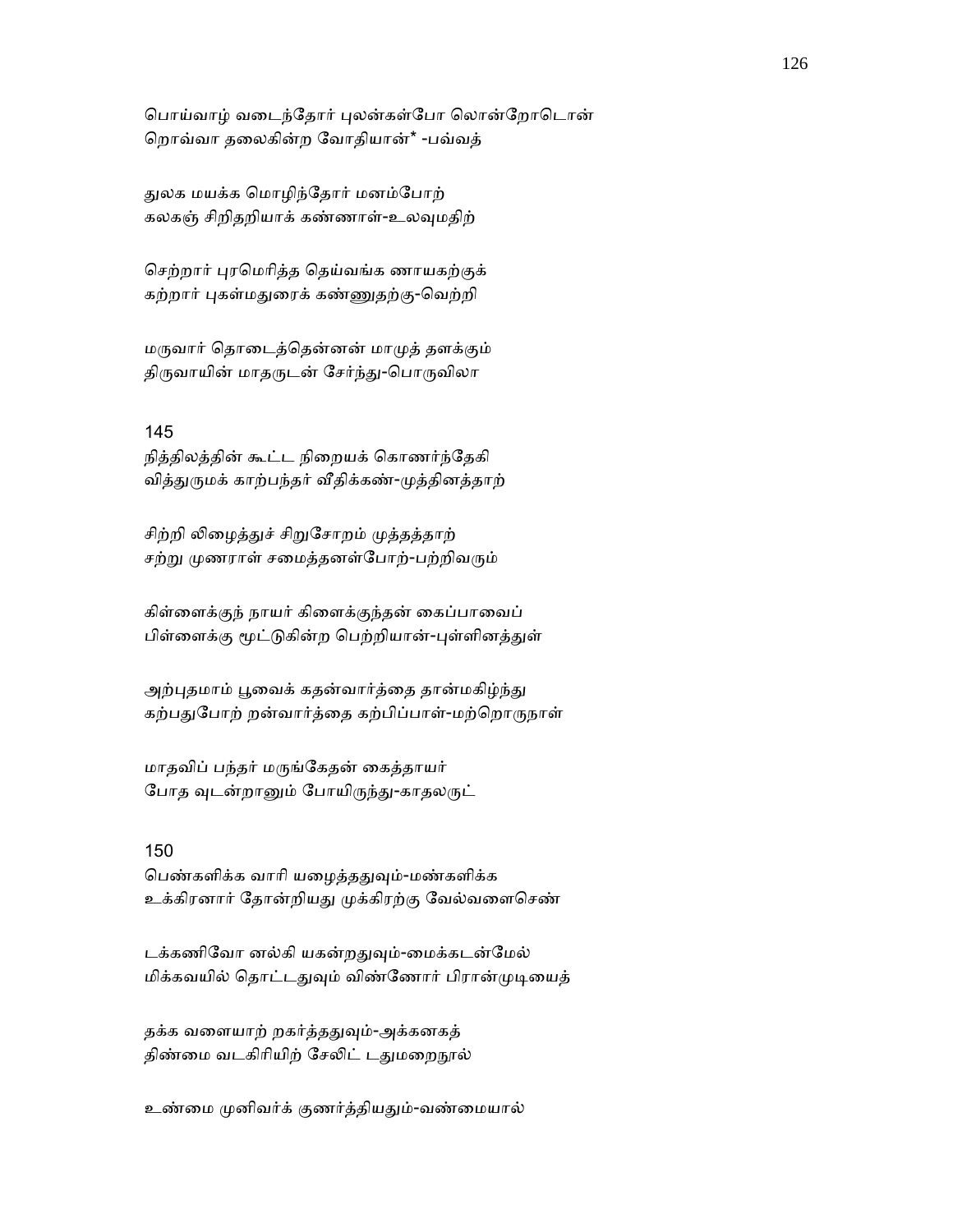பொய்வாழ் வடைந்தோர் புலன்கள்போ லொன்றோடொன்
றொவ்வா தலைகின்ற வோதியான்* -பவ்வத்

துலக மயக்க மொழிந்தோர் மனம்போற்
கலகஞ் சிறிதறியாக் கண்ணாள்-உலவுமதிற்

செற்றார் புரமெரித்த தெய்வங்க ணாயகற்குக்
கற்றார் புகள்மதுரைக் கண்ணுதற்கு-வெற்றி

மருவார் தொடைத்தென்னன் மாமுத் தளக்கும்
திருவாயின் மாதருடன் சேர்ந்து-பொருவிலா

145
நித்திலத்தின் கூட்ட நிறையக் கொணர்ந்தேகி
வித்துருமக் காற்பந்தர் வீதிக்கண்-முத்தினத்தாற்

சிற்றி லிழைத்துச் சிறுசோறம் முத்தத்தாற்
சற்று முணராள் சமைத்தனள்போற்-பற்றிவரும்

கிள்ளைக்குந் நாயர் கிளைக்குந்தன் கைப்பாவைப்
பிள்ளைக்கு மூட்டுகின்ற பெற்றியான்-புள்ளினத்துள்

அற்புதமாம் பூவைக் கதன்வார்த்தை தான்மகிழ்ந்து
கற்பதுபோற் றன்வார்த்தை கற்பிப்பாள்-மற்றொருநாள்

மாதவிப் பந்தர் மருங்கேதன் கைத்தாயர்
போத வுடன்றானும் போயிருந்து-காதலருட்

150
பெண்களிக்க வாரி யழைத்ததுவும்-மண்களிக்க
உக்கிரனார் தோன்றியது முக்கிரற்கு வேல்வளைசெண்

டக்கணிவோ னல்கி யகன்றதுவும்-மைக்கடன்மேல்
மிக்கவயில் தொட்டதுவும் விண்ணோர் பிரான்முடியைத்

தக்க வளையாற் றகர்த்ததுவும்-அக்கனகத்
திண்மை வடகிரியிற் சேலிட் டதுமறைநூல்

உண்மை முனிவர்க் குணர்த்தியதும்-வண்மையால்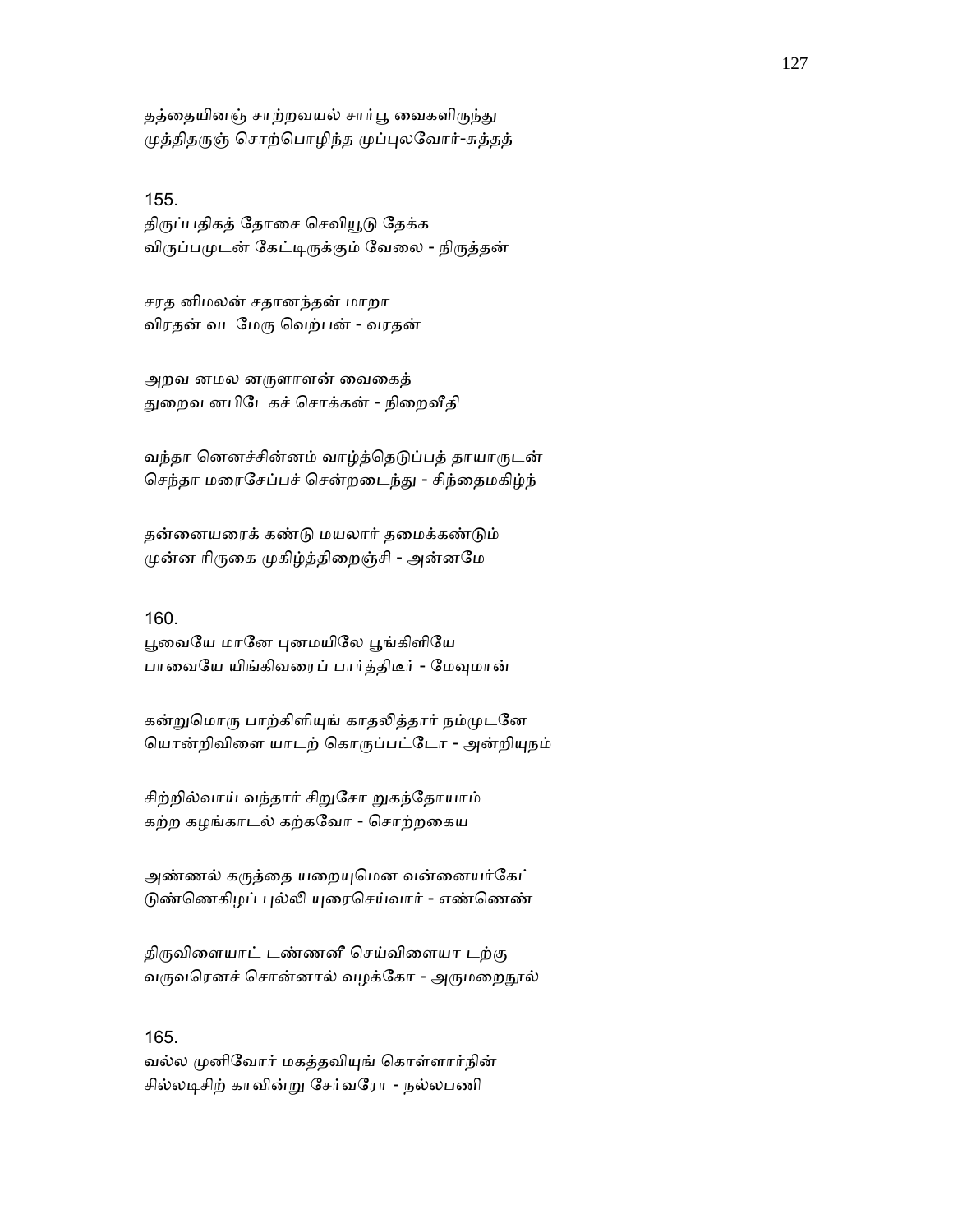தத்தையினஞ் சாற்றவயல் சார்பூ வைகளிருந்து
முத்திதருஞ் சொற்பொழிந்த முப்புலவோர்-சுத்தத்

155.
திருப்பதிகத் தோசை செவியூடு தேக்க
விருப்பமுடன் கேட்டிருக்கும் வேலை - நிருத்தன்

சரத னிமலன் சதானந்தன் மாறா
விரதன் வடமேரு வெற்பன் - வரதன்

அறவ னமல னருளாளன் வைகைத்
துறைவ னபிடேகச் சொக்கன் - நிறைவீதி

வந்தா னெனச்சின்னம் வாழ்த்தெடுப்பத் தாயாருடன்
செந்தா மரைசேப்பச் சென்றடைந்து - சிந்தைமகிழ்ந்

தன்னையரைக் கண்டு மயலார் தமைக்கண்டும்
முன்ன ரிருகை முகிழ்த்திறைஞ்சி - அன்னமே

160.
பூவையே மானே புனமயிலே பூங்கிளியே
பாவையே யிங்கிவரைப் பார்த்திடீர் - மேவுமான்

கன்றுமொரு பாற்கிளியுங் காதலித்தார் நம்முடனே
யொன்றிவிளை யாடற் கொருப்பட்டோ - அன்றியுநம்

சிற்றில்வாய் வந்தார் சிறுசோ றுகந்தோயாம்
கற்ற கழங்காடல் கற்கவோ - சொற்றகைய

அண்ணல் கருத்தை யறையுமென வன்னையர்கேட்
டுண்ணெகிழப் புல்லி யுரைசெய்வார் - எண்ணெண்

திருவிளையாட் டண்ணனீ செய்விளையா டற்கு
வருவரெனச் சொன்னால் வழக்கோ - அருமறைநூல்

165.
வல்ல முனிவோர் மகத்தவியுங் கொள்ளார்நின்
சில்லடிசிற் காவின்று சேர்வரோ - நல்லபணி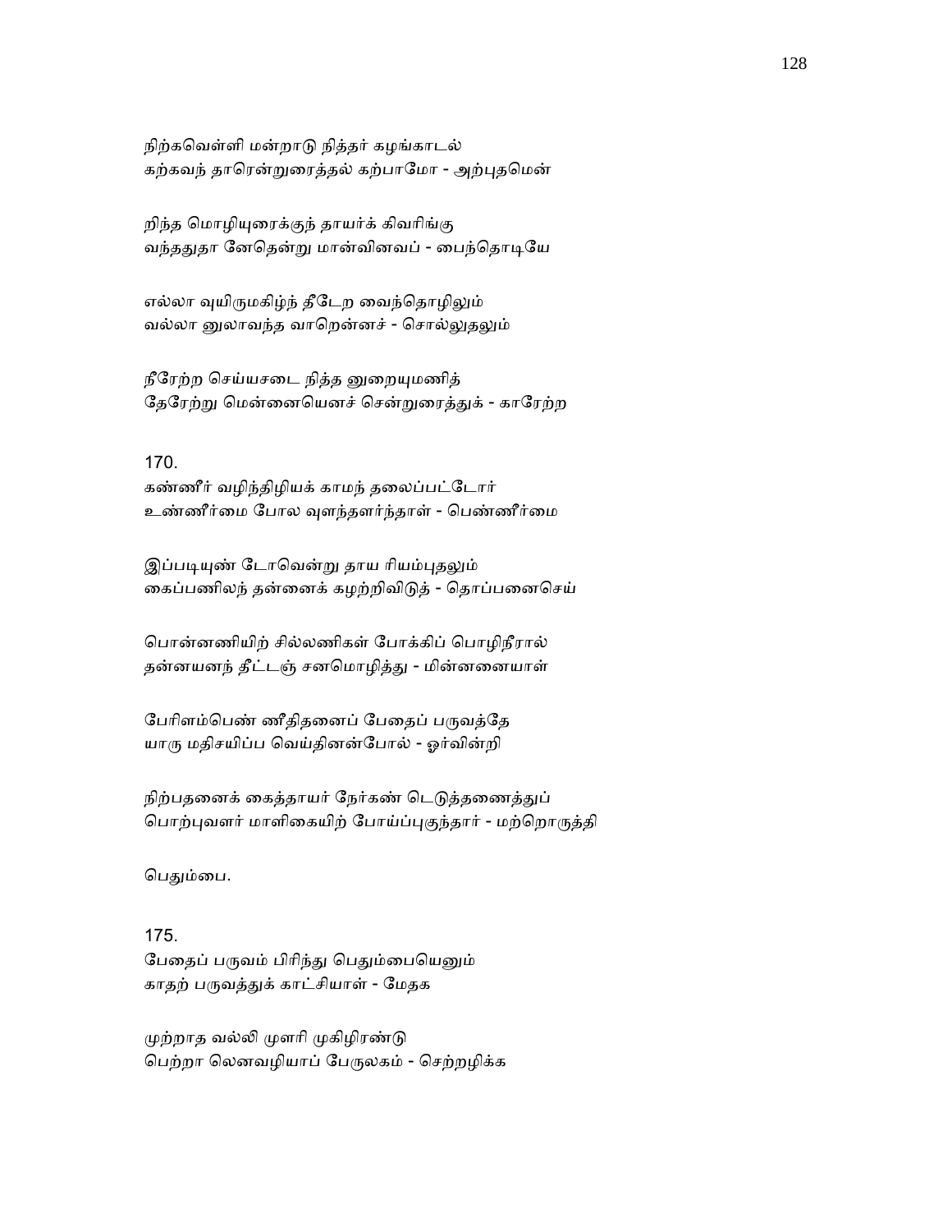நிற்கவெள்ளி மன்றாடு நித்தர் கழங்காடல்
கற்கவந் தாரென்றுரைத்தல் கற்பாமோ - அற்புதமென்

றிந்த மொழியுரைக்குந் தாயர்க் கிவரிங்கு
வந்ததுதா னேதென்று மான்வினவப் - பைந்தொடியே

எல்லா வுயிருமகிழ்ந் தீடேற வைந்தொழிலும்
வல்லா னுலாவந்த வாறென்னச் - சொல்லுதலும்

நீரேற்ற செய்யசடை நித்த னுறையுமணித்
தேரேற்று மென்னையெனச் சென்றுரைத்துக் - காரேற்ற

170.
கண்ணீர் வழிந்திழியக் காமந் தலைப்பட்டோர்
உண்ணீர்மை போல வுளந்தளர்ந்தாள் - பெண்ணீர்மை

இப்படியுண் டோவென்று தாய ரியம்புதலும்
கைப்பணிலந் தன்னைக் கழற்றிவிடுத் - தொப்பனைசெய்

பொன்னணியிற் சில்லணிகள் போக்கிப் பொழிநீரால்
தன்னயனந் தீட்டஞ் சனமொழித்து - மின்னனையாள்

பேரிளம்பெண் ணீதிதனைப் பேதைப் பருவத்தே
யாரு மதிசயிப்ப வெய்தினன்போல் - ஓர்வின்றி

நிற்பதனைக் கைத்தாயர் நேர்கண் டெடுத்தணைத்துப்
பொற்புவளர் மாளிகையிற் போய்ப்புகுந்தார் - மற்றொருத்தி

பெதும்பை.

175.
பேதைப் பருவம் பிரிந்து பெதும்பையெனும்
காதற் பருவத்துக் காட்சியாள் - மேதக

முற்றாத வல்லி முளரி முகிழிரண்டு
பெற்றா லெனவழியாப் பேருலகம் - செற்றழிக்க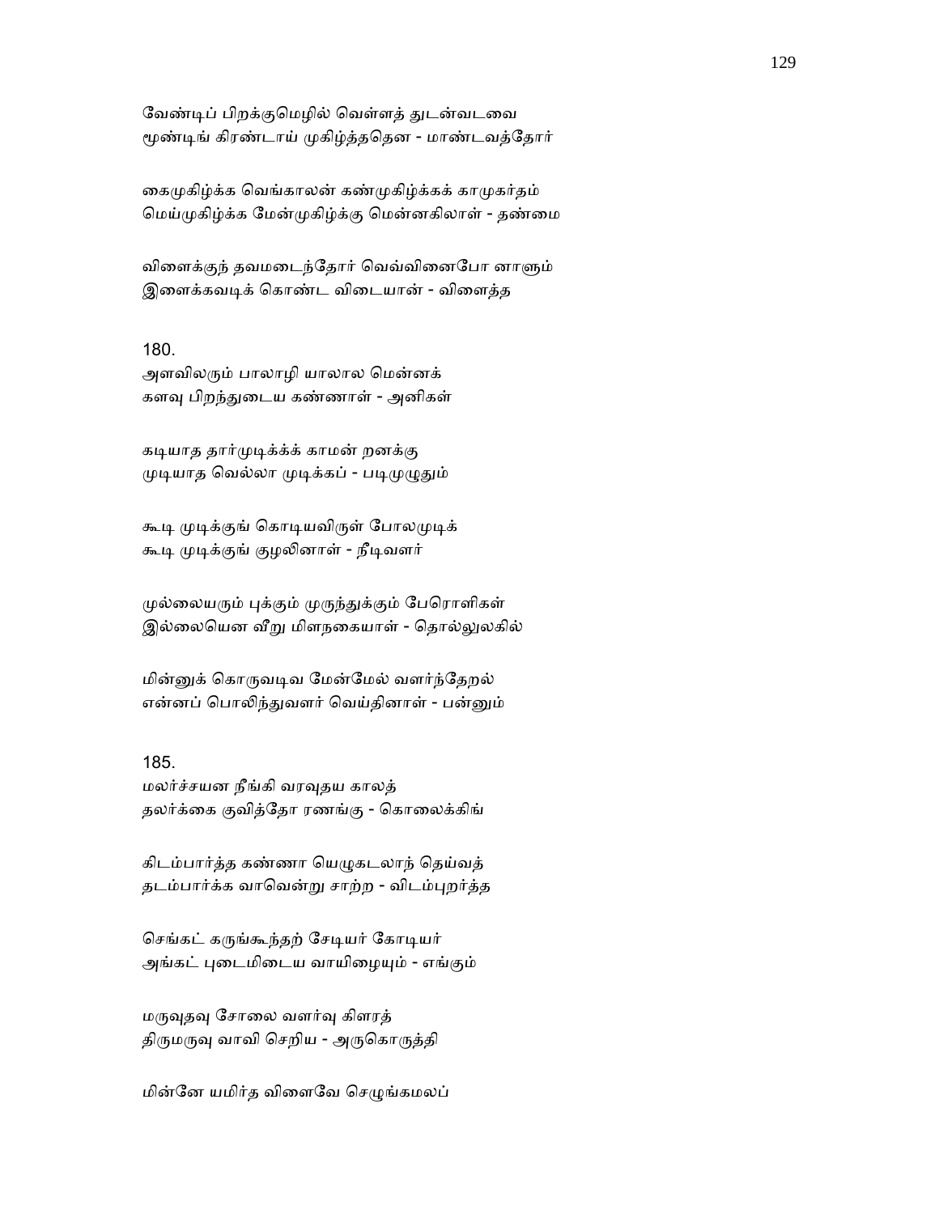வேண்டிப் பிறக்குமெழில் வெள்ளத் துடன்வடவை
மூண்டிங் கிரண்டாய் முகிழ்த்ததென - மாண்டவத்தோர்

கைமுகிழ்க்க வெங்காலன் கண்முகிழ்க்கக் காமுகர்தம்
மெய்முகிழ்க்க மேன்முகிழ்க்கு மென்னகிலாள் - தண்மை

விளைக்குந் தவமடைந்தோர் வெவ்வினைபோ னாளும்
இளைக்கவடிக் கொண்ட விடையான் - விளைத்த

180.
அளவிலரும் பாலாழி யாலால மென்னக்
களவு பிறந்துடைய கண்ணாள் - அனிகள்

கடியாத தார்முடிக்க்க் காமன் றனக்கு
முடியாத வெல்லா முடிக்கப் - படிமுழுதும்

கூடி முடிக்குங் கொடியவிருள் போலமுடிக்
கூடி முடிக்குங் குழலினாள் - நீடிவளர்

முல்லையரும் புக்கும் முருந்துக்கும் பேரொளிகள்
இல்லையென வீறு மிளநகையாள் - தொல்லுலகில்

மின்னுக் கொருவடிவ மேன்மேல் வளர்ந்தேறல்
என்னப் பொலிந்துவளர் வெய்தினாள் - பன்னும்

185.
மலர்ச்சயன நீங்கி வரவுதய காலத்
தலர்க்கை குவித்தோ ரணங்கு - கொலைக்கிங்

கிடம்பார்த்த கண்ணா யெழுகடலாந் தெய்வத்
தடம்பார்க்க வாவென்று சாற்ற - விடம்புறர்த்த

செங்கட் கருங்கூந்தற் சேடியர் கோடியர்
அங்கட் புடைமிடைய வாயிழையும் - எங்கும்

மருவுதவு சோலை வளர்வு கிளரத்
திருமருவு வாவி செறிய - அருகொருத்தி

மின்னே யமிர்த விளைவே செழுங்கமலப்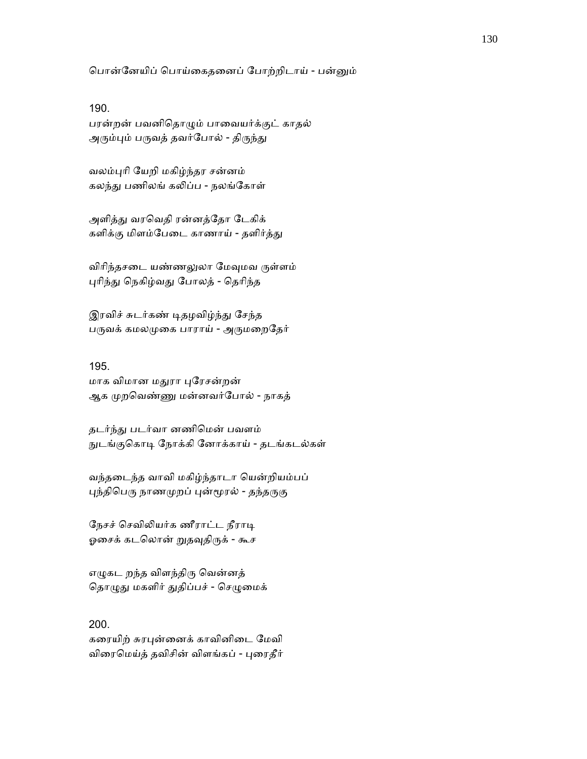பொன்னேயிப் பொய்கைதனைப் போற்றிடாய் - பன்னும்

190.
பரன்றன் பவனிதொழும் பாவையர்க்குட் காதல்
அரும்பும் பருவத் தவர்போல் - திருந்து

வலம்புரி யேறி மகிழ்ந்தர சன்னம்
கலந்து பணிலங் கலிப்ப - நலங்கோள்

அளித்து வரவெதி ரன்னத்தோ டேகிக்
களிக்கு மிளம்பேடை காணாய் - தளிர்த்து

விரிந்தசடை யண்ணலுலா மேவுமவ ருள்ளம்
புரிந்து நெகிழ்வது போலத் - தெரிந்த

இரவிச் சுடர்கண் டிதழவிழ்ந்து சேந்த
பருவக் கமலமுகை பாராய் - அருமறைதேர்

195.
மாக விமான மதுரா புரேசன்றன்
ஆக முறவெண்ணு மன்னவர்போல் - நாகத்

தடர்ந்து படர்வா னணிமென் பவளம்
நுடங்குகொடி நோக்கி னோக்காய் - தடங்கடல்கள்

வந்தடைந்த வாவி மகிழ்ந்தாடா யென்றியம்பப்
புந்திபெரு நாணமுறப் புன்மூரல் - தந்தருகு

நேசச் செவிலியர்க ணீராட்ட நீராடி
ஓசைக் கடலொன் றுதவுதிருக் - கூச

எழுகட றந்த விளந்திரு வென்னத்
தொழுது மகளிர் துதிப்பச் - செழுமைக்

200.
கரையிற் சுரபுன்னைக் காவினிடை மேவி
விரைமெய்த் தவிசின் விளங்கப் - புரைதீர்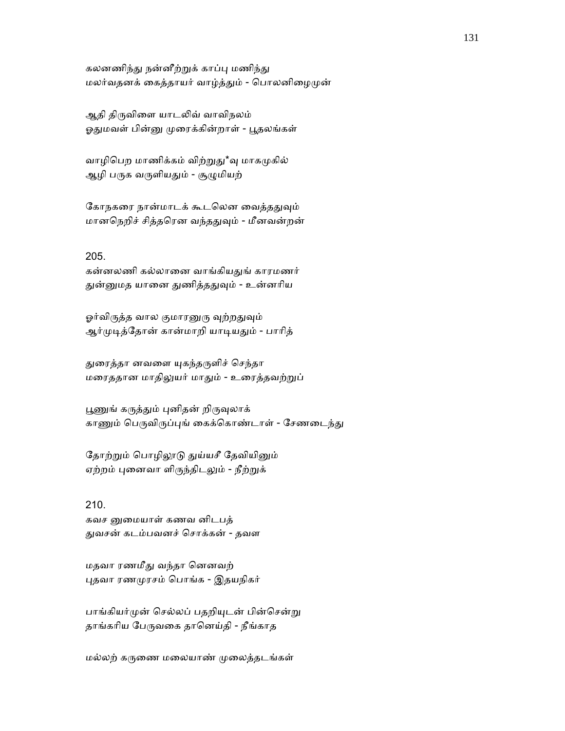கலனணிந்து நன்னீற்றுக் காப்பு மணிந்து
மலர்வதனக் கைத்தாயர் வாழ்த்தும் - பொலனிழைமுன்

ஆதி திருவிளை யாடலிவ் வாவிநலம்
ஓதுமவள் பின்னு முரைக்கின்றாள் - பூதலங்கள்

வாழிபெற மாணிக்கம் விற்றுது*வு மாகமுகில்
ஆழி பருக வருளியதும் - சூழுமியற்

கோநகரை நான்மாடக் கூடலென வைத்ததுவும்
மானநெறிச் சித்தரென வந்ததுவும் - மீனவன்றன்

205.
கன்னலணி கல்லானை வாங்கியதுங் காரமணர்
துன்னுமத யானை துணித்ததுவும் - உன்னரிய

ஓர்விருத்த வால குமாரனுரு வுற்றதுவும்
ஆர்முடித்தோன் கான்மாறி யாடியதும் - பாரித்

துரைத்தா னவளை யுகந்தருளிச் செந்தா
மரைததான மாதிலுயர் மாதும் - உரைத்தவற்றுப்

பூணுங் கருத்தும் புனிதன் றிருவுலாக்
காணும் பெருவிருப்புங் கைக்கொண்டாள் - சேணடைந்து

தோற்றும் பொழிலாடு துய்யசீ தேவியினும்
ஏற்றம் புனைவா ளிருந்திடலும் - நீற்றுக்

210.
கவச னுமையாள் கணவ னிடபத்
துவசன் கடம்பவனச் சொக்கன் - தவள

மதவா ரணமீது வந்தா னெனவற்
புதவா ரணமுரசம் பொங்க - இதயநிகர்

பாங்கியர்முன் செல்லப் பதறியுடன் பின்சென்று
தாங்கரிய பேருவகை தானெய்தி - நீங்காத

மல்லற் கருணை மலையாண் முலைத்தடங்கள்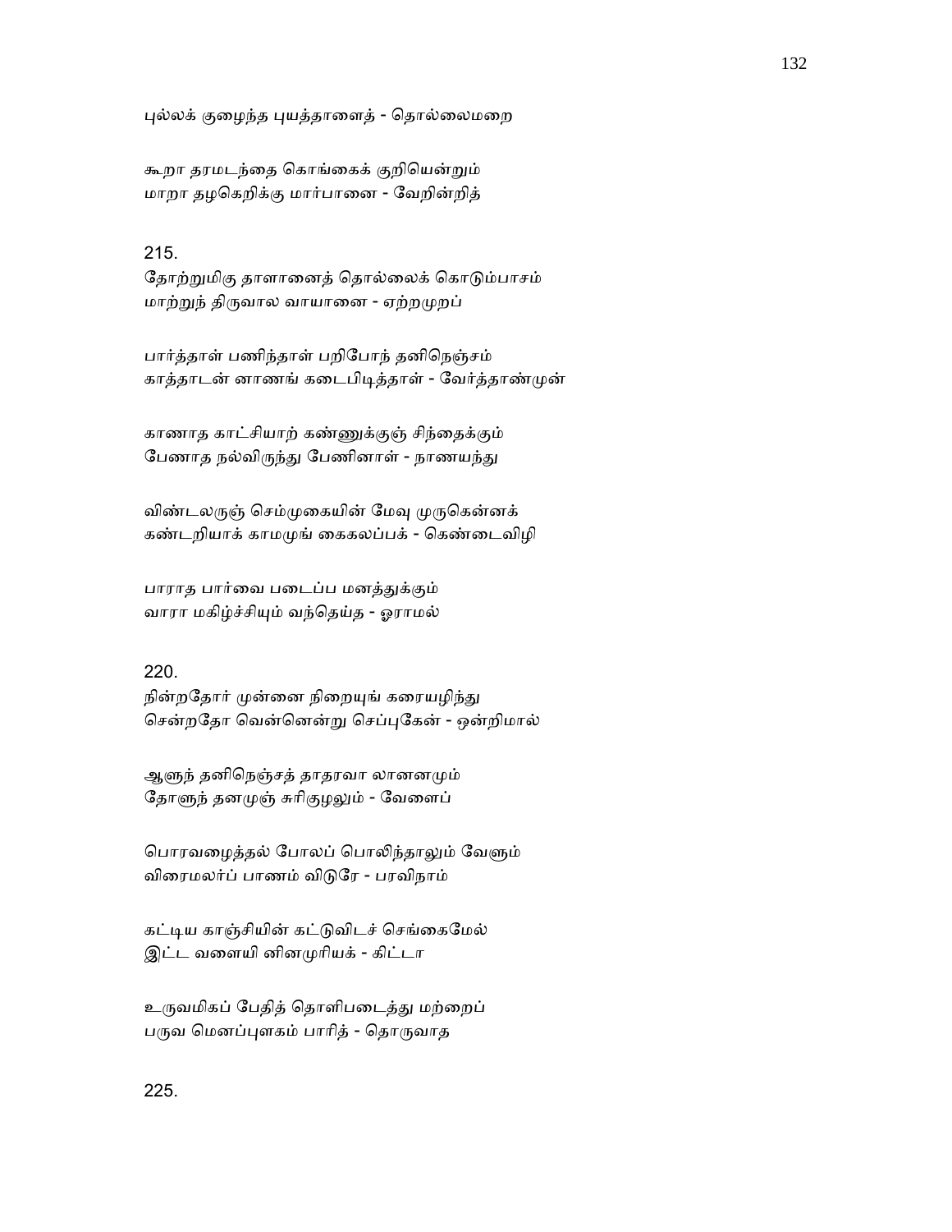புல்லக் குழைந்த புயத்தாளைத் - தொல்லைமறை

கூறா தரமடந்தை கொங்கைக் குறியென்றும்
மாறா தழகெறிக்கு மார்பானை - வேறின்றித்

215.
தோற்றுமிகு தாளானைத் தொல்லைக் கொடும்பாசம்
மாற்றுந் திருவால வாயானை - ஏற்றமுறப்

பார்த்தாள் பணிந்தாள் பறிபோந் தனிநெஞ்சம்
காத்தாடன் னாணங் கடைபிடித்தாள் - வேர்த்தாண்முன்

காணாத காட்சியாற் கண்ணுக்குஞ் சிந்தைக்கும்
பேணாத நல்விருந்து பேணினாள் - நாணயந்து

விண்டலருஞ் செம்முகையின் மேவு முருகென்னக்
கண்டறியாக் காமமுங் கைகலப்பக் - கெண்டைவிழி

பாராத பார்வை படைப்ப மனத்துக்கும்
வாரா மகிழ்ச்சியும் வந்தெய்த - ஓராமல்

220.
நின்றதோர் முன்னை நிறையுங் கரையழிந்து
சென்றதோ வென்னென்று செப்புகேன் - ஒன்றிமால்

ஆளுந் தனிநெஞ்சத் தாதரவா லானனமும்
தோளுந் தனமுஞ் சுரிகுழலும் - வேளைப்

பொரவழைத்தல் போலப் பொலிந்தாலும் வேளும்
விரைமலர்ப் பாணம் விடுரே - பரவிநாம்

கட்டிய காஞ்சியின் கட்டுவிடச் செங்கைமேல்
இட்ட வளையி னினமுரியக் - கிட்டா

உருவமிகப் பேதித் தொளிபடைத்து மற்றைப்
பருவ மெனப்புளகம் பாரித் - தொருவாத

225.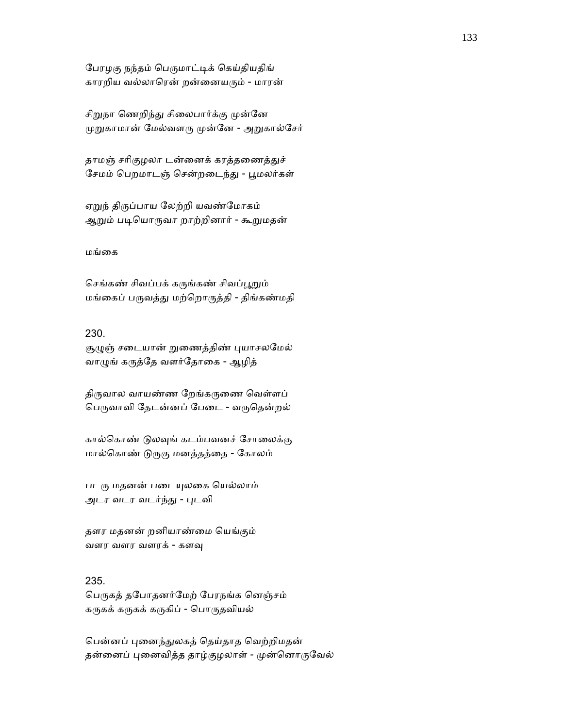பேரழகு நந்தம் பெருமாட்டிக் கெய்தியதிங்
காரறிய வல்லாரென் றன்னையரும் - மாரன்

சிறுநா ணெறிந்து சிலைபார்க்கு முன்னே
முறுகாமான் மேல்வளரு முன்னே - அறுகால்சேர்

தாமஞ் சரிகுழலா டன்னைக் கரத்தணைத்துச்
சேமம் பெறமாடஞ் சென்றடைந்து - பூமலர்கள்

ஏறுந் திருப்பாய லேற்றி யவண்மோகம்
ஆறும் படியொருவா றாற்றினார் - கூறுமதன்

மங்கை

செங்கண் சிவப்பக் கருங்கண் சிவப்பூறும்
மங்கைப் பருவத்து மற்றொருத்தி - திங்கண்மதி

230.
சூழுஞ் சடையான் றுணைத்திண் புயாசலமேல்
வாழுங் கருத்தே வளர்தோகை - ஆழித்

திருவால வாயண்ண றேங்கருணை வெள்ளப்
பெருவாவி தேடன்னப் பேடை - வருதென்றல்

கால்கொண் டுலவுங் கடம்பவனச் சோலைக்கு
மால்கொண் டுருகு மனத்தத்தை - கோலம்

படரு மதனன் படையுலகை யெல்லாம்
அடர வடர வடர்ந்து - புடவி

தளர மதனன் றனியாண்மை யெங்கும்
வளர வளர வளரக் - களவு

235.
பெருகத் தபோதனர்மேற் பேரநங்க னெஞ்சம்
கருகக் கருகக் கருகிப் - பொருதவியல்

பென்னப் புனைந்துலகத் தெய்தாத வெற்றிமதன்
தன்னைப் புனைவித்த தாழ்குழலாள் - முன்னொருவேல்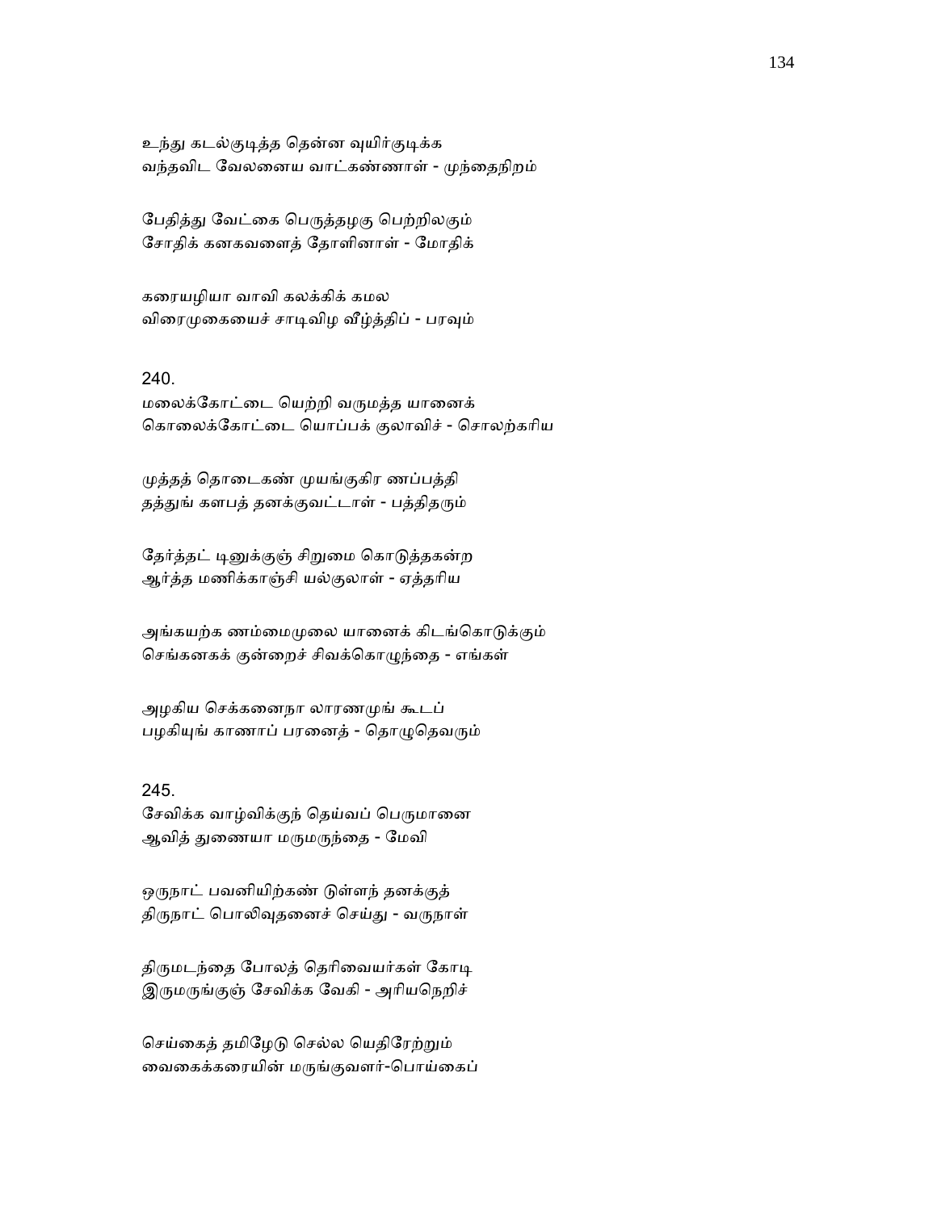உந்து கடல்குடித்த தென்ன வுயிர்குடிக்க
வந்தவிட வேலனைய வாட்கண்ணாள் - முந்தைநிறம்

பேதித்து வேட்கை பெருத்தழகு பெற்றிலகும்
சோதிக் கனகவளைத் தோளினாள் - மோதிக்

கரையழியா வாவி கலக்கிக் கமல
விரைமுகையைச் சாடிவிழ வீழ்த்திப் - பரவும்

240.
மலைக்கோட்டை யெற்றி வருமத்த யானைக்
கொலைக்கோட்டை யொப்பக் குலாவிச் - சொலற்கரிய

முத்தத் தொடைகண் முயங்குகிர ணப்பத்தி
தத்துங் களபத் தனக்குவட்டாள் - பத்திதரும்

தேர்த்தட் டினுக்குஞ் சிறுமை கொடுத்தகன்ற
ஆர்த்த மணிக்காஞ்சி யல்குலாள் - ஏத்தரிய

அங்கயற்க ணம்மைமுலை யானைக் கிடங்கொடுக்கும்
செங்கனகக் குன்றைச் சிவக்கொழுந்தை - எங்கள்

அழகிய செக்கனைநா லாரணமுங் கூடப்
பழகியுங் காணாப் பரனைத் - தொழுதெவரும்

245.
சேவிக்க வாழ்விக்குந் தெய்வப் பெருமானை
ஆவித் துணையா மருமருந்தை - மேவி

ஒருநாட் பவனியிற்கண் டுள்ளந் தனக்குத்
திருநாட் பொலிவுதனைச் செய்து - வருநாள்

திருமடந்தை போலத் தெரிவையர்கள் கோடி
இருமருங்குஞ் சேவிக்க வேகி - அரியநெறிச்

செய்கைத் தமிழேடு செல்ல யெதிரேற்றும்
வைகைக்கரையின் மருங்குவளர்-பொய்கைப்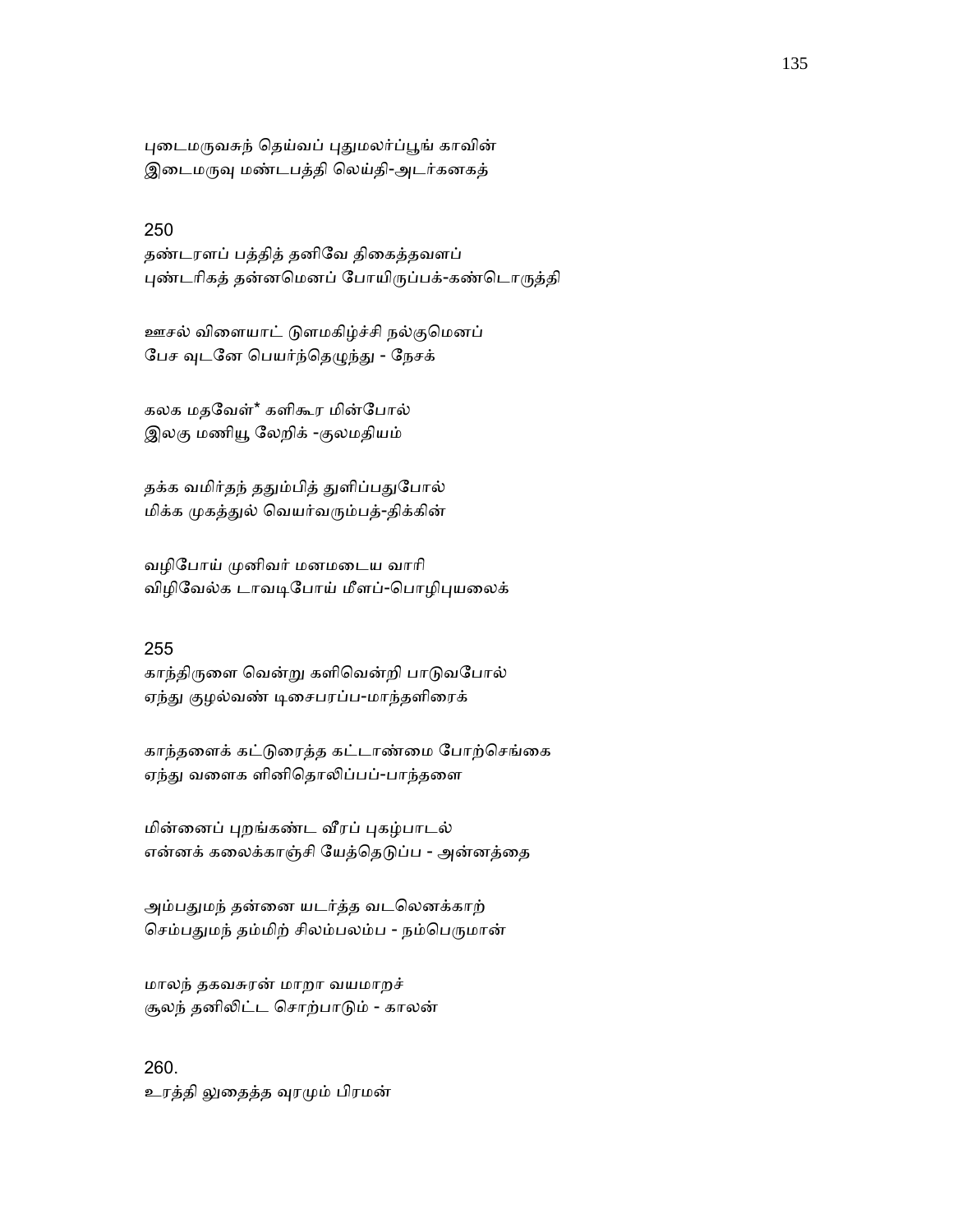புடைமருவசுந் தெய்வப் புதுமலர்ப்பூங் காவின்
இடைமருவு மண்டபத்தி லெய்தி-அடர்கனகத்

250
தண்டரளப் பத்தித் தனிவே திகைத்தவளப்
புண்டரிகத் தன்னமெனப் போயிருப்பக்-கண்டொருத்தி

ஊசல் விளையாட் டுளமகிழ்ச்சி நல்குமெனப்
பேச வுடனே பெயர்ந்தெழுந்து - நேசக்

கலக மதவேள்* களிகூர மின்போல்
இலகு மணியூ லேறிக் -குலமதியம்

தக்க வமிர்தந் ததும்பித் துளிப்பதுபோல்
மிக்க முகத்துல் வெயர்வரும்பத்-திக்கின்

வழிபோய் முனிவர் மனமடைய வாரி
விழிவேல்க டாவடிபோய் மீளப்-பொழிபுயலைக்

255
காந்திருளை வென்று களிவென்றி பாடுவபோல்
ஏந்து குழல்வண் டிசைபரப்ப-மாந்தளிரைக்

காந்தளைக் கட்டுரைத்த கட்டாண்மை போற்செங்கை
ஏந்து வளைக ளினிதொலிப்பப்-பாந்தளை

மின்னைப் புறங்கண்ட வீரப் புகழ்பாடல்
என்னக் கலைக்காஞ்சி யேத்தெடுப்ப - அன்னத்தை

அம்பதுமந் தன்னை யடர்த்த வடலெனக்காற்
செம்பதுமந் தம்மிற் சிலம்பலம்ப - நம்பெருமான்

மாலந் தகவசுரன் மாறா வயமாறச்
சூலந் தனிலிட்ட சொற்பாடும் - காலன்

260.
உரத்தி லுதைத்த வுரமும் பிரமன்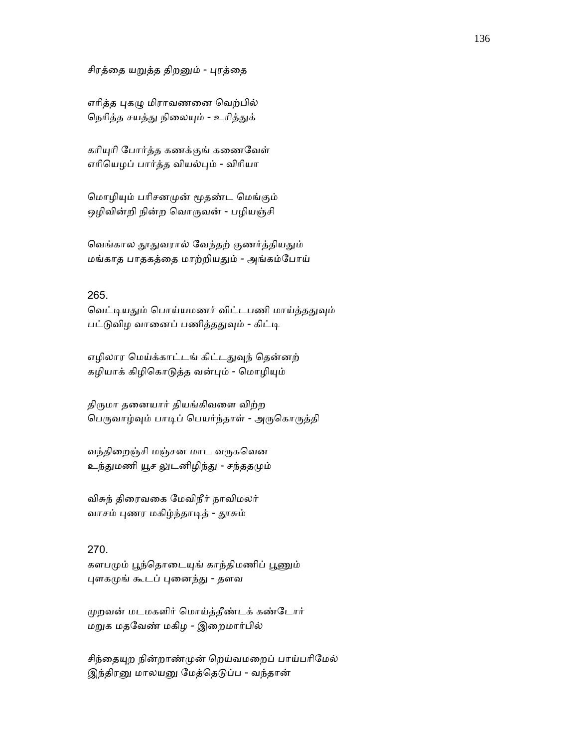சிரத்தை யறுத்த திறனும் - புரத்தை

எரித்த புகழு மிராவணனை வெற்பில்
நெரித்த சயத்து நிலையும் - உரித்துக்

கரியுரி போர்த்த கணக்குங் கணைவேள்
எரியெழப் பார்த்த வியல்பும் - விரியா

மொழியும் பரிசனமுன் மூதண்ட மெங்கும்
ஒழிவின்றி நின்ற வொருவன் - பழியஞ்சி

வெங்கால தூதுவரால் வேந்தற் குணர்த்தியதும்
மங்காத பாதகத்தை மாற்றியதும் - அங்கம்போய்

265.
வெட்டியதும் பொய்யமணர் விட்டபணி மாய்த்ததுவும்
பட்டுவிழ வானைப் பணித்ததுவும் - கிட்டி

எழிலார மெய்க்காட்டங் கிட்டதுவுந் தென்னற்
கழியாக் கிழிகொடுத்த வன்பும் - மொழியும்

திருமா தனையார் தியங்கிவளை விற்ற
பெருவாழ்வும் பாடிப் பெயர்ந்தாள் - அருகொருத்தி

வந்திறைஞ்சி மஞ்சன மாட வருகவென
உந்துமணி யூச லுடனிழிந்து - சந்ததமும்

விசுந் திரைவகை மேவிநீர் நாவிமலர்
வாசம் புணர மகிழ்ந்தாடித் - தூசும்

270.
களபமும் பூந்தொடையுங் காந்திமணிப் பூணும்
புளகமுங் கூடப் புனைந்து - தளவ

முறவன் மடமகளிர் மொய்த்தீண்டக் கண்டோர்
மறுக மதவேண் மகிழ - இறைமார்பில்

சிந்தையுற நின்றாண்முன் றெய்வமறைப் பாய்பரிமேல்
இந்திரனு மாலயனு மேத்தெடுப்ப - வந்தான்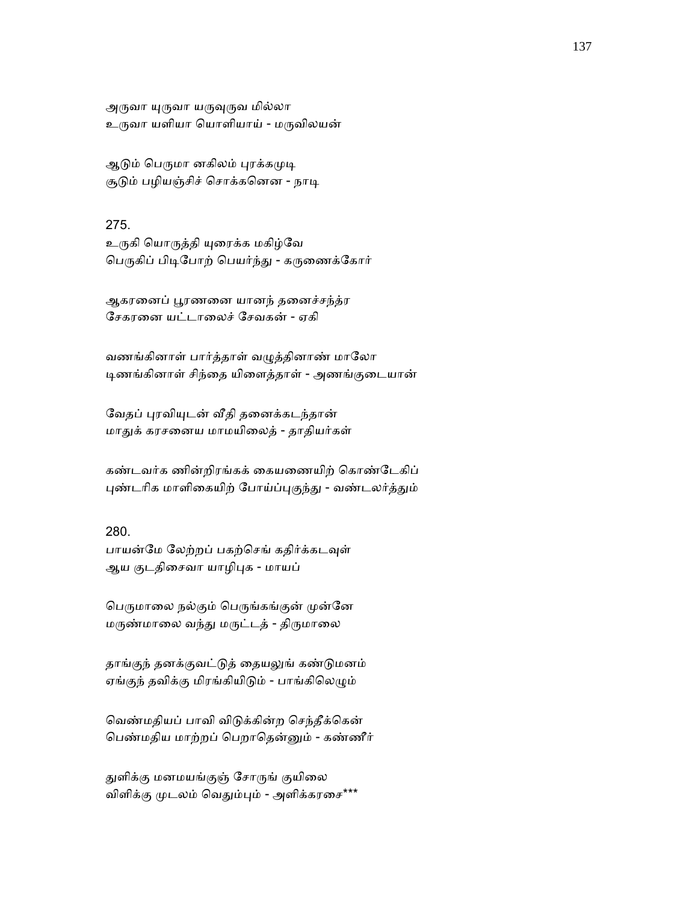அருவா யுருவா யருவுருவ மில்லா
உருவா யளியா யொளியாய் - மருவிலயன்

ஆடும் பெருமா னகிலம் புரக்கமுடி
சூடும் பழியஞ்சிச் சொக்கனென - நாடி

275.
உருகி யொருத்தி யுரைக்க மகிழ்வே
பெருகிப் பிடிபோற் பெயர்ந்து - கருணைக்கோர்

ஆகரனைப் பூரணனை யானந் தனைச்சந்த்ர
சேகரனை யட்டாலைச் சேவகன் - ஏகி

வணங்கினாள் பார்த்தாள் வழுத்தினாண் மாலோ
டிணங்கினாள் சிந்தை யிளைத்தாள் - அணங்குடையான்

வேதப் புரவியுடன் வீதி தனைக்கடந்தான்
மாதுக் கரசனைய மாமயிலைத் - தாதியர்கள்

கண்டவர்க ணின்றிரங்கக் கையணையிற் கொண்டேகிப்
புண்டரிக மாளிகையிற் போய்ப்புகுந்து - வண்டலர்த்தும்

280.
பாயன்மே லேற்றப் பகற்செங் கதிர்க்கடவுள்
ஆய குடதிசைவா யாழிபுக - மாயப்

பெருமாலை நல்கும் பெருங்கங்குன் முன்னே
மருண்மாலை வந்து மருட்டத் - திருமாலை

தாங்குந் தனக்குவட்டுத் தையலுங் கண்டுமனம்
ஏங்குந் தவிக்கு மிரங்கியிடும் - பாங்கிலெழும்

வெண்மதியப் பாவி விடுக்கின்ற செந்தீக்கென்
பெண்மதிய மாற்றப் பெறாதென்னும் - கண்ணீர்

துளிக்கு மனமயங்குஞ் சோருங் குயிலை
விளிக்கு முடலம் வெதும்பும் - அளிக்கரசை***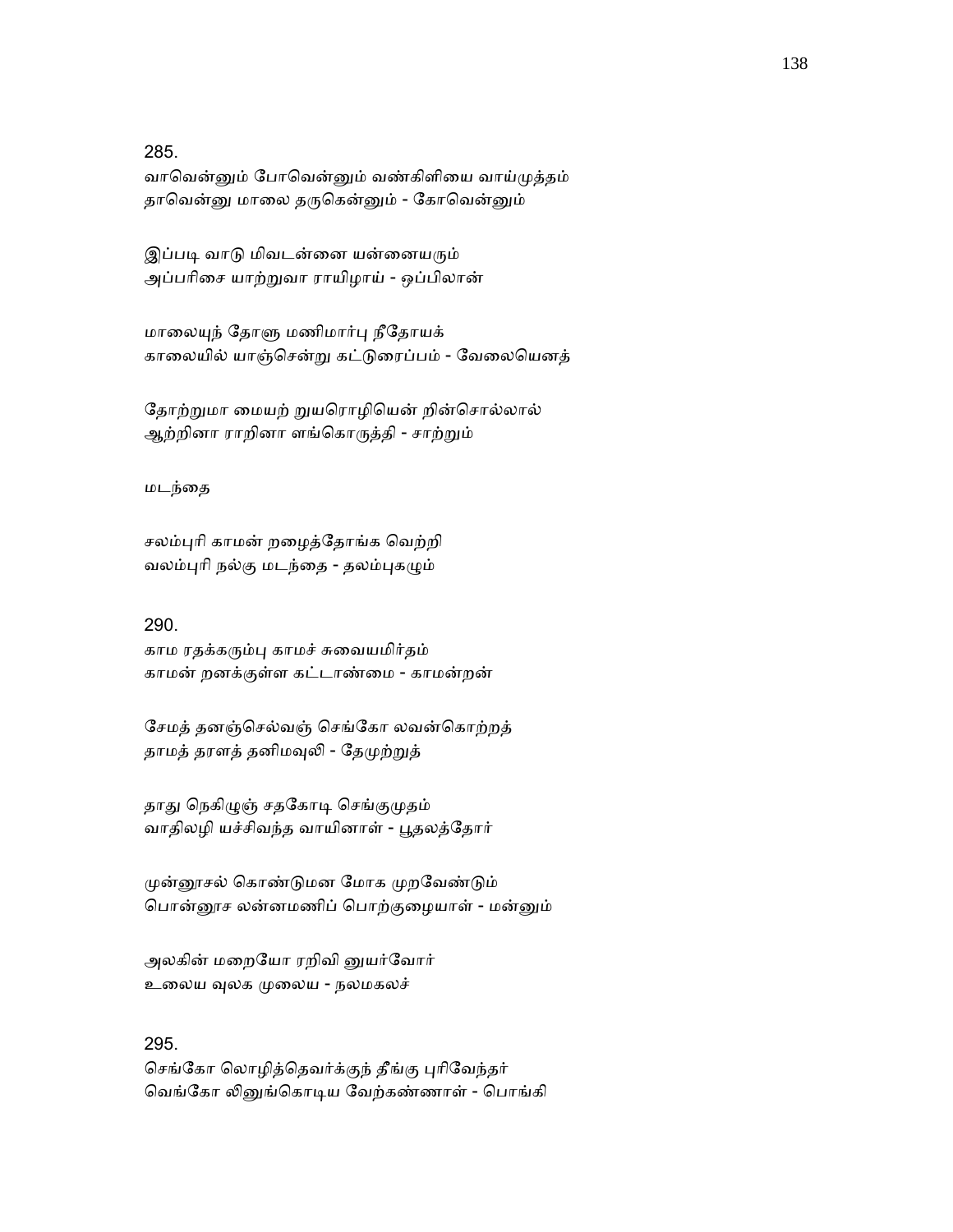285.
வாவென்னும் போவென்னும் வண்கிளியை வாய்முத்தம்
தாவென்னு மாலை தருகென்னும் - கோவென்னும்

இப்படி வாடு மிவடன்னை யன்னையரும்
அப்பரிசை யாற்றுவா ராயிழாய் - ஒப்பிலான்

மாலையுந் தோளு மணிமார்பு நீதோயக்
காலையில் யாஞ்சென்று கட்டுரைப்பம் - வேலையெனத்

தோற்றுமா மையற் றுயரொழியென் றின்சொல்லால்
ஆற்றினா ராறினா ளங்கொருத்தி - சாற்றும்

மடந்தை

சலம்புரி காமன் றழைத்தோங்க வெற்றி
வலம்புரி நல்கு மடந்தை - தலம்புகழும்

290.
காம ரதக்கரும்பு காமச் சுவையமிர்தம்
காமன் றனக்குள்ள கட்டாண்மை - காமன்றன்

சேமத் தனஞ்செல்வஞ் செங்கோ லவன்கொற்றத்
தாமத் தரளத் தனிமவுலி - தேமுற்றுத்

தாது நெகிழுஞ் சதகோடி செங்குமுதம்
வாதிலழி யச்சிவந்த வாயினாள் - பூதலத்தோர்

முன்னூசல் கொண்டுமன மோக முறவேண்டும்
பொன்னூச லன்னமணிப் பொற்குழையாள் - மன்னும்

அலகின் மறையோ ரறிவி னுயர்வோர்
உலைய வுலக முலைய - நலமகலச்

295.
செங்கோ லொழித்தெவர்க்குந் தீங்கு புரிவேந்தர்
வெங்கோ லினுங்கொடிய வேற்கண்ணாள் - பொங்கி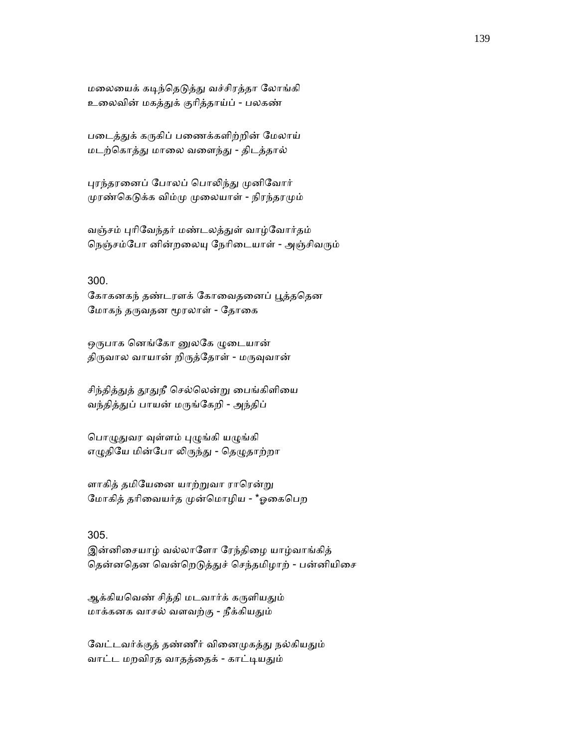மலையைக் கடிந்தெடுத்து வச்சிரத்தா லோங்கி
உலைவின் மகத்துக் குரித்தாய்ப் - பலகண்

படைத்துக் கருகிப் பணைக்களிற்றின் மேலாய்
மடற்கொத்து மாலை வளைந்து - திடத்தால்

புரந்தரனைப் போலப் பொலிந்து முனிவோர்
முரண்கெடுக்க விம்மு முலையாள் - நிரந்தரமும்

வஞ்சம் புரிவேந்தர் மண்டலத்துள் வாழ்வோர்தம்
நெஞ்சம்போ னின்றலையு நேரிடையாள் - அஞ்சிவரும்

300.
கோகனகந் தண்டரளக் கோவைதனைப் பூத்ததென
மோகந் தருவதன மூரலாள் - தோகை

ஒருபாக னெங்கோ னுலகே முடையான்
திருவால வாயான் றிருத்தோள் - மருவுவான்

சிந்தித்துத் தூதுநீ செல்லென்று பைங்கிளியை
வந்தித்துப் பாயன் மருங்கேறி - அந்திப்

பொழுதுவர வுள்ளம் புழுங்கி யழுங்கி
எழுதியே மின்போ லிருந்து - தெழுதாற்றா

ளாகித் தமியேனை யாற்றுவா ராரென்று
மோகித் தரிவையர்த முன்மொழிய - *ஓகைபெற

305.
இன்னிசையாழ் வல்லாளோ ரேந்திழை யாழ்வாங்கித்
தென்னதென வென்றெடுத்துச் செந்தமிழாற் - பன்னியிசை

ஆக்கியவெண் சித்தி மடவார்க் கருளியதும்
மாக்கனக வாசல் வளவற்கு - நீக்கியதும்

வேட்டவர்க்குத் தண்ணீர் வினைமுகத்து நல்கியதும்
வாட்ட மறவிரத வாதத்தைக் - காட்டியதும்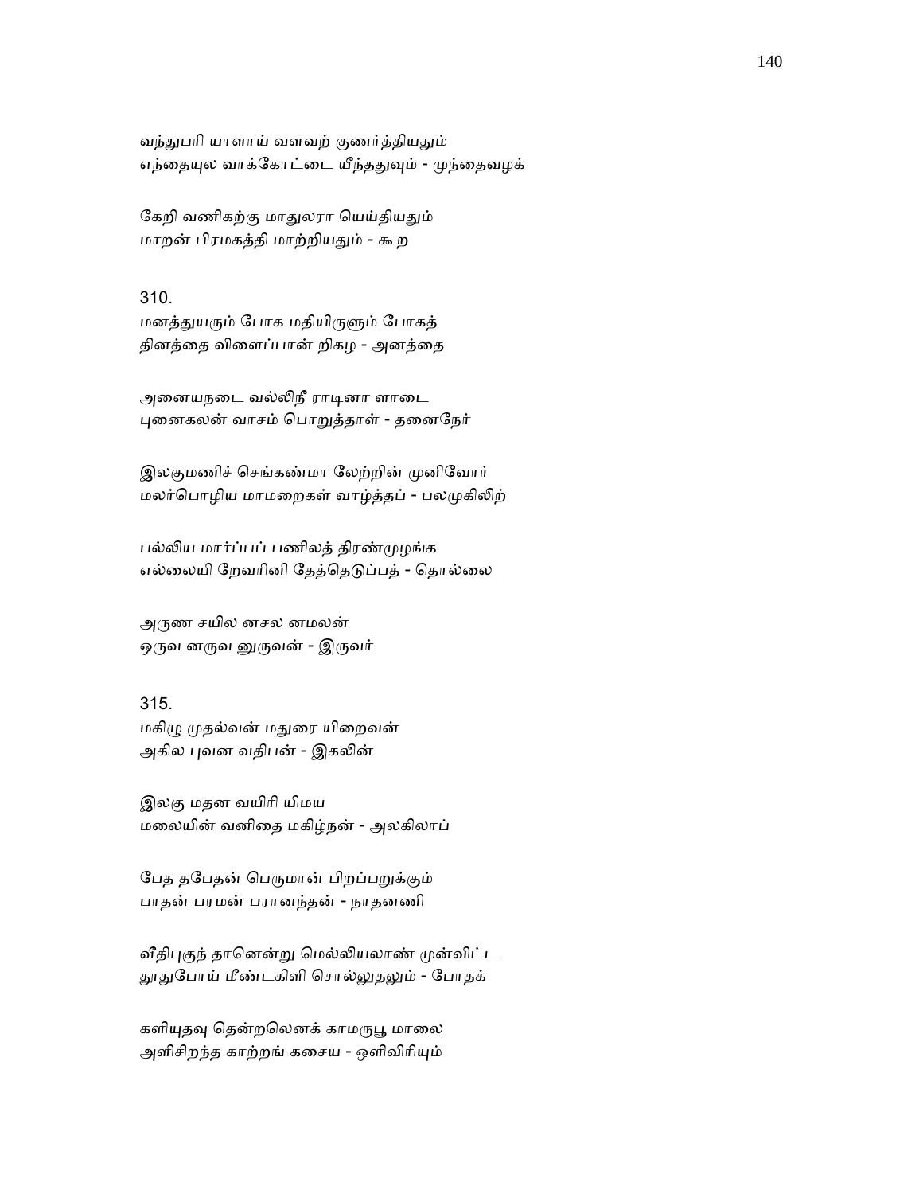வந்துபரி யாளாய் வளவற் குணர்த்தியதும்
எந்தையுல வாக்கோட்டை யீந்ததுவும் - முந்தைவழக்

கேறி வணிகற்கு மாதுலரா யெய்தியதும்
மாறன் பிரமகத்தி மாற்றியதும் - கூற

310.
மனத்துயரும் போக மதியிருளும் போகத்
தினத்தை விளைப்பான் றிகழ - அனத்தை

அனையநடை வல்லிநீ ராடினா ளாடை
புனைகலன் வாசம் பொறுத்தாள் - தனைநேர்

இலகுமணிச் செங்கண்மா லேற்றின் முனிவோர்
மலர்பொழிய மாமறைகள் வாழ்த்தப் - பலமுகிலிற்

பல்லிய மார்ப்பப் பணிலத் திரண்முழங்க
எல்லையி றேவரினி தேத்தெடுப்பத் - தொல்லை

அருண சயில னசல னமலன்
ஒருவ னருவ னுருவன் - இருவர்

315.
மகிழு முதல்வன் மதுரை யிறைவன்
அகில புவன வதிபன் - இகலின்

இலகு மதன வயிரி யிமய
மலையின் வனிதை மகிழ்நன் - அலகிலாப்

பேத தபேதன் பெருமான் பிறப்பறுக்கும்
பாதன் பரமன் பரானந்தன் - நாதனணி

வீதிபுகுந் தானென்று மெல்லியலாண் முன்விட்ட
தூதுபோய் மீண்டகிளி சொல்லுதலும் - போதக்

களியுதவு தென்றலெனக் காமருபூ மாலை
அளிசிறந்த காற்றங் கசைய - ஒளிவிரியும்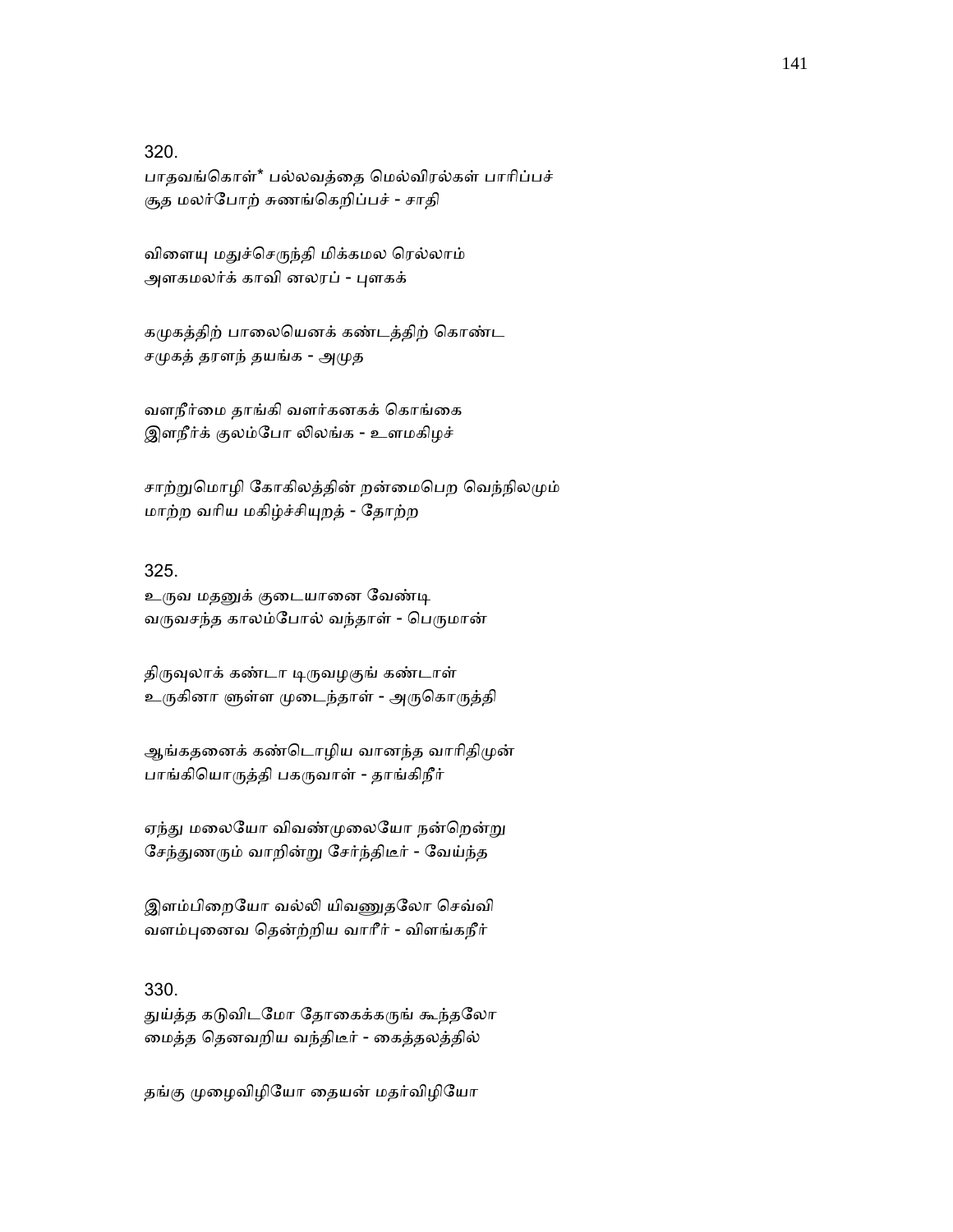320.
பாதவங்கொள்* பல்லவத்தை மெல்விரல்கள் பாரிப்பச்
சூத மலர்போற் சுணங்கெறிப்பச் - சாதி

விளையு மதுச்செருந்தி மிக்கமல ரெல்லாம்
அளகமலர்க் காவி னலரப் - புளகக்

கமுகத்திற் பாலையெனக் கண்டத்திற் கொண்ட
சமுகத் தரளந் தயங்க - அமுத

வளநீர்மை தாங்கி வளர்கனகக் கொங்கை
இளநீர்க் குலம்போ லிலங்க - உளமகிழச்

சாற்றுமொழி கோகிலத்தின் றன்மைபெற வெந்நிலமும்
மாற்ற வரிய மகிழ்ச்சியுறத் - தோற்ற

325.
உருவ மதனுக் குடையானை வேண்டி
வருவசந்த காலம்போல் வந்தாள் - பெருமான்

திருவுலாக் கண்டா டிருவழகுங் கண்டாள்
உருகினா ளுள்ள முடைந்தாள் - அருகொருத்தி

ஆங்கதனைக் கண்டொழிய வானந்த வாரிதிமுன்
பாங்கியொருத்தி பகருவாள் - தாங்கிநீர்

ஏந்து மலையோ விவண்முலையோ நன்றென்று
சேந்துணரும் வாறின்று சேர்ந்திடீர் - வேய்ந்த

இளம்பிறையோ வல்லி யிவணுதலோ செவ்வி
வளம்புனைவ தென்றறிய வாரீர் - விளங்கநீர்

330.
துய்த்த கடுவிடமோ தோகைக்கருங் கூந்தலோ
மைத்த தெனவறிய வந்திடீர் - கைத்தலத்தில்

தங்கு முழைவிழியோ தையன் மதர்விழியோ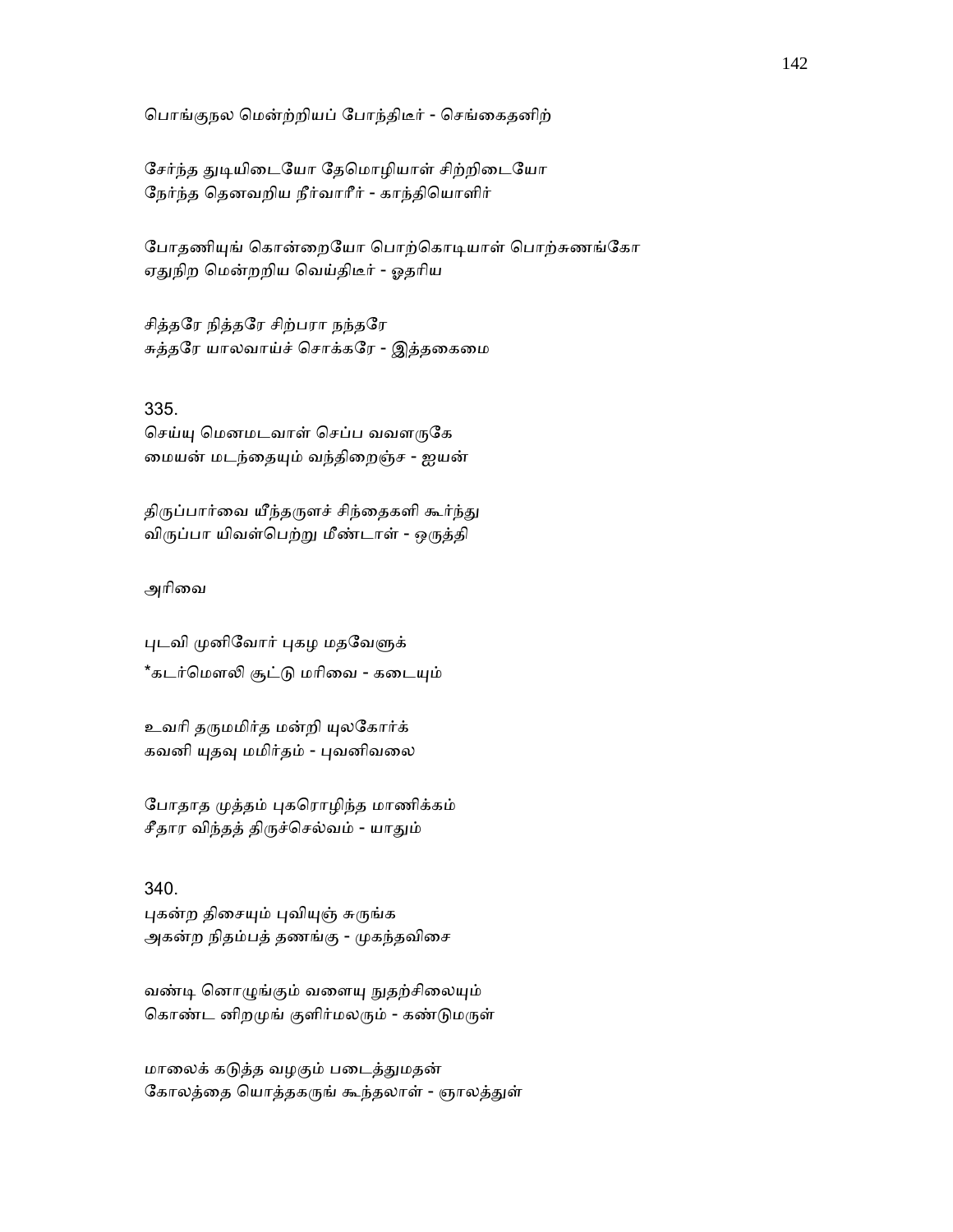பொங்குநல மென்ற்றியப் போந்திடீர் - செங்கைதனிற்

சேர்ந்த துடியிடையோ தேமொழியாள் சிற்றிடையோ
நேர்ந்த தெனவறிய நீர்வாரீர் - காந்தியொளிர்

போதணியுங் கொன்றையோ பொற்கொடியாள் பொற்சுணங்கோ
ஏதுநிற மென்றறிய வெய்திடீர் - ஓதரிய

சித்தரே நித்தரே சிற்பரா நந்தரே
சுத்தரே யாலவாய்ச் சொக்கரே - இத்தகைமை

335.
செய்யு மெனமடவாள் செப்ப வவளருகே
மையன் மடந்தையும் வந்திறைஞ்ச - ஐயன்

திருப்பார்வை யீந்தருளச் சிந்தைகளி கூர்ந்து
விருப்பா யிவள்பெற்று மீண்டாள் - ஒருத்தி

அரிவை

புடவி முனிவோர் புகழ மதவேளுக்
*கடர்மௌலி சூட்டு மரிவை - கடையும்

உவரி தருமமிர்த மன்றி யுலகோர்க்
கவனி யுதவு மமிர்தம் - புவனிவலை

போதாத முத்தம் புகரொழிந்த மாணிக்கம்
சீதார விந்தத் திருச்செல்வம் - யாதும்

340.
புகன்ற திசையும் புவியுஞ் சுருங்க
அகன்ற நிதம்பத் தணங்கு - முகந்தவிசை

வண்டி னொழுங்கும் வளையு நுதற்சிலையும்
கொண்ட னிறமுங் குளிர்மலரும் - கண்டுமருள்

மாலைக் கடுத்த வழகும் படைத்துமதன்
கோலத்தை யொத்தகருங் கூந்தலாள் - ஞாலத்துள்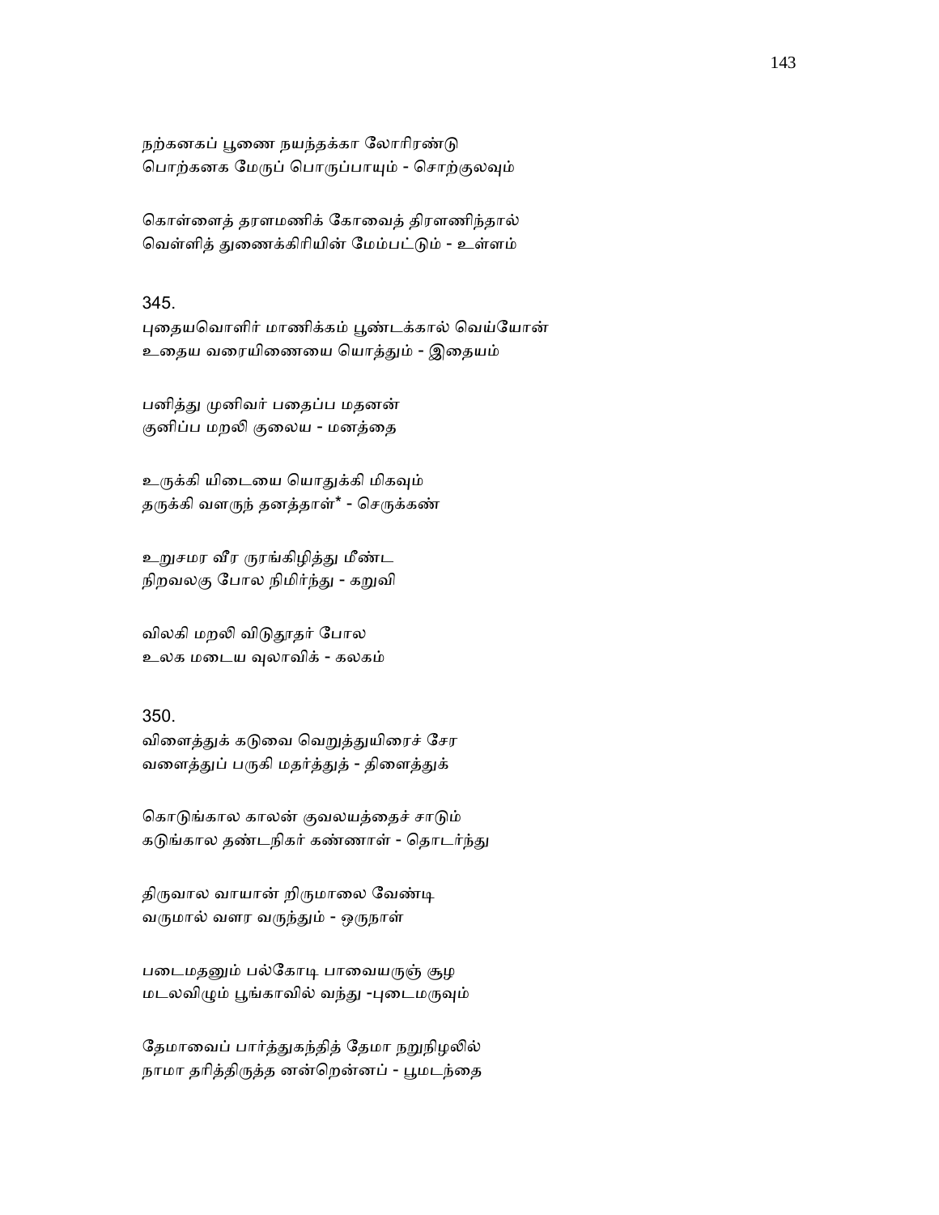நற்கனகப் பூணை நயந்தக்கா லோரிரண்டு
பொற்கனக மேருப் பொருப்பாயும் - சொற்குலவும்

கொள்ளைத் தரளமணிக் கோவைத் திரளணிந்தால்
வெள்ளித் துணைக்கிரியின் மேம்பட்டும் - உள்ளம்

345.
புதையவொளிர் மாணிக்கம் பூண்டக்கால் வெய்யோன்
உதைய வரையிணையை யொத்தும் - இதையம்

பனித்து முனிவர் பதைப்ப மதனன்
குனிப்ப மறலி குலைய - மனத்தை

உருக்கி யிடையை யொதுக்கி மிகவும்
தருக்கி வளருந் தனத்தாள்* - செருக்கண்

உறுசமர வீர ருரங்கிழித்து மீண்ட
நிறவலகு போல நிமிர்ந்து - கறுவி

விலகி மறலி விடுதூதர் போல
உலக மடைய வுலாவிக் - கலகம்

350.
விளைத்துக் கடுவை வெறுத்துயிரைச் சேர
வளைத்துப் பருகி மதர்த்துத் - திளைத்துக்

கொடுங்கால காலன் குவலயத்தைச் சாடும்
கடுங்கால தண்டநிகர் கண்ணாள் - தொடர்ந்து

திருவால வாயான் றிருமாலை வேண்டி
வருமால் வளர வருந்தும் - ஒருநாள்

படைமதனும் பல்கோடி பாவையருஞ் சூழ
மடலவிழும் பூங்காவில் வந்து -புடைமருவும்

தேமாவைப் பார்த்துகந்தித் தேமா நறுநிழலில்
நாமா தரித்திருத்த னன்றென்னப் - பூமடந்தை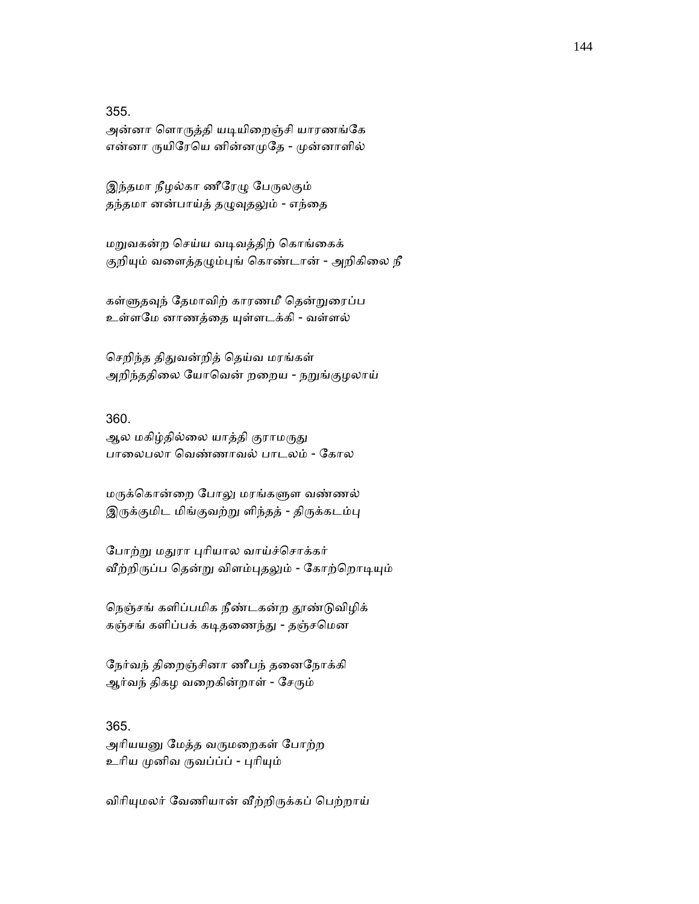355.
அன்னா ளொருத்தி யடியிறைஞ்சி யாரணங்கே
என்னா ருயிரேயெ னின்னமுதே - முன்னாளில்

இந்தமா நீழல்கா ணீரேழு பேருலகும்
தந்தமா னன்பாய்த் தழுவுதலும் - எந்தை

மறுவகன்ற செய்ய வடிவத்திற் கொங்கைக்
குறியும் வளைத்தழும்புங் கொண்டான் - அறிகிலை நீ

கள்ளுதவுந் தேமாவிற் காரணமீ தென்றுரைப்ப
உள்ளமே னாணத்தை யுள்ளடக்கி - வள்ளல்

செறிந்த திதுவன்றித் தெய்வ மரங்கள்
அறிந்ததிலை யோவென் றறைய - நறுங்குழலாய்

360.
ஆல மகிழ்தில்லை யாத்தி குராமருது
பாலைபலா வெண்ணாவல் பாடலம் - கோல

மருக்கொன்றை போலு மரங்களுள வண்ணல்
இருக்குமிட மிங்குவற்று ளிந்தத் - திருக்கடம்பு

போற்று மதுரா புரியால வாய்ச்சொக்கர்
வீற்றிருப்ப தென்று விளம்புதலும் - கோற்றொடியும்

நெஞ்சங் களிப்பமிக நீண்டகன்ற தூண்டுவிழிக்
கஞ்சங் களிப்பக் கடிதணைந்து - தஞ்சமென

நேர்வந் திறைஞ்சினா ணீபந் தனைநோக்கி
ஆர்வந் திகழ வறைகின்றாள் - சேரும்

365.
அரியயனு மேத்த வருமறைகள் போற்ற
உரிய முனிவ ருவப்பப் - புரியும்

விரியுமலர் வேணியான் வீற்றிருக்கப் பெற்றாய்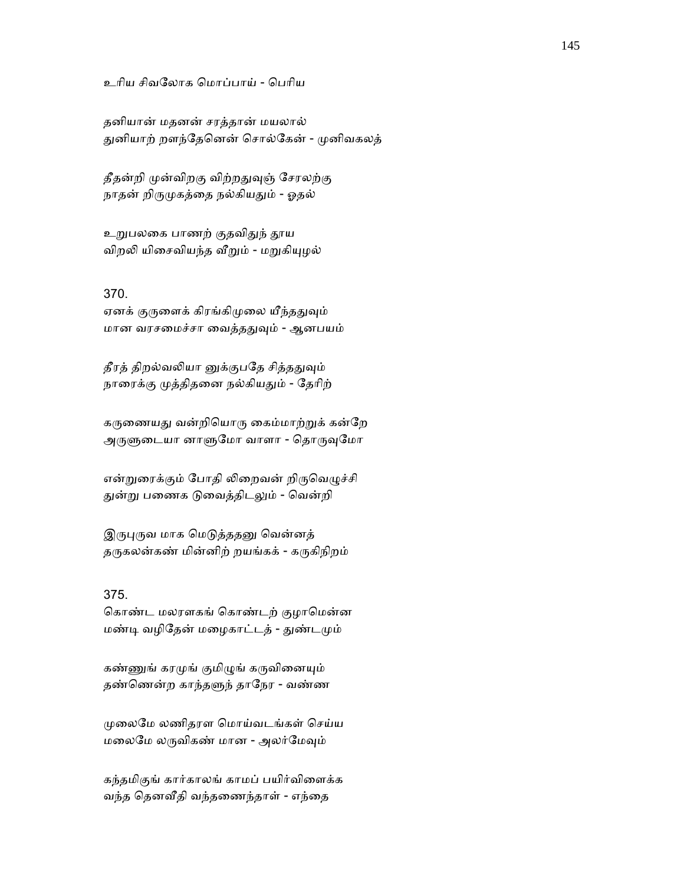உரிய சிவலோக மொப்பாய் - பெரிய

தனியான் மதனன் சரத்தான் மயலால்
துனியாற் றளந்தேனென் சொல்கேன் - முனிவகலத்

தீதன்றி முன்விறகு விற்றதுவுஞ் சேரலற்கு
நாதன் றிருமுகத்தை நல்கியதும் - ஓதல்

உறுபலகை பாணற் குதவிதுந் தூய
விறலி யிசைவியந்த வீறும் - மறுகியுழல்

370.
ஏனக் குருளைக் கிரங்கிமுலை யீந்ததுவும்
மான வரசமைச்சா வைத்ததுவும் - ஆனபயம்

தீரத் திறல்வலியா னுக்குபதே சித்ததுவும்
நாரைக்கு முத்திதனை நல்கியதும் - தேரிற்

கருணையது வன்றியொரு கைம்மாற்றுக் கன்றே
அருளுடையா னாளுமோ வாளா - தொருவுமோ

என்றுரைக்கும் போதி லிறைவன் றிருவெழுச்சி
துன்று பணைக டுவைத்திடலும் - வென்றி

இருபுருவ மாக மெடுத்ததனு வென்னத்
தருகலன்கண் மின்னிற் றயங்கக் - கருகிநிறம்

375.
கொண்ட மலரளகங் கொண்டற் குழாமென்ன
மண்டி வழிதேன் மழைகாட்டத் - துண்டமும்

கண்ணுங் கரமுங் குமிழுங் கருவினையும்
தண்ணென்ற காந்தளுந் தாநேர - வண்ண

முலைமே லணிதரள மொய்வடங்கள் செய்ய
மலைமே லருவிகண் மான - அலர்மேவும்

கந்தமிகுங் கார்காலங் காமப் பயிர்விளைக்க
வந்த தெனவீதி வந்தணைந்தாள் - எந்தை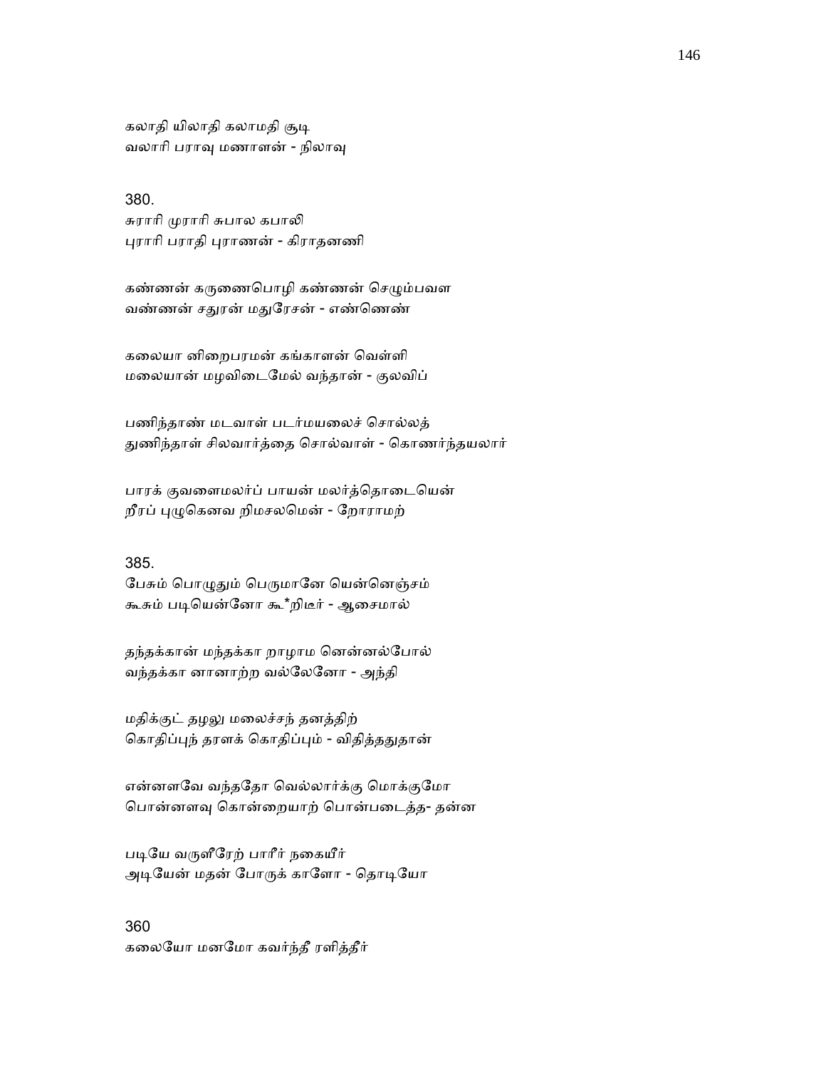கலாதி யிலாதி கலாமதி சூடி
வலாரி பராவு மணாளன் - நிலாவு

380.
சுராரி முராரி சுபால கபாலி
புராரி பராதி புராணன் - கிராதனணி

கண்ணன் கருணைபொழி கண்ணன் செழும்பவள
வண்ணன் சதுரன் மதுரேசன் - எண்ணெண்

கலையா னிறைபரமன் கங்காளன் வெள்ளி
மலையான் மழவிடைமேல் வந்தான் - குலவிப்

பணிந்தாண் மடவாள் படர்மயலைச் சொல்லத்
துணிந்தாள் சிலவார்த்தை சொல்வாள் - கொணர்ந்தயலார்

பாரக் குவளைமலர்ப் பாயன் மலர்த்தொடையென்
றீரப் புழுகெனவ றிமசலமென் - றோராமற்

385.
பேசும் பொழுதும் பெருமானே யென்னெஞ்சம்
கூசும் படியென்னோ கூ*றிடீர் - ஆசைமால்

தந்தக்கான் மந்தக்கா றாழாம னென்னல்போல்
வந்தக்கா னானாற்ற வல்லேனோ - அந்தி

மதிக்குட் தழலு மலைச்சந் தனத்திற்
கொதிப்புந் தரளக் கொதிப்பும் - விதித்ததுதான்

என்னளவே வந்ததோ வெல்லார்க்கு மொக்குமோ
பொன்னளவு கொன்றையாற் பொன்படைத்த- தன்ன

படியே வருளீரேற் பாரீர் நகையீர்
அடியேன் மதன் போருக் காளோ - தொடியோ

360
கலையோ மனமோ கவர்ந்தீ ரளித்தீர்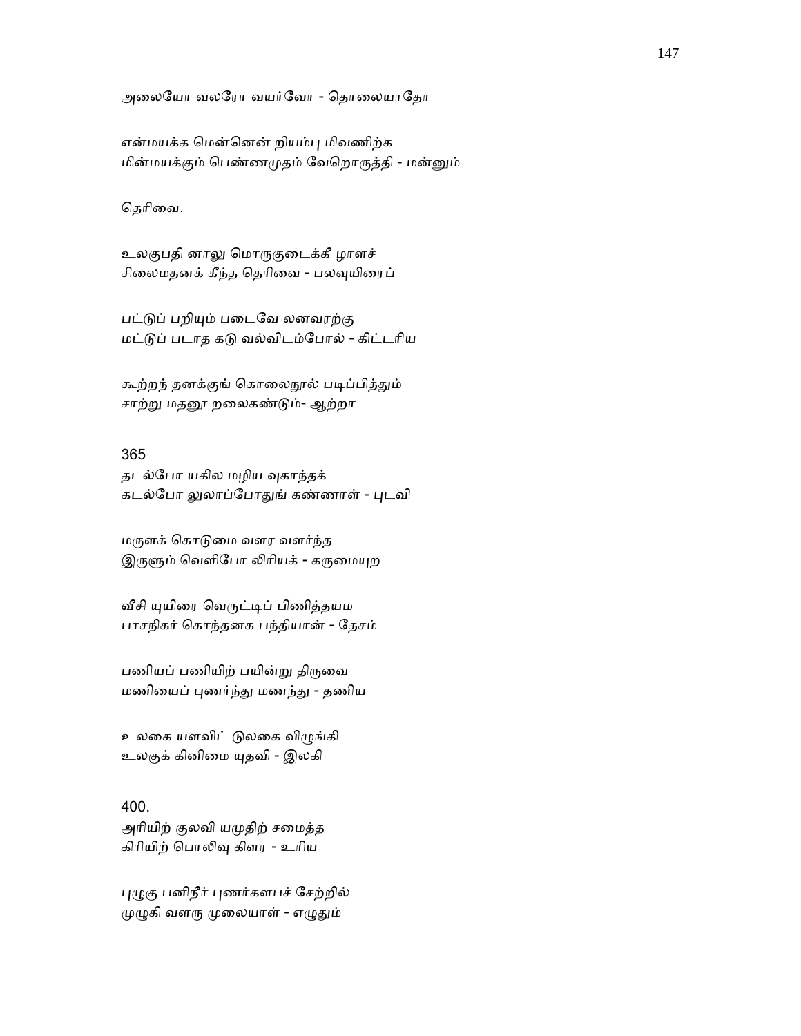அலையோ வலரோ வயர்வோ - தொலையாதோ

என்மயக்க மென்னென் றியம்பு மிவணிற்க
மின்மயக்கும் பெண்ணமுதம் வேறொருத்தி - மன்னும்

தெரிவை.

உலகுபதி னாலு மொருகுடைக்கீ ழாளச்
சிலைமதனக் கீந்த தெரிவை - பலவுயிரைப்

பட்டுப் பறியும் படைவே லனவரற்கு
மட்டுப் படாத கடு வல்விடம்போல் - கிட்டரிய

கூற்றந் தனக்குங் கொலைநூல் படிப்பித்தும்
சாற்று மதனூ றலைகண்டும்- ஆற்றா

365
தடல்போ யகில மழிய வுகாந்தக்
கடல்போ லுலாப்போதுங் கண்ணாள் - புடவி

மருளக் கொடுமை வளர வளர்ந்த
இருளும் வெளிபோ லிரியக் - கருமையுற

வீசி யுயிரை வெருட்டிப் பிணித்தயம
பாசநிகர் கொந்தனக பந்தியான் - தேசம்

பணியப் பணியிற் பயின்று திருவை
மணியைப் புணர்ந்து மணந்து - தணிய

உலகை யளவிட் டுலகை விழுங்கி
உலகுக் கினிமை யுதவி - இலகி

400.
அரியிற் குலவி யமுதிற் சமைத்த
கிரியிற் பொலிவு கிளர - உரிய

புழுகு பனிநீர் புணர்களபச் சேற்றில்
முழுகி வளரு முலையாள் - எழுதும்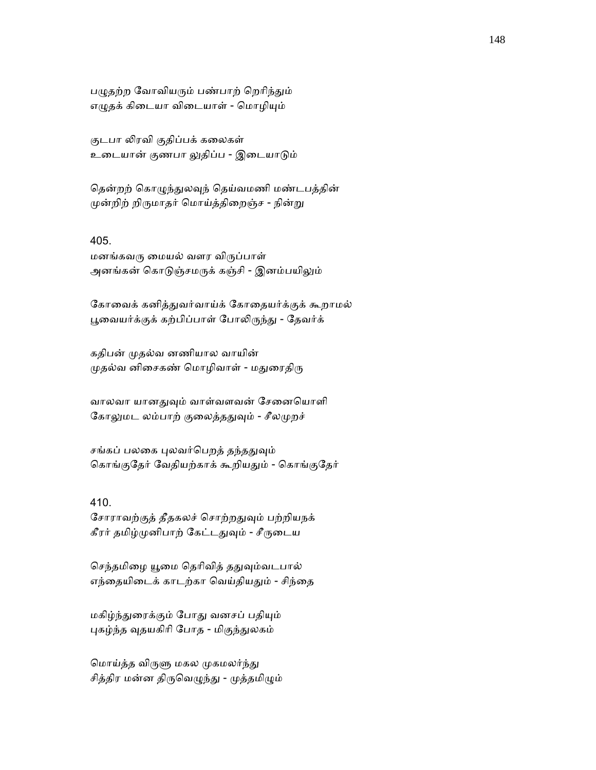பழுதற்ற வோவியரும் பண்பாற் றெரிந்தும்
எழுதக் கிடையா விடையாள் - மொழியும்

குடபா லிரவி குதிப்பக் கலைகள்
உடையான் குணபா லுதிப்ப - இடையாடும்

தென்றற் கொழுந்துலவுந் தெய்வமணி மண்டபத்தின்
முன்றிற் றிருமாதர் மொய்த்திறைஞ்ச - நின்று

405.
மனங்கவரு மையல் வளர விருப்பாள்
அனங்கன் கொடுஞ்சமருக் கஞ்சி - இனம்பயிலும்

கோவைக் கனித்துவர்வாய்க் கோதையர்க்குக் கூறாமல்
பூவையர்க்குக் கற்பிப்பாள் போலிருந்து - தேவர்க்

கதிபன் முதல்வ னணியால வாயின்
முதல்வ னிசைகண் மொழிவாள் - மதுரைதிரு

வாலவா யானதுவும் வாள்வளவன் சேனையொளி
கோலுமட லம்பாற் குலைத்ததுவும் - சீலமுறச்

சங்கப் பலகை புலவர்பெறத் தந்ததுவும்
கொங்குதேர் வேதியற்காக் கூறியதும் - கொங்குதேர்

410.
சோராவற்குத் தீதகலச் சொற்றதுவும் பற்றியநக்
கீரர் தமிழ்முனிபாற் கேட்டதுவும் - சீருடைய

செந்தமிழை யூமை தெரிவித் ததுவும்வடபால்
எந்தையிடைக் காடற்கா வெய்தியதும் - சிந்தை

மகிழ்ந்துரைக்கும் போது வனசப் பதியும்
புகழ்ந்த வுதயகிரி போத - மிகுந்துலகம்

மொய்த்த விருளு மகல முகமலர்ந்து
சித்திர மன்ன திருவெழுந்து - முத்தமிழும்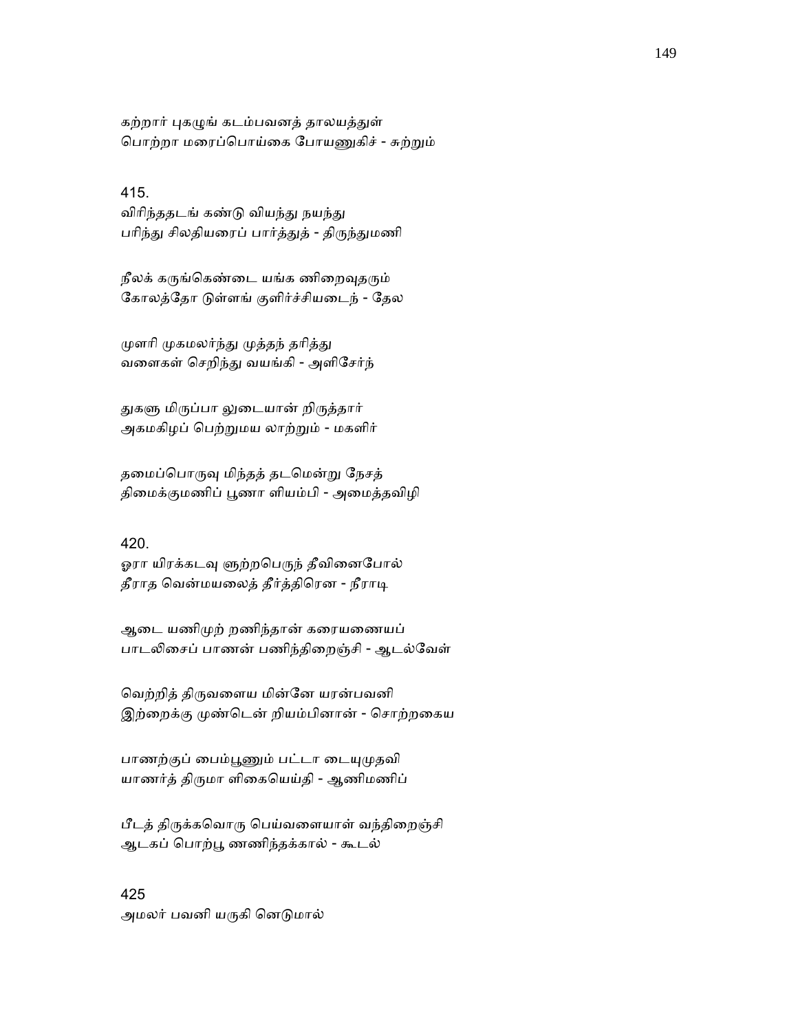கற்றார் புகழுங் கடம்பவனத் தாலயத்துள்
பொற்றா மரைப்பொய்கை போயணுகிச் - சுற்றும்

415.
விரிந்ததடங் கண்டு வியந்து நயந்து
பரிந்து சிலதியரைப் பார்த்துத் - திருந்துமணி

நீலக் கருங்கெண்டை யங்க ணிறைவுதரும்
கோலத்தோ டுள்ளங் குளிர்ச்சியடைந் - தேல

முளரி முகமலர்ந்து முத்தந் தரித்து
வளைகள் செறிந்து வயங்கி - அளிசேர்ந்

துகளு மிருப்பா லுடையான் றிருத்தார்
அகமகிழப் பெற்றுமய லாற்றும் - மகளிர்

தமைப்பொருவு மிந்தத் தடமென்று நேசத்
திமைக்குமணிப் பூணா ளியம்பி - அமைத்தவிழி

420.
ஓரா யிரக்கடவு ளூற்றபெருந் தீவினைபோல்
தீராத வென்மயலைத் தீர்த்திரென - நீராடி

ஆடை யணிமுற் றணிந்தான் கரையணையப்
பாடலிசைப் பாணன் பணிந்திறைஞ்சி - ஆடல்வேள்

வெற்றித் திருவளைய மின்னே யரன்பவனி
இற்றைக்கு முண்டென் றியம்பினான் - சொற்றகைய

பாணற்குப் பைம்பூணும் பட்டா டையுமுதவி
யாணர்த் திருமா ளிகையெய்தி - ஆணிமணிப்

பீடத் திருக்கவொரு பெய்வளையாள் வந்திறைஞ்சி
ஆடகப் பொற்பூ ணணிந்தக்கால் - கூடல்

425
அமலர் பவனி யருகி னெடுமால்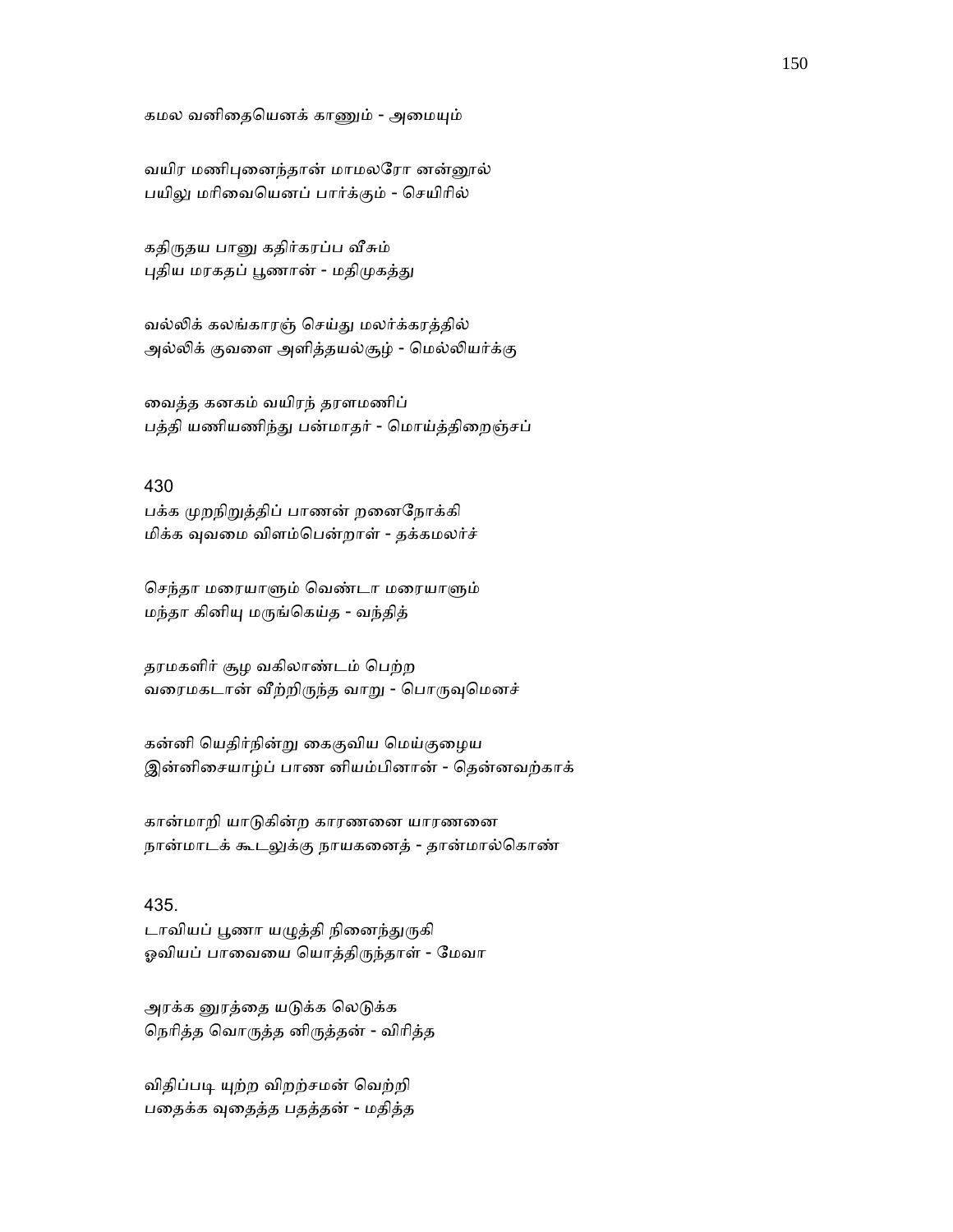கமல வனிதையெனக் காணும் - அமையும்

வயிர மணிபுனைந்தான் மாமலரோ னன்னூல்
பயிலு மரிவையெனப் பார்க்கும் - செயிரில்

கதிருதய பானு கதிர்கரப்ப வீசும்
புதிய மரகதப் பூணான் - மதிமுகத்து

வல்லிக் கலங்காரஞ் செய்து மலர்க்கரத்தில்
அல்லிக் குவளை அளித்தயல்சூழ் - மெல்லியர்க்கு

வைத்த கனகம் வயிரந் தரளமணிப்
பத்தி யணியணிந்து பன்மாதர் - மொய்த்திறைஞ்சப்

430
பக்க முறநிறுத்திப் பாணன் றனைநோக்கி
மிக்க வுவமை விளம்பென்றாள் - தக்கமலர்ச்

செந்தா மரையாளும் வெண்டா மரையாளும்
மந்தா கினியு மருங்கெய்த - வந்தித்

தரமகளிர் சூழ வகிலாண்டம் பெற்ற
வரைமகடான் வீற்றிருந்த வாறு - பொருவுமெனச்

கன்னி யெதிர்நின்று கைகுவிய மெய்குழைய
இன்னிசையாழ்ப் பாண னியம்பினான் - தென்னவற்காக்

கான்மாறி யாடுகின்ற காரணனை யாரணனை
நான்மாடக் கூடலுக்கு நாயகனைத் - தான்மால்கொண்

435.
டாவியப் பூணா யழுத்தி நினைந்துருகி
ஓவியப் பாவையை யொத்திருந்தாள் - மேவா

அரக்க னுரத்தை யடுக்க லெடுக்க
நெரித்த வொருத்த னிருத்தன் - விரித்த

விதிப்படி யுற்ற விறற்சமன் வெற்றி
பதைக்க வுதைத்த பதத்தன் - மதித்த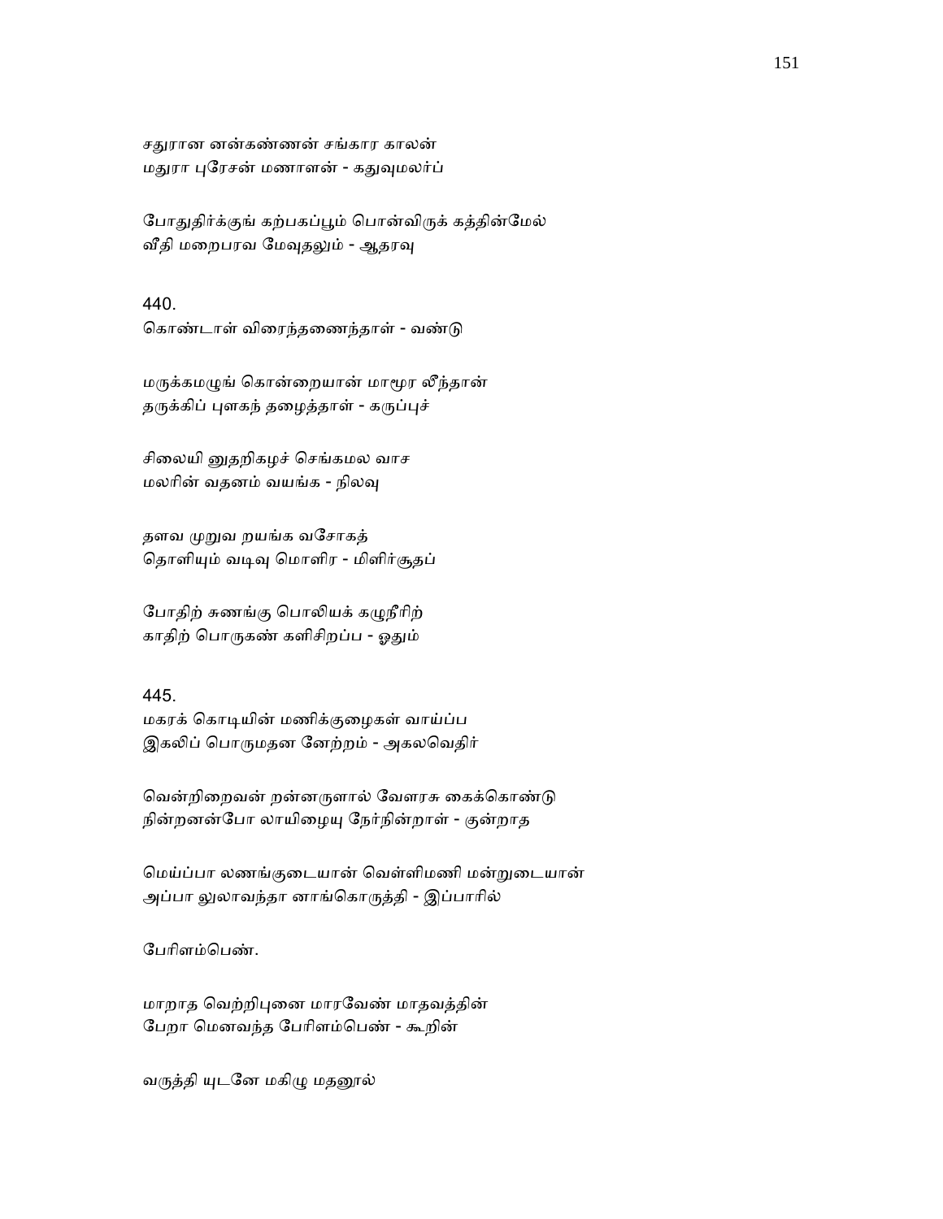சதுரான னன்கண்ணன் சங்கார காலன்
மதுரா புரேசன் மணாளன் - கதுவுமலர்ப்

போதுதிர்க்குங் கற்பகப்பூம் பொன்விருக் கத்தின்மேல்
வீதி மறைபரவ மேவுதலும் - ஆதரவு

440.
கொண்டாள் விரைந்தணைந்தாள் - வண்டு

மருக்கமழுங் கொன்றையான் மாமூர லீந்தான்
தருக்கிப் புளகந் தழைத்தாள் - கருப்புச்

சிலையி னுதறிகழச் செங்கமல வாச
மலரின் வதனம் வயங்க - நிலவு

தளவ முறுவ றயங்க வசோகத்
தொளியும் வடிவு மொளிர - மிளிர்சூதப்

போதிற் சுணங்கு பொலியக் கழுநீரிற்
காதிற் பொருகண் களிசிறப்ப - ஓதும்

445.
மகரக் கொடியின் மணிக்குழைகள் வாய்ப்ப
இகலிப் பொருமதன னேற்றம் - அகலவெதிர்

வென்றிறைவன் றன்னருளால் வேளரசு கைக்கொண்டு
நின்றனன்போ லாயிழையு நேர்நின்றாள் - குன்றாத

மெய்ப்பா லணங்குடையான் வெள்ளிமணி மன்றுடையான்
அப்பா லுலாவந்தா னாங்கொருத்தி - இப்பாரில்

பேரிளம்பெண்.

மாறாத வெற்றிபுனை மாரவேண் மாதவத்தின்
பேறா மெனவந்த பேரிளம்பெண் - கூறின்

வருத்தி யுடனே மகிழு மதனூல்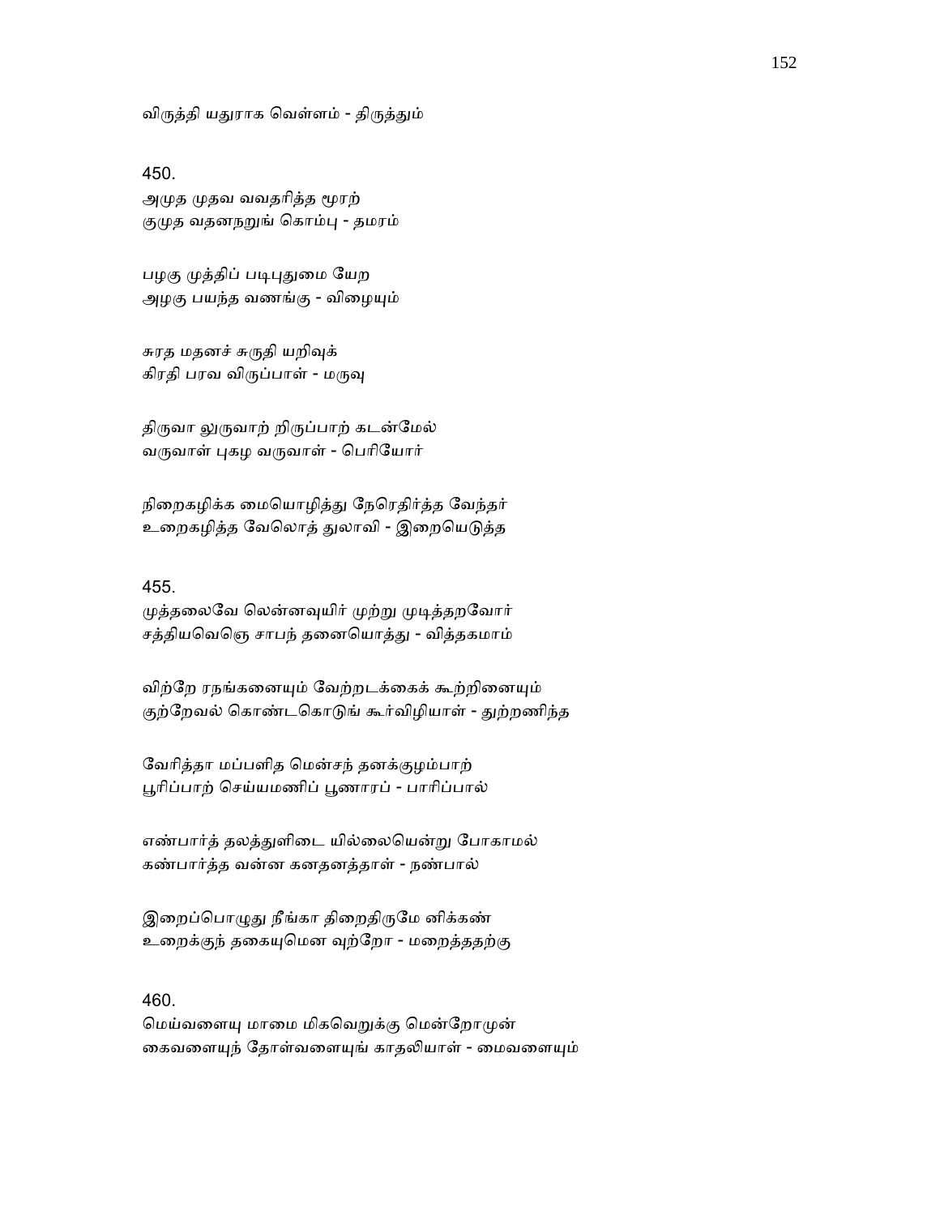விருத்தி யதுராக வெள்ளம் - திருத்தும்

450.
அமுத முதவ வவதரித்த மூரற்
குமுத வதனநறுங் கொம்பு - தமரம்

பழகு முத்திப் படிபுதுமை யேற
அழகு பயந்த வணங்கு - விழையும்

சுரத மதனச் சுருதி யறிவுக்
கிரதி பரவ விருப்பாள் - மருவு

திருவா லுருவாற் றிருப்பாற் கடன்மேல்
வருவாள் புகழ வருவாள் - பெரியோர்

நிறைகழிக்க மையொழித்து நேரெதிர்த்த வேந்தர்
உறைகழித்த வேலொத் துலாவி - இறையெடுத்த

455.
முத்தலைவே லென்னவுயிர் முற்று முடித்தறவோர்
சத்தியவெஞ் சாபந் தனையொத்து - வித்தகமாம்

விற்றே ரநங்கனையும் வேற்றடக்கைக் கூற்றினையும்
குற்றேவல் கொண்டகொடுங் கூர்விழியாள் - துற்றணிந்த

வேரித்தா மப்பளித மென்சந் தனக்குழம்பாற்
பூரிப்பாற் செய்யமணிப் பூணாரப் - பாரிப்பால்

எண்பார்த் தலத்துளிடை யில்லையென்று போகாமல்
கண்பார்த்த வன்ன கனதனத்தாள் - நண்பால்

இறைப்பொழுது நீங்கா திறைதிருமே னிக்கண்
உறைக்குந் தகையுமென வுற்றோ - மறைத்ததற்கு

460.
மெய்வளையு மாமை மிகவெறுக்கு மென்றோமுன்
கைவளையுந் தோள்வளையுங் காதலியாள் - மைவளையும்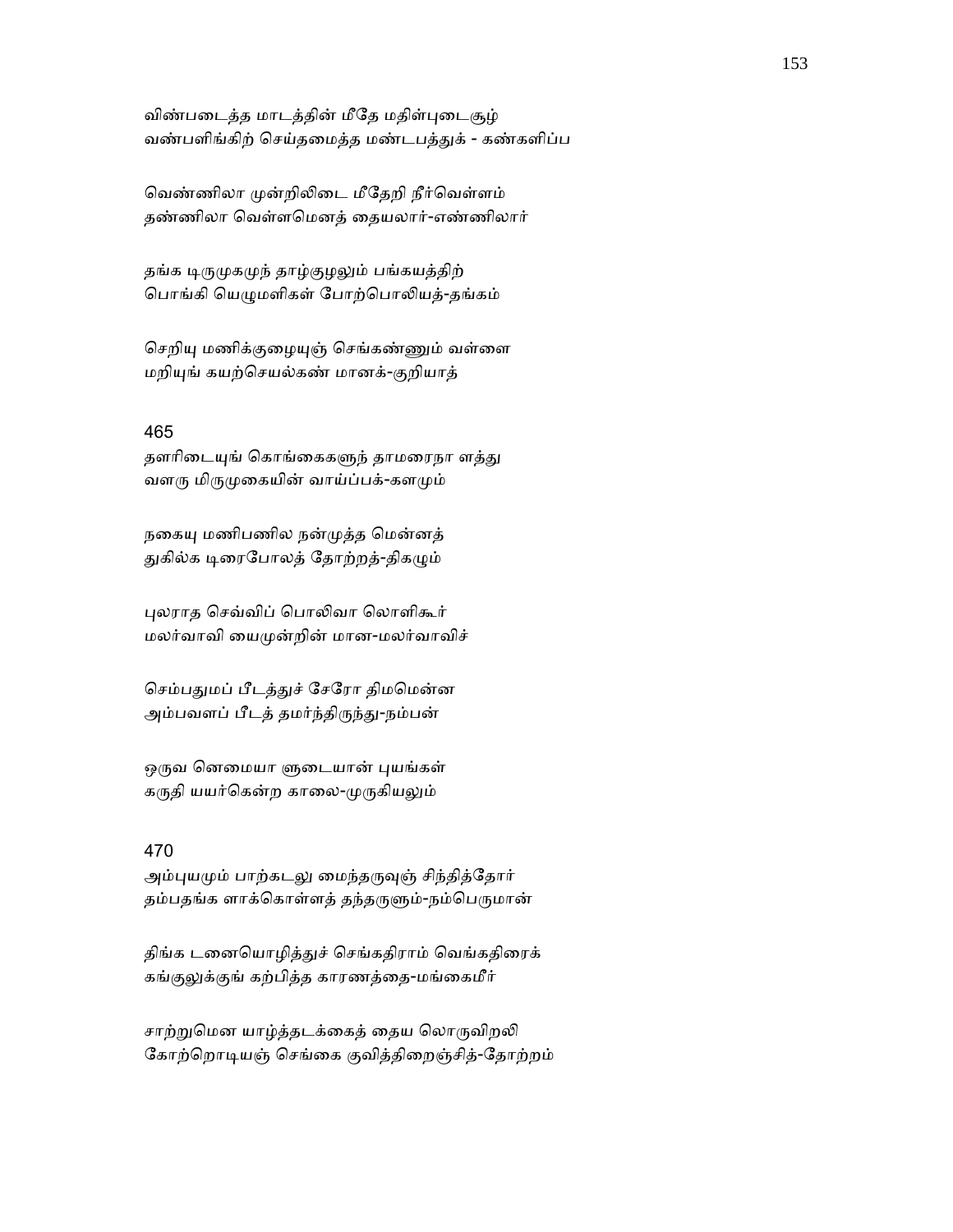விண்படைத்த மாடத்தின் மீதே மதிள்புடைசூழ்
வண்பளிங்கிற் செய்தமைத்த மண்டபத்துக் - கண்களிப்ப

வெண்ணிலா முன்றிலிடை மீதேறி நீர்வெள்ளம்
தண்ணிலா வெள்ளமெனத் தையலார்-எண்ணிலார்

தங்க டிருமுகமுந் தாழ்குழலும் பங்கயத்திற்
பொங்கி யெழுமளிகள் போற்பொலியத்-தங்கம்

செறியு மணிக்குழையுஞ் செங்கண்ணும் வள்ளை
மறியுங் கயற்செயல்கண் மானக்-குறியாத்

465
தளரிடையுங் கொங்கைகளுந் தாமரைநா ளத்து
வளரு மிருமுகையின் வாய்ப்பக்-களமும்

நகையு மணிபணில நன்முத்த மென்னத்
துகில்க டிரைபோலத் தோற்றத்-திகழும்

புலராத செவ்விப் பொலிவா லொளிகூர்
மலர்வாவி யைமுன்றின் மான-மலர்வாவிச்

செம்பதுமப் பீடத்துச் சேரோ திமமென்ன
அம்பவளப் பீடத் தமர்ந்திருந்து-நம்பன்

ஒருவ னெமையா ளுடையான் புயங்கள்
கருதி யயர்கென்ற காலை-முருகியலும்

470
அம்புயமும் பாற்கடலு மைந்தருவுஞ் சிந்தித்தோர்
தம்பதங்க ளாக்கொள்ளத் தந்தருளும்-நம்பெருமான்

திங்க டனையொழித்துச் செங்கதிராம் வெங்கதிரைக்
கங்குலுக்குங் கற்பித்த காரணத்தை-மங்கைமீர்

சாற்றுமென யாழ்த்தடக்கைத் தைய லொருவிறலி
கோற்றொடியஞ் செங்கை குவித்திறைஞ்சித்-தோற்றம்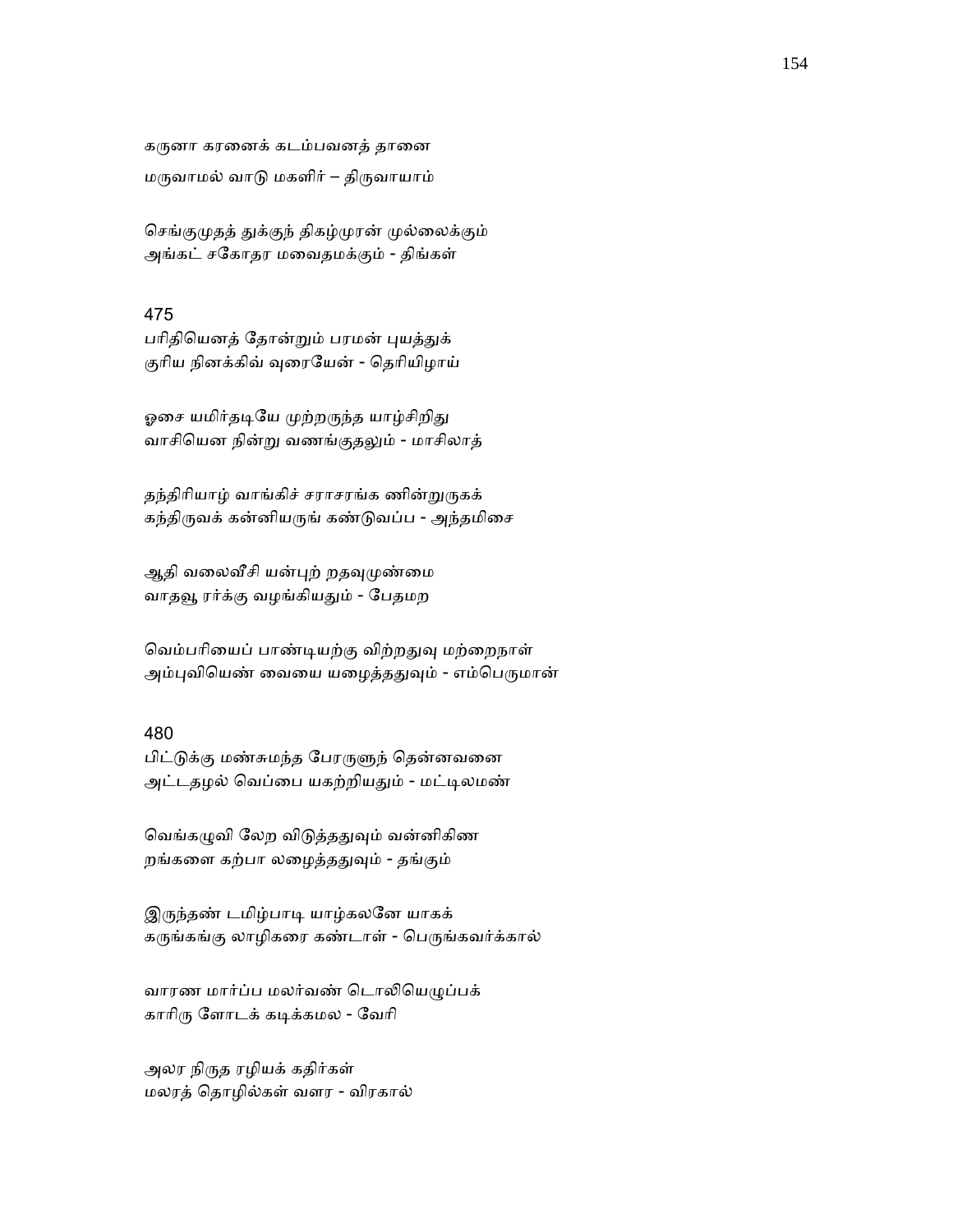கருனா கரனைக் கடம்பவனத் தானை
மருவாமல் வாடு மகளிர் – திருவாயாம்

செங்குமுதத் துக்குந் திகழ்முரன் முல்லைக்கும்
அங்கட் சகோதர மவைதமக்கும் - திங்கள்

475
பரிதியெனத் தோன்றும் பரமன் புயத்துக்
குரிய நினக்கிவ் வுரையேன் - தெரியிழாய்

ஓசை யமிர்தடியே முற்றருந்த யாழ்சிறிது
வாசியென நின்று வணங்குதலும் - மாசிலாத்

தந்திரியாழ் வாங்கிச் சராசரங்க ணின்றுருகக்
கந்திருவக் கன்னியருங் கண்டுவப்ப - அந்தமிசை

ஆதி வலைவீசி யன்புற் றதவுமுண்மை
வாதவூ ரர்க்கு வழங்கியதும் - பேதமற

வெம்பரியைப் பாண்டியற்கு விற்றதுவு மற்றைநாள்
அம்புவியெண் வையை யழைத்ததுவும் - எம்பெருமான்

480
பிட்டுக்கு மண்சுமந்த பேரருளுந் தென்னவனை
அட்டதழல் வெப்பை யகற்றியதும் - மட்டிலமண்

வெங்கழுவி லேற விடுத்ததுவும் வன்னிகிண
றங்களை கற்பா லழைத்ததுவும் - தங்கும்

இருந்தண் டமிழ்பாடி யாழ்கலனே யாகக்
கருங்கங்கு லாழிகரை கண்டாள் - பெருங்கவர்க்கால்

வாரண மார்ப்ப மலர்வண் டொலியெழுப்பக்
காரிரு ளோடக் கடிக்கமல - வேரி

அலர நிருத ரழியக் கதிர்கள்
மலரத் தொழில்கள் வளர - விரகால்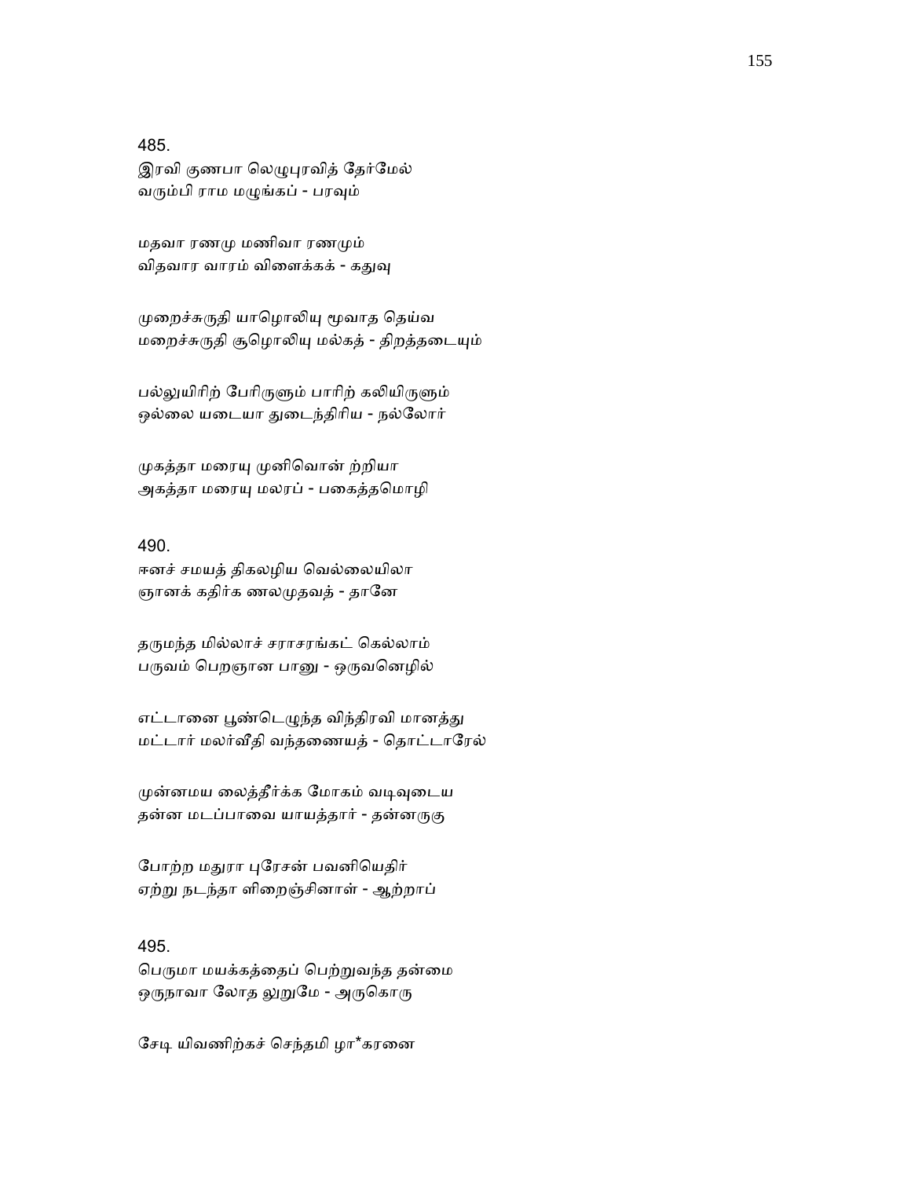485.
இரவி குணபா லெழுபுரவித் தேர்மேல்
வரும்பி ராம மழுங்கப் - பரவும்

மதவா ரணமு மணிவா ரணமும்
விதவார வாரம் விளைக்கக் - கதுவு

முறைச்சுருதி யாழொலியு மூவாத தெய்வ
மறைச்சுருதி சூழொலியு மல்கத் - திறத்தடையும்

பல்லுயிரிற் பேரிருளும் பாரிற் கலியிருளும்
ஒல்லை யடையா துடைந்திரிய - நல்லோர்

முகத்தா மரையு முனிவொன் ற்றியா
அகத்தா மரையு மலரப் - பகைத்தமொழி

490.
ஈனச் சமயத் திகலழிய வெல்லையிலா
ஞானக் கதிர்க ணலமுதவத் - தானே

தருமந்த மில்லாச் சராசரங்கட் கெல்லாம்
பருவம் பெறஞான பானு - ஒருவனெழில்

எட்டானை பூண்டெழுந்த விந்திரவி மானத்து
மட்டார் மலர்வீதி வந்தணையத் - தொட்டாரேல்

முன்னமய லைத்தீர்க்க மோகம் வடிவுடைய
தன்ன மடப்பாவை யாயத்தார் - தன்னருகு

போற்ற மதுரா புரேசன் பவனியெதிர்
ஏற்று நடந்தா ளிறைஞ்சினாள் - ஆற்றாப்

495.
பெருமா மயக்கத்தைப் பெற்றுவந்த தன்மை
ஒருநாவா லோத லுறுமே - அருகொரு

சேடி யிவணிற்கச் செந்தமி ழா*கரனை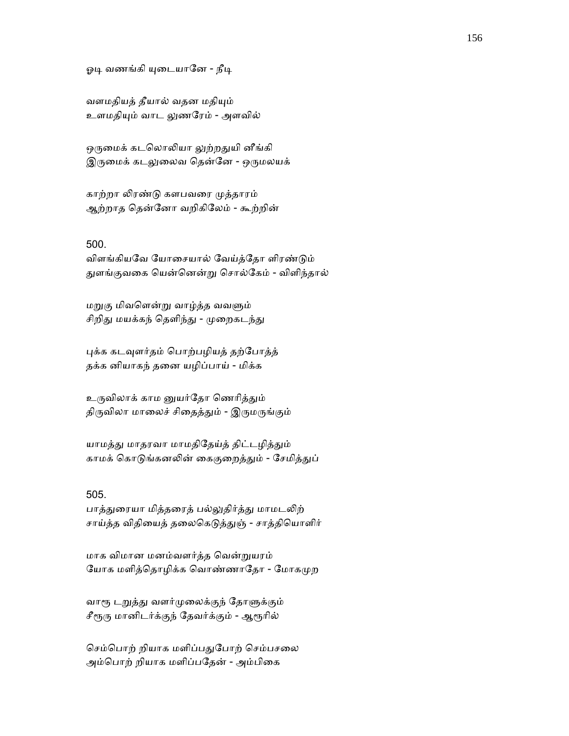ஓடி வணங்கி யுடையானே - நீடி

வளமதியத் தீயால் வதன மதியும்
உளமதியும் வாட லுணரேம் - அளவில்

ஒருமைக் கடலொலியா லுற்றதுயி னீங்கி
இருமைக் கடலுலைவ தென்னே - ஒருமலயக்

காற்றா லிரண்டு களபவரை முத்தாரம்
ஆற்றாத தென்னோ வறிகிலேம் - கூற்றின்

500.
விளங்கியவே யோசையால் வேய்த்தோ ளிரண்டும்
துளங்குவகை யென்னென்று சொல்கேம் - விளிந்தால்

மறுகு மிவளென்று வாழ்த்த வவளும்
சிறிது மயக்கந் தெளிந்து - முறைகடந்து

புக்க கடவுளர்தம் பொற்பழியத் தற்போத்த்
தக்க னியாகந் தனை யழிப்பாய் - மிக்க

உருவிலாக் காம னுயர்தோ ணெரித்தும்
திருவிலா மாலைச் சிதைத்தும் - இருமருங்கும்

யாமத்து மாதரவா மாமதிதேய்த் திட்டழித்தும்
காமக் கொடுங்கனலின் கைகுறைத்தும் - சேமித்துப்

505.
பாத்துரையா மித்தரைத் பல்லுதிர்த்து மாமடலிற்
சாய்த்த விதியைத் தலைகெடுத்துஞ் - சாத்தியொளிர்

மாக விமான மனம்வளர்த்த வென்றுயரம்
யோக மளித்தொழிக்க வொண்ணாதோ - மோகமுற

வாரூ டறுத்து வளர்முலைக்குந் தோளுக்கும்
சீரூரு மானிடர்க்குந் தேவர்க்கும் - ஆரூரில்

செம்பொற் றியாக மளிப்பதுபோற் செம்பசலை
அம்பொற் றியாக மளிப்பதேன் - அம்பிகை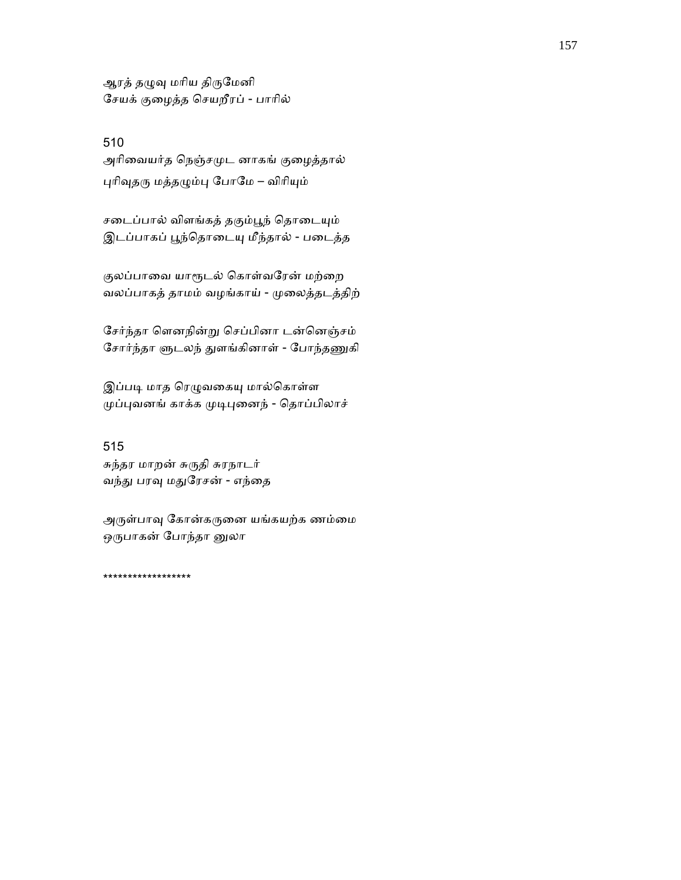ஆரத் தழுவு மரிய திருமேனி
சேயக் குழைத்த செயநீரப் - பாரில்

510
அரிவையர்த நெஞ்சமுட னாகங் குழைத்தால்
புரிவுதரு மத்தழும்பு போமே – விரியும்

சடைப்பால் விளங்கத் தகும்பூந் தொடையும்
இடப்பாகப் பூந்தொடையு மீந்தால் - படைத்த

குலப்பாவை யாரூடல் கொள்வரேன் மற்றை
வலப்பாகத் தாமம் வழங்காய் - முலைத்தடத்திற்

சேர்ந்தா ளௌநின்று செப்பினா டன்னெஞ்சம்
சோர்ந்தா ளுடலந் துளங்கினாள் - போந்தணுகி

இப்படி மாத ரெழுவகையு மால்கொள்ள
முப்புவனங் காக்க முடிபுனைந் - தொப்பிலாச்

515
சுந்தர மாறன் சுருதி சுரநாடர்
வந்து பரவு மதுரேசன் - எந்தை

அருள்பாவு கோன்கருனை யங்கயற்க ணம்மை
ஒருபாகன் போந்தா னுலா

******************